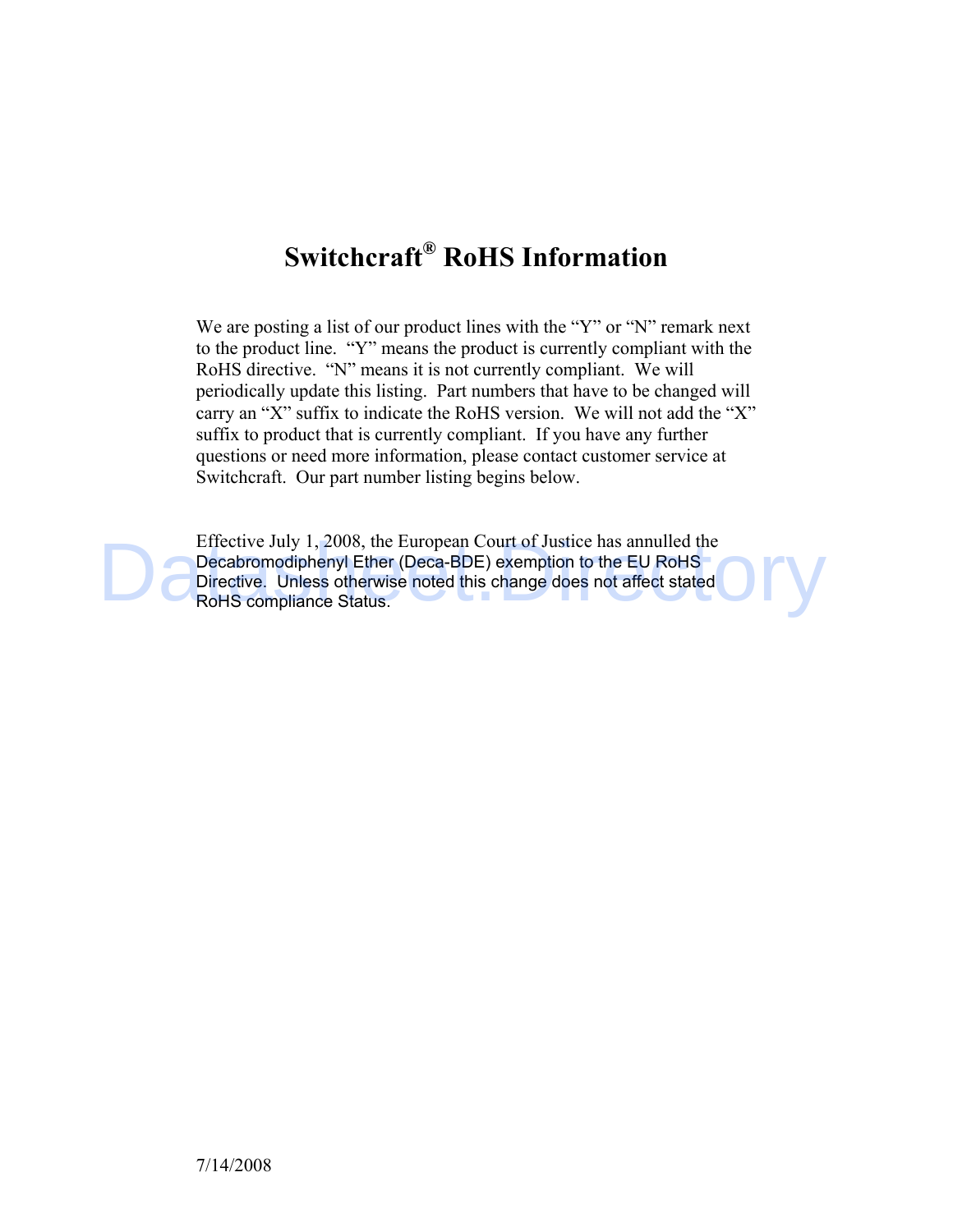# Switchcraft® RoHS Information

We are posting a list of our product lines with the "Y" or "N" remark next to the product line. "Y" means the product is currently compliant with the RoHS directive. "N" means it is not currently compliant. We will periodically update this listing. Part numbers that have to be changed will carry an "X" suffix to indicate the RoHS version. We will not add the "X" suffix to product that is currently compliant. If you have any further questions or need more information, please contact customer service at Switchcraft. Our part number listing begins below.

Effective July 1, 2008, the European Court of Justice has annulled the Decabromodiphenyl Ether (Deca-BDE) exemption to the EU RoHS Directive. Unless otherwise noted this change does not affect stated RoHS compliance Status.

7/14/2008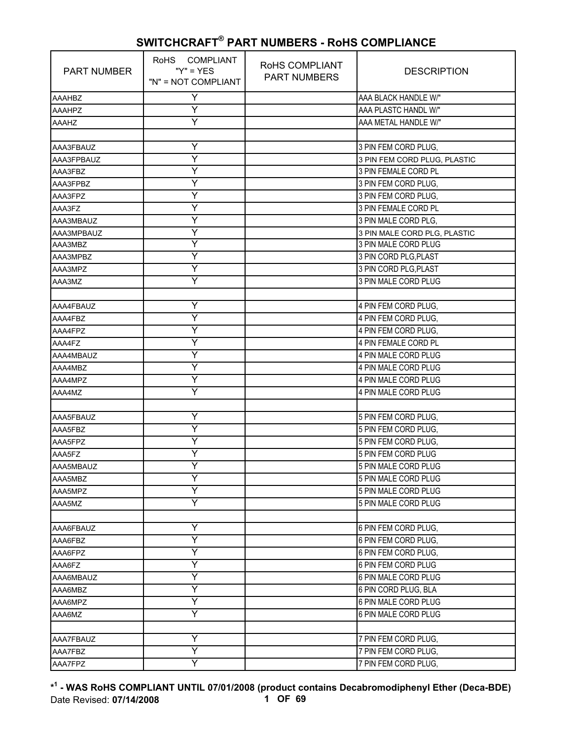## SWITCHCRAFT® PART NUMBERS - RoHS COMPLIANCE

| PART NUMBER | RoHS COMPLIANT "Y" = YES "N" = NOT COMPLIANT | RoHS COMPLIANT PART NUMBERS | DESCRIPTION |
|---|---|---|---|
| AAAHBZ | Y | | AAA BLACK HANDLE W/" |
| AAAHPZ | Y | | AAA PLASTC HANDL W/" |
| AAAHZ | Y | | AAA METAL HANDLE W/" |
| | | | |
| AAA3FBAUZ | Y | | 3 PIN FEM CORD PLUG, |
| AAA3FPBAUZ | Y | | 3 PIN FEM CORD PLUG, PLASTIC |
| AAA3FBZ | Y | | 3 PIN FEMALE CORD PL |
| AAA3FPBZ | Y | | 3 PIN FEM CORD PLUG, |
| AAA3FPZ | Y | | 3 PIN FEM CORD PLUG, |
| AAA3FZ | Y | | 3 PIN FEMALE CORD PL |
| AAA3MBAUZ | Y | | 3 PIN MALE CORD PLG, |
| AAA3MPBAUZ | Y | | 3 PIN MALE CORD PLG, PLASTIC |
| AAA3MBZ | Y | | 3 PIN MALE CORD PLUG |
| AAA3MPBZ | Y | | 3 PIN CORD PLG,PLAST |
| AAA3MPZ | Y | | 3 PIN CORD PLG,PLAST |
| AAA3MZ | Y | | 3 PIN MALE CORD PLUG |
| | | | |
| AAA4FBAUZ | Y | | 4 PIN FEM CORD PLUG, |
| AAA4FBZ | Y | | 4 PIN FEM CORD PLUG, |
| AAA4FPZ | Y | | 4 PIN FEM CORD PLUG, |
| AAA4FZ | Y | | 4 PIN FEMALE CORD PL |
| AAA4MBAUZ | Y | | 4 PIN MALE CORD PLUG |
| AAA4MBZ | Y | | 4 PIN MALE CORD PLUG |
| AAA4MPZ | Y | | 4 PIN MALE CORD PLUG |
| AAA4MZ | Y | | 4 PIN MALE CORD PLUG |
| | | | |
| AAA5FBAUZ | Y | | 5 PIN FEM CORD PLUG, |
| AAA5FBZ | Y | | 5 PIN FEM CORD PLUG, |
| AAA5FPZ | Y | | 5 PIN FEM CORD PLUG, |
| AAA5FZ | Y | | 5 PIN FEM CORD PLUG |
| AAA5MBAUZ | Y | | 5 PIN MALE CORD PLUG |
| AAA5MBZ | Y | | 5 PIN MALE CORD PLUG |
| AAA5MPZ | Y | | 5 PIN MALE CORD PLUG |
| AAA5MZ | Y | | 5 PIN MALE CORD PLUG |
| | | | |
| AAA6FBAUZ | Y | | 6 PIN FEM CORD PLUG, |
| AAA6FBZ | Y | | 6 PIN FEM CORD PLUG, |
| AAA6FPZ | Y | | 6 PIN FEM CORD PLUG, |
| AAA6FZ | Y | | 6 PIN FEM CORD PLUG |
| AAA6MBAUZ | Y | | 6 PIN MALE CORD PLUG |
| AAA6MBZ | Y | | 6 PIN CORD PLUG, BLA |
| AAA6MPZ | Y | | 6 PIN MALE CORD PLUG |
| AAA6MZ | Y | | 6 PIN MALE CORD PLUG |
| | | | |
| AAA7FBAUZ | Y | | 7 PIN FEM CORD PLUG, |
| AAA7FBZ | Y | | 7 PIN FEM CORD PLUG, |
| AAA7FPZ | Y | | 7 PIN FEM CORD PLUG, |

**\*[1] - WAS RoHS COMPLIANT UNTIL 07/01/2008 (product contains Decabromodiphenyl Ether (Deca-BDE)**

Date Revised: **07/14/2008**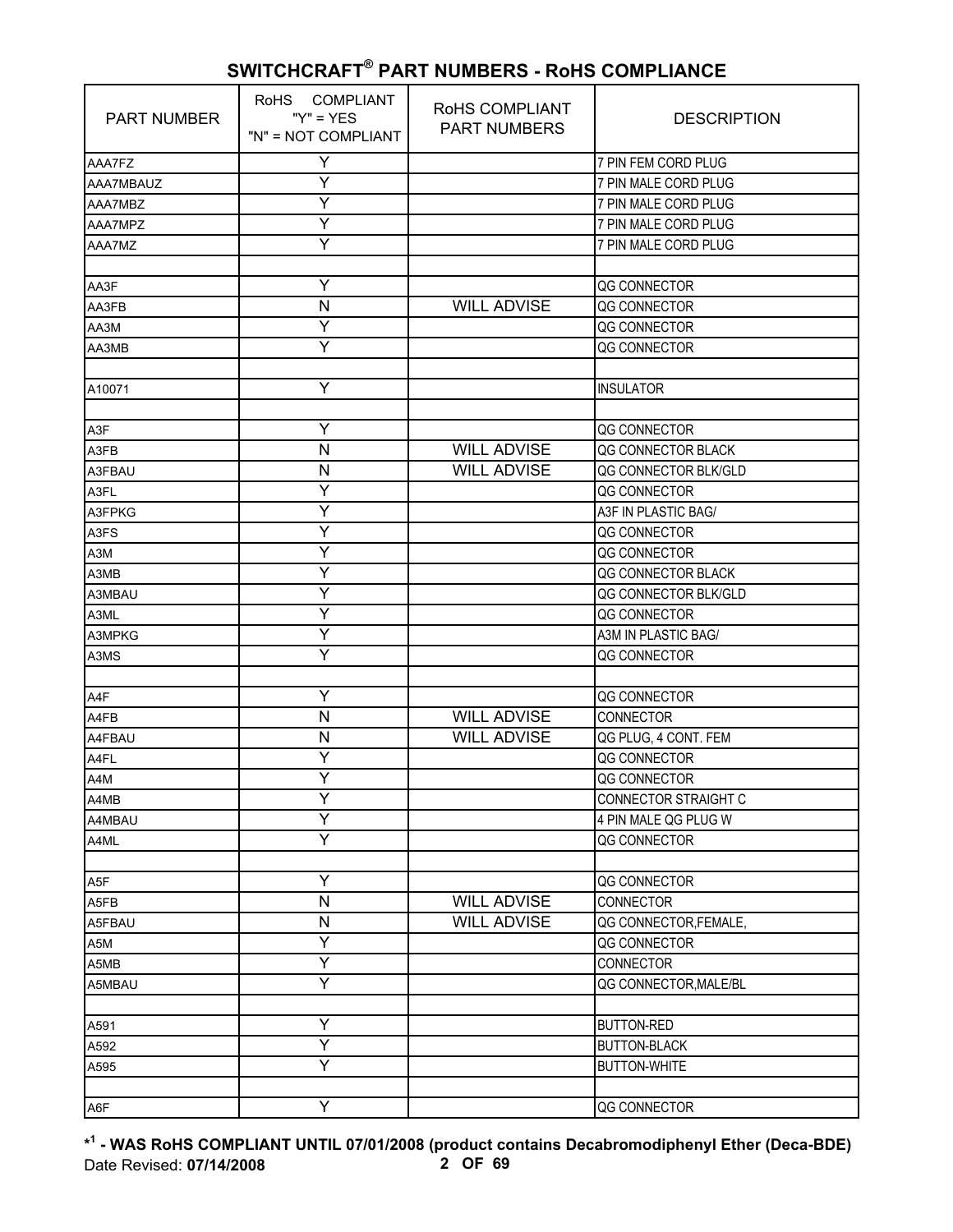# SWITCHCRAFT® PART NUMBERS - RoHS COMPLIANCE

| PART NUMBER | RoHS COMPLIANT "Y" = YES "N" = NOT COMPLIANT | RoHS COMPLIANT PART NUMBERS | DESCRIPTION |
|---|---|---|---|
| AAA7FZ | Y | | 7 PIN FEM CORD PLUG |
| AAA7MBAUZ | Y | | 7 PIN MALE CORD PLUG |
| AAA7MBZ | Y | | 7 PIN MALE CORD PLUG |
| AAA7MPZ | Y | | 7 PIN MALE CORD PLUG |
| AAA7MZ | Y | | 7 PIN MALE CORD PLUG |
| | | | |
| AA3F | Y | | QG CONNECTOR |
| AA3FB | N | WILL ADVISE | QG CONNECTOR |
| AA3M | Y | | QG CONNECTOR |
| AA3MB | Y | | QG CONNECTOR |
| | | | |
| A10071 | Y | | INSULATOR |
| | | | |
| A3F | Y | | QG CONNECTOR |
| A3FB | N | WILL ADVISE | QG CONNECTOR BLACK |
| A3FBAU | N | WILL ADVISE | QG CONNECTOR BLK/GLD |
| A3FL | Y | | QG CONNECTOR |
| A3FPKG | Y | | A3F IN PLASTIC BAG/ |
| A3FS | Y | | QG CONNECTOR |
| A3M | Y | | QG CONNECTOR |
| A3MB | Y | | QG CONNECTOR BLACK |
| A3MBAU | Y | | QG CONNECTOR BLK/GLD |
| A3ML | Y | | QG CONNECTOR |
| A3MPKG | Y | | A3M IN PLASTIC BAG/ |
| A3MS | Y | | QG CONNECTOR |
| | | | |
| A4F | Y | | QG CONNECTOR |
| A4FB | N | WILL ADVISE | CONNECTOR |
| A4FBAU | N | WILL ADVISE | QG PLUG, 4 CONT. FEM |
| A4FL | Y | | QG CONNECTOR |
| A4M | Y | | QG CONNECTOR |
| A4MB | Y | | CONNECTOR STRAIGHT C |
| A4MBAU | Y | | 4 PIN MALE QG PLUG W |
| A4ML | Y | | QG CONNECTOR |
| | | | |
| A5F | Y | | QG CONNECTOR |
| A5FB | N | WILL ADVISE | CONNECTOR |
| A5FBAU | N | WILL ADVISE | QG CONNECTOR,FEMALE, |
| A5M | Y | | QG CONNECTOR |
| A5MB | Y | | CONNECTOR |
| A5MBAU | Y | | QG CONNECTOR,MALE/BL |
| | | | |
| A591 | Y | | BUTTON-RED |
| A592 | Y | | BUTTON-BLACK |
| A595 | Y | | BUTTON-WHITE |
| | | | |
| A6F | Y | | QG CONNECTOR |

**\*[1] - WAS RoHS COMPLIANT UNTIL 07/01/2008 (product contains Decabromodiphenyl Ether (Deca-BDE)**

Date Revised: **07/14/2008**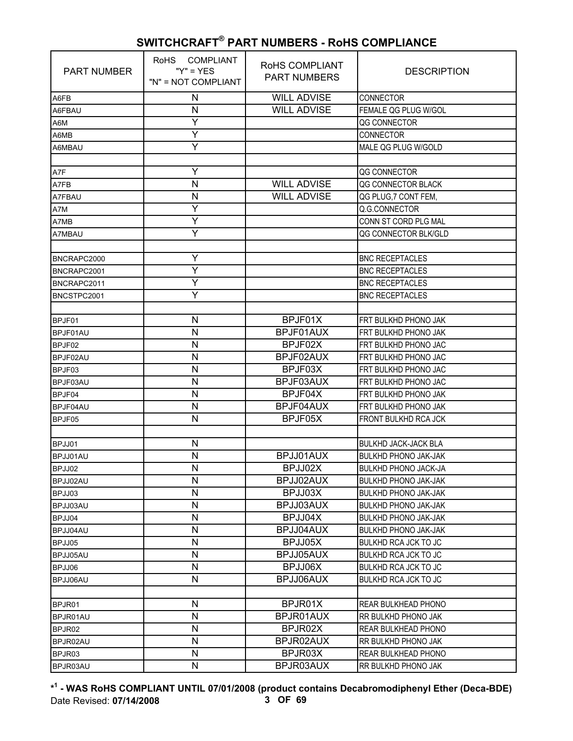## SWITCHCRAFT® PART NUMBERS - RoHS COMPLIANCE

| PART NUMBER | RoHS COMPLIANT "Y" = YES "N" = NOT COMPLIANT | RoHS COMPLIANT PART NUMBERS | DESCRIPTION |
|---|---|---|---|
| A6FB | N | WILL ADVISE | CONNECTOR |
| A6FBAU | N | WILL ADVISE | FEMALE QG PLUG W/GOL |
| A6M | Y | | QG CONNECTOR |
| A6MB | Y | | CONNECTOR |
| A6MBAU | Y | | MALE QG PLUG W/GOLD |
| | | | |
| A7F | Y | | QG CONNECTOR |
| A7FB | N | WILL ADVISE | QG CONNECTOR BLACK |
| A7FBAU | N | WILL ADVISE | QG PLUG,7 CONT FEM, |
| A7M | Y | | Q.G.CONNECTOR |
| A7MB | Y | | CONN ST CORD PLG MAL |
| A7MBAU | Y | | QG CONNECTOR BLK/GLD |
| | | | |
| BNCRAPC2000 | Y | | BNC RECEPTACLES |
| BNCRAPC2001 | Y | | BNC RECEPTACLES |
| BNCRAPC2011 | Y | | BNC RECEPTACLES |
| BNCSTPC2001 | Y | | BNC RECEPTACLES |
| | | | |
| BPJF01 | N | BPJF01X | FRT BULKHD PHONO JAK |
| BPJF01AU | N | BPJF01AUX | FRT BULKHD PHONO JAK |
| BPJF02 | N | BPJF02X | FRT BULKHD PHONO JAC |
| BPJF02AU | N | BPJF02AUX | FRT BULKHD PHONO JAC |
| BPJF03 | N | BPJF03X | FRT BULKHD PHONO JAC |
| BPJF03AU | N | BPJF03AUX | FRT BULKHD PHONO JAC |
| BPJF04 | N | BPJF04X | FRT BULKHD PHONO JAK |
| BPJF04AU | N | BPJF04AUX | FRT BULKHD PHONO JAK |
| BPJF05 | N | BPJF05X | FRONT BULKHD RCA JCK |
| | | | |
| BPJJ01 | N | | BULKHD JACK-JACK BLA |
| BPJJ01AU | N | BPJJ01AUX | BULKHD PHONO JAK-JAK |
| BPJJ02 | N | BPJJ02X | BULKHD PHONO JACK-JA |
| BPJJ02AU | N | BPJJ02AUX | BULKHD PHONO JAK-JAK |
| BPJJ03 | N | BPJJ03X | BULKHD PHONO JAK-JAK |
| BPJJ03AU | N | BPJJ03AUX | BULKHD PHONO JAK-JAK |
| BPJJ04 | N | BPJJ04X | BULKHD PHONO JAK-JAK |
| BPJJ04AU | N | BPJJ04AUX | BULKHD PHONO JAK-JAK |
| BPJJ05 | N | BPJJ05X | BULKHD RCA JCK TO JC |
| BPJJ05AU | N | BPJJ05AUX | BULKHD RCA JCK TO JC |
| BPJJ06 | N | BPJJ06X | BULKHD RCA JCK TO JC |
| BPJJ06AU | N | BPJJ06AUX | BULKHD RCA JCK TO JC |
| | | | |
| BPJR01 | N | BPJR01X | REAR BULKHEAD PHONO |
| BPJR01AU | N | BPJR01AUX | RR BULKHD PHONO JAK |
| BPJR02 | N | BPJR02X | REAR BULKHEAD PHONO |
| BPJR02AU | N | BPJR02AUX | RR BULKHD PHONO JAK |
| BPJR03 | N | BPJR03X | REAR BULKHEAD PHONO |
| BPJR03AU | N | BPJR03AUX | RR BULKHD PHONO JAK |

**\*[1] - WAS RoHS COMPLIANT UNTIL 07/01/2008 (product contains Decabromodiphenyl Ether (Deca-BDE)**

Date Revised: **07/14/2008**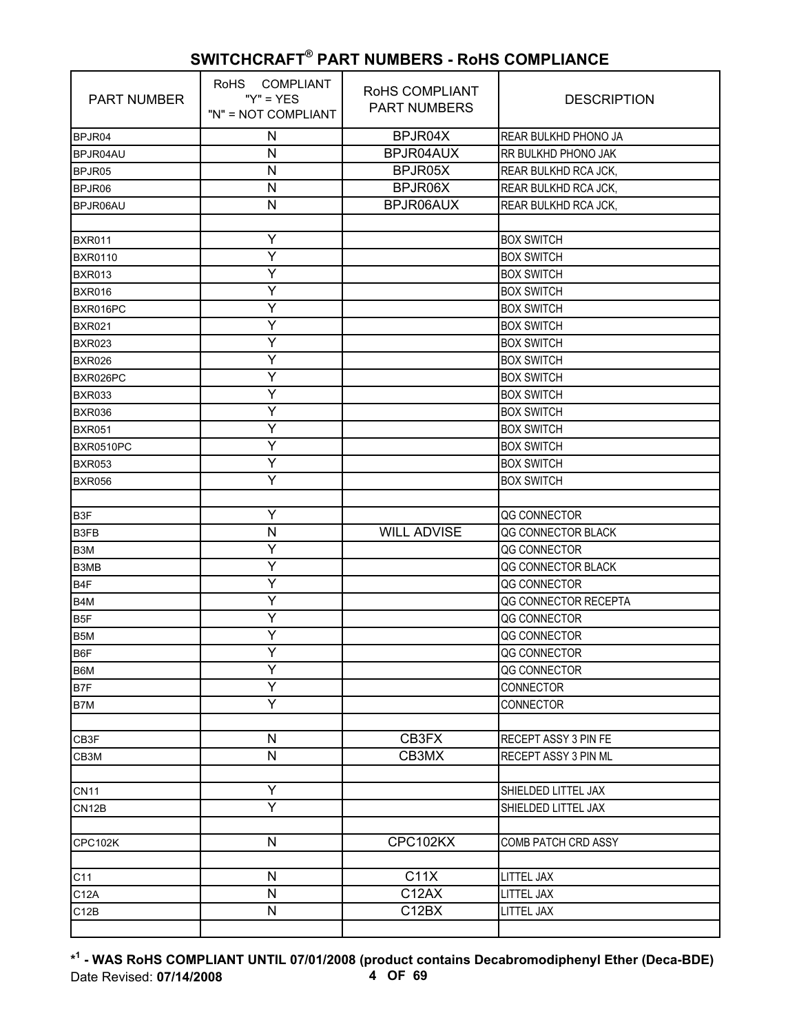# SWITCHCRAFT® PART NUMBERS - RoHS COMPLIANCE

| PART NUMBER | RoHS COMPLIANT "Y" = YES "N" = NOT COMPLIANT | RoHS COMPLIANT PART NUMBERS | DESCRIPTION |
|---|---|---|---|
| BPJR04 | N | BPJR04X | REAR BULKHD PHONO JA |
| BPJR04AU | N | BPJR04AUX | RR BULKHD PHONO JAK |
| BPJR05 | N | BPJR05X | REAR BULKHD RCA JCK, |
| BPJR06 | N | BPJR06X | REAR BULKHD RCA JCK, |
| BPJR06AU | N | BPJR06AUX | REAR BULKHD RCA JCK, |
| | | | |
| BXR011 | Y | | BOX SWITCH |
| BXR0110 | Y | | BOX SWITCH |
| BXR013 | Y | | BOX SWITCH |
| BXR016 | Y | | BOX SWITCH |
| BXR016PC | Y | | BOX SWITCH |
| BXR021 | Y | | BOX SWITCH |
| BXR023 | Y | | BOX SWITCH |
| BXR026 | Y | | BOX SWITCH |
| BXR026PC | Y | | BOX SWITCH |
| BXR033 | Y | | BOX SWITCH |
| BXR036 | Y | | BOX SWITCH |
| BXR051 | Y | | BOX SWITCH |
| BXR0510PC | Y | | BOX SWITCH |
| BXR053 | Y | | BOX SWITCH |
| BXR056 | Y | | BOX SWITCH |
| | | | |
| B3F | Y | | QG CONNECTOR |
| B3FB | N | WILL ADVISE | QG CONNECTOR BLACK |
| B3M | Y | | QG CONNECTOR |
| B3MB | Y | | QG CONNECTOR BLACK |
| B4F | Y | | QG CONNECTOR |
| B4M | Y | | QG CONNECTOR RECEPTA |
| B5F | Y | | QG CONNECTOR |
| B5M | Y | | QG CONNECTOR |
| B6F | Y | | QG CONNECTOR |
| B6M | Y | | QG CONNECTOR |
| B7F | Y | | CONNECTOR |
| B7M | Y | | CONNECTOR |
| | | | |
| CB3F | N | CB3FX | RECEPT ASSY 3 PIN FE |
| CB3M | N | CB3MX | RECEPT ASSY 3 PIN ML |
| | | | |
| CN11 | Y | | SHIELDED LITTEL JAX |
| CN12B | Y | | SHIELDED LITTEL JAX |
| | | | |
| CPC102K | N | CPC102KX | COMB PATCH CRD ASSY |
| | | | |
| C11 | N | C11X | LITTEL JAX |
| C12A | N | C12AX | LITTEL JAX |
| C12B | N | C12BX | LITTEL JAX |
| | | | |

*[1] - WAS RoHS COMPLIANT UNTIL 07/01/2008 (product contains Decabromodiphenyl Ether (Deca-BDE)**

Date Revised: **07/14/2008**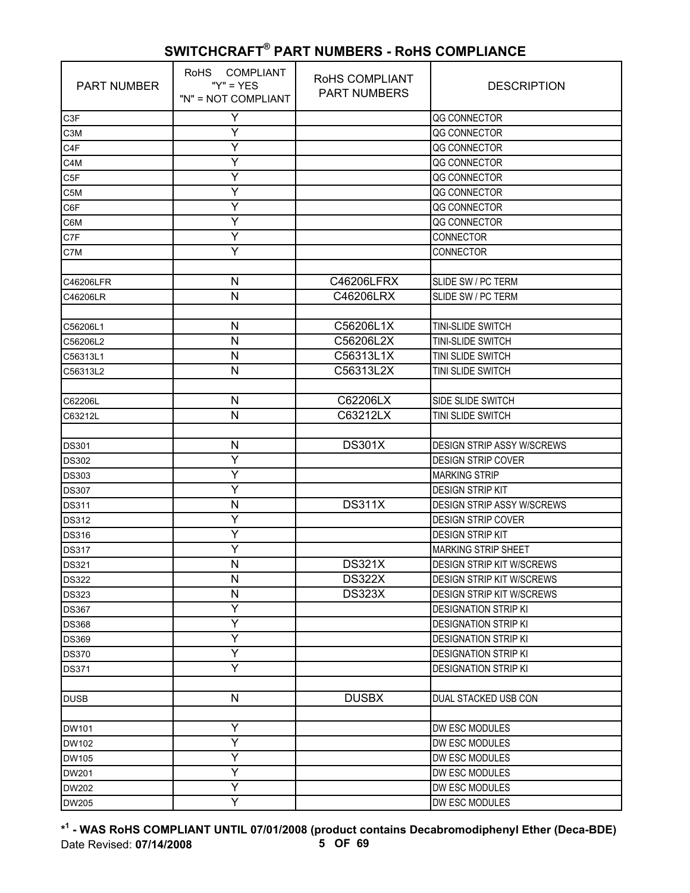## SWITCHCRAFT® PART NUMBERS - RoHS COMPLIANCE

| PART NUMBER | RoHS COMPLIANT "Y" = YES "N" = NOT COMPLIANT | RoHS COMPLIANT PART NUMBERS | DESCRIPTION |
|---|---|---|---|
| C3F | Y | | QG CONNECTOR |
| C3M | Y | | QG CONNECTOR |
| C4F | Y | | QG CONNECTOR |
| C4M | Y | | QG CONNECTOR |
| C5F | Y | | QG CONNECTOR |
| C5M | Y | | QG CONNECTOR |
| C6F | Y | | QG CONNECTOR |
| C6M | Y | | QG CONNECTOR |
| C7F | Y | | CONNECTOR |
| C7M | Y | | CONNECTOR |
| | | | |
| C46206LFR | N | C46206LFRX | SLIDE SW / PC TERM |
| C46206LR | N | C46206LRX | SLIDE SW / PC TERM |
| | | | |
| C56206L1 | N | C56206L1X | TINI-SLIDE SWITCH |
| C56206L2 | N | C56206L2X | TINI-SLIDE SWITCH |
| C56313L1 | N | C56313L1X | TINI SLIDE SWITCH |
| C56313L2 | N | C56313L2X | TINI SLIDE SWITCH |
| | | | |
| C62206L | N | C62206LX | SIDE SLIDE SWITCH |
| C63212L | N | C63212LX | TINI SLIDE SWITCH |
| | | | |
| DS301 | N | DS301X | DESIGN STRIP ASSY W/SCREWS |
| DS302 | Y | | DESIGN STRIP COVER |
| DS303 | Y | | MARKING STRIP |
| DS307 | Y | | DESIGN STRIP KIT |
| DS311 | N | DS311X | DESIGN STRIP ASSY W/SCREWS |
| DS312 | Y | | DESIGN STRIP COVER |
| DS316 | Y | | DESIGN STRIP KIT |
| DS317 | Y | | MARKING STRIP SHEET |
| DS321 | N | DS321X | DESIGN STRIP KIT W/SCREWS |
| DS322 | N | DS322X | DESIGN STRIP KIT W/SCREWS |
| DS323 | N | DS323X | DESIGN STRIP KIT W/SCREWS |
| DS367 | Y | | DESIGNATION STRIP KI |
| DS368 | Y | | DESIGNATION STRIP KI |
| DS369 | Y | | DESIGNATION STRIP KI |
| DS370 | Y | | DESIGNATION STRIP KI |
| DS371 | Y | | DESIGNATION STRIP KI |
| | | | |
| DUSB | N | DUSBX | DUAL STACKED USB CON |
| | | | |
| DW101 | Y | | DW ESC MODULES |
| DW102 | Y | | DW ESC MODULES |
| DW105 | Y | | DW ESC MODULES |
| DW201 | Y | | DW ESC MODULES |
| DW202 | Y | | DW ESC MODULES |
| DW205 | Y | | DW ESC MODULES |

**\*[1] - WAS RoHS COMPLIANT UNTIL 07/01/2008 (product contains Decabromodiphenyl Ether (Deca-BDE)**

Date Revised: **07/14/2008**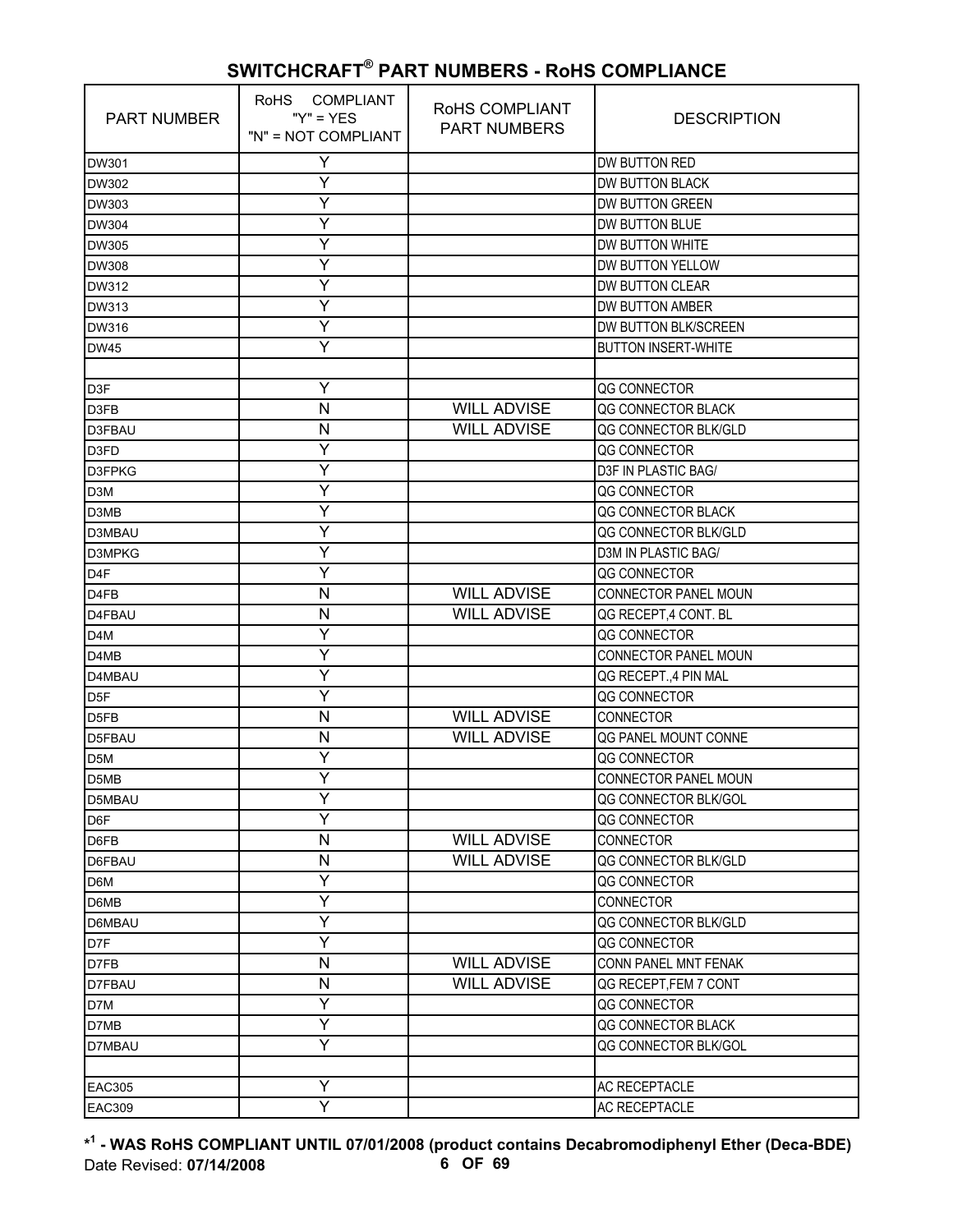# SWITCHCRAFT® PART NUMBERS - RoHS COMPLIANCE

| PART NUMBER | RoHS COMPLIANT "Y" = YES "N" = NOT COMPLIANT | RoHS COMPLIANT PART NUMBERS | DESCRIPTION |
|---|---|---|---|
| DW301 | Y | | DW BUTTON RED |
| DW302 | Y | | DW BUTTON BLACK |
| DW303 | Y | | DW BUTTON GREEN |
| DW304 | Y | | DW BUTTON BLUE |
| DW305 | Y | | DW BUTTON WHITE |
| DW308 | Y | | DW BUTTON YELLOW |
| DW312 | Y | | DW BUTTON CLEAR |
| DW313 | Y | | DW BUTTON AMBER |
| DW316 | Y | | DW BUTTON BLK/SCREEN |
| DW45 | Y | | BUTTON INSERT-WHITE |
| | | | |
| D3F | Y | | QG CONNECTOR |
| D3FB | N | WILL ADVISE | QG CONNECTOR BLACK |
| D3FBAU | N | WILL ADVISE | QG CONNECTOR BLK/GLD |
| D3FD | Y | | QG CONNECTOR |
| D3FPKG | Y | | D3F IN PLASTIC BAG/ |
| D3M | Y | | QG CONNECTOR |
| D3MB | Y | | QG CONNECTOR BLACK |
| D3MBAU | Y | | QG CONNECTOR BLK/GLD |
| D3MPKG | Y | | D3M IN PLASTIC BAG/ |
| D4F | Y | | QG CONNECTOR |
| D4FB | N | WILL ADVISE | CONNECTOR PANEL MOUN |
| D4FBAU | N | WILL ADVISE | QG RECEPT,4 CONT. BL |
| D4M | Y | | QG CONNECTOR |
| D4MB | Y | | CONNECTOR PANEL MOUN |
| D4MBAU | Y | | QG RECEPT.,4 PIN MAL |
| D5F | Y | | QG CONNECTOR |
| D5FB | N | WILL ADVISE | CONNECTOR |
| D5FBAU | N | WILL ADVISE | QG PANEL MOUNT CONNE |
| D5M | Y | | QG CONNECTOR |
| D5MB | Y | | CONNECTOR PANEL MOUN |
| D5MBAU | Y | | QG CONNECTOR BLK/GOL |
| D6F | Y | | QG CONNECTOR |
| D6FB | N | WILL ADVISE | CONNECTOR |
| D6FBAU | N | WILL ADVISE | QG CONNECTOR BLK/GLD |
| D6M | Y | | QG CONNECTOR |
| D6MB | Y | | CONNECTOR |
| D6MBAU | Y | | QG CONNECTOR BLK/GLD |
| D7F | Y | | QG CONNECTOR |
| D7FB | N | WILL ADVISE | CONN PANEL MNT FENAK |
| D7FBAU | N | WILL ADVISE | QG RECEPT,FEM 7 CONT |
| D7M | Y | | QG CONNECTOR |
| D7MB | Y | | QG CONNECTOR BLACK |
| D7MBAU | Y | | QG CONNECTOR BLK/GOL |
| | | | |
| EAC305 | Y | | AC RECEPTACLE |
| EAC309 | Y | | AC RECEPTACLE |

**\*[1] - WAS RoHS COMPLIANT UNTIL 07/01/2008 (product contains Decabromodiphenyl Ether (Deca-BDE)**

Date Revised: **07/14/2008**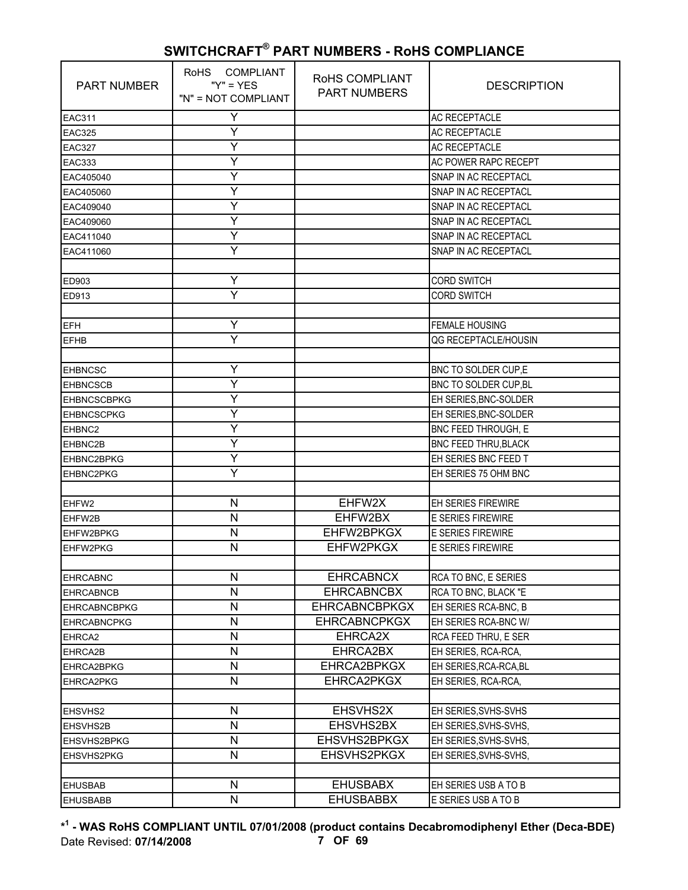## SWITCHCRAFT® PART NUMBERS - RoHS COMPLIANCE

| PART NUMBER | RoHS COMPLIANT "Y" = YES "N" = NOT COMPLIANT | RoHS COMPLIANT PART NUMBERS | DESCRIPTION |
|---|---|---|---|
| EAC311 | Y | | AC RECEPTACLE |
| EAC325 | Y | | AC RECEPTACLE |
| EAC327 | Y | | AC RECEPTACLE |
| EAC333 | Y | | AC POWER RAPC RECEPT |
| EAC405040 | Y | | SNAP IN AC RECEPTACL |
| EAC405060 | Y | | SNAP IN AC RECEPTACL |
| EAC409040 | Y | | SNAP IN AC RECEPTACL |
| EAC409060 | Y | | SNAP IN AC RECEPTACL |
| EAC411040 | Y | | SNAP IN AC RECEPTACL |
| EAC411060 | Y | | SNAP IN AC RECEPTACL |
| | | | |
| ED903 | Y | | CORD SWITCH |
| ED913 | Y | | CORD SWITCH |
| | | | |
| EFH | Y | | FEMALE HOUSING |
| EFHB | Y | | QG RECEPTACLE/HOUSIN |
| | | | |
| EHBNCSC | Y | | BNC TO SOLDER CUP,E |
| EHBNCSCB | Y | | BNC TO SOLDER CUP,BL |
| EHBNCSCBPKG | Y | | EH SERIES,BNC-SOLDER |
| EHBNCSCPKG | Y | | EH SERIES,BNC-SOLDER |
| EHBNC2 | Y | | BNC FEED THROUGH, E |
| EHBNC2B | Y | | BNC FEED THRU,BLACK |
| EHBNC2BPKG | Y | | EH SERIES BNC FEED T |
| EHBNC2PKG | Y | | EH SERIES 75 OHM BNC |
| | | | |
| EHFW2 | N | EHFW2X | EH SERIES FIREWIRE |
| EHFW2B | N | EHFW2BX | E SERIES FIREWIRE |
| EHFW2BPKG | N | EHFW2BPKGX | E SERIES FIREWIRE |
| EHFW2PKG | N | EHFW2PKGX | E SERIES FIREWIRE |
| | | | |
| EHRCABNC | N | EHRCABNCX | RCA TO BNC, E SERIES |
| EHRCABNCB | N | EHRCABNCBX | RCA TO BNC, BLACK "E |
| EHRCABNCBPKG | N | EHRCABNCBPKGX | EH SERIES RCA-BNC, B |
| EHRCABNCPKG | N | EHRCABNCPKGX | EH SERIES RCA-BNC W/ |
| EHRCA2 | N | EHRCA2X | RCA FEED THRU, E SER |
| EHRCA2B | N | EHRCA2BX | EH SERIES, RCA-RCA, |
| EHRCA2BPKG | N | EHRCA2BPKGX | EH SERIES,RCA-RCA,BL |
| EHRCA2PKG | N | EHRCA2PKGX | EH SERIES, RCA-RCA, |
| | | | |
| EHSVHS2 | N | EHSVHS2X | EH SERIES,SVHS-SVHS |
| EHSVHS2B | N | EHSVHS2BX | EH SERIES,SVHS-SVHS, |
| EHSVHS2BPKG | N | EHSVHS2BPKGX | EH SERIES,SVHS-SVHS, |
| EHSVHS2PKG | N | EHSVHS2PKGX | EH SERIES,SVHS-SVHS, |
| | | | |
| EHUSBAB | N | EHUSBABX | EH SERIES USB A TO B |
| EHUSBABB | N | EHUSBABBX | E SERIES USB A TO B |

**\*[1] - WAS RoHS COMPLIANT UNTIL 07/01/2008 (product contains Decabromodiphenyl Ether (Deca-BDE)**

Date Revised: **07/14/2008**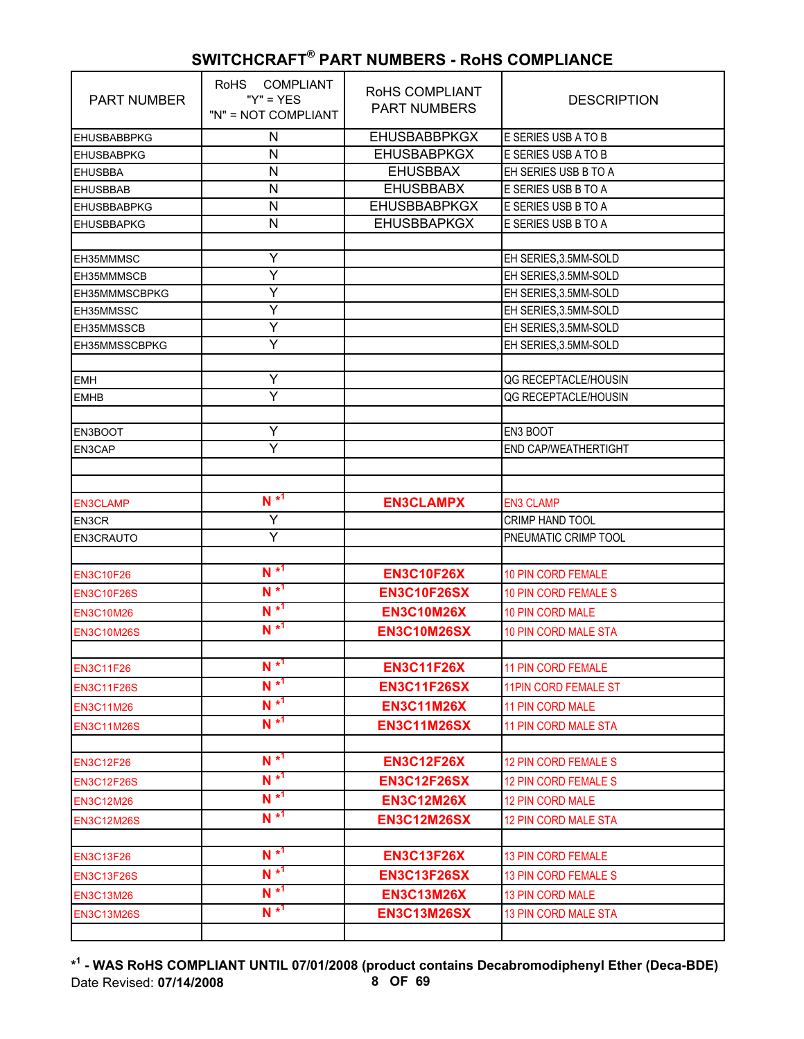## SWITCHCRAFT® PART NUMBERS - RoHS COMPLIANCE

| PART NUMBER | RoHS COMPLIANT "Y" = YES "N" = NOT COMPLIANT | RoHS COMPLIANT PART NUMBERS | DESCRIPTION |
|---|---|---|---|
| EHUSBABBPKG | N | EHUSBABBPKGX | E SERIES USB A TO B |
| EHUSBABPKG | N | EHUSBABPKGX | E SERIES USB A TO B |
| EHUSBBA | N | EHUSBBAX | EH SERIES USB B TO A |
| EHUSBBAB | N | EHUSBBABX | E SERIES USB B TO A |
| EHUSBBABPKG | N | EHUSBBABPKGX | E SERIES USB B TO A |
| EHUSBBAPKG | N | EHUSBBAPKGX | E SERIES USB B TO A |
| | | | |
| EH35MMMSC | Y | | EH SERIES,3.5MM-SOLD |
| EH35MMMSCB | Y | | EH SERIES,3.5MM-SOLD |
| EH35MMMSCBPKG | Y | | EH SERIES,3.5MM-SOLD |
| EH35MMSSC | Y | | EH SERIES,3.5MM-SOLD |
| EH35MMSSCB | Y | | EH SERIES,3.5MM-SOLD |
| EH35MMSSCBPKG | Y | | EH SERIES,3.5MM-SOLD |
| | | | |
| EMH | Y | | QG RECEPTACLE/HOUSIN |
| EMHB | Y | | QG RECEPTACLE/HOUSIN |
| | | | |
| EN3BOOT | Y | | EN3 BOOT |
| EN3CAP | Y | | END CAP/WEATHERTIGHT |
| | | | |
| | | | |
| EN3CLAMP | N *[1] | EN3CLAMPX | EN3 CLAMP |
| EN3CR | Y | | CRIMP HAND TOOL |
| EN3CRAUTO | Y | | PNEUMATIC CRIMP TOOL |
| | | | |
| EN3C10F26 | N *[1] | EN3C10F26X | 10 PIN CORD FEMALE |
| EN3C10F26S | N *[1] | EN3C10F26SX | 10 PIN CORD FEMALE S |
| EN3C10M26 | N *[1] | EN3C10M26X | 10 PIN CORD MALE |
| EN3C10M26S | N *[1] | EN3C10M26SX | 10 PIN CORD MALE STA |
| | | | |
| EN3C11F26 | N *[1] | EN3C11F26X | 11 PIN CORD FEMALE |
| EN3C11F26S | N *[1] | EN3C11F26SX | 11PIN CORD FEMALE ST |
| EN3C11M26 | N *[1] | EN3C11M26X | 11 PIN CORD MALE |
| EN3C11M26S | N *[1] | EN3C11M26SX | 11 PIN CORD MALE STA |
| | | | |
| EN3C12F26 | N *[1] | EN3C12F26X | 12 PIN CORD FEMALE S |
| EN3C12F26S | N *[1] | EN3C12F26SX | 12 PIN CORD FEMALE S |
| EN3C12M26 | N *[1] | EN3C12M26X | 12 PIN CORD MALE |
| EN3C12M26S | N *[1] | EN3C12M26SX | 12 PIN CORD MALE STA |
| | | | |
| EN3C13F26 | N *[1] | EN3C13F26X | 13 PIN CORD FEMALE |
| EN3C13F26S | N *[1] | EN3C13F26SX | 13 PIN CORD FEMALE S |
| EN3C13M26 | N *[1] | EN3C13M26X | 13 PIN CORD MALE |
| EN3C13M26S | N *[1] | EN3C13M26SX | 13 PIN CORD MALE STA |
| | | | |

**\*[1] - WAS RoHS COMPLIANT UNTIL 07/01/2008 (product contains Decabromodiphenyl Ether (Deca-BDE)**

Date Revised: **07/14/2008**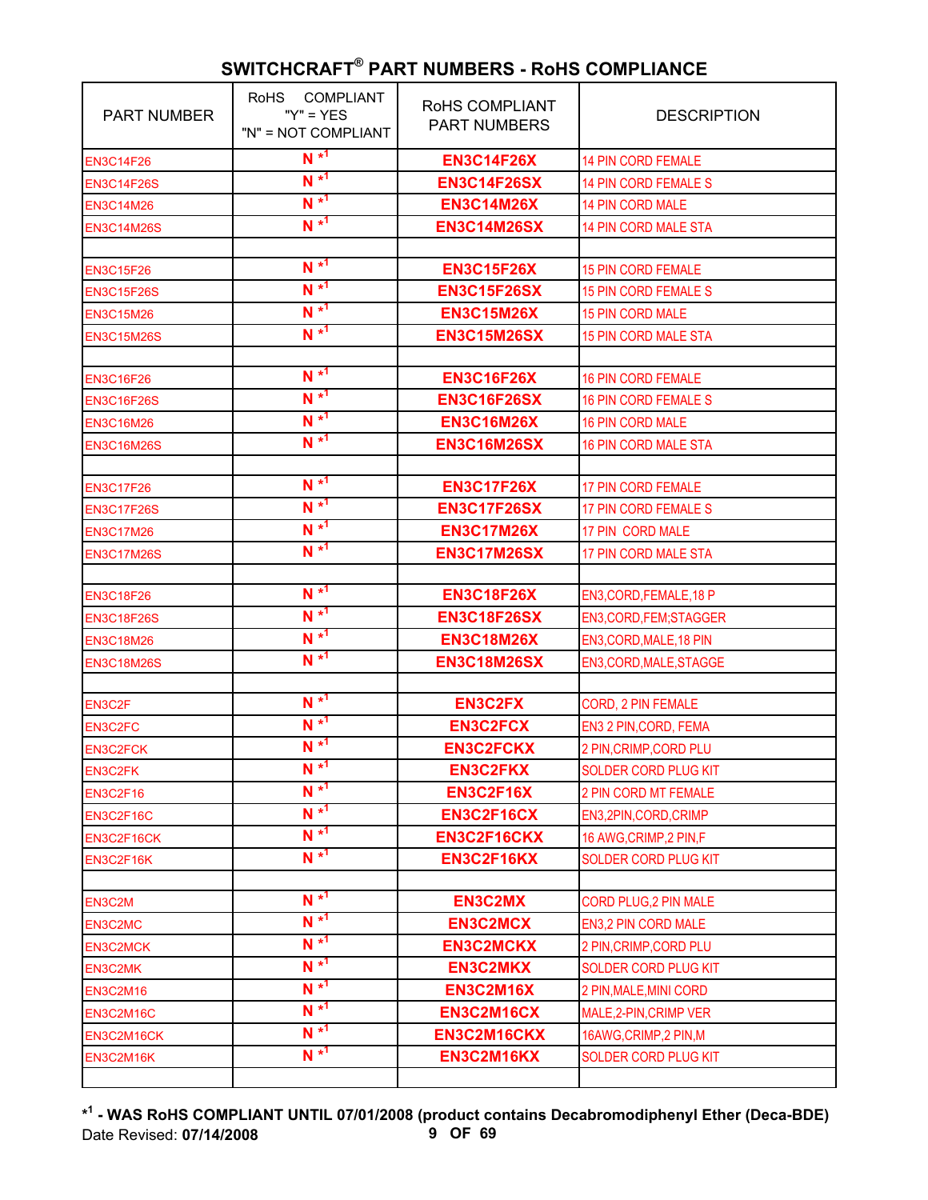## SWITCHCRAFT® PART NUMBERS - RoHS COMPLIANCE

| PART NUMBER | RoHS COMPLIANT "Y" = YES "N" = NOT COMPLIANT | RoHS COMPLIANT PART NUMBERS | DESCRIPTION |
|---|---|---|---|
| EN3C14F26 | N *1 | **EN3C14F26X** | 14 PIN CORD FEMALE |
| EN3C14F26S | N *1 | **EN3C14F26SX** | 14 PIN CORD FEMALE S |
| EN3C14M26 | N *1 | **EN3C14M26X** | 14 PIN CORD MALE |
| EN3C14M26S | N *1 | **EN3C14M26SX** | 14 PIN CORD MALE STA |
| | | | |
| EN3C15F26 | N *1 | **EN3C15F26X** | 15 PIN CORD FEMALE |
| EN3C15F26S | N *1 | **EN3C15F26SX** | 15 PIN CORD FEMALE S |
| EN3C15M26 | N *1 | **EN3C15M26X** | 15 PIN CORD MALE |
| EN3C15M26S | N *1 | **EN3C15M26SX** | 15 PIN CORD MALE STA |
| | | | |
| EN3C16F26 | N *1 | **EN3C16F26X** | 16 PIN CORD FEMALE |
| EN3C16F26S | N *1 | **EN3C16F26SX** | 16 PIN CORD FEMALE S |
| EN3C16M26 | N *1 | **EN3C16M26X** | 16 PIN CORD MALE |
| EN3C16M26S | N *1 | **EN3C16M26SX** | 16 PIN CORD MALE STA |
| | | | |
| EN3C17F26 | N *1 | **EN3C17F26X** | 17 PIN CORD FEMALE |
| EN3C17F26S | N *1 | **EN3C17F26SX** | 17 PIN CORD FEMALE S |
| EN3C17M26 | N *1 | **EN3C17M26X** | 17 PIN CORD MALE |
| EN3C17M26S | N *1 | **EN3C17M26SX** | 17 PIN CORD MALE STA |
| | | | |
| EN3C18F26 | N *1 | **EN3C18F26X** | EN3,CORD,FEMALE,18 P |
| EN3C18F26S | N *1 | **EN3C18F26SX** | EN3,CORD,FEM;STAGGER |
| EN3C18M26 | N *1 | **EN3C18M26X** | EN3,CORD,MALE,18 PIN |
| EN3C18M26S | N *1 | **EN3C18M26SX** | EN3,CORD,MALE,STAGGE |
| | | | |
| EN3C2F | N *1 | **EN3C2FX** | CORD, 2 PIN FEMALE |
| EN3C2FC | N *1 | **EN3C2FCX** | EN3 2 PIN,CORD, FEMA |
| EN3C2FCK | N *1 | **EN3C2FCKX** | 2 PIN,CRIMP,CORD PLU |
| EN3C2FK | N *1 | **EN3C2FKX** | SOLDER CORD PLUG KIT |
| EN3C2F16 | N *1 | **EN3C2F16X** | 2 PIN CORD MT FEMALE |
| EN3C2F16C | N *1 | **EN3C2F16CX** | EN3,2PIN,CORD,CRIMP |
| EN3C2F16CK | N *1 | **EN3C2F16CKX** | 16 AWG,CRIMP,2 PIN,F |
| EN3C2F16K | N *1 | **EN3C2F16KX** | SOLDER CORD PLUG KIT |
| | | | |
| EN3C2M | N *1 | **EN3C2MX** | CORD PLUG,2 PIN MALE |
| EN3C2MC | N *1 | **EN3C2MCX** | EN3,2 PIN CORD MALE |
| EN3C2MCK | N *1 | **EN3C2MCKX** | 2 PIN,CRIMP,CORD PLU |
| EN3C2MK | N *1 | **EN3C2MKX** | SOLDER CORD PLUG KIT |
| EN3C2M16 | N *1 | **EN3C2M16X** | 2 PIN,MALE,MINI CORD |
| EN3C2M16C | N *1 | **EN3C2M16CX** | MALE,2-PIN,CRIMP VER |
| EN3C2M16CK | N *1 | **EN3C2M16CKX** | 16AWG,CRIMP,2 PIN,M |
| EN3C2M16K | N *1 | **EN3C2M16KX** | SOLDER CORD PLUG KIT |
| | | | |

**\*1 - WAS RoHS COMPLIANT UNTIL 07/01/2008 (product contains Decabromodiphenyl Ether (Deca-BDE)**

Date Revised: **07/14/2008**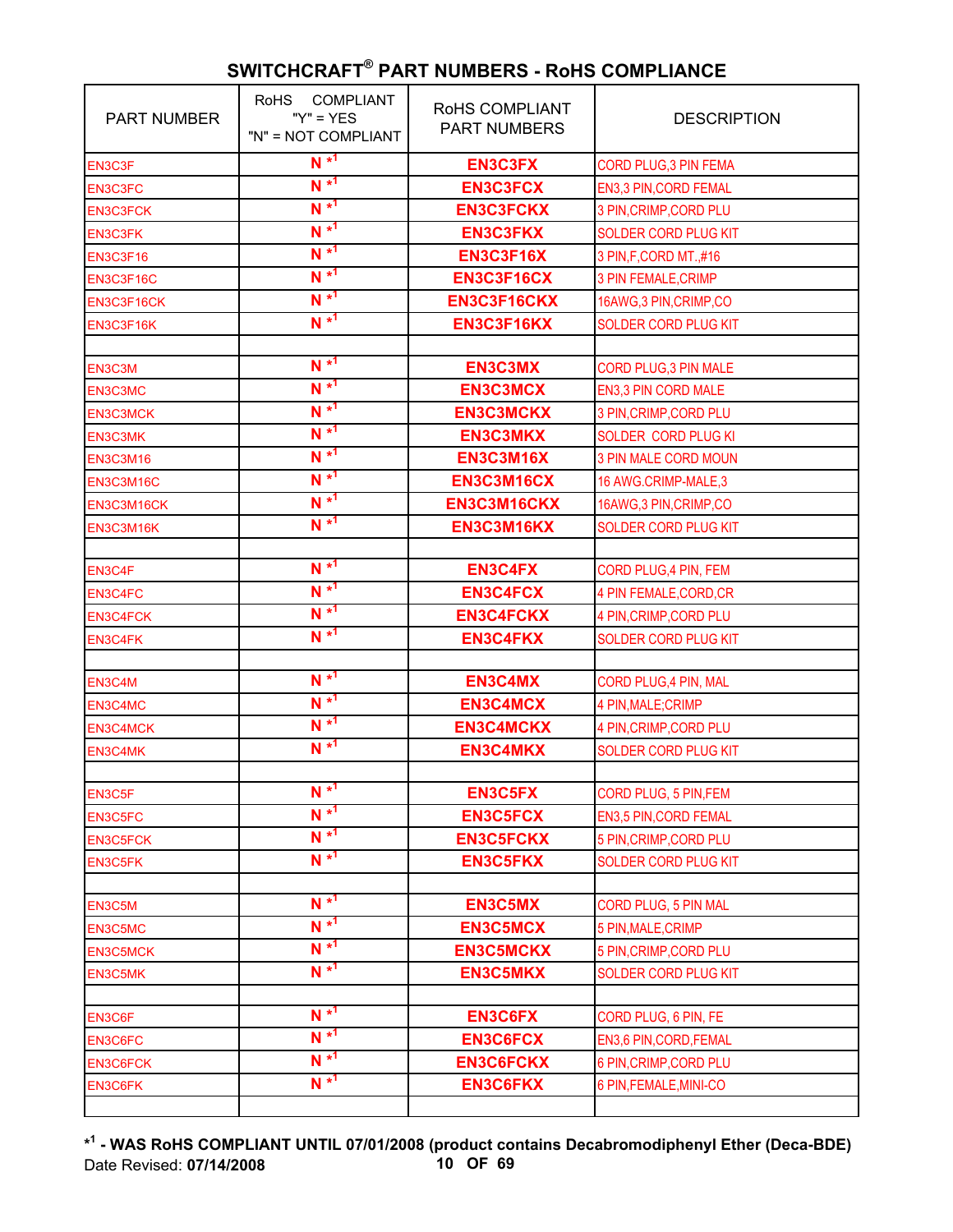## SWITCHCRAFT® PART NUMBERS - RoHS COMPLIANCE

| PART NUMBER | RoHS COMPLIANT "Y" = YES "N" = NOT COMPLIANT | RoHS COMPLIANT PART NUMBERS | DESCRIPTION |
|---|---|---|---|
| EN3C3F | N *1 | EN3C3FX | CORD PLUG,3 PIN FEMA |
| EN3C3FC | N *1 | EN3C3FCX | EN3,3 PIN,CORD FEMAL |
| EN3C3FCK | N *1 | EN3C3FCKX | 3 PIN,CRIMP,CORD PLU |
| EN3C3FK | N *1 | EN3C3FKX | SOLDER CORD PLUG KIT |
| EN3C3F16 | N *1 | EN3C3F16X | 3 PIN,F,CORD MT.,#16 |
| EN3C3F16C | N *1 | EN3C3F16CX | 3 PIN FEMALE,CRIMP |
| EN3C3F16CK | N *1 | EN3C3F16CKX | 16AWG,3 PIN,CRIMP,CO |
| EN3C3F16K | N *1 | EN3C3F16KX | SOLDER CORD PLUG KIT |
| | | | |
| EN3C3M | N *1 | EN3C3MX | CORD PLUG,3 PIN MALE |
| EN3C3MC | N *1 | EN3C3MCX | EN3,3 PIN CORD MALE |
| EN3C3MCK | N *1 | EN3C3MCKX | 3 PIN,CRIMP,CORD PLU |
| EN3C3MK | N *1 | EN3C3MKX | SOLDER CORD PLUG KI |
| EN3C3M16 | N *1 | EN3C3M16X | 3 PIN MALE CORD MOUN |
| EN3C3M16C | N *1 | EN3C3M16CX | 16 AWG.CRIMP-MALE,3 |
| EN3C3M16CK | N *1 | EN3C3M16CKX | 16AWG,3 PIN,CRIMP,CO |
| EN3C3M16K | N *1 | EN3C3M16KX | SOLDER CORD PLUG KIT |
| | | | |
| EN3C4F | N *1 | EN3C4FX | CORD PLUG,4 PIN, FEM |
| EN3C4FC | N *1 | EN3C4FCX | 4 PIN FEMALE,CORD,CR |
| EN3C4FCK | N *1 | EN3C4FCKX | 4 PIN,CRIMP,CORD PLU |
| EN3C4FK | N *1 | EN3C4FKX | SOLDER CORD PLUG KIT |
| | | | |
| EN3C4M | N *1 | EN3C4MX | CORD PLUG,4 PIN, MAL |
| EN3C4MC | N *1 | EN3C4MCX | 4 PIN,MALE;CRIMP |
| EN3C4MCK | N *1 | EN3C4MCKX | 4 PIN,CRIMP,CORD PLU |
| EN3C4MK | N *1 | EN3C4MKX | SOLDER CORD PLUG KIT |
| | | | |
| EN3C5F | N *1 | EN3C5FX | CORD PLUG, 5 PIN,FEM |
| EN3C5FC | N *1 | EN3C5FCX | EN3,5 PIN,CORD FEMAL |
| EN3C5FCK | N *1 | EN3C5FCKX | 5 PIN,CRIMP,CORD PLU |
| EN3C5FK | N *1 | EN3C5FKX | SOLDER CORD PLUG KIT |
| | | | |
| EN3C5M | N *1 | EN3C5MX | CORD PLUG, 5 PIN MAL |
| EN3C5MC | N *1 | EN3C5MCX | 5 PIN,MALE,CRIMP |
| EN3C5MCK | N *1 | EN3C5MCKX | 5 PIN,CRIMP,CORD PLU |
| EN3C5MK | N *1 | EN3C5MKX | SOLDER CORD PLUG KIT |
| | | | |
| EN3C6F | N *1 | EN3C6FX | CORD PLUG, 6 PIN, FE |
| EN3C6FC | N *1 | EN3C6FCX | EN3,6 PIN,CORD,FEMAL |
| EN3C6FCK | N *1 | EN3C6FCKX | 6 PIN,CRIMP,CORD PLU |
| EN3C6FK | N *1 | EN3C6FKX | 6 PIN,FEMALE,MINI-CO |
| | | | |

**\*1 - WAS RoHS COMPLIANT UNTIL 07/01/2008 (product contains Decabromodiphenyl Ether (Deca-BDE)**

Date Revised: **07/14/2008**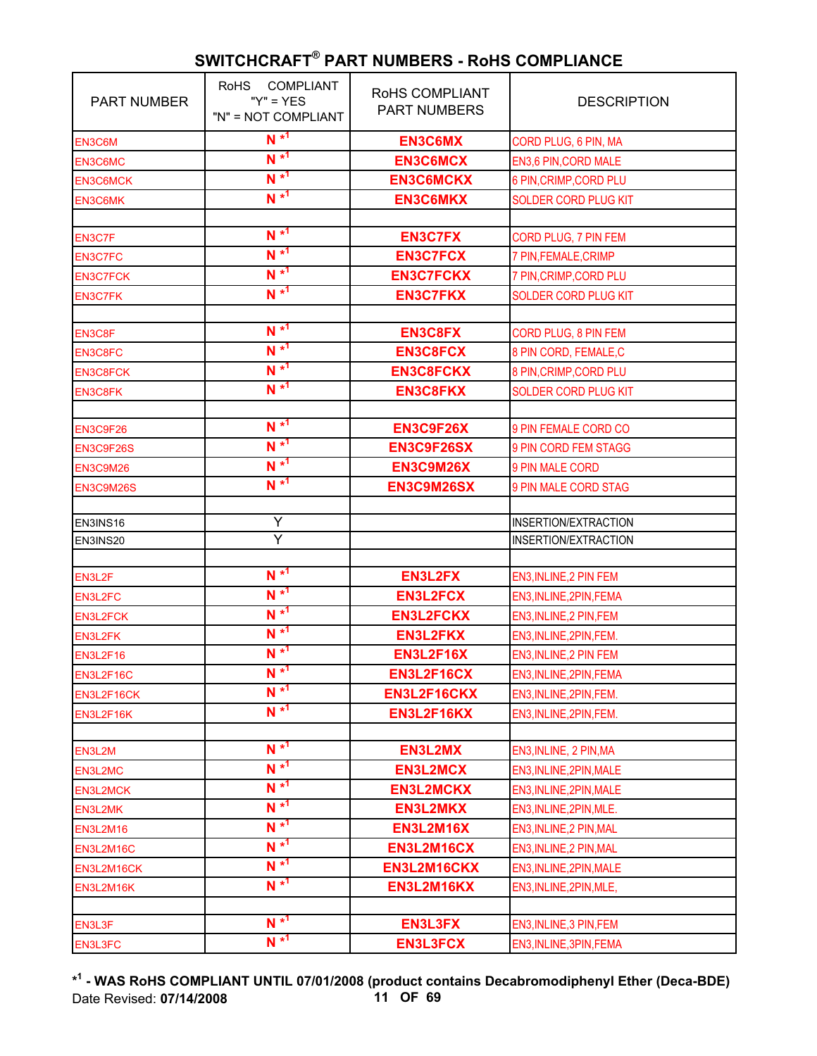## SWITCHCRAFT® PART NUMBERS - RoHS COMPLIANCE

| PART NUMBER | RoHS COMPLIANT "Y" = YES "N" = NOT COMPLIANT | RoHS COMPLIANT PART NUMBERS | DESCRIPTION |
|---|---|---|---|
| EN3C6M | N *1 | EN3C6MX | CORD PLUG, 6 PIN, MA |
| EN3C6MC | N *1 | EN3C6MCX | EN3,6 PIN,CORD MALE |
| EN3C6MCK | N *1 | EN3C6MCKX | 6 PIN,CRIMP,CORD PLU |
| EN3C6MK | N *1 | EN3C6MKX | SOLDER CORD PLUG KIT |
| | | | |
| EN3C7F | N *1 | EN3C7FX | CORD PLUG, 7 PIN FEM |
| EN3C7FC | N *1 | EN3C7FCX | 7 PIN,FEMALE,CRIMP |
| EN3C7FCK | N *1 | EN3C7FCKX | 7 PIN,CRIMP,CORD PLU |
| EN3C7FK | N *1 | EN3C7FKX | SOLDER CORD PLUG KIT |
| | | | |
| EN3C8F | N *1 | EN3C8FX | CORD PLUG, 8 PIN FEM |
| EN3C8FC | N *1 | EN3C8FCX | 8 PIN CORD, FEMALE,C |
| EN3C8FCK | N *1 | EN3C8FCKX | 8 PIN,CRIMP,CORD PLU |
| EN3C8FK | N *1 | EN3C8FKX | SOLDER CORD PLUG KIT |
| | | | |
| EN3C9F26 | N *1 | EN3C9F26X | 9 PIN FEMALE CORD CO |
| EN3C9F26S | N *1 | EN3C9F26SX | 9 PIN CORD FEM STAGG |
| EN3C9M26 | N *1 | EN3C9M26X | 9 PIN MALE CORD |
| EN3C9M26S | N *1 | EN3C9M26SX | 9 PIN MALE CORD STAG |
| | | | |
| EN3INS16 | Y | | INSERTION/EXTRACTION |
| EN3INS20 | Y | | INSERTION/EXTRACTION |
| | | | |
| EN3L2F | N *1 | EN3L2FX | EN3,INLINE,2 PIN FEM |
| EN3L2FC | N *1 | EN3L2FCX | EN3,INLINE,2PIN,FEMA |
| EN3L2FCK | N *1 | EN3L2FCKX | EN3,INLINE,2 PIN,FEM |
| EN3L2FK | N *1 | EN3L2FKX | EN3,INLINE,2PIN,FEM. |
| EN3L2F16 | N *1 | EN3L2F16X | EN3,INLINE,2 PIN FEM |
| EN3L2F16C | N *1 | EN3L2F16CX | EN3,INLINE,2PIN,FEMA |
| EN3L2F16CK | N *1 | EN3L2F16CKX | EN3,INLINE,2PIN,FEM. |
| EN3L2F16K | N *1 | EN3L2F16KX | EN3,INLINE,2PIN,FEM. |
| | | | |
| EN3L2M | N *1 | EN3L2MX | EN3,INLINE, 2 PIN,MA |
| EN3L2MC | N *1 | EN3L2MCX | EN3,INLINE,2PIN,MALE |
| EN3L2MCK | N *1 | EN3L2MCKX | EN3,INLINE,2PIN,MALE |
| EN3L2MK | N *1 | EN3L2MKX | EN3,INLINE,2PIN,MLE. |
| EN3L2M16 | N *1 | EN3L2M16X | EN3,INLINE,2 PIN,MAL |
| EN3L2M16C | N *1 | EN3L2M16CX | EN3,INLINE,2 PIN,MAL |
| EN3L2M16CK | N *1 | EN3L2M16CKX | EN3,INLINE,2PIN,MALE |
| EN3L2M16K | N *1 | EN3L2M16KX | EN3,INLINE,2PIN,MLE, |
| | | | |
| EN3L3F | N *1 | EN3L3FX | EN3,INLINE,3 PIN,FEM |
| EN3L3FC | N *1 | EN3L3FCX | EN3,INLINE,3PIN,FEMA |

**\*1 - WAS RoHS COMPLIANT UNTIL 07/01/2008 (product contains Decabromodiphenyl Ether (Deca-BDE)**

Date Revised: **07/14/2008**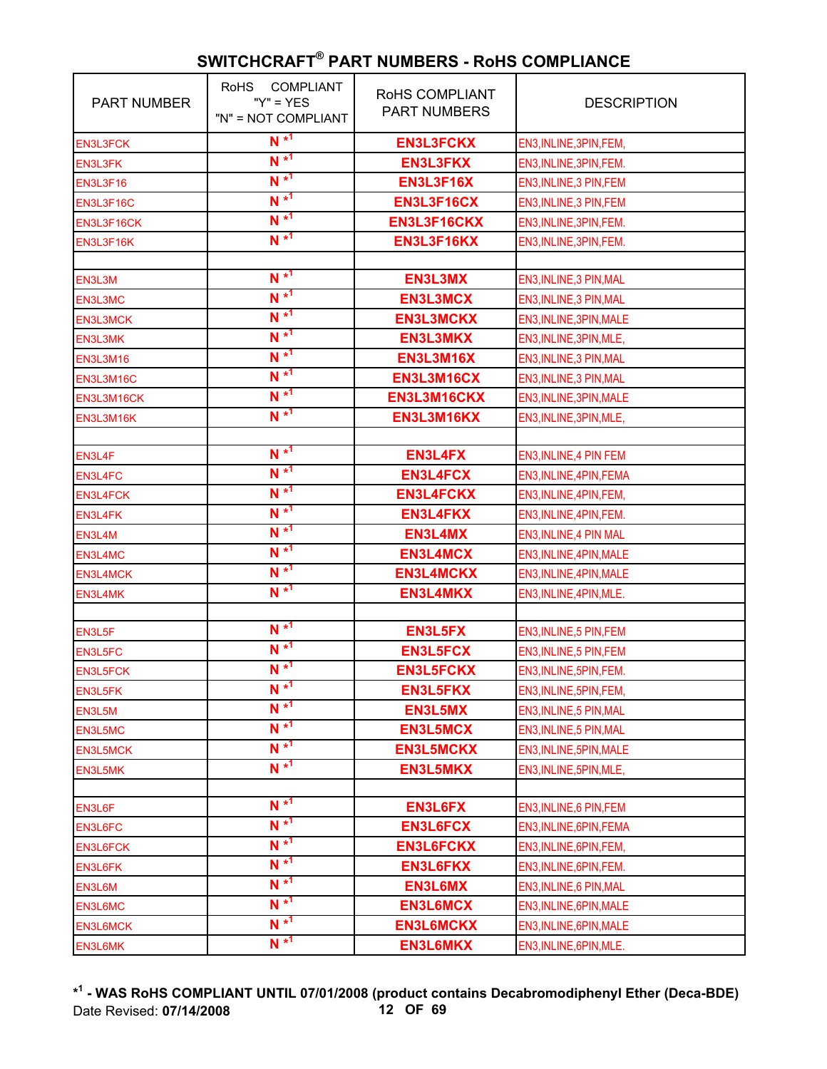## SWITCHCRAFT® PART NUMBERS - RoHS COMPLIANCE

| PART NUMBER | RoHS COMPLIANT "Y" = YES "N" = NOT COMPLIANT | RoHS COMPLIANT PART NUMBERS | DESCRIPTION |
|---|---|---|---|
| EN3L3FCK | N *1 | **EN3L3FCKX** | EN3,INLINE,3PIN,FEM, |
| EN3L3FK | N *1 | **EN3L3FKX** | EN3,INLINE,3PIN,FEM. |
| EN3L3F16 | N *1 | **EN3L3F16X** | EN3,INLINE,3 PIN,FEM |
| EN3L3F16C | N *1 | **EN3L3F16CX** | EN3,INLINE,3 PIN,FEM |
| EN3L3F16CK | N *1 | **EN3L3F16CKX** | EN3,INLINE,3PIN,FEM. |
| EN3L3F16K | N *1 | **EN3L3F16KX** | EN3,INLINE,3PIN,FEM. |
| | | | |
| EN3L3M | N *1 | **EN3L3MX** | EN3,INLINE,3 PIN,MAL |
| EN3L3MC | N *1 | **EN3L3MCX** | EN3,INLINE,3 PIN,MAL |
| EN3L3MCK | N *1 | **EN3L3MCKX** | EN3,INLINE,3PIN,MALE |
| EN3L3MK | N *1 | **EN3L3MKX** | EN3,INLINE,3PIN,MLE, |
| EN3L3M16 | N *1 | **EN3L3M16X** | EN3,INLINE,3 PIN,MAL |
| EN3L3M16C | N *1 | **EN3L3M16CX** | EN3,INLINE,3 PIN,MAL |
| EN3L3M16CK | N *1 | **EN3L3M16CKX** | EN3,INLINE,3PIN,MALE |
| EN3L3M16K | N *1 | **EN3L3M16KX** | EN3,INLINE,3PIN,MLE, |
| | | | |
| EN3L4F | N *1 | **EN3L4FX** | EN3,INLINE,4 PIN FEM |
| EN3L4FC | N *1 | **EN3L4FCX** | EN3,INLINE,4PIN,FEMA |
| EN3L4FCK | N *1 | **EN3L4FCKX** | EN3,INLINE,4PIN,FEM, |
| EN3L4FK | N *1 | **EN3L4FKX** | EN3,INLINE,4PIN,FEM. |
| EN3L4M | N *1 | **EN3L4MX** | EN3,INLINE,4 PIN MAL |
| EN3L4MC | N *1 | **EN3L4MCX** | EN3,INLINE,4PIN,MALE |
| EN3L4MCK | N *1 | **EN3L4MCKX** | EN3,INLINE,4PIN,MALE |
| EN3L4MK | N *1 | **EN3L4MKX** | EN3,INLINE,4PIN,MLE. |
| | | | |
| EN3L5F | N *1 | **EN3L5FX** | EN3,INLINE,5 PIN,FEM |
| EN3L5FC | N *1 | **EN3L5FCX** | EN3,INLINE,5 PIN,FEM |
| EN3L5FCK | N *1 | **EN3L5FCKX** | EN3,INLINE,5PIN,FEM. |
| EN3L5FK | N *1 | **EN3L5FKX** | EN3,INLINE,5PIN,FEM, |
| EN3L5M | N *1 | **EN3L5MX** | EN3,INLINE,5 PIN,MAL |
| EN3L5MC | N *1 | **EN3L5MCX** | EN3,INLINE,5 PIN,MAL |
| EN3L5MCK | N *1 | **EN3L5MCKX** | EN3,INLINE,5PIN,MALE |
| EN3L5MK | N *1 | **EN3L5MKX** | EN3,INLINE,5PIN,MLE, |
| | | | |
| EN3L6F | N *1 | **EN3L6FX** | EN3,INLINE,6 PIN,FEM |
| EN3L6FC | N *1 | **EN3L6FCX** | EN3,INLINE,6PIN,FEMA |
| EN3L6FCK | N *1 | **EN3L6FCKX** | EN3,INLINE,6PIN,FEM, |
| EN3L6FK | N *1 | **EN3L6FKX** | EN3,INLINE,6PIN,FEM. |
| EN3L6M | N *1 | **EN3L6MX** | EN3,INLINE,6 PIN,MAL |
| EN3L6MC | N *1 | **EN3L6MCX** | EN3,INLINE,6PIN,MALE |
| EN3L6MCK | N *1 | **EN3L6MCKX** | EN3,INLINE,6PIN,MALE |
| EN3L6MK | N *1 | **EN3L6MKX** | EN3,INLINE,6PIN,MLE. |

**\*1 - WAS RoHS COMPLIANT UNTIL 07/01/2008 (product contains Decabromodiphenyl Ether (Deca-BDE)**

Date Revised: **07/14/2008**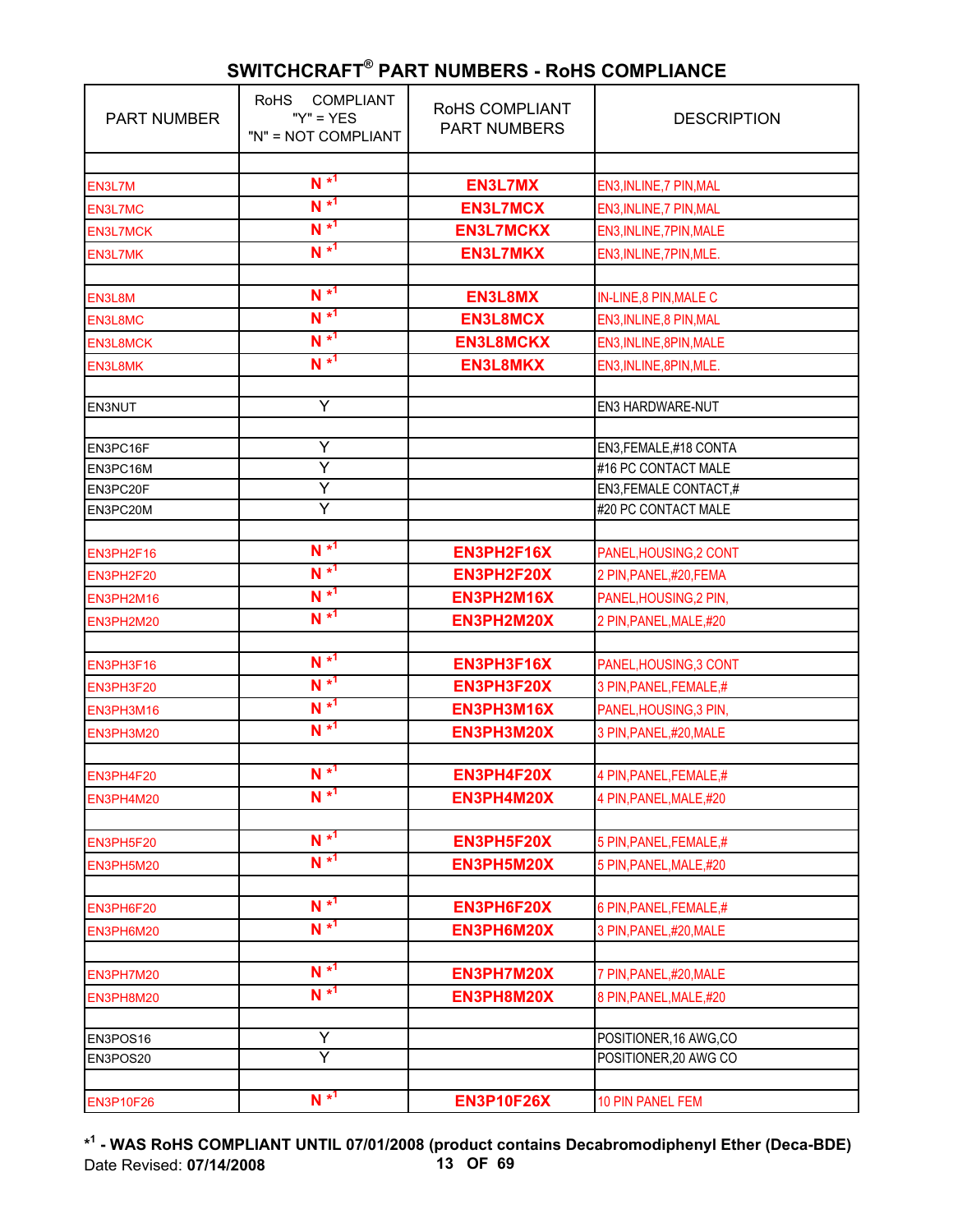## SWITCHCRAFT® PART NUMBERS - RoHS COMPLIANCE

| PART NUMBER | RoHS COMPLIANT "Y" = YES "N" = NOT COMPLIANT | RoHS COMPLIANT PART NUMBERS | DESCRIPTION |
|---|---|---|---|
| | | | |
| EN3L7M | N *1 | **EN3L7MX** | EN3,INLINE,7 PIN,MAL |
| EN3L7MC | N *1 | **EN3L7MCX** | EN3,INLINE,7 PIN,MAL |
| EN3L7MCK | N *1 | **EN3L7MCKX** | EN3,INLINE,7PIN,MALE |
| EN3L7MK | N *1 | **EN3L7MKX** | EN3,INLINE,7PIN,MLE. |
| | | | |
| EN3L8M | N *1 | **EN3L8MX** | IN-LINE,8 PIN,MALE C |
| EN3L8MC | N *1 | **EN3L8MCX** | EN3,INLINE,8 PIN,MAL |
| EN3L8MCK | N *1 | **EN3L8MCKX** | EN3,INLINE,8PIN,MALE |
| EN3L8MK | N *1 | **EN3L8MKX** | EN3,INLINE,8PIN,MLE. |
| | | | |
| EN3NUT | Y | | EN3 HARDWARE-NUT |
| | | | |
| EN3PC16F | Y | | EN3,FEMALE,#18 CONTA |
| EN3PC16M | Y | | #16 PC CONTACT MALE |
| EN3PC20F | Y | | EN3,FEMALE CONTACT,# |
| EN3PC20M | Y | | #20 PC CONTACT MALE |
| | | | |
| EN3PH2F16 | N *1 | **EN3PH2F16X** | PANEL,HOUSING,2 CONT |
| EN3PH2F20 | N *1 | **EN3PH2F20X** | 2 PIN,PANEL,#20,FEMA |
| EN3PH2M16 | N *1 | **EN3PH2M16X** | PANEL,HOUSING,2 PIN, |
| EN3PH2M20 | N *1 | **EN3PH2M20X** | 2 PIN,PANEL,MALE,#20 |
| | | | |
| EN3PH3F16 | N *1 | **EN3PH3F16X** | PANEL,HOUSING,3 CONT |
| EN3PH3F20 | N *1 | **EN3PH3F20X** | 3 PIN,PANEL,FEMALE,# |
| EN3PH3M16 | N *1 | **EN3PH3M16X** | PANEL,HOUSING,3 PIN, |
| EN3PH3M20 | N *1 | **EN3PH3M20X** | 3 PIN,PANEL,#20,MALE |
| | | | |
| EN3PH4F20 | N *1 | **EN3PH4F20X** | 4 PIN,PANEL,FEMALE,# |
| EN3PH4M20 | N *1 | **EN3PH4M20X** | 4 PIN,PANEL,MALE,#20 |
| | | | |
| EN3PH5F20 | N *1 | **EN3PH5F20X** | 5 PIN,PANEL,FEMALE,# |
| EN3PH5M20 | N *1 | **EN3PH5M20X** | 5 PIN,PANEL,MALE,#20 |
| | | | |
| EN3PH6F20 | N *1 | **EN3PH6F20X** | 6 PIN,PANEL,FEMALE,# |
| EN3PH6M20 | N *1 | **EN3PH6M20X** | 3 PIN,PANEL,#20,MALE |
| | | | |
| EN3PH7M20 | N *1 | **EN3PH7M20X** | 7 PIN,PANEL,#20,MALE |
| EN3PH8M20 | N *1 | **EN3PH8M20X** | 8 PIN,PANEL,MALE,#20 |
| | | | |
| EN3POS16 | Y | | POSITIONER,16 AWG,CO |
| EN3POS20 | Y | | POSITIONER,20 AWG CO |
| | | | |
| EN3P10F26 | N *1 | **EN3P10F26X** | 10 PIN PANEL FEM |

**\*1 - WAS RoHS COMPLIANT UNTIL 07/01/2008 (product contains Decabromodiphenyl Ether (Deca-BDE)**

Date Revised: **07/14/2008**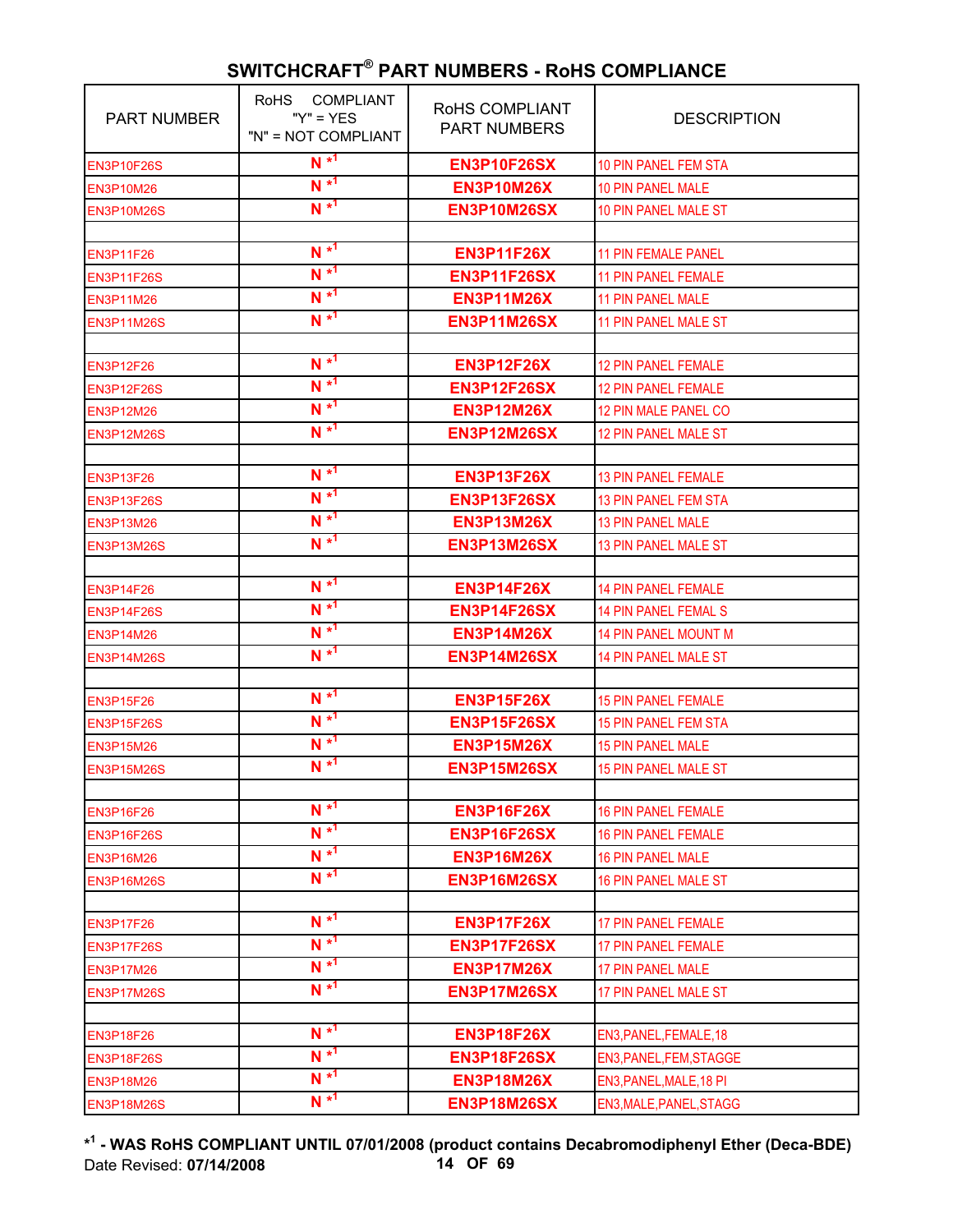## SWITCHCRAFT® PART NUMBERS - RoHS COMPLIANCE

| PART NUMBER | RoHS COMPLIANT "Y" = YES "N" = NOT COMPLIANT | RoHS COMPLIANT PART NUMBERS | DESCRIPTION |
|---|---|---|---|
| EN3P10F26S | N *1 | **EN3P10F26SX** | 10 PIN PANEL FEM STA |
| EN3P10M26 | N *1 | **EN3P10M26X** | 10 PIN PANEL MALE |
| EN3P10M26S | N *1 | **EN3P10M26SX** | 10 PIN PANEL MALE ST |
| | | | |
| EN3P11F26 | N *1 | **EN3P11F26X** | 11 PIN FEMALE PANEL |
| EN3P11F26S | N *1 | **EN3P11F26SX** | 11 PIN PANEL FEMALE |
| EN3P11M26 | N *1 | **EN3P11M26X** | 11 PIN PANEL MALE |
| EN3P11M26S | N *1 | **EN3P11M26SX** | 11 PIN PANEL MALE ST |
| | | | |
| EN3P12F26 | N *1 | **EN3P12F26X** | 12 PIN PANEL FEMALE |
| EN3P12F26S | N *1 | **EN3P12F26SX** | 12 PIN PANEL FEMALE |
| EN3P12M26 | N *1 | **EN3P12M26X** | 12 PIN MALE PANEL CO |
| EN3P12M26S | N *1 | **EN3P12M26SX** | 12 PIN PANEL MALE ST |
| | | | |
| EN3P13F26 | N *1 | **EN3P13F26X** | 13 PIN PANEL FEMALE |
| EN3P13F26S | N *1 | **EN3P13F26SX** | 13 PIN PANEL FEM STA |
| EN3P13M26 | N *1 | **EN3P13M26X** | 13 PIN PANEL MALE |
| EN3P13M26S | N *1 | **EN3P13M26SX** | 13 PIN PANEL MALE ST |
| | | | |
| EN3P14F26 | N *1 | **EN3P14F26X** | 14 PIN PANEL FEMALE |
| EN3P14F26S | N *1 | **EN3P14F26SX** | 14 PIN PANEL FEMAL S |
| EN3P14M26 | N *1 | **EN3P14M26X** | 14 PIN PANEL MOUNT M |
| EN3P14M26S | N *1 | **EN3P14M26SX** | 14 PIN PANEL MALE ST |
| | | | |
| EN3P15F26 | N *1 | **EN3P15F26X** | 15 PIN PANEL FEMALE |
| EN3P15F26S | N *1 | **EN3P15F26SX** | 15 PIN PANEL FEM STA |
| EN3P15M26 | N *1 | **EN3P15M26X** | 15 PIN PANEL MALE |
| EN3P15M26S | N *1 | **EN3P15M26SX** | 15 PIN PANEL MALE ST |
| | | | |
| EN3P16F26 | N *1 | **EN3P16F26X** | 16 PIN PANEL FEMALE |
| EN3P16F26S | N *1 | **EN3P16F26SX** | 16 PIN PANEL FEMALE |
| EN3P16M26 | N *1 | **EN3P16M26X** | 16 PIN PANEL MALE |
| EN3P16M26S | N *1 | **EN3P16M26SX** | 16 PIN PANEL MALE ST |
| | | | |
| EN3P17F26 | N *1 | **EN3P17F26X** | 17 PIN PANEL FEMALE |
| EN3P17F26S | N *1 | **EN3P17F26SX** | 17 PIN PANEL FEMALE |
| EN3P17M26 | N *1 | **EN3P17M26X** | 17 PIN PANEL MALE |
| EN3P17M26S | N *1 | **EN3P17M26SX** | 17 PIN PANEL MALE ST |
| | | | |
| EN3P18F26 | N *1 | **EN3P18F26X** | EN3,PANEL,FEMALE,18 |
| EN3P18F26S | N *1 | **EN3P18F26SX** | EN3,PANEL,FEM,STAGGE |
| EN3P18M26 | N *1 | **EN3P18M26X** | EN3,PANEL,MALE,18 PI |
| EN3P18M26S | N *1 | **EN3P18M26SX** | EN3,MALE,PANEL,STAGG |

**\*1 - WAS RoHS COMPLIANT UNTIL 07/01/2008 (product contains Decabromodiphenyl Ether (Deca-BDE)**

Date Revised: **07/14/2008**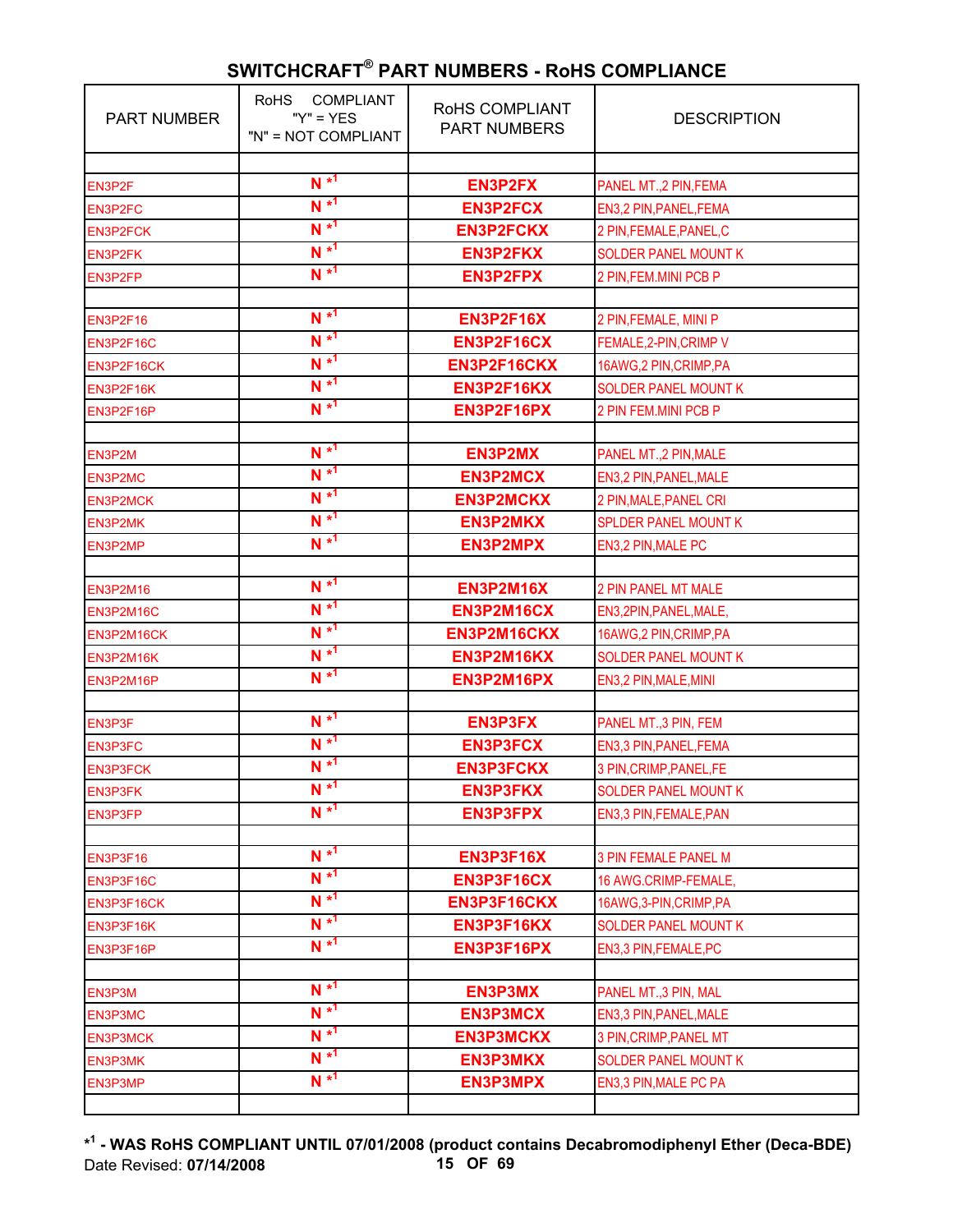## SWITCHCRAFT® PART NUMBERS - RoHS COMPLIANCE

| PART NUMBER | RoHS COMPLIANT "Y" = YES "N" = NOT COMPLIANT | RoHS COMPLIANT PART NUMBERS | DESCRIPTION |
|---|---|---|---|
| | | | |
| EN3P2F | N *1 | EN3P2FX | PANEL MT.,2 PIN,FEMA |
| EN3P2FC | N *1 | EN3P2FCX | EN3,2 PIN,PANEL,FEMA |
| EN3P2FCK | N *1 | EN3P2FCKX | 2 PIN,FEMALE,PANEL,C |
| EN3P2FK | N *1 | EN3P2FKX | SOLDER PANEL MOUNT K |
| EN3P2FP | N *1 | EN3P2FPX | 2 PIN,FEM.MINI PCB P |
| | | | |
| EN3P2F16 | N *1 | EN3P2F16X | 2 PIN,FEMALE, MINI P |
| EN3P2F16C | N *1 | EN3P2F16CX | FEMALE,2-PIN,CRIMP V |
| EN3P2F16CK | N *1 | EN3P2F16CKX | 16AWG,2 PIN,CRIMP,PA |
| EN3P2F16K | N *1 | EN3P2F16KX | SOLDER PANEL MOUNT K |
| EN3P2F16P | N *1 | EN3P2F16PX | 2 PIN FEM.MINI PCB P |
| | | | |
| EN3P2M | N *1 | EN3P2MX | PANEL MT.,2 PIN,MALE |
| EN3P2MC | N *1 | EN3P2MCX | EN3,2 PIN,PANEL,MALE |
| EN3P2MCK | N *1 | EN3P2MCKX | 2 PIN,MALE,PANEL CRI |
| EN3P2MK | N *1 | EN3P2MKX | SPLDER PANEL MOUNT K |
| EN3P2MP | N *1 | EN3P2MPX | EN3,2 PIN,MALE PC |
| | | | |
| EN3P2M16 | N *1 | EN3P2M16X | 2 PIN PANEL MT MALE |
| EN3P2M16C | N *1 | EN3P2M16CX | EN3,2PIN,PANEL,MALE, |
| EN3P2M16CK | N *1 | EN3P2M16CKX | 16AWG,2 PIN,CRIMP,PA |
| EN3P2M16K | N *1 | EN3P2M16KX | SOLDER PANEL MOUNT K |
| EN3P2M16P | N *1 | EN3P2M16PX | EN3,2 PIN,MALE,MINI |
| | | | |
| EN3P3F | N *1 | EN3P3FX | PANEL MT.,3 PIN, FEM |
| EN3P3FC | N *1 | EN3P3FCX | EN3,3 PIN,PANEL,FEMA |
| EN3P3FCK | N *1 | EN3P3FCKX | 3 PIN,CRIMP,PANEL,FE |
| EN3P3FK | N *1 | EN3P3FKX | SOLDER PANEL MOUNT K |
| EN3P3FP | N *1 | EN3P3FPX | EN3,3 PIN,FEMALE,PAN |
| | | | |
| EN3P3F16 | N *1 | EN3P3F16X | 3 PIN FEMALE PANEL M |
| EN3P3F16C | N *1 | EN3P3F16CX | 16 AWG.CRIMP-FEMALE, |
| EN3P3F16CK | N *1 | EN3P3F16CKX | 16AWG,3-PIN,CRIMP,PA |
| EN3P3F16K | N *1 | EN3P3F16KX | SOLDER PANEL MOUNT K |
| EN3P3F16P | N *1 | EN3P3F16PX | EN3,3 PIN,FEMALE,PC |
| | | | |
| EN3P3M | N *1 | EN3P3MX | PANEL MT.,3 PIN, MAL |
| EN3P3MC | N *1 | EN3P3MCX | EN3,3 PIN,PANEL,MALE |
| EN3P3MCK | N *1 | EN3P3MCKX | 3 PIN,CRIMP,PANEL MT |
| EN3P3MK | N *1 | EN3P3MKX | SOLDER PANEL MOUNT K |
| EN3P3MP | N *1 | EN3P3MPX | EN3,3 PIN,MALE PC PA |
| | | | |

**\*1 - WAS RoHS COMPLIANT UNTIL 07/01/2008 (product contains Decabromodiphenyl Ether (Deca-BDE)**

Date Revised: **07/14/2008**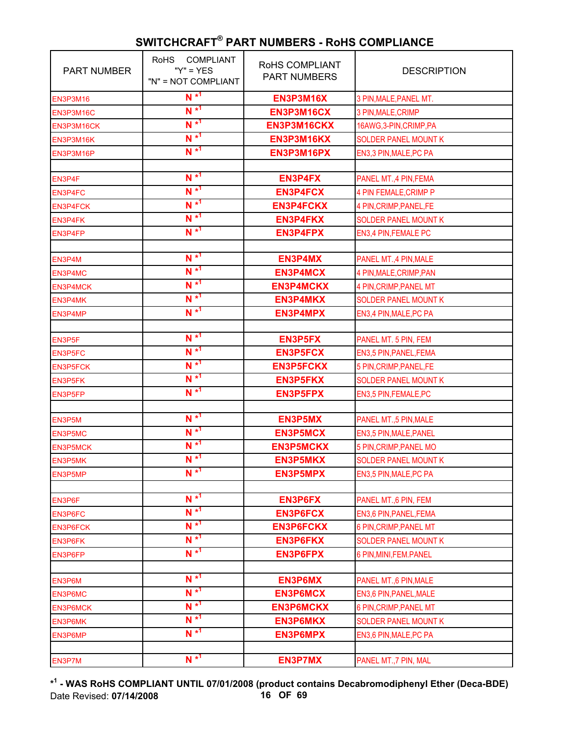## SWITCHCRAFT® PART NUMBERS - RoHS COMPLIANCE

| PART NUMBER | RoHS COMPLIANT "Y" = YES "N" = NOT COMPLIANT | RoHS COMPLIANT PART NUMBERS | DESCRIPTION |
|---|---|---|---|
| EN3P3M16 | N *1 | EN3P3M16X | 3 PIN,MALE,PANEL MT. |
| EN3P3M16C | N *1 | EN3P3M16CX | 3 PIN,MALE,CRIMP |
| EN3P3M16CK | N *1 | EN3P3M16CKX | 16AWG,3-PIN,CRIMP,PA |
| EN3P3M16K | N *1 | EN3P3M16KX | SOLDER PANEL MOUNT K |
| EN3P3M16P | N *1 | EN3P3M16PX | EN3,3 PIN,MALE,PC PA |
| | | | |
| EN3P4F | N *1 | EN3P4FX | PANEL MT.,4 PIN,FEMA |
| EN3P4FC | N *1 | EN3P4FCX | 4 PIN FEMALE,CRIMP P |
| EN3P4FCK | N *1 | EN3P4FCKX | 4 PIN,CRIMP,PANEL,FE |
| EN3P4FK | N *1 | EN3P4FKX | SOLDER PANEL MOUNT K |
| EN3P4FP | N *1 | EN3P4FPX | EN3,4 PIN,FEMALE PC |
| | | | |
| EN3P4M | N *1 | EN3P4MX | PANEL MT.,4 PIN,MALE |
| EN3P4MC | N *1 | EN3P4MCX | 4 PIN,MALE,CRIMP,PAN |
| EN3P4MCK | N *1 | EN3P4MCKX | 4 PIN,CRIMP,PANEL MT |
| EN3P4MK | N *1 | EN3P4MKX | SOLDER PANEL MOUNT K |
| EN3P4MP | N *1 | EN3P4MPX | EN3,4 PIN,MALE,PC PA |
| | | | |
| EN3P5F | N *1 | EN3P5FX | PANEL MT. 5 PIN, FEM |
| EN3P5FC | N *1 | EN3P5FCX | EN3,5 PIN,PANEL,FEMA |
| EN3P5FCK | N *1 | EN3P5FCKX | 5 PIN,CRIMP,PANEL,FE |
| EN3P5FK | N *1 | EN3P5FKX | SOLDER PANEL MOUNT K |
| EN3P5FP | N *1 | EN3P5FPX | EN3,5 PIN,FEMALE,PC |
| | | | |
| EN3P5M | N *1 | EN3P5MX | PANEL MT.,5 PIN,MALE |
| EN3P5MC | N *1 | EN3P5MCX | EN3,5 PIN,MALE,PANEL |
| EN3P5MCK | N *1 | EN3P5MCKX | 5 PIN,CRIMP,PANEL MO |
| EN3P5MK | N *1 | EN3P5MKX | SOLDER PANEL MOUNT K |
| EN3P5MP | N *1 | EN3P5MPX | EN3,5 PIN,MALE,PC PA |
| | | | |
| EN3P6F | N *1 | EN3P6FX | PANEL MT.,6 PIN, FEM |
| EN3P6FC | N *1 | EN3P6FCX | EN3,6 PIN,PANEL,FEMA |
| EN3P6FCK | N *1 | EN3P6FCKX | 6 PIN,CRIMP,PANEL MT |
| EN3P6FK | N *1 | EN3P6FKX | SOLDER PANEL MOUNT K |
| EN3P6FP | N *1 | EN3P6FPX | 6 PIN,MINI,FEM.PANEL |
| | | | |
| EN3P6M | N *1 | EN3P6MX | PANEL MT.,6 PIN,MALE |
| EN3P6MC | N *1 | EN3P6MCX | EN3,6 PIN,PANEL,MALE |
| EN3P6MCK | N *1 | EN3P6MCKX | 6 PIN,CRIMP,PANEL MT |
| EN3P6MK | N *1 | EN3P6MKX | SOLDER PANEL MOUNT K |
| EN3P6MP | N *1 | EN3P6MPX | EN3,6 PIN,MALE,PC PA |
| | | | |
| EN3P7M | N *1 | EN3P7MX | PANEL MT.,7 PIN, MAL |

**\*1 - WAS RoHS COMPLIANT UNTIL 07/01/2008 (product contains Decabromodiphenyl Ether (Deca-BDE)**

Date Revised: **07/14/2008**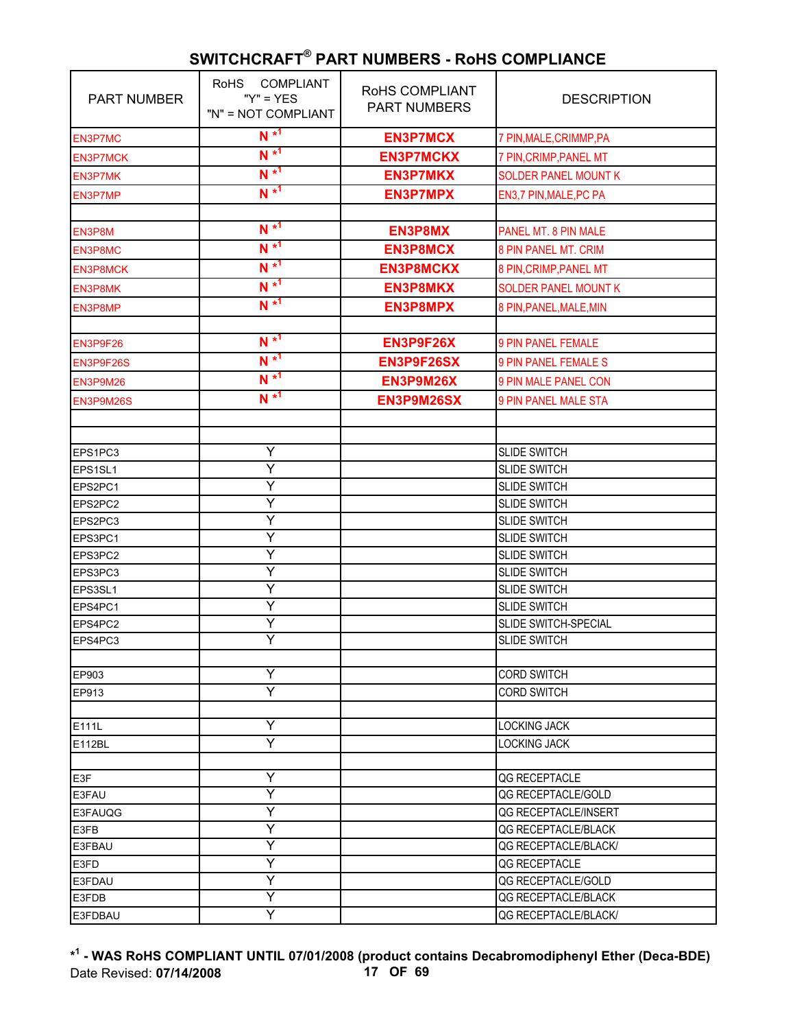# SWITCHCRAFT® PART NUMBERS - RoHS COMPLIANCE

| PART NUMBER | RoHS COMPLIANT "Y" = YES "N" = NOT COMPLIANT | RoHS COMPLIANT PART NUMBERS | DESCRIPTION |
|---|---|---|---|
| EN3P7MC | N *1 | **EN3P7MCX** | 7 PIN,MALE,CRIMMP,PA |
| EN3P7MCK | N *1 | **EN3P7MCKX** | 7 PIN,CRIMP,PANEL MT |
| EN3P7MK | N *1 | **EN3P7MKX** | SOLDER PANEL MOUNT K |
| EN3P7MP | N *1 | **EN3P7MPX** | EN3,7 PIN,MALE,PC PA |
| | | | |
| EN3P8M | N *1 | **EN3P8MX** | PANEL MT. 8 PIN MALE |
| EN3P8MC | N *1 | **EN3P8MCX** | 8 PIN PANEL MT. CRIM |
| EN3P8MCK | N *1 | **EN3P8MCKX** | 8 PIN,CRIMP,PANEL MT |
| EN3P8MK | N *1 | **EN3P8MKX** | SOLDER PANEL MOUNT K |
| EN3P8MP | N *1 | **EN3P8MPX** | 8 PIN,PANEL,MALE,MIN |
| | | | |
| EN3P9F26 | N *1 | **EN3P9F26X** | 9 PIN PANEL FEMALE |
| EN3P9F26S | N *1 | **EN3P9F26SX** | 9 PIN PANEL FEMALE S |
| EN3P9M26 | N *1 | **EN3P9M26X** | 9 PIN MALE PANEL CON |
| EN3P9M26S | N *1 | **EN3P9M26SX** | 9 PIN PANEL MALE STA |
| | | | |
| | | | |
| EPS1PC3 | Y | | SLIDE SWITCH |
| EPS1SL1 | Y | | SLIDE SWITCH |
| EPS2PC1 | Y | | SLIDE SWITCH |
| EPS2PC2 | Y | | SLIDE SWITCH |
| EPS2PC3 | Y | | SLIDE SWITCH |
| EPS3PC1 | Y | | SLIDE SWITCH |
| EPS3PC2 | Y | | SLIDE SWITCH |
| EPS3PC3 | Y | | SLIDE SWITCH |
| EPS3SL1 | Y | | SLIDE SWITCH |
| EPS4PC1 | Y | | SLIDE SWITCH |
| EPS4PC2 | Y | | SLIDE SWITCH-SPECIAL |
| EPS4PC3 | Y | | SLIDE SWITCH |
| | | | |
| EP903 | Y | | CORD SWITCH |
| EP913 | Y | | CORD SWITCH |
| | | | |
| E111L | Y | | LOCKING JACK |
| E112BL | Y | | LOCKING JACK |
| | | | |
| E3F | Y | | QG RECEPTACLE |
| E3FAU | Y | | QG RECEPTACLE/GOLD |
| E3FAUQG | Y | | QG RECEPTACLE/INSERT |
| E3FB | Y | | QG RECEPTACLE/BLACK |
| E3FBAU | Y | | QG RECEPTACLE/BLACK/ |
| E3FD | Y | | QG RECEPTACLE |
| E3FDAU | Y | | QG RECEPTACLE/GOLD |
| E3FDB | Y | | QG RECEPTACLE/BLACK |
| E3FDBAU | Y | | QG RECEPTACLE/BLACK/ |

**\*1 - WAS RoHS COMPLIANT UNTIL 07/01/2008 (product contains Decabromodiphenyl Ether (Deca-BDE)**

Date Revised: **07/14/2008**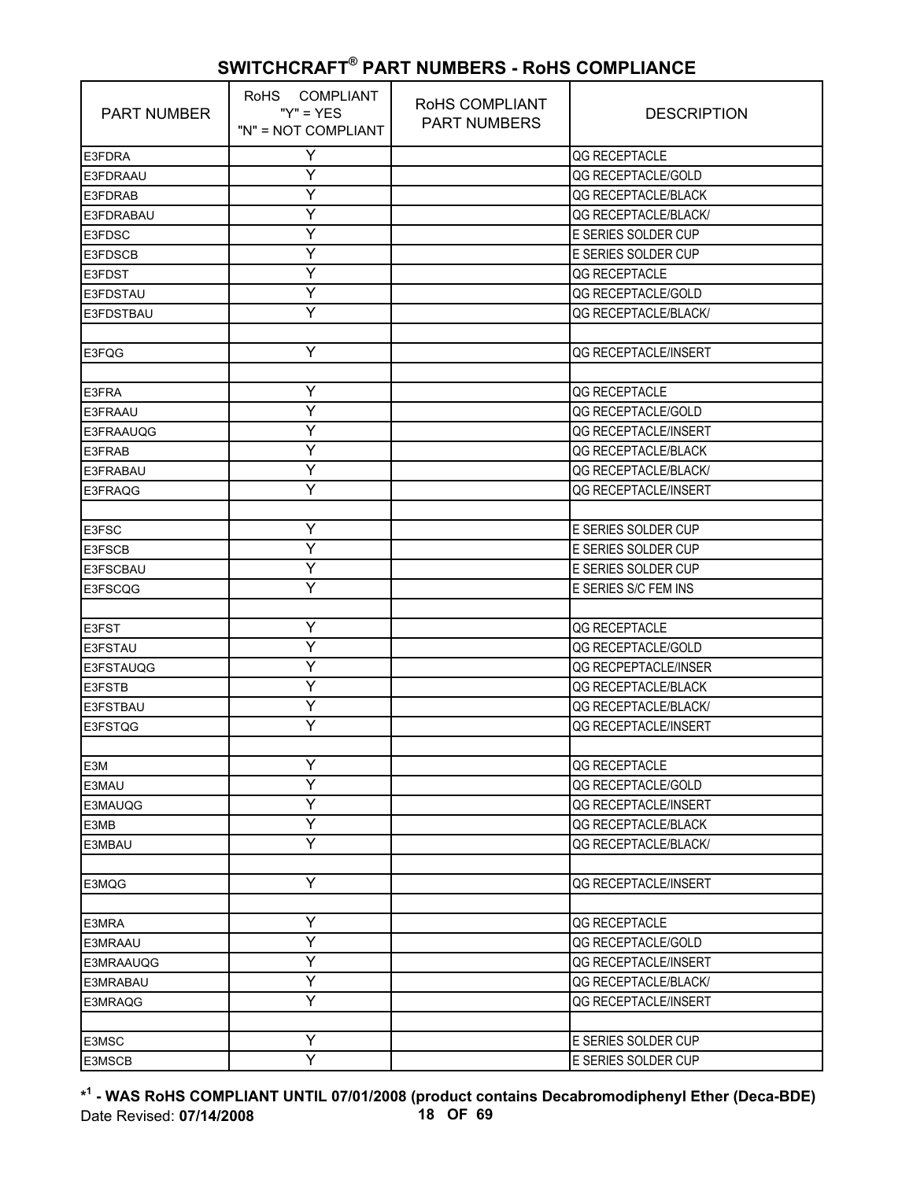## SWITCHCRAFT® PART NUMBERS - RoHS COMPLIANCE

| PART NUMBER | RoHS COMPLIANT "Y" = YES "N" = NOT COMPLIANT | RoHS COMPLIANT PART NUMBERS | DESCRIPTION |
|---|---|---|---|
| E3FDRA | Y | | QG RECEPTACLE |
| E3FDRAAU | Y | | QG RECEPTACLE/GOLD |
| E3FDRAB | Y | | QG RECEPTACLE/BLACK |
| E3FDRABAU | Y | | QG RECEPTACLE/BLACK/ |
| E3FDSC | Y | | E SERIES SOLDER CUP |
| E3FDSCB | Y | | E SERIES SOLDER CUP |
| E3FDST | Y | | QG RECEPTACLE |
| E3FDSTAU | Y | | QG RECEPTACLE/GOLD |
| E3FDSTBAU | Y | | QG RECEPTACLE/BLACK/ |
| | | | |
| E3FQG | Y | | QG RECEPTACLE/INSERT |
| | | | |
| E3FRA | Y | | QG RECEPTACLE |
| E3FRAAU | Y | | QG RECEPTACLE/GOLD |
| E3FRAAUQG | Y | | QG RECEPTACLE/INSERT |
| E3FRAB | Y | | QG RECEPTACLE/BLACK |
| E3FRABAU | Y | | QG RECEPTACLE/BLACK/ |
| E3FRAQG | Y | | QG RECEPTACLE/INSERT |
| | | | |
| E3FSC | Y | | E SERIES SOLDER CUP |
| E3FSCB | Y | | E SERIES SOLDER CUP |
| E3FSCBAU | Y | | E SERIES SOLDER CUP |
| E3FSCQG | Y | | E SERIES S/C FEM INS |
| | | | |
| E3FST | Y | | QG RECEPTACLE |
| E3FSTAU | Y | | QG RECEPTACLE/GOLD |
| E3FSTAUQG | Y | | QG RECPEPTACLE/INSER |
| E3FSTB | Y | | QG RECEPTACLE/BLACK |
| E3FSTBAU | Y | | QG RECEPTACLE/BLACK/ |
| E3FSTQG | Y | | QG RECEPTACLE/INSERT |
| | | | |
| E3M | Y | | QG RECEPTACLE |
| E3MAU | Y | | QG RECEPTACLE/GOLD |
| E3MAUQG | Y | | QG RECEPTACLE/INSERT |
| E3MB | Y | | QG RECEPTACLE/BLACK |
| E3MBAU | Y | | QG RECEPTACLE/BLACK/ |
| | | | |
| E3MQG | Y | | QG RECEPTACLE/INSERT |
| | | | |
| E3MRA | Y | | QG RECEPTACLE |
| E3MRAAU | Y | | QG RECEPTACLE/GOLD |
| E3MRAAUQG | Y | | QG RECEPTACLE/INSERT |
| E3MRABAU | Y | | QG RECEPTACLE/BLACK/ |
| E3MRAQG | Y | | QG RECEPTACLE/INSERT |
| | | | |
| E3MSC | Y | | E SERIES SOLDER CUP |
| E3MSCB | Y | | E SERIES SOLDER CUP |

**\*[1] - WAS RoHS COMPLIANT UNTIL 07/01/2008 (product contains Decabromodiphenyl Ether (Deca-BDE)**

Date Revised: **07/14/2008**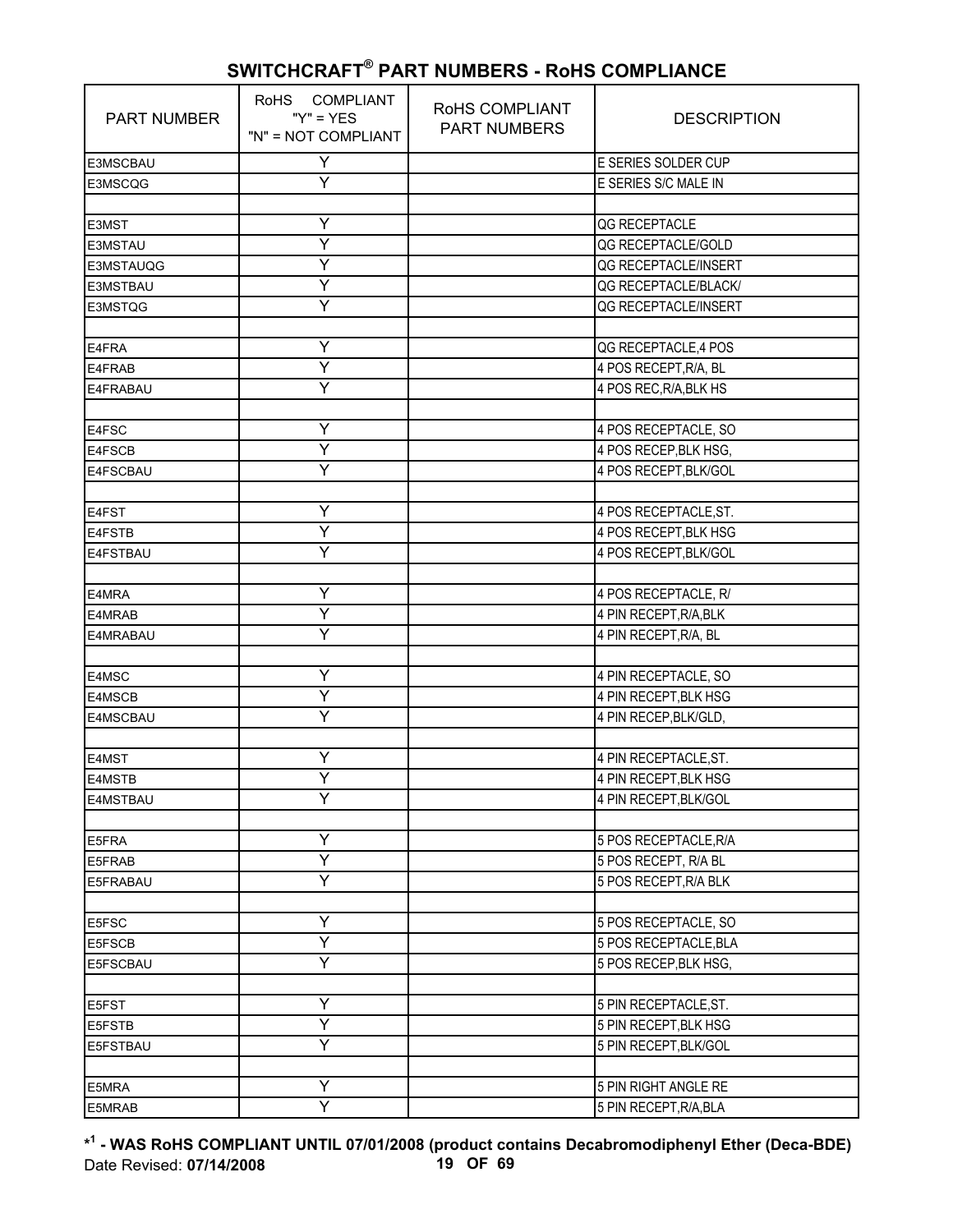## SWITCHCRAFT® PART NUMBERS - RoHS COMPLIANCE

| PART NUMBER | RoHS COMPLIANT "Y" = YES "N" = NOT COMPLIANT | RoHS COMPLIANT PART NUMBERS | DESCRIPTION |
|---|---|---|---|
| E3MSCBAU | Y | | E SERIES SOLDER CUP |
| E3MSCQG | Y | | E SERIES S/C MALE IN |
| | | | |
| E3MST | Y | | QG RECEPTACLE |
| E3MSTAU | Y | | QG RECEPTACLE/GOLD |
| E3MSTAUQG | Y | | QG RECEPTACLE/INSERT |
| E3MSTBAU | Y | | QG RECEPTACLE/BLACK/ |
| E3MSTQG | Y | | QG RECEPTACLE/INSERT |
| | | | |
| E4FRA | Y | | QG RECEPTACLE,4 POS |
| E4FRAB | Y | | 4 POS RECEPT,R/A, BL |
| E4FRABAU | Y | | 4 POS REC,R/A,BLK HS |
| | | | |
| E4FSC | Y | | 4 POS RECEPTACLE, SO |
| E4FSCB | Y | | 4 POS RECEP,BLK HSG, |
| E4FSCBAU | Y | | 4 POS RECEPT,BLK/GOL |
| | | | |
| E4FST | Y | | 4 POS RECEPTACLE,ST. |
| E4FSTB | Y | | 4 POS RECEPT,BLK HSG |
| E4FSTBAU | Y | | 4 POS RECEPT,BLK/GOL |
| | | | |
| E4MRA | Y | | 4 POS RECEPTACLE, R/ |
| E4MRAB | Y | | 4 PIN RECEPT,R/A,BLK |
| E4MRABAU | Y | | 4 PIN RECEPT,R/A, BL |
| | | | |
| E4MSC | Y | | 4 PIN RECEPTACLE, SO |
| E4MSCB | Y | | 4 PIN RECEPT,BLK HSG |
| E4MSCBAU | Y | | 4 PIN RECEP,BLK/GLD, |
| | | | |
| E4MST | Y | | 4 PIN RECEPTACLE,ST. |
| E4MSTB | Y | | 4 PIN RECEPT,BLK HSG |
| E4MSTBAU | Y | | 4 PIN RECEPT,BLK/GOL |
| | | | |
| E5FRA | Y | | 5 POS RECEPTACLE,R/A |
| E5FRAB | Y | | 5 POS RECEPT, R/A BL |
| E5FRABAU | Y | | 5 POS RECEPT,R/A BLK |
| | | | |
| E5FSC | Y | | 5 POS RECEPTACLE, SO |
| E5FSCB | Y | | 5 POS RECEPTACLE,BLA |
| E5FSCBAU | Y | | 5 POS RECEP,BLK HSG, |
| | | | |
| E5FST | Y | | 5 PIN RECEPTACLE,ST. |
| E5FSTB | Y | | 5 PIN RECEPT,BLK HSG |
| E5FSTBAU | Y | | 5 PIN RECEPT,BLK/GOL |
| | | | |
| E5MRA | Y | | 5 PIN RIGHT ANGLE RE |
| E5MRAB | Y | | 5 PIN RECEPT,R/A,BLA |

**\*[1] - WAS RoHS COMPLIANT UNTIL 07/01/2008 (product contains Decabromodiphenyl Ether (Deca-BDE)**

Date Revised: **07/14/2008**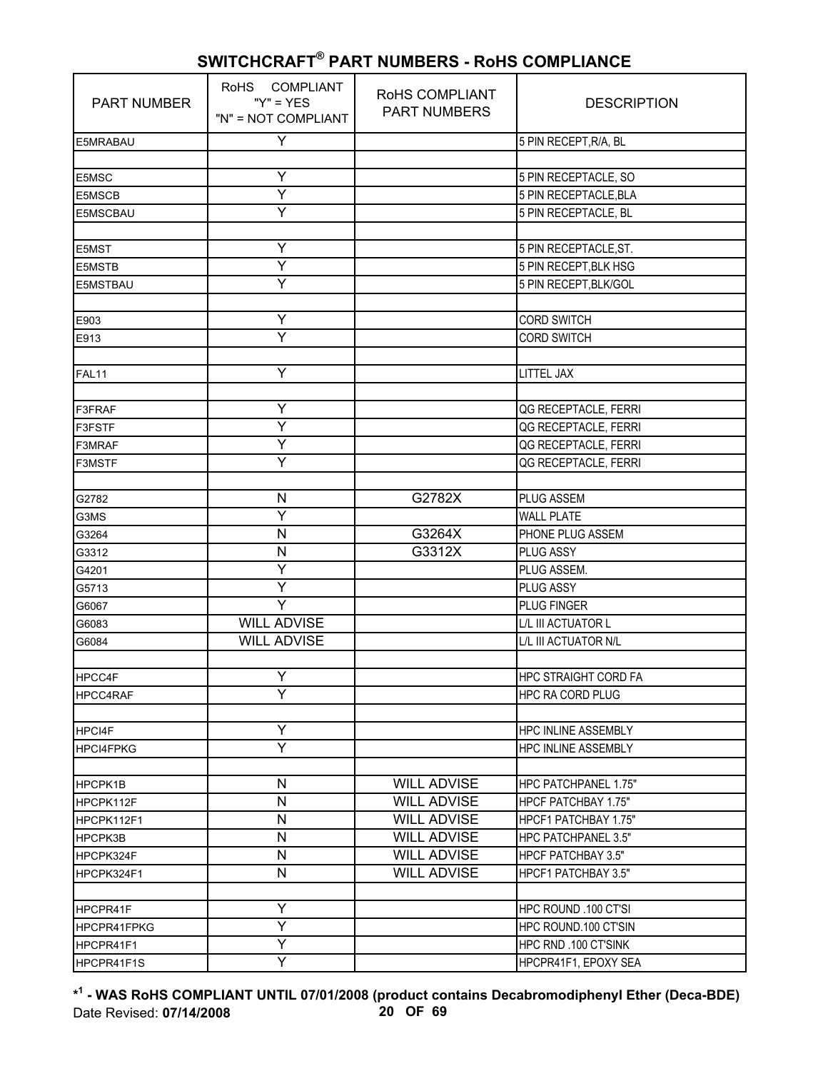## SWITCHCRAFT® PART NUMBERS - RoHS COMPLIANCE

| PART NUMBER | RoHS COMPLIANT "Y" = YES "N" = NOT COMPLIANT | RoHS COMPLIANT PART NUMBERS | DESCRIPTION |
|---|---|---|---|
| E5MRABAU | Y | | 5 PIN RECEPT,R/A, BL |
| | | | |
| E5MSC | Y | | 5 PIN RECEPTACLE, SO |
| E5MSCB | Y | | 5 PIN RECEPTACLE,BLA |
| E5MSCBAU | Y | | 5 PIN RECEPTACLE, BL |
| | | | |
| E5MST | Y | | 5 PIN RECEPTACLE,ST. |
| E5MSTB | Y | | 5 PIN RECEPT,BLK HSG |
| E5MSTBAU | Y | | 5 PIN RECEPT,BLK/GOL |
| | | | |
| E903 | Y | | CORD SWITCH |
| E913 | Y | | CORD SWITCH |
| | | | |
| FAL11 | Y | | LITTEL JAX |
| | | | |
| F3FRAF | Y | | QG RECEPTACLE, FERRI |
| F3FSTF | Y | | QG RECEPTACLE, FERRI |
| F3MRAF | Y | | QG RECEPTACLE, FERRI |
| F3MSTF | Y | | QG RECEPTACLE, FERRI |
| | | | |
| G2782 | N | G2782X | PLUG ASSEM |
| G3MS | Y | | WALL PLATE |
| G3264 | N | G3264X | PHONE PLUG ASSEM |
| G3312 | N | G3312X | PLUG ASSY |
| G4201 | Y | | PLUG ASSEM. |
| G5713 | Y | | PLUG ASSY |
| G6067 | Y | | PLUG FINGER |
| G6083 | WILL ADVISE | | L/L III ACTUATOR L |
| G6084 | WILL ADVISE | | L/L III ACTUATOR N/L |
| | | | |
| HPCC4F | Y | | HPC STRAIGHT CORD FA |
| HPCC4RAF | Y | | HPC RA CORD PLUG |
| | | | |
| HPCI4F | Y | | HPC INLINE ASSEMBLY |
| HPCI4FPKG | Y | | HPC INLINE ASSEMBLY |
| | | | |
| HPCPK1B | N | WILL ADVISE | HPC PATCHPANEL 1.75" |
| HPCPK112F | N | WILL ADVISE | HPCF PATCHBAY 1.75" |
| HPCPK112F1 | N | WILL ADVISE | HPCF1 PATCHBAY 1.75" |
| HPCPK3B | N | WILL ADVISE | HPC PATCHPANEL 3.5" |
| HPCPK324F | N | WILL ADVISE | HPCF PATCHBAY 3.5" |
| HPCPK324F1 | N | WILL ADVISE | HPCF1 PATCHBAY 3.5" |
| | | | |
| HPCPR41F | Y | | HPC ROUND .100 CT'SI |
| HPCPR41FPKG | Y | | HPC ROUND.100 CT'SIN |
| HPCPR41F1 | Y | | HPC RND .100 CT'SINK |
| HPCPR41F1S | Y | | HPCPR41F1, EPOXY SEA |

**\*[1] - WAS RoHS COMPLIANT UNTIL 07/01/2008 (product contains Decabromodiphenyl Ether (Deca-BDE)**

Date Revised: **07/14/2008**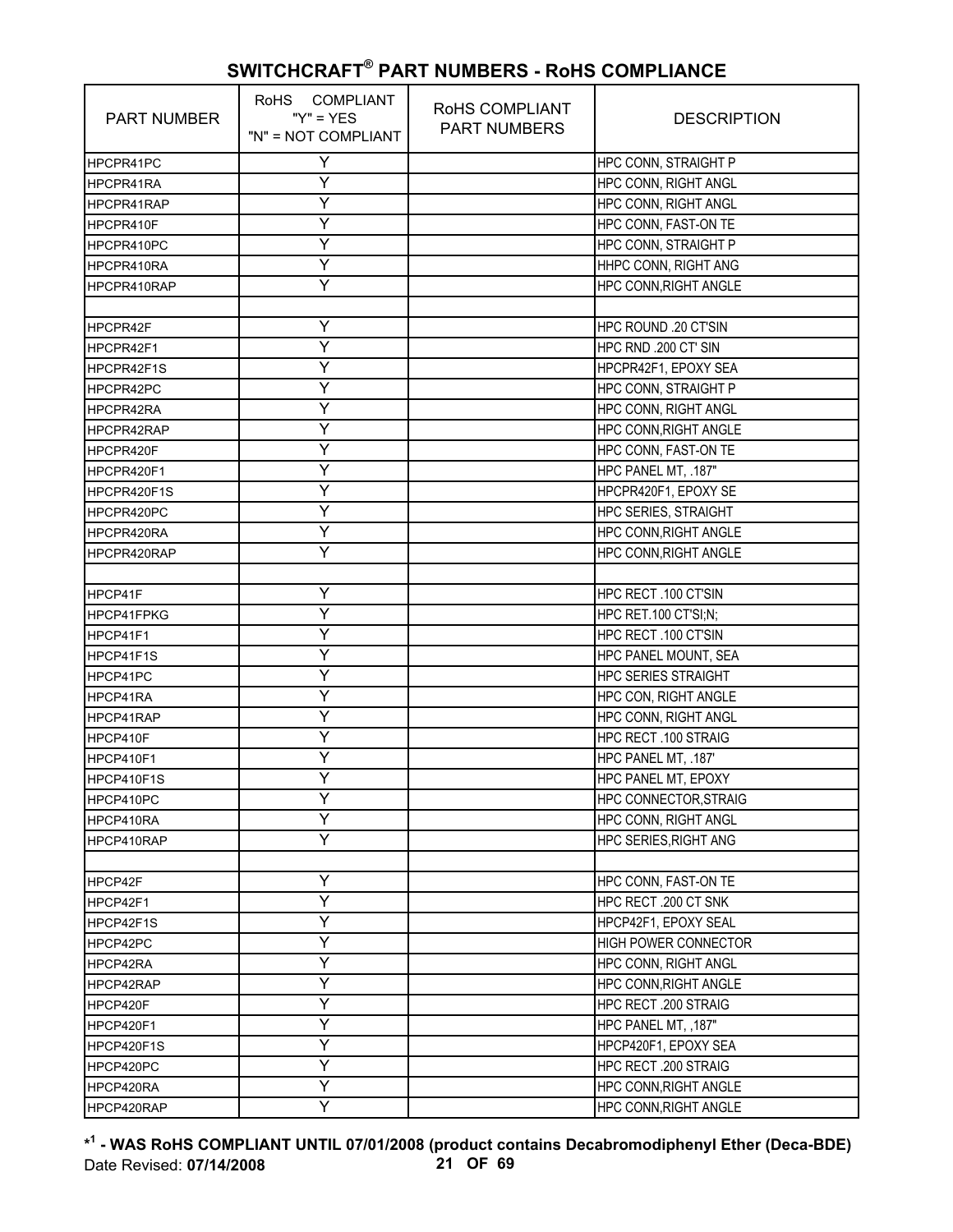## SWITCHCRAFT® PART NUMBERS - RoHS COMPLIANCE

| PART NUMBER | RoHS COMPLIANT "Y" = YES "N" = NOT COMPLIANT | RoHS COMPLIANT PART NUMBERS | DESCRIPTION |
|---|---|---|---|
| HPCPR41PC | Y | | HPC CONN, STRAIGHT P |
| HPCPR41RA | Y | | HPC CONN, RIGHT ANGL |
| HPCPR41RAP | Y | | HPC CONN, RIGHT ANGL |
| HPCPR410F | Y | | HPC CONN, FAST-ON TE |
| HPCPR410PC | Y | | HPC CONN, STRAIGHT P |
| HPCPR410RA | Y | | HHPC CONN, RIGHT ANG |
| HPCPR410RAP | Y | | HPC CONN,RIGHT ANGLE |
| | | | |
| HPCPR42F | Y | | HPC ROUND .20 CT'SIN |
| HPCPR42F1 | Y | | HPC RND .200 CT' SIN |
| HPCPR42F1S | Y | | HPCPR42F1, EPOXY SEA |
| HPCPR42PC | Y | | HPC CONN, STRAIGHT P |
| HPCPR42RA | Y | | HPC CONN, RIGHT ANGL |
| HPCPR42RAP | Y | | HPC CONN,RIGHT ANGLE |
| HPCPR420F | Y | | HPC CONN, FAST-ON TE |
| HPCPR420F1 | Y | | HPC PANEL MT, .187" |
| HPCPR420F1S | Y | | HPCPR420F1, EPOXY SE |
| HPCPR420PC | Y | | HPC SERIES, STRAIGHT |
| HPCPR420RA | Y | | HPC CONN,RIGHT ANGLE |
| HPCPR420RAP | Y | | HPC CONN,RIGHT ANGLE |
| | | | |
| HPCP41F | Y | | HPC RECT .100 CT'SIN |
| HPCP41FPKG | Y | | HPC RET.100 CT'SI;N; |
| HPCP41F1 | Y | | HPC RECT .100 CT'SIN |
| HPCP41F1S | Y | | HPC PANEL MOUNT, SEA |
| HPCP41PC | Y | | HPC SERIES STRAIGHT |
| HPCP41RA | Y | | HPC CON, RIGHT ANGLE |
| HPCP41RAP | Y | | HPC CONN, RIGHT ANGL |
| HPCP410F | Y | | HPC RECT .100 STRAIG |
| HPCP410F1 | Y | | HPC PANEL MT, .187' |
| HPCP410F1S | Y | | HPC PANEL MT, EPOXY |
| HPCP410PC | Y | | HPC CONNECTOR,STRAIG |
| HPCP410RA | Y | | HPC CONN, RIGHT ANGL |
| HPCP410RAP | Y | | HPC SERIES,RIGHT ANG |
| | | | |
| HPCP42F | Y | | HPC CONN, FAST-ON TE |
| HPCP42F1 | Y | | HPC RECT .200 CT SNK |
| HPCP42F1S | Y | | HPCP42F1, EPOXY SEAL |
| HPCP42PC | Y | | HIGH POWER CONNECTOR |
| HPCP42RA | Y | | HPC CONN, RIGHT ANGL |
| HPCP42RAP | Y | | HPC CONN,RIGHT ANGLE |
| HPCP420F | Y | | HPC RECT .200 STRAIG |
| HPCP420F1 | Y | | HPC PANEL MT, ,187" |
| HPCP420F1S | Y | | HPCP420F1, EPOXY SEA |
| HPCP420PC | Y | | HPC RECT .200 STRAIG |
| HPCP420RA | Y | | HPC CONN,RIGHT ANGLE |
| HPCP420RAP | Y | | HPC CONN,RIGHT ANGLE |

**\*[1] - WAS RoHS COMPLIANT UNTIL 07/01/2008 (product contains Decabromodiphenyl Ether (Deca-BDE)**

Date Revised: **07/14/2008**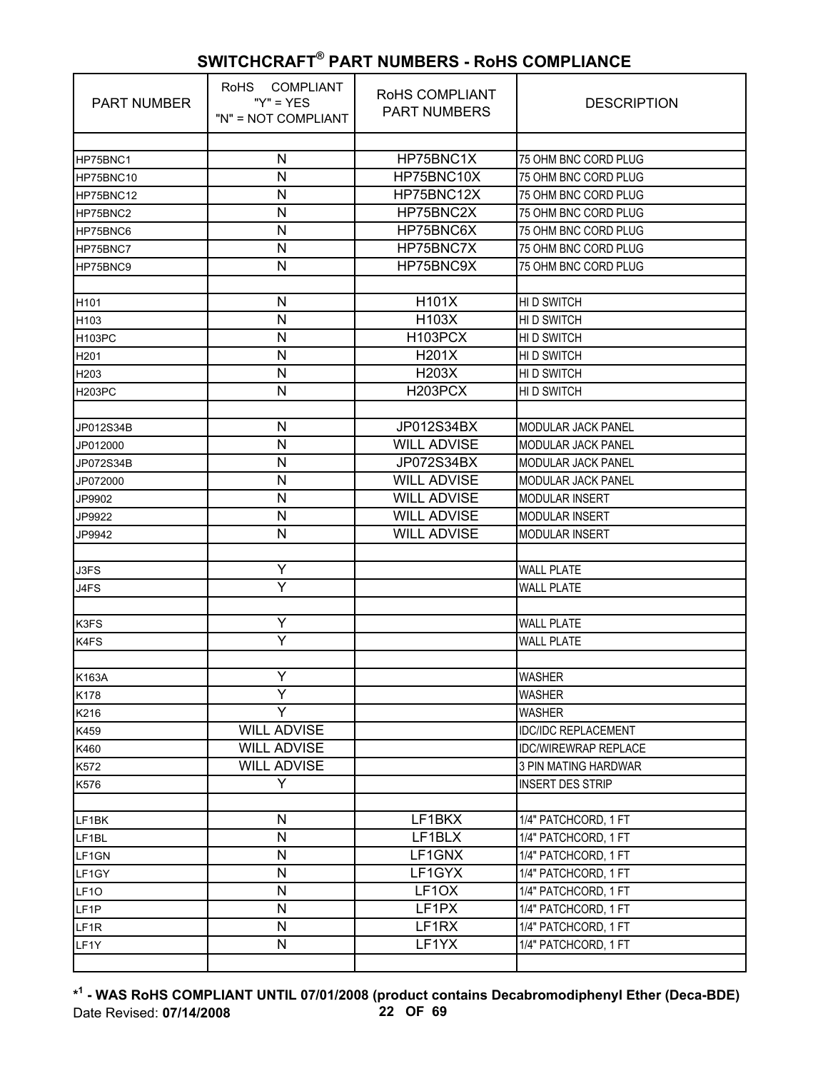## SWITCHCRAFT® PART NUMBERS - RoHS COMPLIANCE

| PART NUMBER | RoHS COMPLIANT "Y" = YES "N" = NOT COMPLIANT | RoHS COMPLIANT PART NUMBERS | DESCRIPTION |
|---|---|---|---|
| | | | |
| HP75BNC1 | N | HP75BNC1X | 75 OHM BNC CORD PLUG |
| HP75BNC10 | N | HP75BNC10X | 75 OHM BNC CORD PLUG |
| HP75BNC12 | N | HP75BNC12X | 75 OHM BNC CORD PLUG |
| HP75BNC2 | N | HP75BNC2X | 75 OHM BNC CORD PLUG |
| HP75BNC6 | N | HP75BNC6X | 75 OHM BNC CORD PLUG |
| HP75BNC7 | N | HP75BNC7X | 75 OHM BNC CORD PLUG |
| HP75BNC9 | N | HP75BNC9X | 75 OHM BNC CORD PLUG |
| | | | |
| H101 | N | H101X | HI D SWITCH |
| H103 | N | H103X | HI D SWITCH |
| H103PC | N | H103PCX | HI D SWITCH |
| H201 | N | H201X | HI D SWITCH |
| H203 | N | H203X | HI D SWITCH |
| H203PC | N | H203PCX | HI D SWITCH |
| | | | |
| JP012S34B | N | JP012S34BX | MODULAR JACK PANEL |
| JP012000 | N | WILL ADVISE | MODULAR JACK PANEL |
| JP072S34B | N | JP072S34BX | MODULAR JACK PANEL |
| JP072000 | N | WILL ADVISE | MODULAR JACK PANEL |
| JP9902 | N | WILL ADVISE | MODULAR INSERT |
| JP9922 | N | WILL ADVISE | MODULAR INSERT |
| JP9942 | N | WILL ADVISE | MODULAR INSERT |
| | | | |
| J3FS | Y | | WALL PLATE |
| J4FS | Y | | WALL PLATE |
| | | | |
| K3FS | Y | | WALL PLATE |
| K4FS | Y | | WALL PLATE |
| | | | |
| K163A | Y | | WASHER |
| K178 | Y | | WASHER |
| K216 | Y | | WASHER |
| K459 | WILL ADVISE | | IDC/IDC REPLACEMENT |
| K460 | WILL ADVISE | | IDC/WIREWRAP REPLACE |
| K572 | WILL ADVISE | | 3 PIN MATING HARDWAR |
| K576 | Y | | INSERT DES STRIP |
| | | | |
| LF1BK | N | LF1BKX | 1/4" PATCHCORD, 1 FT |
| LF1BL | N | LF1BLX | 1/4" PATCHCORD, 1 FT |
| LF1GN | N | LF1GNX | 1/4" PATCHCORD, 1 FT |
| LF1GY | N | LF1GYX | 1/4" PATCHCORD, 1 FT |
| LF1O | N | LF1OX | 1/4" PATCHCORD, 1 FT |
| LF1P | N | LF1PX | 1/4" PATCHCORD, 1 FT |
| LF1R | N | LF1RX | 1/4" PATCHCORD, 1 FT |
| LF1Y | N | LF1YX | 1/4" PATCHCORD, 1 FT |
| | | | |

**\*[1] - WAS RoHS COMPLIANT UNTIL 07/01/2008 (product contains Decabromodiphenyl Ether (Deca-BDE)**

Date Revised: **07/14/2008**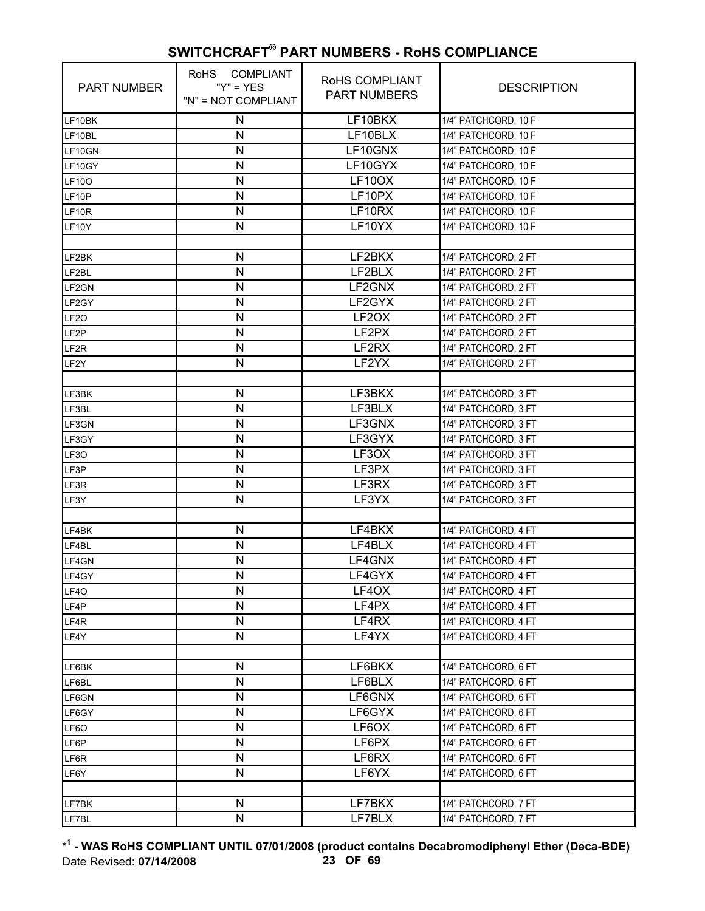## SWITCHCRAFT® PART NUMBERS - RoHS COMPLIANCE

| PART NUMBER | RoHS COMPLIANT "Y" = YES "N" = NOT COMPLIANT | RoHS COMPLIANT PART NUMBERS | DESCRIPTION |
|---|---|---|---|
| LF10BK | N | LF10BKX | 1/4" PATCHCORD, 10 F |
| LF10BL | N | LF10BLX | 1/4" PATCHCORD, 10 F |
| LF10GN | N | LF10GNX | 1/4" PATCHCORD, 10 F |
| LF10GY | N | LF10GYX | 1/4" PATCHCORD, 10 F |
| LF10O | N | LF10OX | 1/4" PATCHCORD, 10 F |
| LF10P | N | LF10PX | 1/4" PATCHCORD, 10 F |
| LF10R | N | LF10RX | 1/4" PATCHCORD, 10 F |
| LF10Y | N | LF10YX | 1/4" PATCHCORD, 10 F |
| | | | |
| LF2BK | N | LF2BKX | 1/4" PATCHCORD, 2 FT |
| LF2BL | N | LF2BLX | 1/4" PATCHCORD, 2 FT |
| LF2GN | N | LF2GNX | 1/4" PATCHCORD, 2 FT |
| LF2GY | N | LF2GYX | 1/4" PATCHCORD, 2 FT |
| LF2O | N | LF2OX | 1/4" PATCHCORD, 2 FT |
| LF2P | N | LF2PX | 1/4" PATCHCORD, 2 FT |
| LF2R | N | LF2RX | 1/4" PATCHCORD, 2 FT |
| LF2Y | N | LF2YX | 1/4" PATCHCORD, 2 FT |
| | | | |
| LF3BK | N | LF3BKX | 1/4" PATCHCORD, 3 FT |
| LF3BL | N | LF3BLX | 1/4" PATCHCORD, 3 FT |
| LF3GN | N | LF3GNX | 1/4" PATCHCORD, 3 FT |
| LF3GY | N | LF3GYX | 1/4" PATCHCORD, 3 FT |
| LF3O | N | LF3OX | 1/4" PATCHCORD, 3 FT |
| LF3P | N | LF3PX | 1/4" PATCHCORD, 3 FT |
| LF3R | N | LF3RX | 1/4" PATCHCORD, 3 FT |
| LF3Y | N | LF3YX | 1/4" PATCHCORD, 3 FT |
| | | | |
| LF4BK | N | LF4BKX | 1/4" PATCHCORD, 4 FT |
| LF4BL | N | LF4BLX | 1/4" PATCHCORD, 4 FT |
| LF4GN | N | LF4GNX | 1/4" PATCHCORD, 4 FT |
| LF4GY | N | LF4GYX | 1/4" PATCHCORD, 4 FT |
| LF4O | N | LF4OX | 1/4" PATCHCORD, 4 FT |
| LF4P | N | LF4PX | 1/4" PATCHCORD, 4 FT |
| LF4R | N | LF4RX | 1/4" PATCHCORD, 4 FT |
| LF4Y | N | LF4YX | 1/4" PATCHCORD, 4 FT |
| | | | |
| LF6BK | N | LF6BKX | 1/4" PATCHCORD, 6 FT |
| LF6BL | N | LF6BLX | 1/4" PATCHCORD, 6 FT |
| LF6GN | N | LF6GNX | 1/4" PATCHCORD, 6 FT |
| LF6GY | N | LF6GYX | 1/4" PATCHCORD, 6 FT |
| LF6O | N | LF6OX | 1/4" PATCHCORD, 6 FT |
| LF6P | N | LF6PX | 1/4" PATCHCORD, 6 FT |
| LF6R | N | LF6RX | 1/4" PATCHCORD, 6 FT |
| LF6Y | N | LF6YX | 1/4" PATCHCORD, 6 FT |
| | | | |
| LF7BK | N | LF7BKX | 1/4" PATCHCORD, 7 FT |
| LF7BL | N | LF7BLX | 1/4" PATCHCORD, 7 FT |

**\*[1] - WAS RoHS COMPLIANT UNTIL 07/01/2008 (product contains Decabromodiphenyl Ether (Deca-BDE)**

Date Revised: **07/14/2008**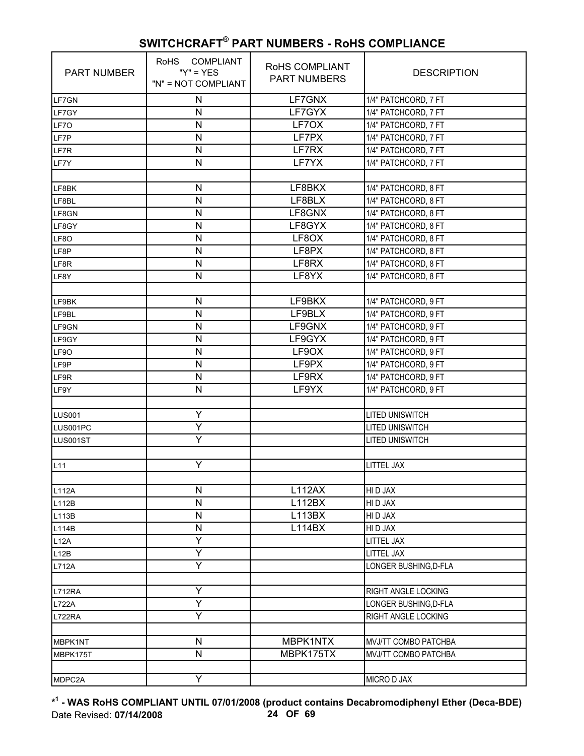## SWITCHCRAFT® PART NUMBERS - RoHS COMPLIANCE

| PART NUMBER | RoHS COMPLIANT "Y" = YES "N" = NOT COMPLIANT | RoHS COMPLIANT PART NUMBERS | DESCRIPTION |
|---|---|---|---|
| LF7GN | N | LF7GNX | 1/4" PATCHCORD, 7 FT |
| LF7GY | N | LF7GYX | 1/4" PATCHCORD, 7 FT |
| LF7O | N | LF7OX | 1/4" PATCHCORD, 7 FT |
| LF7P | N | LF7PX | 1/4" PATCHCORD, 7 FT |
| LF7R | N | LF7RX | 1/4" PATCHCORD, 7 FT |
| LF7Y | N | LF7YX | 1/4" PATCHCORD, 7 FT |
| | | | |
| LF8BK | N | LF8BKX | 1/4" PATCHCORD, 8 FT |
| LF8BL | N | LF8BLX | 1/4" PATCHCORD, 8 FT |
| LF8GN | N | LF8GNX | 1/4" PATCHCORD, 8 FT |
| LF8GY | N | LF8GYX | 1/4" PATCHCORD, 8 FT |
| LF8O | N | LF8OX | 1/4" PATCHCORD, 8 FT |
| LF8P | N | LF8PX | 1/4" PATCHCORD, 8 FT |
| LF8R | N | LF8RX | 1/4" PATCHCORD, 8 FT |
| LF8Y | N | LF8YX | 1/4" PATCHCORD, 8 FT |
| | | | |
| LF9BK | N | LF9BKX | 1/4" PATCHCORD, 9 FT |
| LF9BL | N | LF9BLX | 1/4" PATCHCORD, 9 FT |
| LF9GN | N | LF9GNX | 1/4" PATCHCORD, 9 FT |
| LF9GY | N | LF9GYX | 1/4" PATCHCORD, 9 FT |
| LF9O | N | LF9OX | 1/4" PATCHCORD, 9 FT |
| LF9P | N | LF9PX | 1/4" PATCHCORD, 9 FT |
| LF9R | N | LF9RX | 1/4" PATCHCORD, 9 FT |
| LF9Y | N | LF9YX | 1/4" PATCHCORD, 9 FT |
| | | | |
| LUS001 | Y | | LITED UNISWITCH |
| LUS001PC | Y | | LITED UNISWITCH |
| LUS001ST | Y | | LITED UNISWITCH |
| | | | |
| L11 | Y | | LITTEL JAX |
| | | | |
| L112A | N | L112AX | HI D JAX |
| L112B | N | L112BX | HI D JAX |
| L113B | N | L113BX | HI D JAX |
| L114B | N | L114BX | HI D JAX |
| L12A | Y | | LITTEL JAX |
| L12B | Y | | LITTEL JAX |
| L712A | Y | | LONGER BUSHING,D-FLA |
| | | | |
| L712RA | Y | | RIGHT ANGLE LOCKING |
| L722A | Y | | LONGER BUSHING,D-FLA |
| L722RA | Y | | RIGHT ANGLE LOCKING |
| | | | |
| MBPK1NT | N | MBPK1NTX | MVJ/TT COMBO PATCHBA |
| MBPK175T | N | MBPK175TX | MVJ/TT COMBO PATCHBA |
| | | | |
| MDPC2A | Y | | MICRO D JAX |

**\*[1] - WAS RoHS COMPLIANT UNTIL 07/01/2008 (product contains Decabromodiphenyl Ether (Deca-BDE)**

Date Revised: **07/14/2008**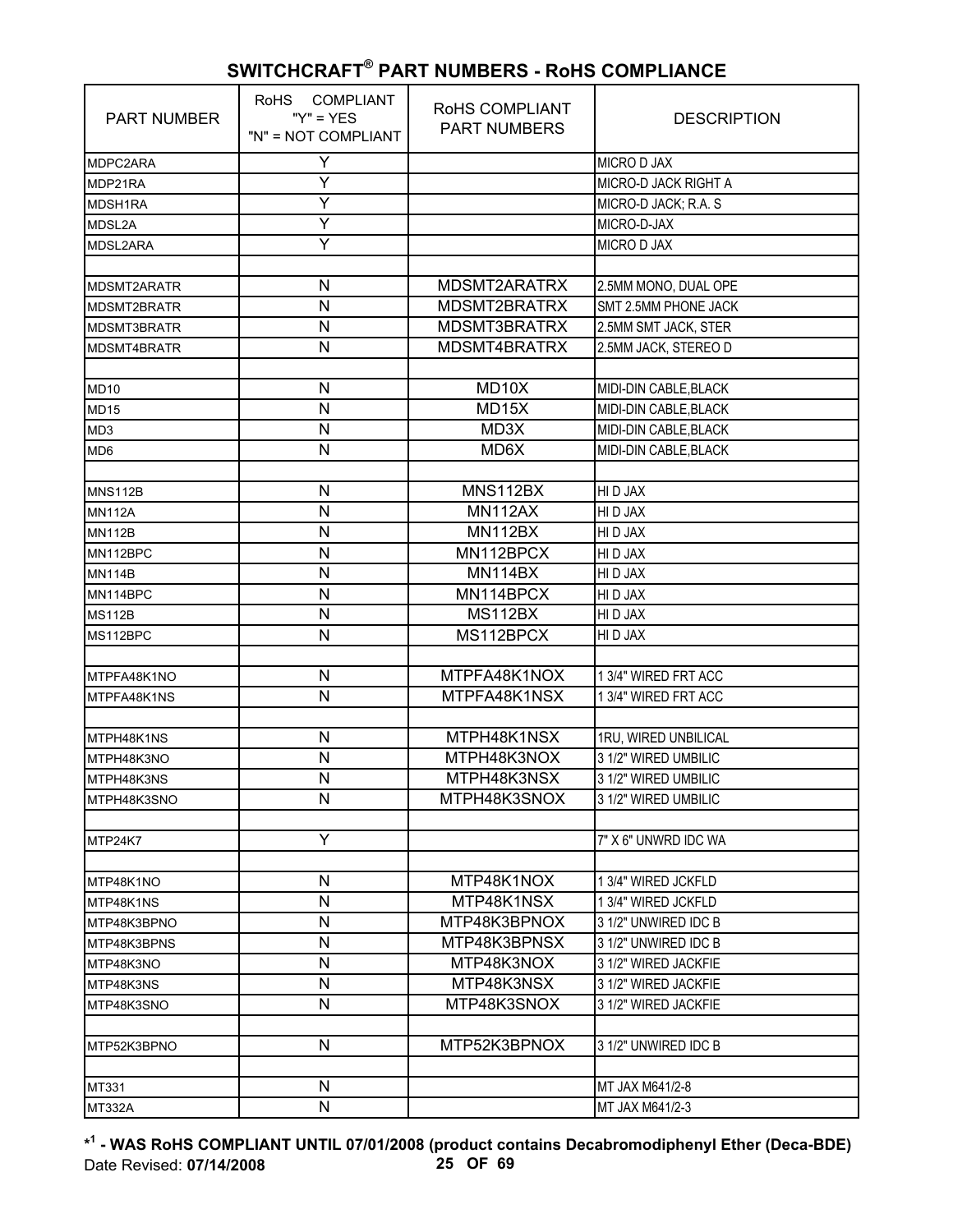## SWITCHCRAFT® PART NUMBERS - RoHS COMPLIANCE

| PART NUMBER | RoHS COMPLIANT "Y" = YES "N" = NOT COMPLIANT | RoHS COMPLIANT PART NUMBERS | DESCRIPTION |
|---|---|---|---|
| MDPC2ARA | Y | | MICRO D JAX |
| MDP21RA | Y | | MICRO-D JACK RIGHT A |
| MDSH1RA | Y | | MICRO-D JACK; R.A. S |
| MDSL2A | Y | | MICRO-D-JAX |
| MDSL2ARA | Y | | MICRO D JAX |
| | | | |
| MDSMT2ARATR | N | MDSMT2ARATRX | 2.5MM MONO, DUAL OPE |
| MDSMT2BRATR | N | MDSMT2BRATRX | SMT 2.5MM PHONE JACK |
| MDSMT3BRATR | N | MDSMT3BRATRX | 2.5MM SMT JACK, STER |
| MDSMT4BRATR | N | MDSMT4BRATRX | 2.5MM JACK, STEREO D |
| | | | |
| MD10 | N | MD10X | MIDI-DIN CABLE,BLACK |
| MD15 | N | MD15X | MIDI-DIN CABLE,BLACK |
| MD3 | N | MD3X | MIDI-DIN CABLE,BLACK |
| MD6 | N | MD6X | MIDI-DIN CABLE,BLACK |
| | | | |
| MNS112B | N | MNS112BX | HI D JAX |
| MN112A | N | MN112AX | HI D JAX |
| MN112B | N | MN112BX | HI D JAX |
| MN112BPC | N | MN112BPCX | HI D JAX |
| MN114B | N | MN114BX | HI D JAX |
| MN114BPC | N | MN114BPCX | HI D JAX |
| MS112B | N | MS112BX | HI D JAX |
| MS112BPC | N | MS112BPCX | HI D JAX |
| | | | |
| MTPFA48K1NO | N | MTPFA48K1NOX | 1 3/4" WIRED FRT ACC |
| MTPFA48K1NS | N | MTPFA48K1NSX | 1 3/4" WIRED FRT ACC |
| | | | |
| MTPH48K1NS | N | MTPH48K1NSX | 1RU, WIRED UNBILICAL |
| MTPH48K3NO | N | MTPH48K3NOX | 3 1/2" WIRED UMBILIC |
| MTPH48K3NS | N | MTPH48K3NSX | 3 1/2" WIRED UMBILIC |
| MTPH48K3SNO | N | MTPH48K3SNOX | 3 1/2" WIRED UMBILIC |
| | | | |
| MTP24K7 | Y | | 7" X 6" UNWRD IDC WA |
| | | | |
| MTP48K1NO | N | MTP48K1NOX | 1 3/4" WIRED JCKFLD |
| MTP48K1NS | N | MTP48K1NSX | 1 3/4" WIRED JCKFLD |
| MTP48K3BPNO | N | MTP48K3BPNOX | 3 1/2" UNWIRED IDC B |
| MTP48K3BPNS | N | MTP48K3BPNSX | 3 1/2" UNWIRED IDC B |
| MTP48K3NO | N | MTP48K3NOX | 3 1/2" WIRED JACKFIE |
| MTP48K3NS | N | MTP48K3NSX | 3 1/2" WIRED JACKFIE |
| MTP48K3SNO | N | MTP48K3SNOX | 3 1/2" WIRED JACKFIE |
| | | | |
| MTP52K3BPNO | N | MTP52K3BPNOX | 3 1/2" UNWIRED IDC B |
| | | | |
| MT331 | N | | MT JAX M641/2-8 |
| MT332A | N | | MT JAX M641/2-3 |

**\*[1] - WAS RoHS COMPLIANT UNTIL 07/01/2008 (product contains Decabromodiphenyl Ether (Deca-BDE)**

Date Revised: **07/14/2008**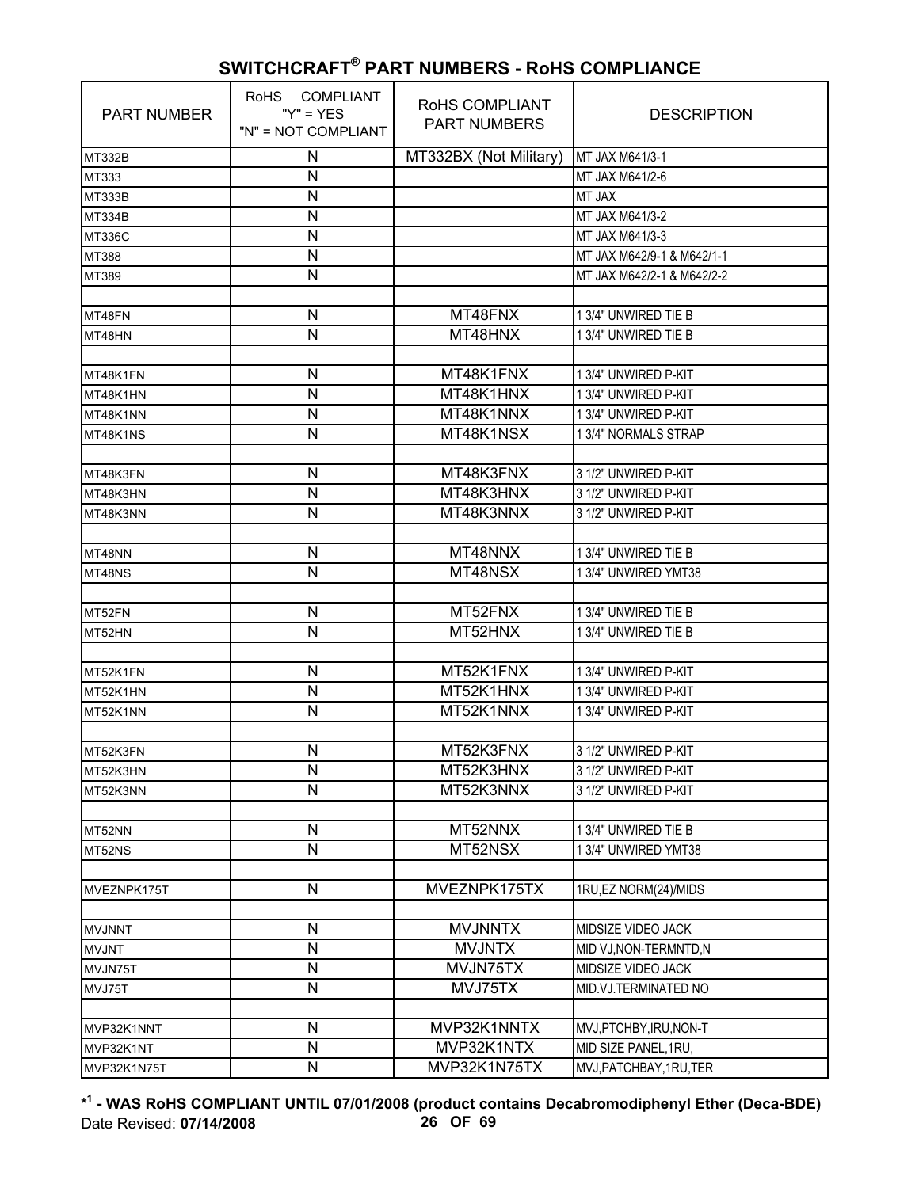## SWITCHCRAFT® PART NUMBERS - RoHS COMPLIANCE

| PART NUMBER | RoHS COMPLIANT "Y" = YES "N" = NOT COMPLIANT | RoHS COMPLIANT PART NUMBERS | DESCRIPTION |
|---|---|---|---|
| MT332B | N | MT332BX (Not Military) | MT JAX M641/3-1 |
| MT333 | N | | MT JAX M641/2-6 |
| MT333B | N | | MT JAX |
| MT334B | N | | MT JAX M641/3-2 |
| MT336C | N | | MT JAX M641/3-3 |
| MT388 | N | | MT JAX M642/9-1 & M642/1-1 |
| MT389 | N | | MT JAX M642/2-1 & M642/2-2 |
| | | | |
| MT48FN | N | MT48FNX | 1 3/4" UNWIRED TIE B |
| MT48HN | N | MT48HNX | 1 3/4" UNWIRED TIE B |
| | | | |
| MT48K1FN | N | MT48K1FNX | 1 3/4" UNWIRED P-KIT |
| MT48K1HN | N | MT48K1HNX | 1 3/4" UNWIRED P-KIT |
| MT48K1NN | N | MT48K1NNX | 1 3/4" UNWIRED P-KIT |
| MT48K1NS | N | MT48K1NSX | 1 3/4" NORMALS STRAP |
| | | | |
| MT48K3FN | N | MT48K3FNX | 3 1/2" UNWIRED P-KIT |
| MT48K3HN | N | MT48K3HNX | 3 1/2" UNWIRED P-KIT |
| MT48K3NN | N | MT48K3NNX | 3 1/2" UNWIRED P-KIT |
| | | | |
| MT48NN | N | MT48NNX | 1 3/4" UNWIRED TIE B |
| MT48NS | N | MT48NSX | 1 3/4" UNWIRED YMT38 |
| | | | |
| MT52FN | N | MT52FNX | 1 3/4" UNWIRED TIE B |
| MT52HN | N | MT52HNX | 1 3/4" UNWIRED TIE B |
| | | | |
| MT52K1FN | N | MT52K1FNX | 1 3/4" UNWIRED P-KIT |
| MT52K1HN | N | MT52K1HNX | 1 3/4" UNWIRED P-KIT |
| MT52K1NN | N | MT52K1NNX | 1 3/4" UNWIRED P-KIT |
| | | | |
| MT52K3FN | N | MT52K3FNX | 3 1/2" UNWIRED P-KIT |
| MT52K3HN | N | MT52K3HNX | 3 1/2" UNWIRED P-KIT |
| MT52K3NN | N | MT52K3NNX | 3 1/2" UNWIRED P-KIT |
| | | | |
| MT52NN | N | MT52NNX | 1 3/4" UNWIRED TIE B |
| MT52NS | N | MT52NSX | 1 3/4" UNWIRED YMT38 |
| | | | |
| MVEZNPK175T | N | MVEZNPK175TX | 1RU,EZ NORM(24)/MIDS |
| | | | |
| MVJNNT | N | MVJNNTX | MIDSIZE VIDEO JACK |
| MVJNT | N | MVJNTX | MID VJ,NON-TERMNTD,N |
| MVJN75T | N | MVJN75TX | MIDSIZE VIDEO JACK |
| MVJ75T | N | MVJ75TX | MID.VJ.TERMINATED NO |
| | | | |
| MVP32K1NNT | N | MVP32K1NNTX | MVJ,PTCHBY,IRU,NON-T |
| MVP32K1NT | N | MVP32K1NTX | MID SIZE PANEL,1RU, |
| MVP32K1N75T | N | MVP32K1N75TX | MVJ,PATCHBAY,1RU,TER |

**\*[1] - WAS RoHS COMPLIANT UNTIL 07/01/2008 (product contains Decabromodiphenyl Ether (Deca-BDE)**

Date Revised: **07/14/2008**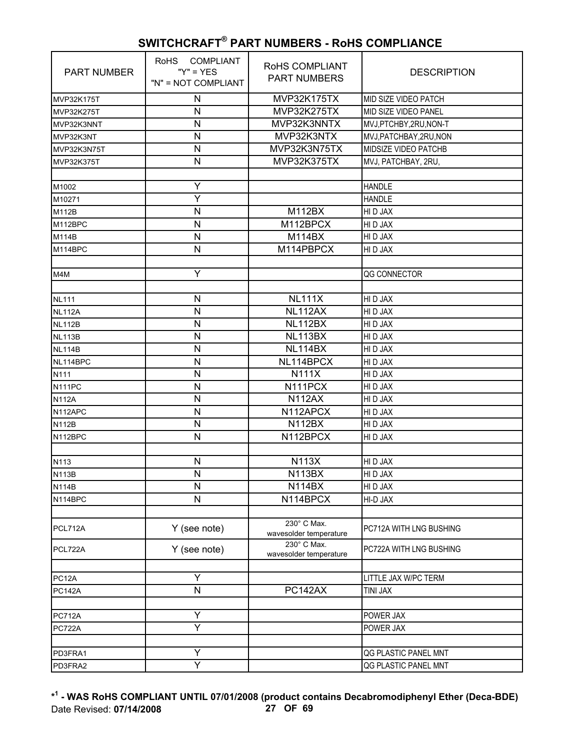## SWITCHCRAFT® PART NUMBERS - RoHS COMPLIANCE

| PART NUMBER | RoHS COMPLIANT "Y" = YES "N" = NOT COMPLIANT | RoHS COMPLIANT PART NUMBERS | DESCRIPTION |
|---|---|---|---|
| MVP32K175T | N | MVP32K175TX | MID SIZE VIDEO PATCH |
| MVP32K275T | N | MVP32K275TX | MID SIZE VIDEO PANEL |
| MVP32K3NNT | N | MVP32K3NNTX | MVJ,PTCHBY,2RU,NON-T |
| MVP32K3NT | N | MVP32K3NTX | MVJ,PATCHBAY,2RU,NON |
| MVP32K3N75T | N | MVP32K3N75TX | MIDSIZE VIDEO PATCHB |
| MVP32K375T | N | MVP32K375TX | MVJ, PATCHBAY, 2RU, |
| | | | |
| M1002 | Y | | HANDLE |
| M10271 | Y | | HANDLE |
| M112B | N | M112BX | HI D JAX |
| M112BPC | N | M112BPCX | HI D JAX |
| M114B | N | M114BX | HI D JAX |
| M114BPC | N | M114PBPCX | HI D JAX |
| | | | |
| M4M | Y | | QG CONNECTOR |
| | | | |
| NL111 | N | NL111X | HI D JAX |
| NL112A | N | NL112AX | HI D JAX |
| NL112B | N | NL112BX | HI D JAX |
| NL113B | N | NL113BX | HI D JAX |
| NL114B | N | NL114BX | HI D JAX |
| NL114BPC | N | NL114BPCX | HI D JAX |
| N111 | N | N111X | HI D JAX |
| N111PC | N | N111PCX | HI D JAX |
| N112A | N | N112AX | HI D JAX |
| N112APC | N | N112APCX | HI D JAX |
| N112B | N | N112BX | HI D JAX |
| N112BPC | N | N112BPCX | HI D JAX |
| | | | |
| N113 | N | N113X | HI D JAX |
| N113B | N | N113BX | HI D JAX |
| N114B | N | N114BX | HI D JAX |
| N114BPC | N | N114BPCX | HI-D JAX |
| | | | |
| PCL712A | Y (see note) | 230° C Max. wavesolder temperature | PC712A WITH LNG BUSHING |
| PCL722A | Y (see note) | 230° C Max. wavesolder temperature | PC722A WITH LNG BUSHING |
| | | | |
| PC12A | Y | | LITTLE JAX W/PC TERM |
| PC142A | N | PC142AX | TINI JAX |
| | | | |
| PC712A | Y | | POWER JAX |
| PC722A | Y | | POWER JAX |
| | | | |
| PD3FRA1 | Y | | QG PLASTIC PANEL MNT |
| PD3FRA2 | Y | | QG PLASTIC PANEL MNT |

**\*[1] - WAS RoHS COMPLIANT UNTIL 07/01/2008 (product contains Decabromodiphenyl Ether (Deca-BDE)**

Date Revised: **07/14/2008**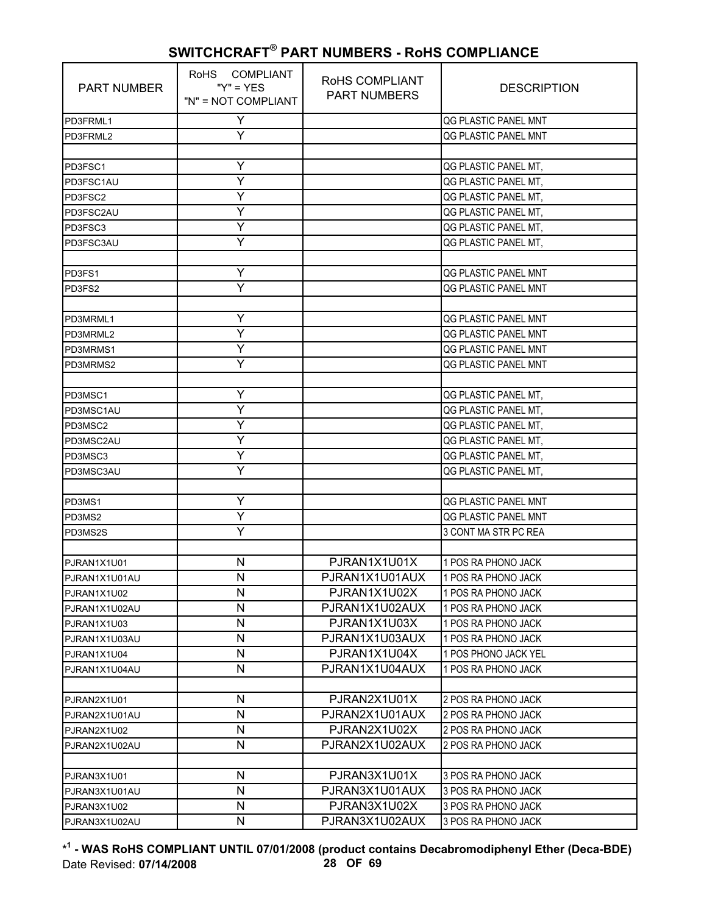## SWITCHCRAFT® PART NUMBERS - RoHS COMPLIANCE

| PART NUMBER | RoHS COMPLIANT "Y" = YES "N" = NOT COMPLIANT | RoHS COMPLIANT PART NUMBERS | DESCRIPTION |
|---|---|---|---|
| PD3FRML1 | Y | | QG PLASTIC PANEL MNT |
| PD3FRML2 | Y | | QG PLASTIC PANEL MNT |
| | | | |
| PD3FSC1 | Y | | QG PLASTIC PANEL MT, |
| PD3FSC1AU | Y | | QG PLASTIC PANEL MT, |
| PD3FSC2 | Y | | QG PLASTIC PANEL MT, |
| PD3FSC2AU | Y | | QG PLASTIC PANEL MT, |
| PD3FSC3 | Y | | QG PLASTIC PANEL MT, |
| PD3FSC3AU | Y | | QG PLASTIC PANEL MT, |
| | | | |
| PD3FS1 | Y | | QG PLASTIC PANEL MNT |
| PD3FS2 | Y | | QG PLASTIC PANEL MNT |
| | | | |
| PD3MRML1 | Y | | QG PLASTIC PANEL MNT |
| PD3MRML2 | Y | | QG PLASTIC PANEL MNT |
| PD3MRMS1 | Y | | QG PLASTIC PANEL MNT |
| PD3MRMS2 | Y | | QG PLASTIC PANEL MNT |
| | | | |
| PD3MSC1 | Y | | QG PLASTIC PANEL MT, |
| PD3MSC1AU | Y | | QG PLASTIC PANEL MT, |
| PD3MSC2 | Y | | QG PLASTIC PANEL MT, |
| PD3MSC2AU | Y | | QG PLASTIC PANEL MT, |
| PD3MSC3 | Y | | QG PLASTIC PANEL MT, |
| PD3MSC3AU | Y | | QG PLASTIC PANEL MT, |
| | | | |
| PD3MS1 | Y | | QG PLASTIC PANEL MNT |
| PD3MS2 | Y | | QG PLASTIC PANEL MNT |
| PD3MS2S | Y | | 3 CONT MA STR PC REA |
| | | | |
| PJRAN1X1U01 | N | PJRAN1X1U01X | 1 POS RA PHONO JACK |
| PJRAN1X1U01AU | N | PJRAN1X1U01AUX | 1 POS RA PHONO JACK |
| PJRAN1X1U02 | N | PJRAN1X1U02X | 1 POS RA PHONO JACK |
| PJRAN1X1U02AU | N | PJRAN1X1U02AUX | 1 POS RA PHONO JACK |
| PJRAN1X1U03 | N | PJRAN1X1U03X | 1 POS RA PHONO JACK |
| PJRAN1X1U03AU | N | PJRAN1X1U03AUX | 1 POS RA PHONO JACK |
| PJRAN1X1U04 | N | PJRAN1X1U04X | 1 POS PHONO JACK YEL |
| PJRAN1X1U04AU | N | PJRAN1X1U04AUX | 1 POS RA PHONO JACK |
| | | | |
| PJRAN2X1U01 | N | PJRAN2X1U01X | 2 POS RA PHONO JACK |
| PJRAN2X1U01AU | N | PJRAN2X1U01AUX | 2 POS RA PHONO JACK |
| PJRAN2X1U02 | N | PJRAN2X1U02X | 2 POS RA PHONO JACK |
| PJRAN2X1U02AU | N | PJRAN2X1U02AUX | 2 POS RA PHONO JACK |
| | | | |
| PJRAN3X1U01 | N | PJRAN3X1U01X | 3 POS RA PHONO JACK |
| PJRAN3X1U01AU | N | PJRAN3X1U01AUX | 3 POS RA PHONO JACK |
| PJRAN3X1U02 | N | PJRAN3X1U02X | 3 POS RA PHONO JACK |
| PJRAN3X1U02AU | N | PJRAN3X1U02AUX | 3 POS RA PHONO JACK |

**\*[1] - WAS RoHS COMPLIANT UNTIL 07/01/2008 (product contains Decabromodiphenyl Ether (Deca-BDE)**

Date Revised: **07/14/2008**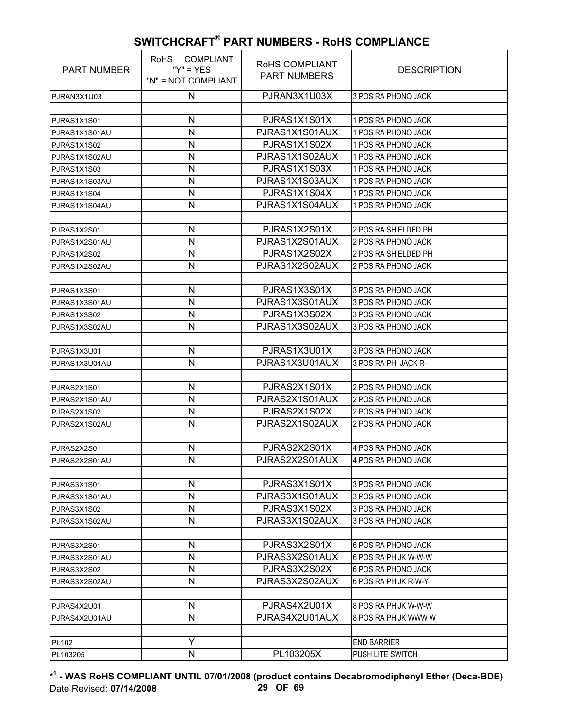## SWITCHCRAFT® PART NUMBERS - RoHS COMPLIANCE

| PART NUMBER | RoHS COMPLIANT "Y" = YES "N" = NOT COMPLIANT | RoHS COMPLIANT PART NUMBERS | DESCRIPTION |
|---|---|---|---|
| PJRAN3X1U03 | N | PJRAN3X1U03X | 3 POS RA PHONO JACK |
| | | | |
| PJRAS1X1S01 | N | PJRAS1X1S01X | 1 POS RA PHONO JACK |
| PJRAS1X1S01AU | N | PJRAS1X1S01AUX | 1 POS RA PHONO JACK |
| PJRAS1X1S02 | N | PJRAS1X1S02X | 1 POS RA PHONO JACK |
| PJRAS1X1S02AU | N | PJRAS1X1S02AUX | 1 POS RA PHONO JACK |
| PJRAS1X1S03 | N | PJRAS1X1S03X | 1 POS RA PHONO JACK |
| PJRAS1X1S03AU | N | PJRAS1X1S03AUX | 1 POS RA PHONO JACK |
| PJRAS1X1S04 | N | PJRAS1X1S04X | 1 POS RA PHONO JACK |
| PJRAS1X1S04AU | N | PJRAS1X1S04AUX | 1 POS RA PHONO JACK |
| | | | |
| PJRAS1X2S01 | N | PJRAS1X2S01X | 2 POS RA SHIELDED PH |
| PJRAS1X2S01AU | N | PJRAS1X2S01AUX | 2 POS RA PHONO JACK |
| PJRAS1X2S02 | N | PJRAS1X2S02X | 2 POS RA SHIELDED PH |
| PJRAS1X2S02AU | N | PJRAS1X2S02AUX | 2 POS RA PHONO JACK |
| | | | |
| PJRAS1X3S01 | N | PJRAS1X3S01X | 3 POS RA PHONO JACK |
| PJRAS1X3S01AU | N | PJRAS1X3S01AUX | 3 POS RA PHONO JACK |
| PJRAS1X3S02 | N | PJRAS1X3S02X | 3 POS RA PHONO JACK |
| PJRAS1X3S02AU | N | PJRAS1X3S02AUX | 3 POS RA PHONO JACK |
| | | | |
| PJRAS1X3U01 | N | PJRAS1X3U01X | 3 POS RA PHONO JACK |
| PJRAS1X3U01AU | N | PJRAS1X3U01AUX | 3 POS RA PH. JACK R- |
| | | | |
| PJRAS2X1S01 | N | PJRAS2X1S01X | 2 POS RA PHONO JACK |
| PJRAS2X1S01AU | N | PJRAS2X1S01AUX | 2 POS RA PHONO JACK |
| PJRAS2X1S02 | N | PJRAS2X1S02X | 2 POS RA PHONO JACK |
| PJRAS2X1S02AU | N | PJRAS2X1S02AUX | 2 POS RA PHONO JACK |
| | | | |
| PJRAS2X2S01 | N | PJRAS2X2S01X | 4 POS RA PHONO JACK |
| PJRAS2X2S01AU | N | PJRAS2X2S01AUX | 4 POS RA PHONO JACK |
| | | | |
| PJRAS3X1S01 | N | PJRAS3X1S01X | 3 POS RA PHONO JACK |
| PJRAS3X1S01AU | N | PJRAS3X1S01AUX | 3 POS RA PHONO JACK |
| PJRAS3X1S02 | N | PJRAS3X1S02X | 3 POS RA PHONO JACK |
| PJRAS3X1S02AU | N | PJRAS3X1S02AUX | 3 POS RA PHONO JACK |
| | | | |
| PJRAS3X2S01 | N | PJRAS3X2S01X | 6 POS RA PHONO JACK |
| PJRAS3X2S01AU | N | PJRAS3X2S01AUX | 6 POS RA PH JK W-W-W |
| PJRAS3X2S02 | N | PJRAS3X2S02X | 6 POS RA PHONO JACK |
| PJRAS3X2S02AU | N | PJRAS3X2S02AUX | 6 POS RA PH JK R-W-Y |
| | | | |
| PJRAS4X2U01 | N | PJRAS4X2U01X | 8 POS RA PH JK W-W-W |
| PJRAS4X2U01AU | N | PJRAS4X2U01AUX | 8 POS RA PH JK WWW W |
| | | | |
| PL102 | Y | | END BARRIER |
| PL103205 | N | PL103205X | PUSH LITE SWITCH |

**\*[1] - WAS RoHS COMPLIANT UNTIL 07/01/2008 (product contains Decabromodiphenyl Ether (Deca-BDE)**

Date Revised: **07/14/2008**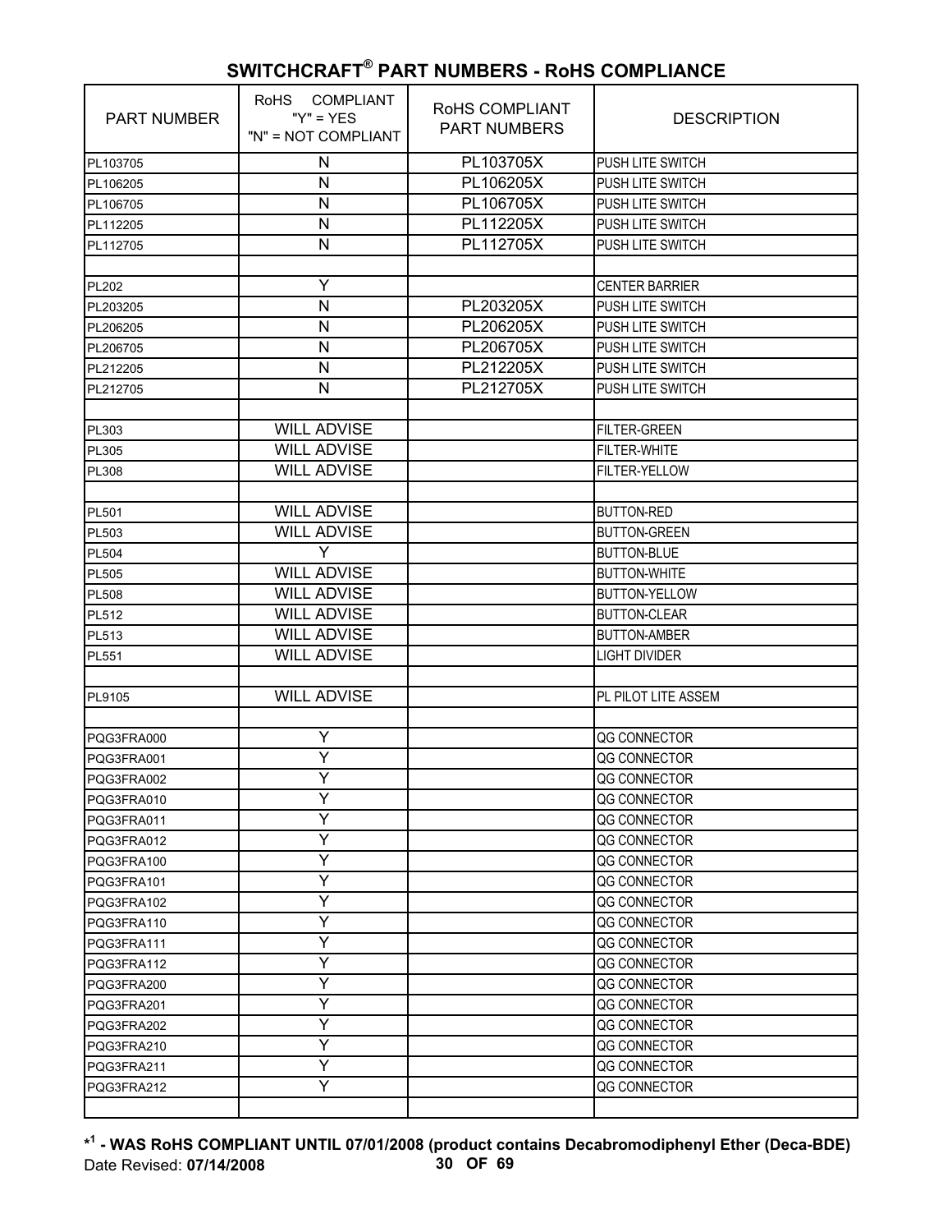## SWITCHCRAFT® PART NUMBERS - RoHS COMPLIANCE

| PART NUMBER | RoHS COMPLIANT "Y" = YES "N" = NOT COMPLIANT | RoHS COMPLIANT PART NUMBERS | DESCRIPTION |
|---|---|---|---|
| PL103705 | N | PL103705X | PUSH LITE SWITCH |
| PL106205 | N | PL106205X | PUSH LITE SWITCH |
| PL106705 | N | PL106705X | PUSH LITE SWITCH |
| PL112205 | N | PL112205X | PUSH LITE SWITCH |
| PL112705 | N | PL112705X | PUSH LITE SWITCH |
| | | | |
| PL202 | Y | | CENTER BARRIER |
| PL203205 | N | PL203205X | PUSH LITE SWITCH |
| PL206205 | N | PL206205X | PUSH LITE SWITCH |
| PL206705 | N | PL206705X | PUSH LITE SWITCH |
| PL212205 | N | PL212205X | PUSH LITE SWITCH |
| PL212705 | N | PL212705X | PUSH LITE SWITCH |
| | | | |
| PL303 | WILL ADVISE | | FILTER-GREEN |
| PL305 | WILL ADVISE | | FILTER-WHITE |
| PL308 | WILL ADVISE | | FILTER-YELLOW |
| | | | |
| PL501 | WILL ADVISE | | BUTTON-RED |
| PL503 | WILL ADVISE | | BUTTON-GREEN |
| PL504 | Y | | BUTTON-BLUE |
| PL505 | WILL ADVISE | | BUTTON-WHITE |
| PL508 | WILL ADVISE | | BUTTON-YELLOW |
| PL512 | WILL ADVISE | | BUTTON-CLEAR |
| PL513 | WILL ADVISE | | BUTTON-AMBER |
| PL551 | WILL ADVISE | | LIGHT DIVIDER |
| | | | |
| PL9105 | WILL ADVISE | | PL PILOT LITE ASSEM |
| | | | |
| PQG3FRA000 | Y | | QG CONNECTOR |
| PQG3FRA001 | Y | | QG CONNECTOR |
| PQG3FRA002 | Y | | QG CONNECTOR |
| PQG3FRA010 | Y | | QG CONNECTOR |
| PQG3FRA011 | Y | | QG CONNECTOR |
| PQG3FRA012 | Y | | QG CONNECTOR |
| PQG3FRA100 | Y | | QG CONNECTOR |
| PQG3FRA101 | Y | | QG CONNECTOR |
| PQG3FRA102 | Y | | QG CONNECTOR |
| PQG3FRA110 | Y | | QG CONNECTOR |
| PQG3FRA111 | Y | | QG CONNECTOR |
| PQG3FRA112 | Y | | QG CONNECTOR |
| PQG3FRA200 | Y | | QG CONNECTOR |
| PQG3FRA201 | Y | | QG CONNECTOR |
| PQG3FRA202 | Y | | QG CONNECTOR |
| PQG3FRA210 | Y | | QG CONNECTOR |
| PQG3FRA211 | Y | | QG CONNECTOR |
| PQG3FRA212 | Y | | QG CONNECTOR |
| | | | |

**\*[1] - WAS RoHS COMPLIANT UNTIL 07/01/2008 (product contains Decabromodiphenyl Ether (Deca-BDE)**

Date Revised: **07/14/2008**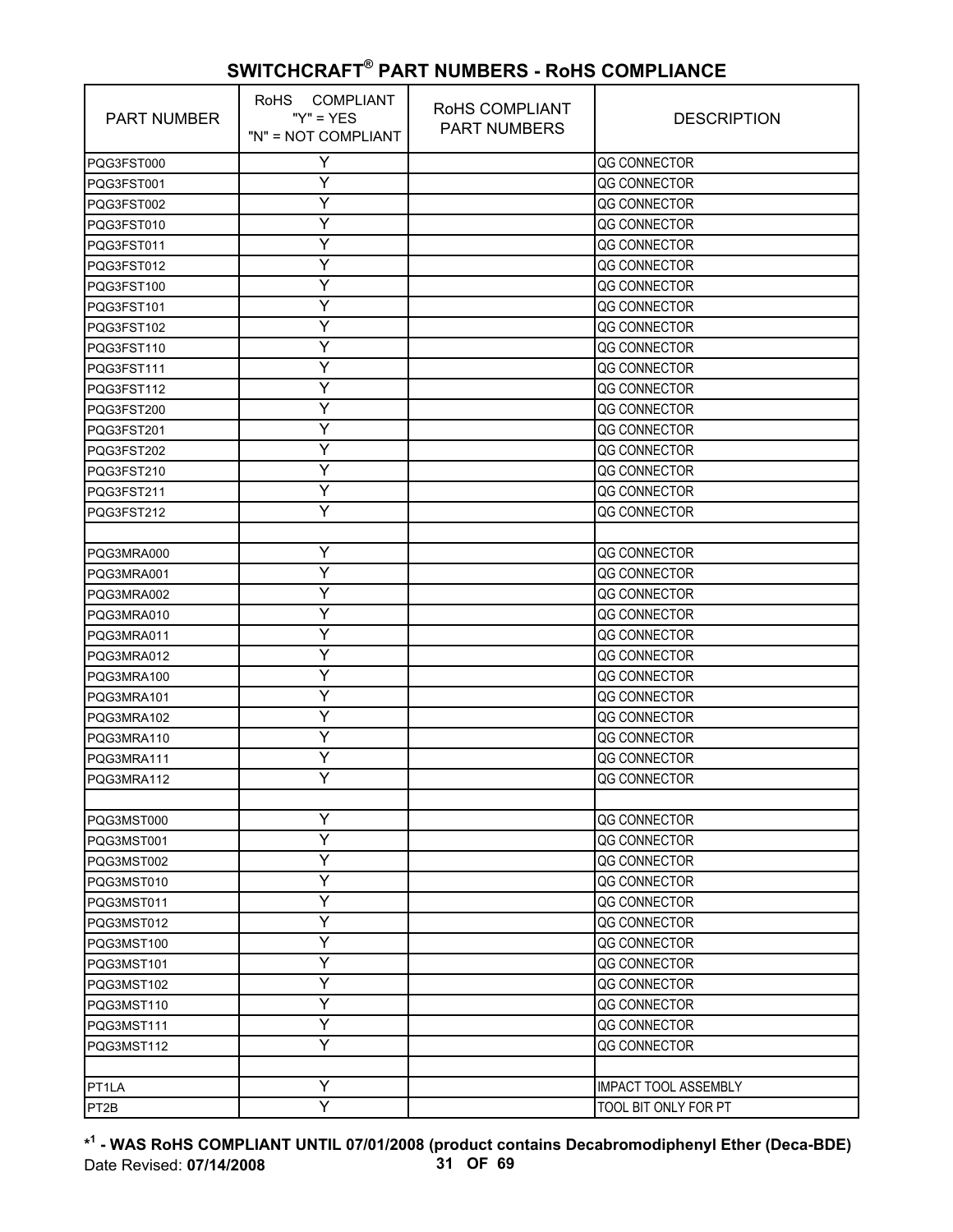## SWITCHCRAFT® PART NUMBERS - RoHS COMPLIANCE

| PART NUMBER | RoHS COMPLIANT "Y" = YES "N" = NOT COMPLIANT | RoHS COMPLIANT PART NUMBERS | DESCRIPTION |
|---|---|---|---|
| PQG3FST000 | Y | | QG CONNECTOR |
| PQG3FST001 | Y | | QG CONNECTOR |
| PQG3FST002 | Y | | QG CONNECTOR |
| PQG3FST010 | Y | | QG CONNECTOR |
| PQG3FST011 | Y | | QG CONNECTOR |
| PQG3FST012 | Y | | QG CONNECTOR |
| PQG3FST100 | Y | | QG CONNECTOR |
| PQG3FST101 | Y | | QG CONNECTOR |
| PQG3FST102 | Y | | QG CONNECTOR |
| PQG3FST110 | Y | | QG CONNECTOR |
| PQG3FST111 | Y | | QG CONNECTOR |
| PQG3FST112 | Y | | QG CONNECTOR |
| PQG3FST200 | Y | | QG CONNECTOR |
| PQG3FST201 | Y | | QG CONNECTOR |
| PQG3FST202 | Y | | QG CONNECTOR |
| PQG3FST210 | Y | | QG CONNECTOR |
| PQG3FST211 | Y | | QG CONNECTOR |
| PQG3FST212 | Y | | QG CONNECTOR |
| | | | |
| PQG3MRA000 | Y | | QG CONNECTOR |
| PQG3MRA001 | Y | | QG CONNECTOR |
| PQG3MRA002 | Y | | QG CONNECTOR |
| PQG3MRA010 | Y | | QG CONNECTOR |
| PQG3MRA011 | Y | | QG CONNECTOR |
| PQG3MRA012 | Y | | QG CONNECTOR |
| PQG3MRA100 | Y | | QG CONNECTOR |
| PQG3MRA101 | Y | | QG CONNECTOR |
| PQG3MRA102 | Y | | QG CONNECTOR |
| PQG3MRA110 | Y | | QG CONNECTOR |
| PQG3MRA111 | Y | | QG CONNECTOR |
| PQG3MRA112 | Y | | QG CONNECTOR |
| | | | |
| PQG3MST000 | Y | | QG CONNECTOR |
| PQG3MST001 | Y | | QG CONNECTOR |
| PQG3MST002 | Y | | QG CONNECTOR |
| PQG3MST010 | Y | | QG CONNECTOR |
| PQG3MST011 | Y | | QG CONNECTOR |
| PQG3MST012 | Y | | QG CONNECTOR |
| PQG3MST100 | Y | | QG CONNECTOR |
| PQG3MST101 | Y | | QG CONNECTOR |
| PQG3MST102 | Y | | QG CONNECTOR |
| PQG3MST110 | Y | | QG CONNECTOR |
| PQG3MST111 | Y | | QG CONNECTOR |
| PQG3MST112 | Y | | QG CONNECTOR |
| | | | |
| PT1LA | Y | | IMPACT TOOL ASSEMBLY |
| PT2B | Y | | TOOL BIT ONLY FOR PT |

**\*[1] - WAS RoHS COMPLIANT UNTIL 07/01/2008 (product contains Decabromodiphenyl Ether (Deca-BDE)**

Date Revised: **07/14/2008**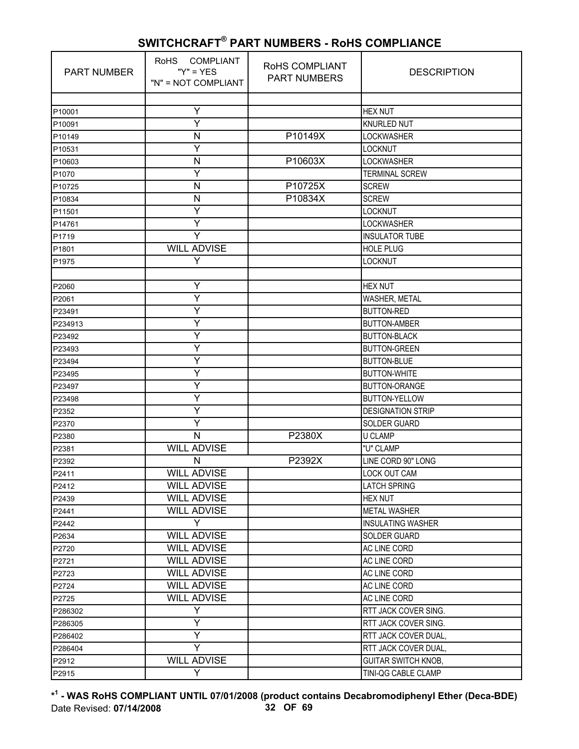## SWITCHCRAFT® PART NUMBERS - RoHS COMPLIANCE

| PART NUMBER | RoHS COMPLIANT "Y" = YES "N" = NOT COMPLIANT | RoHS COMPLIANT PART NUMBERS | DESCRIPTION |
|---|---|---|---|
| | | | |
| P10001 | Y | | HEX NUT |
| P10091 | Y | | KNURLED NUT |
| P10149 | N | P10149X | LOCKWASHER |
| P10531 | Y | | LOCKNUT |
| P10603 | N | P10603X | LOCKWASHER |
| P1070 | Y | | TERMINAL SCREW |
| P10725 | N | P10725X | SCREW |
| P10834 | N | P10834X | SCREW |
| P11501 | Y | | LOCKNUT |
| P14761 | Y | | LOCKWASHER |
| P1719 | Y | | INSULATOR TUBE |
| P1801 | WILL ADVISE | | HOLE PLUG |
| P1975 | Y | | LOCKNUT |
| | | | |
| P2060 | Y | | HEX NUT |
| P2061 | Y | | WASHER, METAL |
| P23491 | Y | | BUTTON-RED |
| P234913 | Y | | BUTTON-AMBER |
| P23492 | Y | | BUTTON-BLACK |
| P23493 | Y | | BUTTON-GREEN |
| P23494 | Y | | BUTTON-BLUE |
| P23495 | Y | | BUTTON-WHITE |
| P23497 | Y | | BUTTON-ORANGE |
| P23498 | Y | | BUTTON-YELLOW |
| P2352 | Y | | DESIGNATION STRIP |
| P2370 | Y | | SOLDER GUARD |
| P2380 | N | P2380X | U CLAMP |
| P2381 | WILL ADVISE | | "U" CLAMP |
| P2392 | N | P2392X | LINE CORD 90" LONG |
| P2411 | WILL ADVISE | | LOCK OUT CAM |
| P2412 | WILL ADVISE | | LATCH SPRING |
| P2439 | WILL ADVISE | | HEX NUT |
| P2441 | WILL ADVISE | | METAL WASHER |
| P2442 | Y | | INSULATING WASHER |
| P2634 | WILL ADVISE | | SOLDER GUARD |
| P2720 | WILL ADVISE | | AC LINE CORD |
| P2721 | WILL ADVISE | | AC LINE CORD |
| P2723 | WILL ADVISE | | AC LINE CORD |
| P2724 | WILL ADVISE | | AC LINE CORD |
| P2725 | WILL ADVISE | | AC LINE CORD |
| P286302 | Y | | RTT JACK COVER SING. |
| P286305 | Y | | RTT JACK COVER SING. |
| P286402 | Y | | RTT JACK COVER DUAL, |
| P286404 | Y | | RTT JACK COVER DUAL, |
| P2912 | WILL ADVISE | | GUITAR SWITCH KNOB, |
| P2915 | Y | | TINI-QG CABLE CLAMP |

**\*[1] - WAS RoHS COMPLIANT UNTIL 07/01/2008 (product contains Decabromodiphenyl Ether (Deca-BDE)**

Date Revised: **07/14/2008**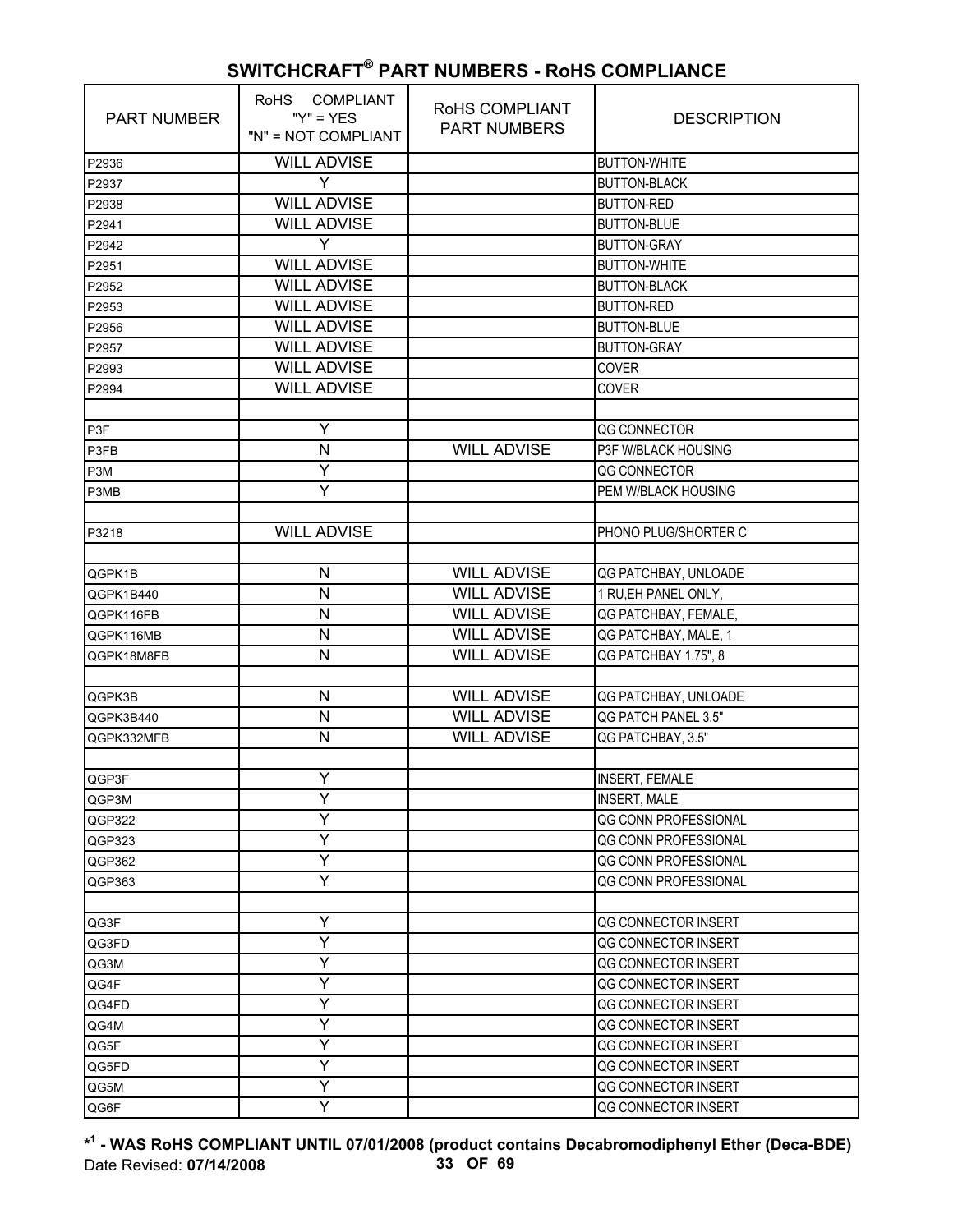## SWITCHCRAFT® PART NUMBERS - RoHS COMPLIANCE

| PART NUMBER | RoHS COMPLIANT "Y" = YES "N" = NOT COMPLIANT | RoHS COMPLIANT PART NUMBERS | DESCRIPTION |
|---|---|---|---|
| P2936 | WILL ADVISE | | BUTTON-WHITE |
| P2937 | Y | | BUTTON-BLACK |
| P2938 | WILL ADVISE | | BUTTON-RED |
| P2941 | WILL ADVISE | | BUTTON-BLUE |
| P2942 | Y | | BUTTON-GRAY |
| P2951 | WILL ADVISE | | BUTTON-WHITE |
| P2952 | WILL ADVISE | | BUTTON-BLACK |
| P2953 | WILL ADVISE | | BUTTON-RED |
| P2956 | WILL ADVISE | | BUTTON-BLUE |
| P2957 | WILL ADVISE | | BUTTON-GRAY |
| P2993 | WILL ADVISE | | COVER |
| P2994 | WILL ADVISE | | COVER |
| | | | |
| P3F | Y | | QG CONNECTOR |
| P3FB | N | WILL ADVISE | P3F W/BLACK HOUSING |
| P3M | Y | | QG CONNECTOR |
| P3MB | Y | | PEM W/BLACK HOUSING |
| | | | |
| P3218 | WILL ADVISE | | PHONO PLUG/SHORTER C |
| | | | |
| QGPK1B | N | WILL ADVISE | QG PATCHBAY, UNLOADE |
| QGPK1B440 | N | WILL ADVISE | 1 RU,EH PANEL ONLY, |
| QGPK116FB | N | WILL ADVISE | QG PATCHBAY, FEMALE, |
| QGPK116MB | N | WILL ADVISE | QG PATCHBAY, MALE, 1 |
| QGPK18M8FB | N | WILL ADVISE | QG PATCHBAY 1.75", 8 |
| | | | |
| QGPK3B | N | WILL ADVISE | QG PATCHBAY, UNLOADE |
| QGPK3B440 | N | WILL ADVISE | QG PATCH PANEL 3.5" |
| QGPK332MFB | N | WILL ADVISE | QG PATCHBAY, 3.5" |
| | | | |
| QGP3F | Y | | INSERT, FEMALE |
| QGP3M | Y | | INSERT, MALE |
| QGP322 | Y | | QG CONN PROFESSIONAL |
| QGP323 | Y | | QG CONN PROFESSIONAL |
| QGP362 | Y | | QG CONN PROFESSIONAL |
| QGP363 | Y | | QG CONN PROFESSIONAL |
| | | | |
| QG3F | Y | | QG CONNECTOR INSERT |
| QG3FD | Y | | QG CONNECTOR INSERT |
| QG3M | Y | | QG CONNECTOR INSERT |
| QG4F | Y | | QG CONNECTOR INSERT |
| QG4FD | Y | | QG CONNECTOR INSERT |
| QG4M | Y | | QG CONNECTOR INSERT |
| QG5F | Y | | QG CONNECTOR INSERT |
| QG5FD | Y | | QG CONNECTOR INSERT |
| QG5M | Y | | QG CONNECTOR INSERT |
| QG6F | Y | | QG CONNECTOR INSERT |

**\*[1] - WAS RoHS COMPLIANT UNTIL 07/01/2008 (product contains Decabromodiphenyl Ether (Deca-BDE)**

Date Revised: **07/14/2008**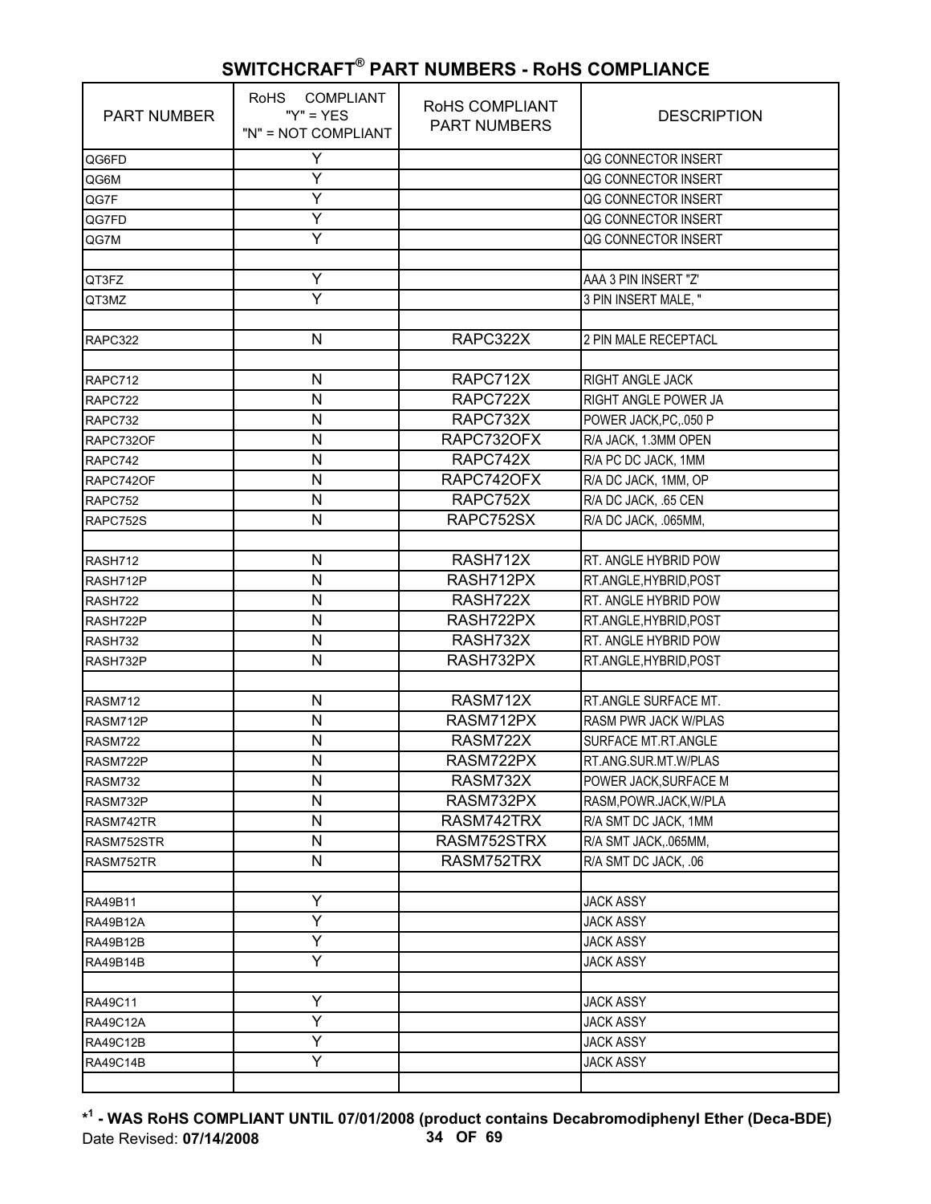## SWITCHCRAFT® PART NUMBERS - RoHS COMPLIANCE

| PART NUMBER | RoHS COMPLIANT "Y" = YES "N" = NOT COMPLIANT | RoHS COMPLIANT PART NUMBERS | DESCRIPTION |
|---|---|---|---|
| QG6FD | Y | | QG CONNECTOR INSERT |
| QG6M | Y | | QG CONNECTOR INSERT |
| QG7F | Y | | QG CONNECTOR INSERT |
| QG7FD | Y | | QG CONNECTOR INSERT |
| QG7M | Y | | QG CONNECTOR INSERT |
| | | | |
| QT3FZ | Y | | AAA 3 PIN INSERT "Z' |
| QT3MZ | Y | | 3 PIN INSERT MALE, " |
| | | | |
| RAPC322 | N | RAPC322X | 2 PIN MALE RECEPTACL |
| | | | |
| RAPC712 | N | RAPC712X | RIGHT ANGLE JACK |
| RAPC722 | N | RAPC722X | RIGHT ANGLE POWER JA |
| RAPC732 | N | RAPC732X | POWER JACK,PC,.050 P |
| RAPC732OF | N | RAPC732OFX | R/A JACK, 1.3MM OPEN |
| RAPC742 | N | RAPC742X | R/A PC DC JACK, 1MM |
| RAPC742OF | N | RAPC742OFX | R/A DC JACK, 1MM, OP |
| RAPC752 | N | RAPC752X | R/A DC JACK, .65 CEN |
| RAPC752S | N | RAPC752SX | R/A DC JACK, .065MM, |
| | | | |
| RASH712 | N | RASH712X | RT. ANGLE HYBRID POW |
| RASH712P | N | RASH712PX | RT.ANGLE,HYBRID,POST |
| RASH722 | N | RASH722X | RT. ANGLE HYBRID POW |
| RASH722P | N | RASH722PX | RT.ANGLE,HYBRID,POST |
| RASH732 | N | RASH732X | RT. ANGLE HYBRID POW |
| RASH732P | N | RASH732PX | RT.ANGLE,HYBRID,POST |
| | | | |
| RASM712 | N | RASM712X | RT.ANGLE SURFACE MT. |
| RASM712P | N | RASM712PX | RASM PWR JACK W/PLAS |
| RASM722 | N | RASM722X | SURFACE MT.RT.ANGLE |
| RASM722P | N | RASM722PX | RT.ANG.SUR.MT.W/PLAS |
| RASM732 | N | RASM732X | POWER JACK,SURFACE M |
| RASM732P | N | RASM732PX | RASM,POWR.JACK,W/PLA |
| RASM742TR | N | RASM742TRX | R/A SMT DC JACK, 1MM |
| RASM752STR | N | RASM752STRX | R/A SMT JACK,.065MM, |
| RASM752TR | N | RASM752TRX | R/A SMT DC JACK, .06 |
| | | | |
| RA49B11 | Y | | JACK ASSY |
| RA49B12A | Y | | JACK ASSY |
| RA49B12B | Y | | JACK ASSY |
| RA49B14B | Y | | JACK ASSY |
| | | | |
| RA49C11 | Y | | JACK ASSY |
| RA49C12A | Y | | JACK ASSY |
| RA49C12B | Y | | JACK ASSY |
| RA49C14B | Y | | JACK ASSY |
| | | | |

**[1] - WAS RoHS COMPLIANT UNTIL 07/01/2008 (product contains Decabromodiphenyl Ether (Deca-BDE)**

Date Revised: **07/14/2008**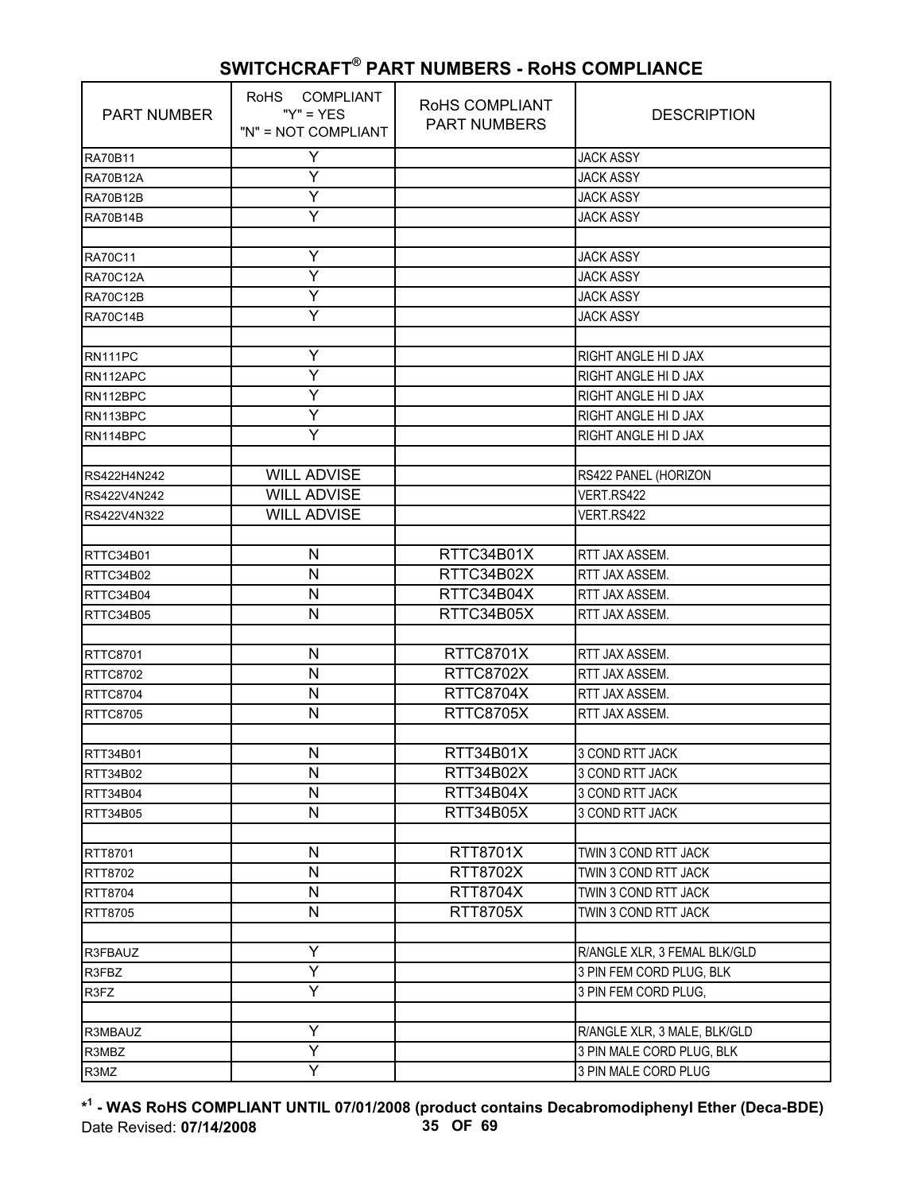## SWITCHCRAFT® PART NUMBERS - RoHS COMPLIANCE

| PART NUMBER | RoHS COMPLIANT "Y" = YES "N" = NOT COMPLIANT | RoHS COMPLIANT PART NUMBERS | DESCRIPTION |
|---|---|---|---|
| RA70B11 | Y | | JACK ASSY |
| RA70B12A | Y | | JACK ASSY |
| RA70B12B | Y | | JACK ASSY |
| RA70B14B | Y | | JACK ASSY |
| | | | |
| RA70C11 | Y | | JACK ASSY |
| RA70C12A | Y | | JACK ASSY |
| RA70C12B | Y | | JACK ASSY |
| RA70C14B | Y | | JACK ASSY |
| | | | |
| RN111PC | Y | | RIGHT ANGLE HI D JAX |
| RN112APC | Y | | RIGHT ANGLE HI D JAX |
| RN112BPC | Y | | RIGHT ANGLE HI D JAX |
| RN113BPC | Y | | RIGHT ANGLE HI D JAX |
| RN114BPC | Y | | RIGHT ANGLE HI D JAX |
| | | | |
| RS422H4N242 | WILL ADVISE | | RS422 PANEL (HORIZON |
| RS422V4N242 | WILL ADVISE | | VERT.RS422 |
| RS422V4N322 | WILL ADVISE | | VERT.RS422 |
| | | | |
| RTTC34B01 | N | RTTC34B01X | RTT JAX ASSEM. |
| RTTC34B02 | N | RTTC34B02X | RTT JAX ASSEM. |
| RTTC34B04 | N | RTTC34B04X | RTT JAX ASSEM. |
| RTTC34B05 | N | RTTC34B05X | RTT JAX ASSEM. |
| | | | |
| RTTC8701 | N | RTTC8701X | RTT JAX ASSEM. |
| RTTC8702 | N | RTTC8702X | RTT JAX ASSEM. |
| RTTC8704 | N | RTTC8704X | RTT JAX ASSEM. |
| RTTC8705 | N | RTTC8705X | RTT JAX ASSEM. |
| | | | |
| RTT34B01 | N | RTT34B01X | 3 COND RTT JACK |
| RTT34B02 | N | RTT34B02X | 3 COND RTT JACK |
| RTT34B04 | N | RTT34B04X | 3 COND RTT JACK |
| RTT34B05 | N | RTT34B05X | 3 COND RTT JACK |
| | | | |
| RTT8701 | N | RTT8701X | TWIN 3 COND RTT JACK |
| RTT8702 | N | RTT8702X | TWIN 3 COND RTT JACK |
| RTT8704 | N | RTT8704X | TWIN 3 COND RTT JACK |
| RTT8705 | N | RTT8705X | TWIN 3 COND RTT JACK |
| | | | |
| R3FBAUZ | Y | | R/ANGLE XLR, 3 FEMAL BLK/GLD |
| R3FBZ | Y | | 3 PIN FEM CORD PLUG, BLK |
| R3FZ | Y | | 3 PIN FEM CORD PLUG, |
| | | | |
| R3MBAUZ | Y | | R/ANGLE XLR, 3 MALE, BLK/GLD |
| R3MBZ | Y | | 3 PIN MALE CORD PLUG, BLK |
| R3MZ | Y | | 3 PIN MALE CORD PLUG |

**\*[1] - WAS RoHS COMPLIANT UNTIL 07/01/2008 (product contains Decabromodiphenyl Ether (Deca-BDE)**

Date Revised: **07/14/2008**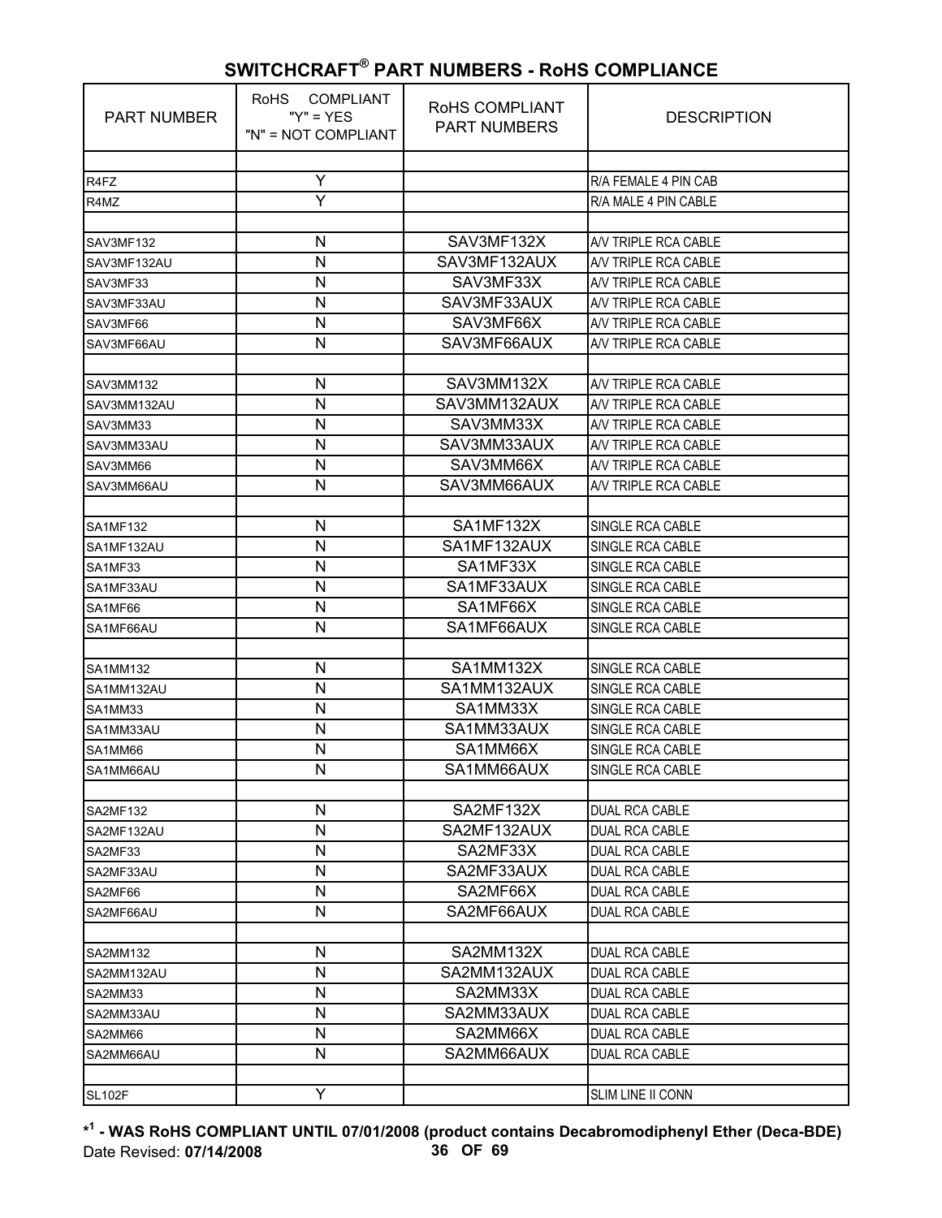## SWITCHCRAFT® PART NUMBERS - RoHS COMPLIANCE

| PART NUMBER | RoHS COMPLIANT "Y" = YES "N" = NOT COMPLIANT | RoHS COMPLIANT PART NUMBERS | DESCRIPTION |
|---|---|---|---|
| | | | |
| R4FZ | Y | | R/A FEMALE 4 PIN CAB |
| R4MZ | Y | | R/A MALE 4 PIN CABLE |
| | | | |
| SAV3MF132 | N | SAV3MF132X | A/V TRIPLE RCA CABLE |
| SAV3MF132AU | N | SAV3MF132AUX | A/V TRIPLE RCA CABLE |
| SAV3MF33 | N | SAV3MF33X | A/V TRIPLE RCA CABLE |
| SAV3MF33AU | N | SAV3MF33AUX | A/V TRIPLE RCA CABLE |
| SAV3MF66 | N | SAV3MF66X | A/V TRIPLE RCA CABLE |
| SAV3MF66AU | N | SAV3MF66AUX | A/V TRIPLE RCA CABLE |
| | | | |
| SAV3MM132 | N | SAV3MM132X | A/V TRIPLE RCA CABLE |
| SAV3MM132AU | N | SAV3MM132AUX | A/V TRIPLE RCA CABLE |
| SAV3MM33 | N | SAV3MM33X | A/V TRIPLE RCA CABLE |
| SAV3MM33AU | N | SAV3MM33AUX | A/V TRIPLE RCA CABLE |
| SAV3MM66 | N | SAV3MM66X | A/V TRIPLE RCA CABLE |
| SAV3MM66AU | N | SAV3MM66AUX | A/V TRIPLE RCA CABLE |
| | | | |
| SA1MF132 | N | SA1MF132X | SINGLE RCA CABLE |
| SA1MF132AU | N | SA1MF132AUX | SINGLE RCA CABLE |
| SA1MF33 | N | SA1MF33X | SINGLE RCA CABLE |
| SA1MF33AU | N | SA1MF33AUX | SINGLE RCA CABLE |
| SA1MF66 | N | SA1MF66X | SINGLE RCA CABLE |
| SA1MF66AU | N | SA1MF66AUX | SINGLE RCA CABLE |
| | | | |
| SA1MM132 | N | SA1MM132X | SINGLE RCA CABLE |
| SA1MM132AU | N | SA1MM132AUX | SINGLE RCA CABLE |
| SA1MM33 | N | SA1MM33X | SINGLE RCA CABLE |
| SA1MM33AU | N | SA1MM33AUX | SINGLE RCA CABLE |
| SA1MM66 | N | SA1MM66X | SINGLE RCA CABLE |
| SA1MM66AU | N | SA1MM66AUX | SINGLE RCA CABLE |
| | | | |
| SA2MF132 | N | SA2MF132X | DUAL RCA CABLE |
| SA2MF132AU | N | SA2MF132AUX | DUAL RCA CABLE |
| SA2MF33 | N | SA2MF33X | DUAL RCA CABLE |
| SA2MF33AU | N | SA2MF33AUX | DUAL RCA CABLE |
| SA2MF66 | N | SA2MF66X | DUAL RCA CABLE |
| SA2MF66AU | N | SA2MF66AUX | DUAL RCA CABLE |
| | | | |
| SA2MM132 | N | SA2MM132X | DUAL RCA CABLE |
| SA2MM132AU | N | SA2MM132AUX | DUAL RCA CABLE |
| SA2MM33 | N | SA2MM33X | DUAL RCA CABLE |
| SA2MM33AU | N | SA2MM33AUX | DUAL RCA CABLE |
| SA2MM66 | N | SA2MM66X | DUAL RCA CABLE |
| SA2MM66AU | N | SA2MM66AUX | DUAL RCA CABLE |
| | | | |
| SL102F | Y | | SLIM LINE II CONN |

**\*[1] - WAS RoHS COMPLIANT UNTIL 07/01/2008 (product contains Decabromodiphenyl Ether (Deca-BDE)**

Date Revised: **07/14/2008**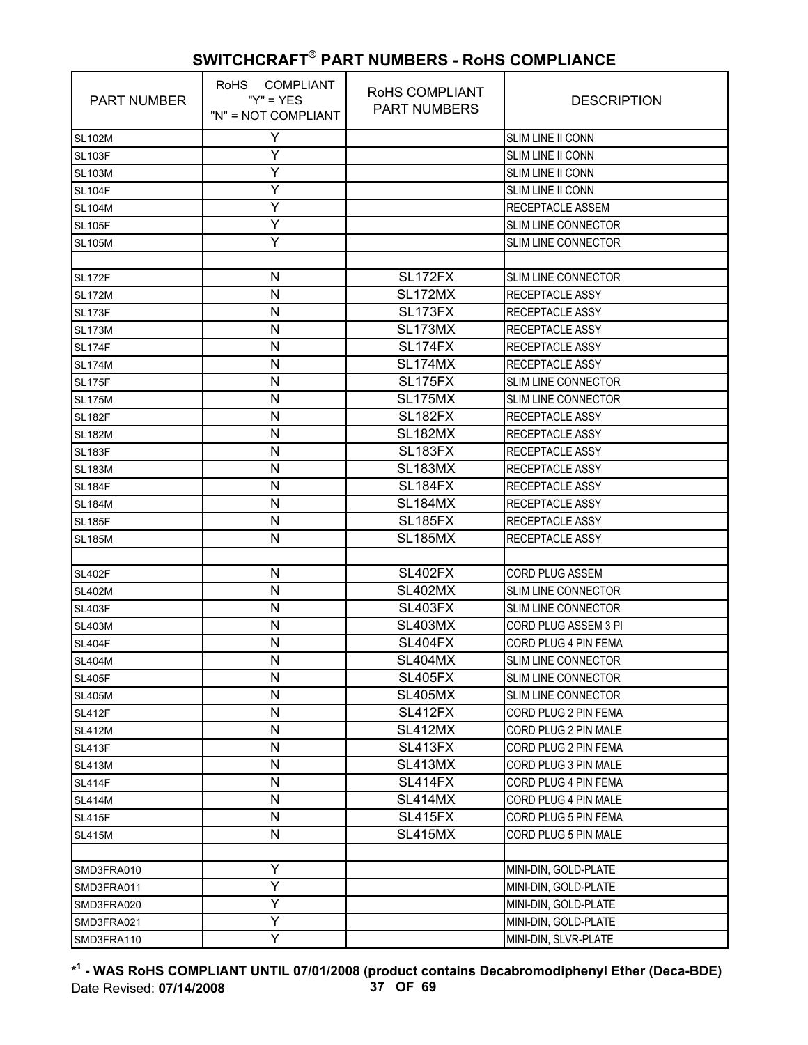## SWITCHCRAFT® PART NUMBERS - RoHS COMPLIANCE

| PART NUMBER | RoHS COMPLIANT "Y" = YES "N" = NOT COMPLIANT | RoHS COMPLIANT PART NUMBERS | DESCRIPTION |
|---|---|---|---|
| SL102M | Y | | SLIM LINE II CONN |
| SL103F | Y | | SLIM LINE II CONN |
| SL103M | Y | | SLIM LINE II CONN |
| SL104F | Y | | SLIM LINE II CONN |
| SL104M | Y | | RECEPTACLE ASSEM |
| SL105F | Y | | SLIM LINE CONNECTOR |
| SL105M | Y | | SLIM LINE CONNECTOR |
| | | | |
| SL172F | N | SL172FX | SLIM LINE CONNECTOR |
| SL172M | N | SL172MX | RECEPTACLE ASSY |
| SL173F | N | SL173FX | RECEPTACLE ASSY |
| SL173M | N | SL173MX | RECEPTACLE ASSY |
| SL174F | N | SL174FX | RECEPTACLE ASSY |
| SL174M | N | SL174MX | RECEPTACLE ASSY |
| SL175F | N | SL175FX | SLIM LINE CONNECTOR |
| SL175M | N | SL175MX | SLIM LINE CONNECTOR |
| SL182F | N | SL182FX | RECEPTACLE ASSY |
| SL182M | N | SL182MX | RECEPTACLE ASSY |
| SL183F | N | SL183FX | RECEPTACLE ASSY |
| SL183M | N | SL183MX | RECEPTACLE ASSY |
| SL184F | N | SL184FX | RECEPTACLE ASSY |
| SL184M | N | SL184MX | RECEPTACLE ASSY |
| SL185F | N | SL185FX | RECEPTACLE ASSY |
| SL185M | N | SL185MX | RECEPTACLE ASSY |
| | | | |
| SL402F | N | SL402FX | CORD PLUG ASSEM |
| SL402M | N | SL402MX | SLIM LINE CONNECTOR |
| SL403F | N | SL403FX | SLIM LINE CONNECTOR |
| SL403M | N | SL403MX | CORD PLUG ASSEM 3 PI |
| SL404F | N | SL404FX | CORD PLUG 4 PIN FEMA |
| SL404M | N | SL404MX | SLIM LINE CONNECTOR |
| SL405F | N | SL405FX | SLIM LINE CONNECTOR |
| SL405M | N | SL405MX | SLIM LINE CONNECTOR |
| SL412F | N | SL412FX | CORD PLUG 2 PIN FEMA |
| SL412M | N | SL412MX | CORD PLUG 2 PIN MALE |
| SL413F | N | SL413FX | CORD PLUG 2 PIN FEMA |
| SL413M | N | SL413MX | CORD PLUG 3 PIN MALE |
| SL414F | N | SL414FX | CORD PLUG 4 PIN FEMA |
| SL414M | N | SL414MX | CORD PLUG 4 PIN MALE |
| SL415F | N | SL415FX | CORD PLUG 5 PIN FEMA |
| SL415M | N | SL415MX | CORD PLUG 5 PIN MALE |
| | | | |
| SMD3FRA010 | Y | | MINI-DIN, GOLD-PLATE |
| SMD3FRA011 | Y | | MINI-DIN, GOLD-PLATE |
| SMD3FRA020 | Y | | MINI-DIN, GOLD-PLATE |
| SMD3FRA021 | Y | | MINI-DIN, GOLD-PLATE |
| SMD3FRA110 | Y | | MINI-DIN, SLVR-PLATE |

**\*[1] - WAS RoHS COMPLIANT UNTIL 07/01/2008 (product contains Decabromodiphenyl Ether (Deca-BDE)**

Date Revised: **07/14/2008**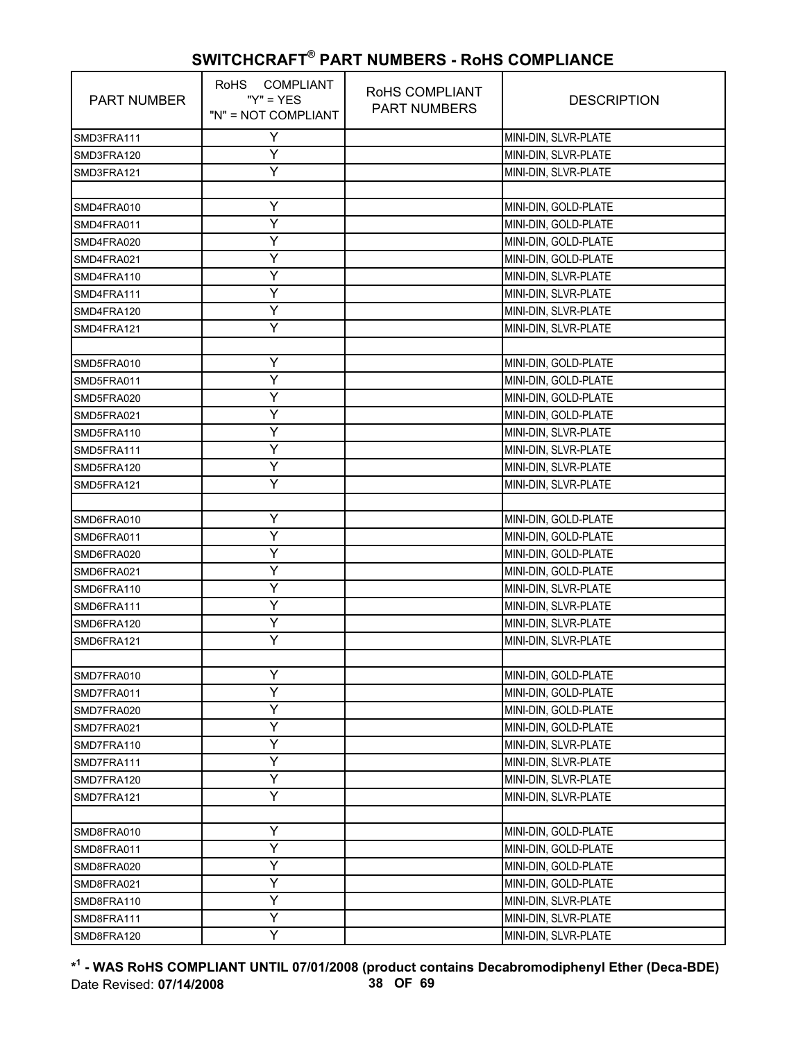# SWITCHCRAFT® PART NUMBERS - RoHS COMPLIANCE

| PART NUMBER | RoHS COMPLIANT "Y" = YES "N" = NOT COMPLIANT | RoHS COMPLIANT PART NUMBERS | DESCRIPTION |
|---|---|---|---|
| SMD3FRA111 | Y | | MINI-DIN, SLVR-PLATE |
| SMD3FRA120 | Y | | MINI-DIN, SLVR-PLATE |
| SMD3FRA121 | Y | | MINI-DIN, SLVR-PLATE |
| | | | |
| SMD4FRA010 | Y | | MINI-DIN, GOLD-PLATE |
| SMD4FRA011 | Y | | MINI-DIN, GOLD-PLATE |
| SMD4FRA020 | Y | | MINI-DIN, GOLD-PLATE |
| SMD4FRA021 | Y | | MINI-DIN, GOLD-PLATE |
| SMD4FRA110 | Y | | MINI-DIN, SLVR-PLATE |
| SMD4FRA111 | Y | | MINI-DIN, SLVR-PLATE |
| SMD4FRA120 | Y | | MINI-DIN, SLVR-PLATE |
| SMD4FRA121 | Y | | MINI-DIN, SLVR-PLATE |
| | | | |
| SMD5FRA010 | Y | | MINI-DIN, GOLD-PLATE |
| SMD5FRA011 | Y | | MINI-DIN, GOLD-PLATE |
| SMD5FRA020 | Y | | MINI-DIN, GOLD-PLATE |
| SMD5FRA021 | Y | | MINI-DIN, GOLD-PLATE |
| SMD5FRA110 | Y | | MINI-DIN, SLVR-PLATE |
| SMD5FRA111 | Y | | MINI-DIN, SLVR-PLATE |
| SMD5FRA120 | Y | | MINI-DIN, SLVR-PLATE |
| SMD5FRA121 | Y | | MINI-DIN, SLVR-PLATE |
| | | | |
| SMD6FRA010 | Y | | MINI-DIN, GOLD-PLATE |
| SMD6FRA011 | Y | | MINI-DIN, GOLD-PLATE |
| SMD6FRA020 | Y | | MINI-DIN, GOLD-PLATE |
| SMD6FRA021 | Y | | MINI-DIN, GOLD-PLATE |
| SMD6FRA110 | Y | | MINI-DIN, SLVR-PLATE |
| SMD6FRA111 | Y | | MINI-DIN, SLVR-PLATE |
| SMD6FRA120 | Y | | MINI-DIN, SLVR-PLATE |
| SMD6FRA121 | Y | | MINI-DIN, SLVR-PLATE |
| | | | |
| SMD7FRA010 | Y | | MINI-DIN, GOLD-PLATE |
| SMD7FRA011 | Y | | MINI-DIN, GOLD-PLATE |
| SMD7FRA020 | Y | | MINI-DIN, GOLD-PLATE |
| SMD7FRA021 | Y | | MINI-DIN, GOLD-PLATE |
| SMD7FRA110 | Y | | MINI-DIN, SLVR-PLATE |
| SMD7FRA111 | Y | | MINI-DIN, SLVR-PLATE |
| SMD7FRA120 | Y | | MINI-DIN, SLVR-PLATE |
| SMD7FRA121 | Y | | MINI-DIN, SLVR-PLATE |
| | | | |
| SMD8FRA010 | Y | | MINI-DIN, GOLD-PLATE |
| SMD8FRA011 | Y | | MINI-DIN, GOLD-PLATE |
| SMD8FRA020 | Y | | MINI-DIN, GOLD-PLATE |
| SMD8FRA021 | Y | | MINI-DIN, GOLD-PLATE |
| SMD8FRA110 | Y | | MINI-DIN, SLVR-PLATE |
| SMD8FRA111 | Y | | MINI-DIN, SLVR-PLATE |
| SMD8FRA120 | Y | | MINI-DIN, SLVR-PLATE |

**\*[1] - WAS RoHS COMPLIANT UNTIL 07/01/2008 (product contains Decabromodiphenyl Ether (Deca-BDE)**

Date Revised: **07/14/2008**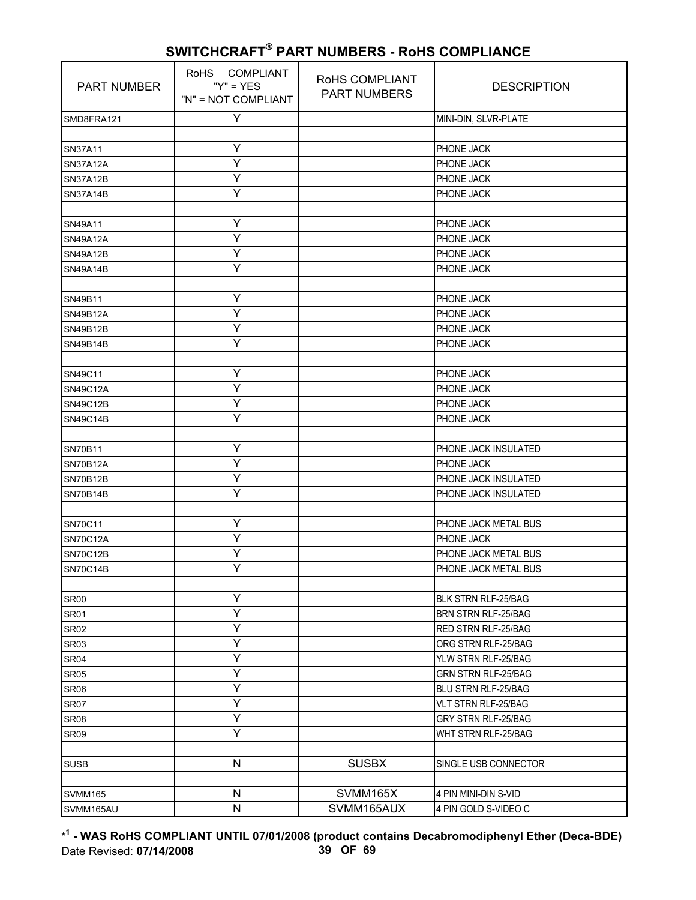## SWITCHCRAFT® PART NUMBERS - RoHS COMPLIANCE

| PART NUMBER | RoHS COMPLIANT "Y" = YES "N" = NOT COMPLIANT | RoHS COMPLIANT PART NUMBERS | DESCRIPTION |
|---|---|---|---|
| SMD8FRA121 | Y | | MINI-DIN, SLVR-PLATE |
| | | | |
| SN37A11 | Y | | PHONE JACK |
| SN37A12A | Y | | PHONE JACK |
| SN37A12B | Y | | PHONE JACK |
| SN37A14B | Y | | PHONE JACK |
| | | | |
| SN49A11 | Y | | PHONE JACK |
| SN49A12A | Y | | PHONE JACK |
| SN49A12B | Y | | PHONE JACK |
| SN49A14B | Y | | PHONE JACK |
| | | | |
| SN49B11 | Y | | PHONE JACK |
| SN49B12A | Y | | PHONE JACK |
| SN49B12B | Y | | PHONE JACK |
| SN49B14B | Y | | PHONE JACK |
| | | | |
| SN49C11 | Y | | PHONE JACK |
| SN49C12A | Y | | PHONE JACK |
| SN49C12B | Y | | PHONE JACK |
| SN49C14B | Y | | PHONE JACK |
| | | | |
| SN70B11 | Y | | PHONE JACK INSULATED |
| SN70B12A | Y | | PHONE JACK |
| SN70B12B | Y | | PHONE JACK INSULATED |
| SN70B14B | Y | | PHONE JACK INSULATED |
| | | | |
| SN70C11 | Y | | PHONE JACK METAL BUS |
| SN70C12A | Y | | PHONE JACK |
| SN70C12B | Y | | PHONE JACK METAL BUS |
| SN70C14B | Y | | PHONE JACK METAL BUS |
| | | | |
| SR00 | Y | | BLK STRN RLF-25/BAG |
| SR01 | Y | | BRN STRN RLF-25/BAG |
| SR02 | Y | | RED STRN RLF-25/BAG |
| SR03 | Y | | ORG STRN RLF-25/BAG |
| SR04 | Y | | YLW STRN RLF-25/BAG |
| SR05 | Y | | GRN STRN RLF-25/BAG |
| SR06 | Y | | BLU STRN RLF-25/BAG |
| SR07 | Y | | VLT STRN RLF-25/BAG |
| SR08 | Y | | GRY STRN RLF-25/BAG |
| SR09 | Y | | WHT STRN RLF-25/BAG |
| | | | |
| SUSB | N | SUSBX | SINGLE USB CONNECTOR |
| | | | |
| SVMM165 | N | SVMM165X | 4 PIN MINI-DIN S-VID |
| SVMM165AU | N | SVMM165AUX | 4 PIN GOLD S-VIDEO C |

**\*[1] - WAS RoHS COMPLIANT UNTIL 07/01/2008 (product contains Decabromodiphenyl Ether (Deca-BDE)**

Date Revised: **07/14/2008**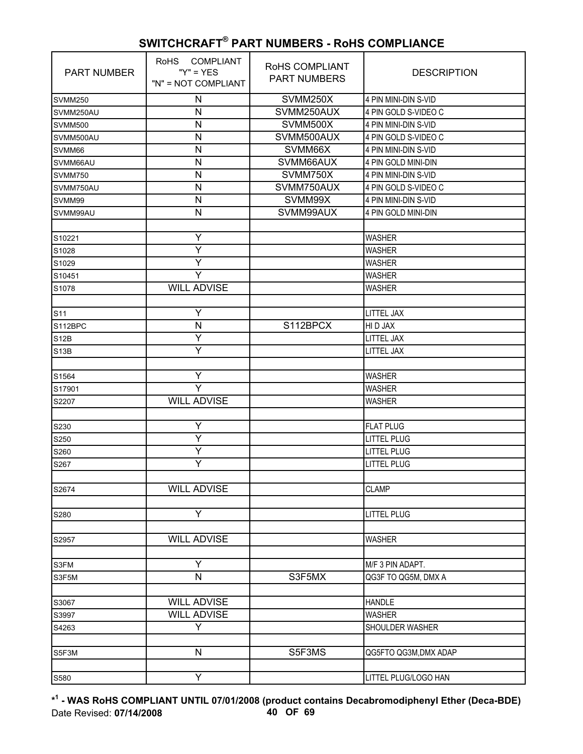## SWITCHCRAFT® PART NUMBERS - RoHS COMPLIANCE

| PART NUMBER | RoHS COMPLIANT "Y" = YES "N" = NOT COMPLIANT | RoHS COMPLIANT PART NUMBERS | DESCRIPTION |
|---|---|---|---|
| SVMM250 | N | SVMM250X | 4 PIN MINI-DIN S-VID |
| SVMM250AU | N | SVMM250AUX | 4 PIN GOLD S-VIDEO C |
| SVMM500 | N | SVMM500X | 4 PIN MINI-DIN S-VID |
| SVMM500AU | N | SVMM500AUX | 4 PIN GOLD S-VIDEO C |
| SVMM66 | N | SVMM66X | 4 PIN MINI-DIN S-VID |
| SVMM66AU | N | SVMM66AUX | 4 PIN GOLD MINI-DIN |
| SVMM750 | N | SVMM750X | 4 PIN MINI-DIN S-VID |
| SVMM750AU | N | SVMM750AUX | 4 PIN GOLD S-VIDEO C |
| SVMM99 | N | SVMM99X | 4 PIN MINI-DIN S-VID |
| SVMM99AU | N | SVMM99AUX | 4 PIN GOLD MINI-DIN |
| | | | |
| S10221 | Y | | WASHER |
| S1028 | Y | | WASHER |
| S1029 | Y | | WASHER |
| S10451 | Y | | WASHER |
| S1078 | WILL ADVISE | | WASHER |
| | | | |
| S11 | Y | | LITTEL JAX |
| S112BPC | N | S112BPCX | HI D JAX |
| S12B | Y | | LITTEL JAX |
| S13B | Y | | LITTEL JAX |
| | | | |
| S1564 | Y | | WASHER |
| S17901 | Y | | WASHER |
| S2207 | WILL ADVISE | | WASHER |
| | | | |
| S230 | Y | | FLAT PLUG |
| S250 | Y | | LITTEL PLUG |
| S260 | Y | | LITTEL PLUG |
| S267 | Y | | LITTEL PLUG |
| | | | |
| S2674 | WILL ADVISE | | CLAMP |
| | | | |
| S280 | Y | | LITTEL PLUG |
| | | | |
| S2957 | WILL ADVISE | | WASHER |
| | | | |
| S3FM | Y | | M/F 3 PIN ADAPT. |
| S3F5M | N | S3F5MX | QG3F TO QG5M, DMX A |
| | | | |
| S3067 | WILL ADVISE | | HANDLE |
| S3997 | WILL ADVISE | | WASHER |
| S4263 | Y | | SHOULDER WASHER |
| | | | |
| S5F3M | N | S5F3MS | QG5FTO QG3M,DMX ADAP |
| | | | |
| S580 | Y | | LITTEL PLUG/LOGO HAN |

**\*[1] - WAS RoHS COMPLIANT UNTIL 07/01/2008 (product contains Decabromodiphenyl Ether (Deca-BDE)**

Date Revised: **07/14/2008**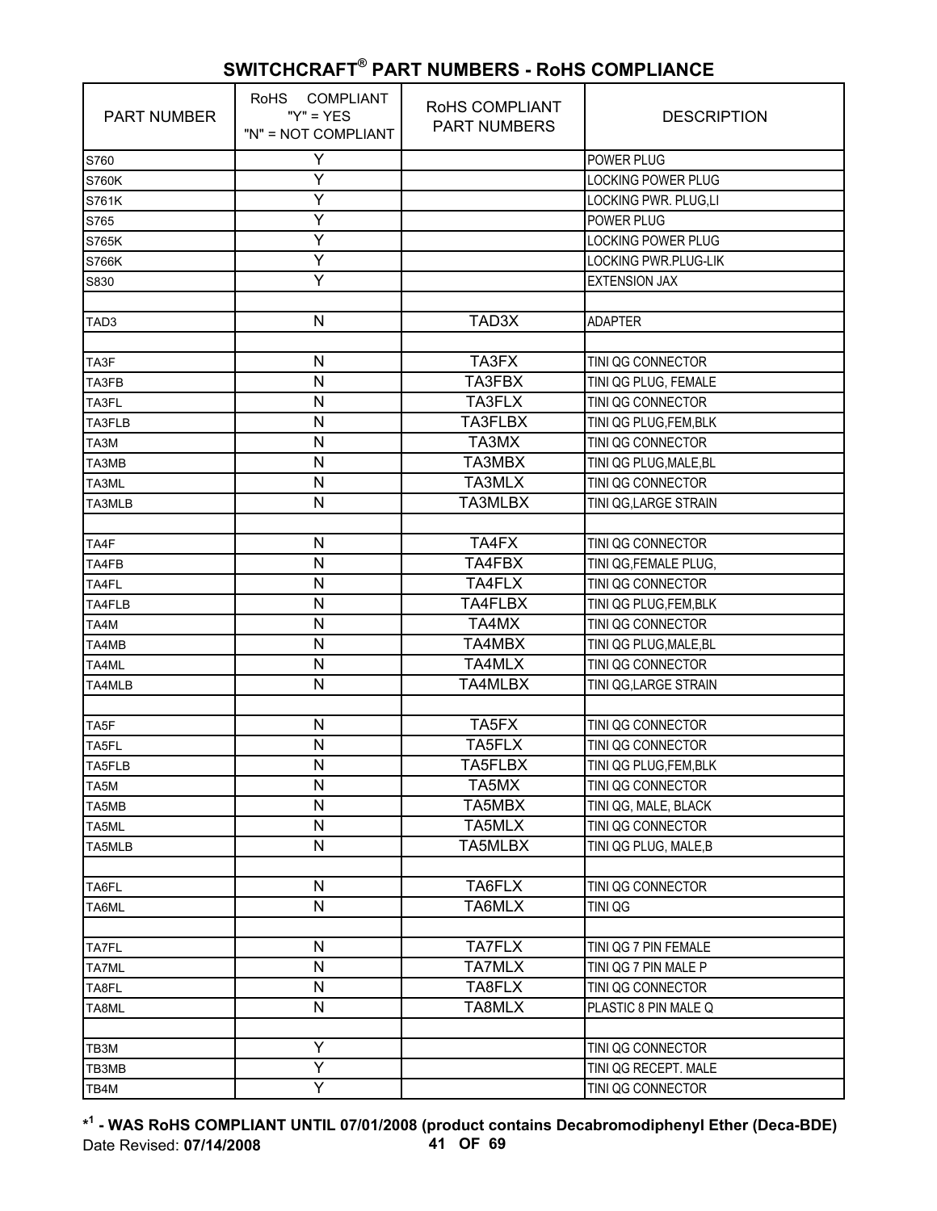## SWITCHCRAFT® PART NUMBERS - RoHS COMPLIANCE

| PART NUMBER | RoHS COMPLIANT "Y" = YES "N" = NOT COMPLIANT | RoHS COMPLIANT PART NUMBERS | DESCRIPTION |
|---|---|---|---|
| S760 | Y | | POWER PLUG |
| S760K | Y | | LOCKING POWER PLUG |
| S761K | Y | | LOCKING PWR. PLUG,LI |
| S765 | Y | | POWER PLUG |
| S765K | Y | | LOCKING POWER PLUG |
| S766K | Y | | LOCKING PWR.PLUG-LIK |
| S830 | Y | | EXTENSION JAX |
| | | | |
| TAD3 | N | TAD3X | ADAPTER |
| | | | |
| TA3F | N | TA3FX | TINI QG CONNECTOR |
| TA3FB | N | TA3FBX | TINI QG PLUG, FEMALE |
| TA3FL | N | TA3FLX | TINI QG CONNECTOR |
| TA3FLB | N | TA3FLBX | TINI QG PLUG,FEM,BLK |
| TA3M | N | TA3MX | TINI QG CONNECTOR |
| TA3MB | N | TA3MBX | TINI QG PLUG,MALE,BL |
| TA3ML | N | TA3MLX | TINI QG CONNECTOR |
| TA3MLB | N | TA3MLBX | TINI QG,LARGE STRAIN |
| | | | |
| TA4F | N | TA4FX | TINI QG CONNECTOR |
| TA4FB | N | TA4FBX | TINI QG,FEMALE PLUG, |
| TA4FL | N | TA4FLX | TINI QG CONNECTOR |
| TA4FLB | N | TA4FLBX | TINI QG PLUG,FEM,BLK |
| TA4M | N | TA4MX | TINI QG CONNECTOR |
| TA4MB | N | TA4MBX | TINI QG PLUG,MALE,BL |
| TA4ML | N | TA4MLX | TINI QG CONNECTOR |
| TA4MLB | N | TA4MLBX | TINI QG,LARGE STRAIN |
| | | | |
| TA5F | N | TA5FX | TINI QG CONNECTOR |
| TA5FL | N | TA5FLX | TINI QG CONNECTOR |
| TA5FLB | N | TA5FLBX | TINI QG PLUG,FEM,BLK |
| TA5M | N | TA5MX | TINI QG CONNECTOR |
| TA5MB | N | TA5MBX | TINI QG, MALE, BLACK |
| TA5ML | N | TA5MLX | TINI QG CONNECTOR |
| TA5MLB | N | TA5MLBX | TINI QG PLUG, MALE,B |
| | | | |
| TA6FL | N | TA6FLX | TINI QG CONNECTOR |
| TA6ML | N | TA6MLX | TINI QG |
| | | | |
| TA7FL | N | TA7FLX | TINI QG 7 PIN FEMALE |
| TA7ML | N | TA7MLX | TINI QG 7 PIN MALE P |
| TA8FL | N | TA8FLX | TINI QG CONNECTOR |
| TA8ML | N | TA8MLX | PLASTIC 8 PIN MALE Q |
| | | | |
| TB3M | Y | | TINI QG CONNECTOR |
| TB3MB | Y | | TINI QG RECEPT. MALE |
| TB4M | Y | | TINI QG CONNECTOR |

**\*[1] - WAS RoHS COMPLIANT UNTIL 07/01/2008 (product contains Decabromodiphenyl Ether (Deca-BDE)**

Date Revised: **07/14/2008**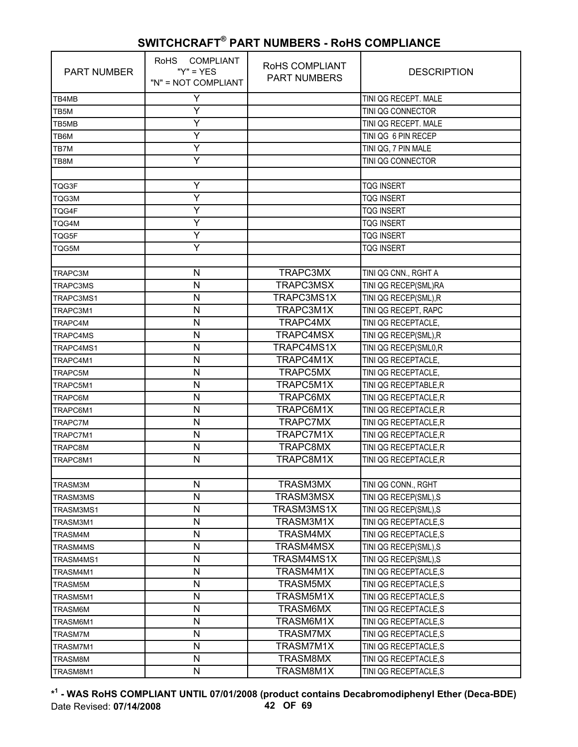# SWITCHCRAFT® PART NUMBERS - RoHS COMPLIANCE

| PART NUMBER | RoHS COMPLIANT "Y" = YES "N" = NOT COMPLIANT | RoHS COMPLIANT PART NUMBERS | DESCRIPTION |
|---|---|---|---|
| TB4MB | Y | | TINI QG RECEPT. MALE |
| TB5M | Y | | TINI QG CONNECTOR |
| TB5MB | Y | | TINI QG RECEPT. MALE |
| TB6M | Y | | TINI QG 6 PIN RECEP |
| TB7M | Y | | TINI QG, 7 PIN MALE |
| TB8M | Y | | TINI QG CONNECTOR |
| | | | |
| TQG3F | Y | | TQG INSERT |
| TQG3M | Y | | TQG INSERT |
| TQG4F | Y | | TQG INSERT |
| TQG4M | Y | | TQG INSERT |
| TQG5F | Y | | TQG INSERT |
| TQG5M | Y | | TQG INSERT |
| | | | |
| TRAPC3M | N | TRAPC3MX | TINI QG CNN., RGHT A |
| TRAPC3MS | N | TRAPC3MSX | TINI QG RECEP(SML)RA |
| TRAPC3MS1 | N | TRAPC3MS1X | TINI QG RECEP(SML),R |
| TRAPC3M1 | N | TRAPC3M1X | TINI QG RECEPT, RAPC |
| TRAPC4M | N | TRAPC4MX | TINI QG RECEPTACLE, |
| TRAPC4MS | N | TRAPC4MSX | TINI QG RECEP(SML),R |
| TRAPC4MS1 | N | TRAPC4MS1X | TINI QG RECEP(SML0,R |
| TRAPC4M1 | N | TRAPC4M1X | TINI QG RECEPTACLE, |
| TRAPC5M | N | TRAPC5MX | TINI QG RECEPTACLE, |
| TRAPC5M1 | N | TRAPC5M1X | TINI QG RECEPTABLE,R |
| TRAPC6M | N | TRAPC6MX | TINI QG RECEPTACLE,R |
| TRAPC6M1 | N | TRAPC6M1X | TINI QG RECEPTACLE,R |
| TRAPC7M | N | TRAPC7MX | TINI QG RECEPTACLE,R |
| TRAPC7M1 | N | TRAPC7M1X | TINI QG RECEPTACLE,R |
| TRAPC8M | N | TRAPC8MX | TINI QG RECEPTACLE,R |
| TRAPC8M1 | N | TRAPC8M1X | TINI QG RECEPTACLE,R |
| | | | |
| TRASM3M | N | TRASM3MX | TINI QG CONN., RGHT |
| TRASM3MS | N | TRASM3MSX | TINI QG RECEP(SML),S |
| TRASM3MS1 | N | TRASM3MS1X | TINI QG RECEP(SML),S |
| TRASM3M1 | N | TRASM3M1X | TINI QG RECEPTACLE,S |
| TRASM4M | N | TRASM4MX | TINI QG RECEPTACLE,S |
| TRASM4MS | N | TRASM4MSX | TINI QG RECEP(SML),S |
| TRASM4MS1 | N | TRASM4MS1X | TINI QG RECEP(SML),S |
| TRASM4M1 | N | TRASM4M1X | TINI QG RECEPTACLE,S |
| TRASM5M | N | TRASM5MX | TINI QG RECEPTACLE,S |
| TRASM5M1 | N | TRASM5M1X | TINI QG RECEPTACLE,S |
| TRASM6M | N | TRASM6MX | TINI QG RECEPTACLE,S |
| TRASM6M1 | N | TRASM6M1X | TINI QG RECEPTACLE,S |
| TRASM7M | N | TRASM7MX | TINI QG RECEPTACLE,S |
| TRASM7M1 | N | TRASM7M1X | TINI QG RECEPTACLE,S |
| TRASM8M | N | TRASM8MX | TINI QG RECEPTACLE,S |
| TRASM8M1 | N | TRASM8M1X | TINI QG RECEPTACLE,S |

**\*[1] - WAS RoHS COMPLIANT UNTIL 07/01/2008 (product contains Decabromodiphenyl Ether (Deca-BDE)**

Date Revised: **07/14/2008**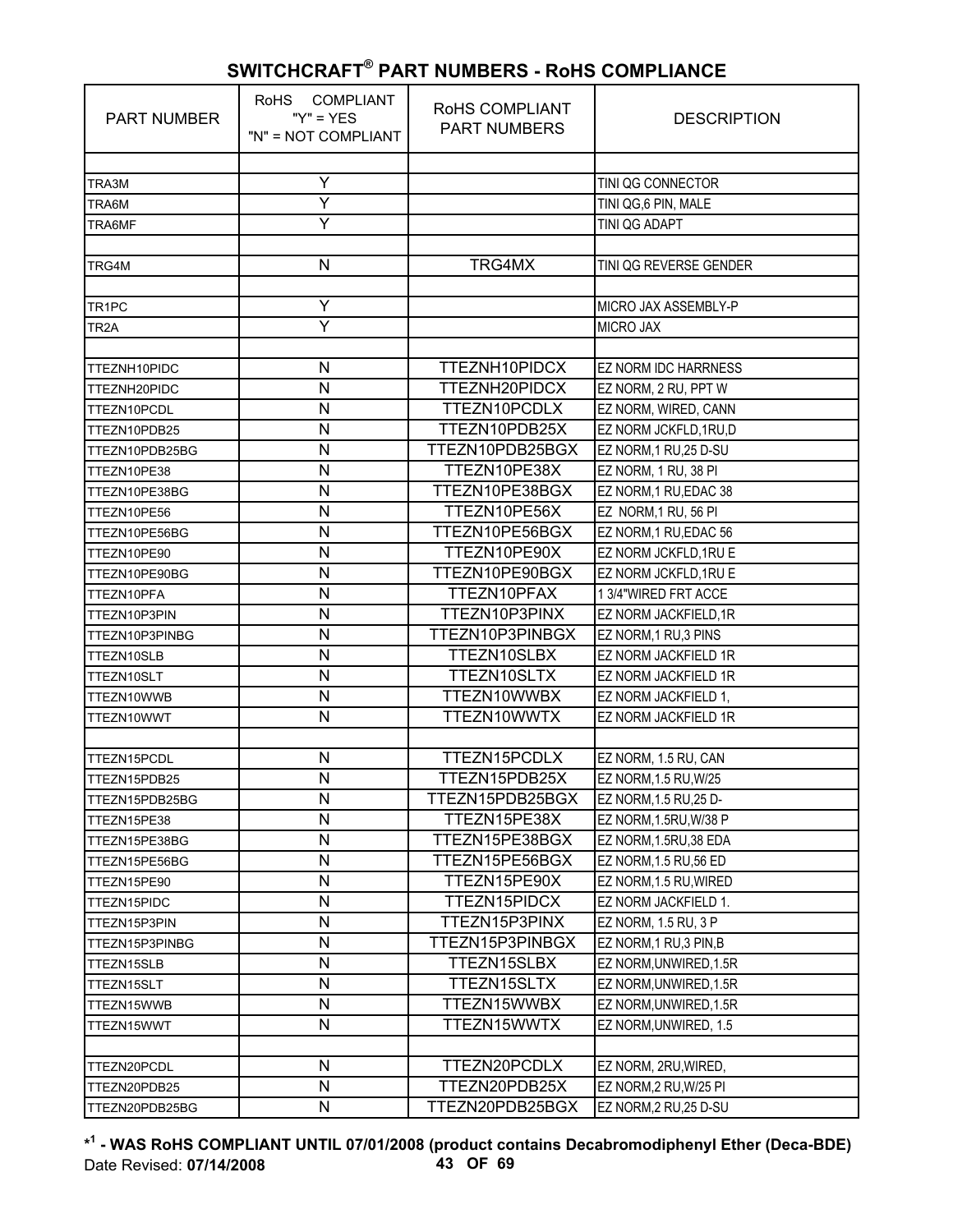## SWITCHCRAFT® PART NUMBERS - RoHS COMPLIANCE

| PART NUMBER | RoHS COMPLIANT "Y" = YES "N" = NOT COMPLIANT | RoHS COMPLIANT PART NUMBERS | DESCRIPTION |
|---|---|---|---|
| | | | |
| TRA3M | Y | | TINI QG CONNECTOR |
| TRA6M | Y | | TINI QG,6 PIN, MALE |
| TRA6MF | Y | | TINI QG ADAPT |
| | | | |
| TRG4M | N | TRG4MX | TINI QG REVERSE GENDER |
| | | | |
| TR1PC | Y | | MICRO JAX ASSEMBLY-P |
| TR2A | Y | | MICRO JAX |
| | | | |
| TTEZNH10PIDC | N | TTEZNH10PIDCX | EZ NORM IDC HARRNESS |
| TTEZNH20PIDC | N | TTEZNH20PIDCX | EZ NORM, 2 RU, PPT W |
| TTEZN10PCDL | N | TTEZN10PCDLX | EZ NORM, WIRED, CANN |
| TTEZN10PDB25 | N | TTEZN10PDB25X | EZ NORM JCKFLD,1RU,D |
| TTEZN10PDB25BG | N | TTEZN10PDB25BGX | EZ NORM,1 RU,25 D-SU |
| TTEZN10PE38 | N | TTEZN10PE38X | EZ NORM, 1 RU, 38 PI |
| TTEZN10PE38BG | N | TTEZN10PE38BGX | EZ NORM,1 RU,EDAC 38 |
| TTEZN10PE56 | N | TTEZN10PE56X | EZ NORM,1 RU, 56 PI |
| TTEZN10PE56BG | N | TTEZN10PE56BGX | EZ NORM,1 RU,EDAC 56 |
| TTEZN10PE90 | N | TTEZN10PE90X | EZ NORM JCKFLD,1RU E |
| TTEZN10PE90BG | N | TTEZN10PE90BGX | EZ NORM JCKFLD,1RU E |
| TTEZN10PFA | N | TTEZN10PFAX | 1 3/4"WIRED FRT ACCE |
| TTEZN10P3PIN | N | TTEZN10P3PINX | EZ NORM JACKFIELD,1R |
| TTEZN10P3PINBG | N | TTEZN10P3PINBGX | EZ NORM,1 RU,3 PINS |
| TTEZN10SLB | N | TTEZN10SLBX | EZ NORM JACKFIELD 1R |
| TTEZN10SLT | N | TTEZN10SLTX | EZ NORM JACKFIELD 1R |
| TTEZN10WWB | N | TTEZN10WWBX | EZ NORM JACKFIELD 1, |
| TTEZN10WWT | N | TTEZN10WWTX | EZ NORM JACKFIELD 1R |
| | | | |
| TTEZN15PCDL | N | TTEZN15PCDLX | EZ NORM, 1.5 RU, CAN |
| TTEZN15PDB25 | N | TTEZN15PDB25X | EZ NORM,1.5 RU,W/25 |
| TTEZN15PDB25BG | N | TTEZN15PDB25BGX | EZ NORM,1.5 RU,25 D- |
| TTEZN15PE38 | N | TTEZN15PE38X | EZ NORM,1.5RU,W/38 P |
| TTEZN15PE38BG | N | TTEZN15PE38BGX | EZ NORM,1.5RU,38 EDA |
| TTEZN15PE56BG | N | TTEZN15PE56BGX | EZ NORM,1.5 RU,56 ED |
| TTEZN15PE90 | N | TTEZN15PE90X | EZ NORM,1.5 RU,WIRED |
| TTEZN15PIDC | N | TTEZN15PIDCX | EZ NORM JACKFIELD 1. |
| TTEZN15P3PIN | N | TTEZN15P3PINX | EZ NORM, 1.5 RU, 3 P |
| TTEZN15P3PINBG | N | TTEZN15P3PINBGX | EZ NORM,1 RU,3 PIN,B |
| TTEZN15SLB | N | TTEZN15SLBX | EZ NORM,UNWIRED,1.5R |
| TTEZN15SLT | N | TTEZN15SLTX | EZ NORM,UNWIRED,1.5R |
| TTEZN15WWB | N | TTEZN15WWBX | EZ NORM,UNWIRED,1.5R |
| TTEZN15WWT | N | TTEZN15WWTX | EZ NORM,UNWIRED, 1.5 |
| | | | |
| TTEZN20PCDL | N | TTEZN20PCDLX | EZ NORM, 2RU,WIRED, |
| TTEZN20PDB25 | N | TTEZN20PDB25X | EZ NORM,2 RU,W/25 PI |
| TTEZN20PDB25BG | N | TTEZN20PDB25BGX | EZ NORM,2 RU,25 D-SU |

**\*[1] - WAS RoHS COMPLIANT UNTIL 07/01/2008 (product contains Decabromodiphenyl Ether (Deca-BDE)**

Date Revised: **07/14/2008**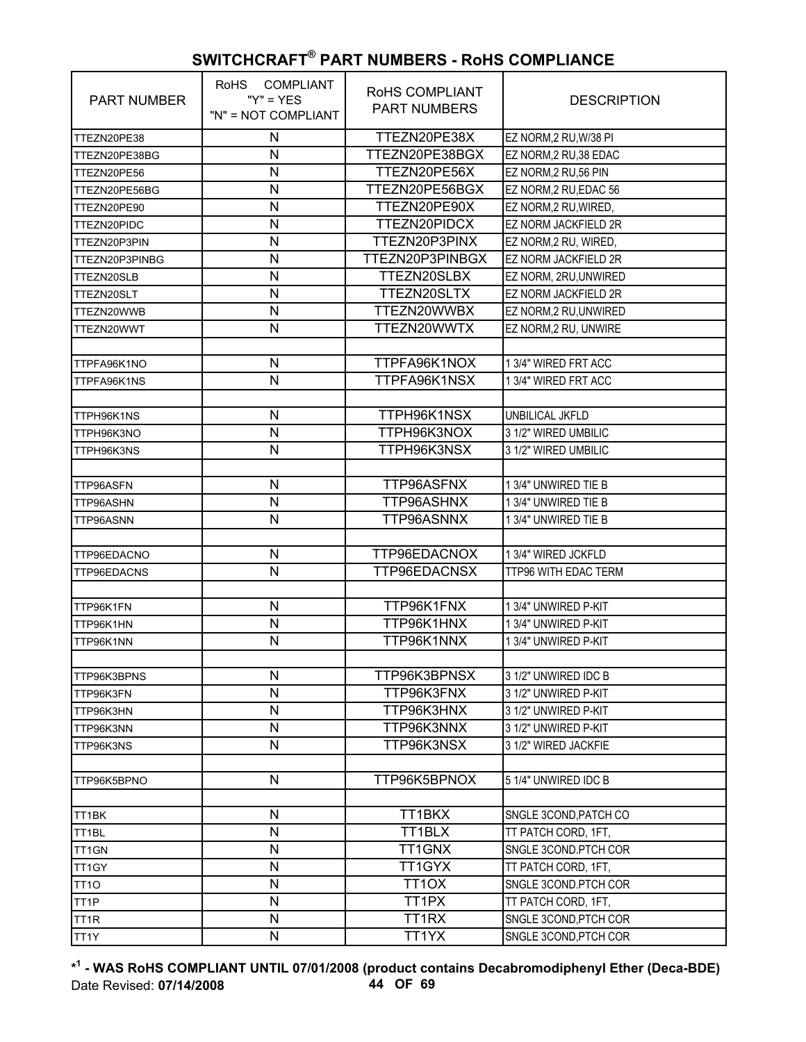# SWITCHCRAFT® PART NUMBERS - RoHS COMPLIANCE

| PART NUMBER | RoHS COMPLIANT "Y" = YES "N" = NOT COMPLIANT | RoHS COMPLIANT PART NUMBERS | DESCRIPTION |
|---|---|---|---|
| TTEZN20PE38 | N | TTEZN20PE38X | EZ NORM,2 RU,W/38 PI |
| TTEZN20PE38BG | N | TTEZN20PE38BGX | EZ NORM,2 RU,38 EDAC |
| TTEZN20PE56 | N | TTEZN20PE56X | EZ NORM,2 RU,56 PIN |
| TTEZN20PE56BG | N | TTEZN20PE56BGX | EZ NORM,2 RU,EDAC 56 |
| TTEZN20PE90 | N | TTEZN20PE90X | EZ NORM,2 RU,WIRED, |
| TTEZN20PIDC | N | TTEZN20PIDCX | EZ NORM JACKFIELD 2R |
| TTEZN20P3PIN | N | TTEZN20P3PINX | EZ NORM,2 RU, WIRED, |
| TTEZN20P3PINBG | N | TTEZN20P3PINBGX | EZ NORM JACKFIELD 2R |
| TTEZN20SLB | N | TTEZN20SLBX | EZ NORM, 2RU,UNWIRED |
| TTEZN20SLT | N | TTEZN20SLTX | EZ NORM JACKFIELD 2R |
| TTEZN20WWB | N | TTEZN20WWBX | EZ NORM,2 RU,UNWIRED |
| TTEZN20WWT | N | TTEZN20WWTX | EZ NORM,2 RU, UNWIRE |
| | | | |
| TTPFA96K1NO | N | TTPFA96K1NOX | 1 3/4" WIRED FRT ACC |
| TTPFA96K1NS | N | TTPFA96K1NSX | 1 3/4" WIRED FRT ACC |
| | | | |
| TTPH96K1NS | N | TTPH96K1NSX | UNBILICAL JKFLD |
| TTPH96K3NO | N | TTPH96K3NOX | 3 1/2" WIRED UMBILIC |
| TTPH96K3NS | N | TTPH96K3NSX | 3 1/2" WIRED UMBILIC |
| | | | |
| TTP96ASFN | N | TTP96ASFNX | 1 3/4" UNWIRED TIE B |
| TTP96ASHN | N | TTP96ASHNX | 1 3/4" UNWIRED TIE B |
| TTP96ASNN | N | TTP96ASNNX | 1 3/4" UNWIRED TIE B |
| | | | |
| TTP96EDACNO | N | TTP96EDACNOX | 1 3/4" WIRED JCKFLD |
| TTP96EDACNS | N | TTP96EDACNSX | TTP96 WITH EDAC TERM |
| | | | |
| TTP96K1FN | N | TTP96K1FNX | 1 3/4" UNWIRED P-KIT |
| TTP96K1HN | N | TTP96K1HNX | 1 3/4" UNWIRED P-KIT |
| TTP96K1NN | N | TTP96K1NNX | 1 3/4" UNWIRED P-KIT |
| | | | |
| TTP96K3BPNS | N | TTP96K3BPNSX | 3 1/2" UNWIRED IDC B |
| TTP96K3FN | N | TTP96K3FNX | 3 1/2" UNWIRED P-KIT |
| TTP96K3HN | N | TTP96K3HNX | 3 1/2" UNWIRED P-KIT |
| TTP96K3NN | N | TTP96K3NNX | 3 1/2" UNWIRED P-KIT |
| TTP96K3NS | N | TTP96K3NSX | 3 1/2" WIRED JACKFIE |
| | | | |
| TTP96K5BPNO | N | TTP96K5BPNOX | 5 1/4" UNWIRED IDC B |
| | | | |
| TT1BK | N | TT1BKX | SNGLE 3COND,PATCH CO |
| TT1BL | N | TT1BLX | TT PATCH CORD, 1FT, |
| TT1GN | N | TT1GNX | SNGLE 3COND.PTCH COR |
| TT1GY | N | TT1GYX | TT PATCH CORD, 1FT, |
| TT1O | N | TT1OX | SNGLE 3COND.PTCH COR |
| TT1P | N | TT1PX | TT PATCH CORD, 1FT, |
| TT1R | N | TT1RX | SNGLE 3COND,PTCH COR |
| TT1Y | N | TT1YX | SNGLE 3COND,PTCH COR |

**\*[1] - WAS RoHS COMPLIANT UNTIL 07/01/2008 (product contains Decabromodiphenyl Ether (Deca-BDE)**

Date Revised: **07/14/2008**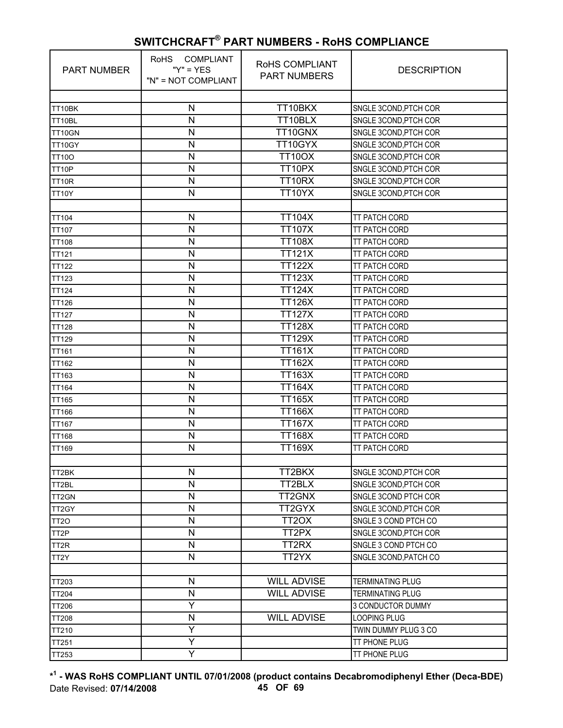## SWITCHCRAFT® PART NUMBERS - RoHS COMPLIANCE

| PART NUMBER | RoHS COMPLIANT "Y" = YES "N" = NOT COMPLIANT | RoHS COMPLIANT PART NUMBERS | DESCRIPTION |
|---|---|---|---|
| | | | |
| TT10BK | N | TT10BKX | SNGLE 3COND,PTCH COR |
| TT10BL | N | TT10BLX | SNGLE 3COND,PTCH COR |
| TT10GN | N | TT10GNX | SNGLE 3COND,PTCH COR |
| TT10GY | N | TT10GYX | SNGLE 3COND,PTCH COR |
| TT10O | N | TT10OX | SNGLE 3COND,PTCH COR |
| TT10P | N | TT10PX | SNGLE 3COND,PTCH COR |
| TT10R | N | TT10RX | SNGLE 3COND,PTCH COR |
| TT10Y | N | TT10YX | SNGLE 3COND,PTCH COR |
| | | | |
| TT104 | N | TT104X | TT PATCH CORD |
| TT107 | N | TT107X | TT PATCH CORD |
| TT108 | N | TT108X | TT PATCH CORD |
| TT121 | N | TT121X | TT PATCH CORD |
| TT122 | N | TT122X | TT PATCH CORD |
| TT123 | N | TT123X | TT PATCH CORD |
| TT124 | N | TT124X | TT PATCH CORD |
| TT126 | N | TT126X | TT PATCH CORD |
| TT127 | N | TT127X | TT PATCH CORD |
| TT128 | N | TT128X | TT PATCH CORD |
| TT129 | N | TT129X | TT PATCH CORD |
| TT161 | N | TT161X | TT PATCH CORD |
| TT162 | N | TT162X | TT PATCH CORD |
| TT163 | N | TT163X | TT PATCH CORD |
| TT164 | N | TT164X | TT PATCH CORD |
| TT165 | N | TT165X | TT PATCH CORD |
| TT166 | N | TT166X | TT PATCH CORD |
| TT167 | N | TT167X | TT PATCH CORD |
| TT168 | N | TT168X | TT PATCH CORD |
| TT169 | N | TT169X | TT PATCH CORD |
| | | | |
| TT2BK | N | TT2BKX | SNGLE 3COND,PTCH COR |
| TT2BL | N | TT2BLX | SNGLE 3COND,PTCH COR |
| TT2GN | N | TT2GNX | SNGLE 3COND PTCH COR |
| TT2GY | N | TT2GYX | SNGLE 3COND,PTCH COR |
| TT2O | N | TT2OX | SNGLE 3 COND PTCH CO |
| TT2P | N | TT2PX | SNGLE 3COND,PTCH COR |
| TT2R | N | TT2RX | SNGLE 3 COND PTCH CO |
| TT2Y | N | TT2YX | SNGLE 3COND,PATCH CO |
| | | | |
| TT203 | N | WILL ADVISE | TERMINATING PLUG |
| TT204 | N | WILL ADVISE | TERMINATING PLUG |
| TT206 | Y | | 3 CONDUCTOR DUMMY |
| TT208 | N | WILL ADVISE | LOOPING PLUG |
| TT210 | Y | | TWIN DUMMY PLUG 3 CO |
| TT251 | Y | | TT PHONE PLUG |
| TT253 | Y | | TT PHONE PLUG |

**\*[1] - WAS RoHS COMPLIANT UNTIL 07/01/2008 (product contains Decabromodiphenyl Ether (Deca-BDE)**

Date Revised: **07/14/2008**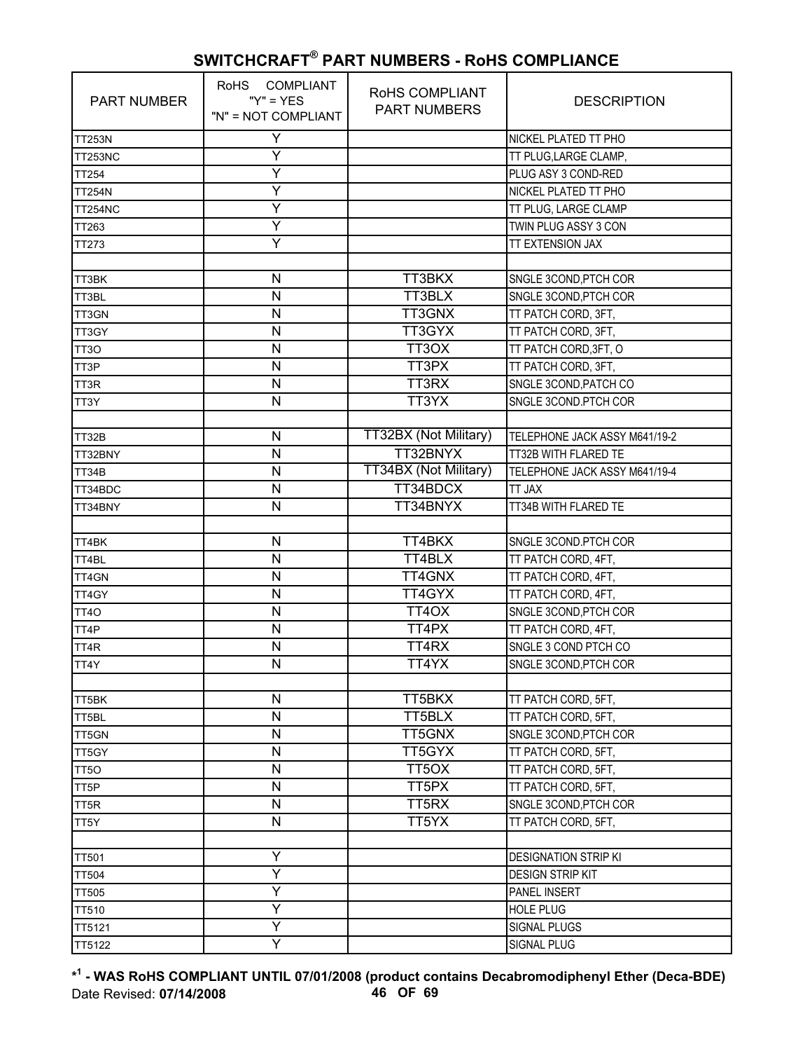# SWITCHCRAFT® PART NUMBERS - RoHS COMPLIANCE

| PART NUMBER | RoHS COMPLIANT "Y" = YES "N" = NOT COMPLIANT | RoHS COMPLIANT PART NUMBERS | DESCRIPTION |
|---|---|---|---|
| TT253N | Y | | NICKEL PLATED TT PHO |
| TT253NC | Y | | TT PLUG,LARGE CLAMP, |
| TT254 | Y | | PLUG ASY 3 COND-RED |
| TT254N | Y | | NICKEL PLATED TT PHO |
| TT254NC | Y | | TT PLUG, LARGE CLAMP |
| TT263 | Y | | TWIN PLUG ASSY 3 CON |
| TT273 | Y | | TT EXTENSION JAX |
| | | | |
| TT3BK | N | TT3BKX | SNGLE 3COND,PTCH COR |
| TT3BL | N | TT3BLX | SNGLE 3COND,PTCH COR |
| TT3GN | N | TT3GNX | TT PATCH CORD, 3FT, |
| TT3GY | N | TT3GYX | TT PATCH CORD, 3FT, |
| TT3O | N | TT3OX | TT PATCH CORD,3FT, O |
| TT3P | N | TT3PX | TT PATCH CORD, 3FT, |
| TT3R | N | TT3RX | SNGLE 3COND,PATCH CO |
| TT3Y | N | TT3YX | SNGLE 3COND.PTCH COR |
| | | | |
| TT32B | N | TT32BX (Not Military) | TELEPHONE JACK ASSY M641/19-2 |
| TT32BNY | N | TT32BNYX | TT32B WITH FLARED TE |
| TT34B | N | TT34BX (Not Military) | TELEPHONE JACK ASSY M641/19-4 |
| TT34BDC | N | TT34BDCX | TT JAX |
| TT34BNY | N | TT34BNYX | TT34B WITH FLARED TE |
| | | | |
| TT4BK | N | TT4BKX | SNGLE 3COND.PTCH COR |
| TT4BL | N | TT4BLX | TT PATCH CORD, 4FT, |
| TT4GN | N | TT4GNX | TT PATCH CORD, 4FT, |
| TT4GY | N | TT4GYX | TT PATCH CORD, 4FT, |
| TT4O | N | TT4OX | SNGLE 3COND,PTCH COR |
| TT4P | N | TT4PX | TT PATCH CORD, 4FT, |
| TT4R | N | TT4RX | SNGLE 3 COND PTCH CO |
| TT4Y | N | TT4YX | SNGLE 3COND,PTCH COR |
| | | | |
| TT5BK | N | TT5BKX | TT PATCH CORD, 5FT, |
| TT5BL | N | TT5BLX | TT PATCH CORD, 5FT, |
| TT5GN | N | TT5GNX | SNGLE 3COND,PTCH COR |
| TT5GY | N | TT5GYX | TT PATCH CORD, 5FT, |
| TT5O | N | TT5OX | TT PATCH CORD, 5FT, |
| TT5P | N | TT5PX | TT PATCH CORD, 5FT, |
| TT5R | N | TT5RX | SNGLE 3COND,PTCH COR |
| TT5Y | N | TT5YX | TT PATCH CORD, 5FT, |
| | | | |
| TT501 | Y | | DESIGNATION STRIP KI |
| TT504 | Y | | DESIGN STRIP KIT |
| TT505 | Y | | PANEL INSERT |
| TT510 | Y | | HOLE PLUG |
| TT5121 | Y | | SIGNAL PLUGS |
| TT5122 | Y | | SIGNAL PLUG |

**\*[1] - WAS RoHS COMPLIANT UNTIL 07/01/2008 (product contains Decabromodiphenyl Ether (Deca-BDE)**

Date Revised: **07/14/2008**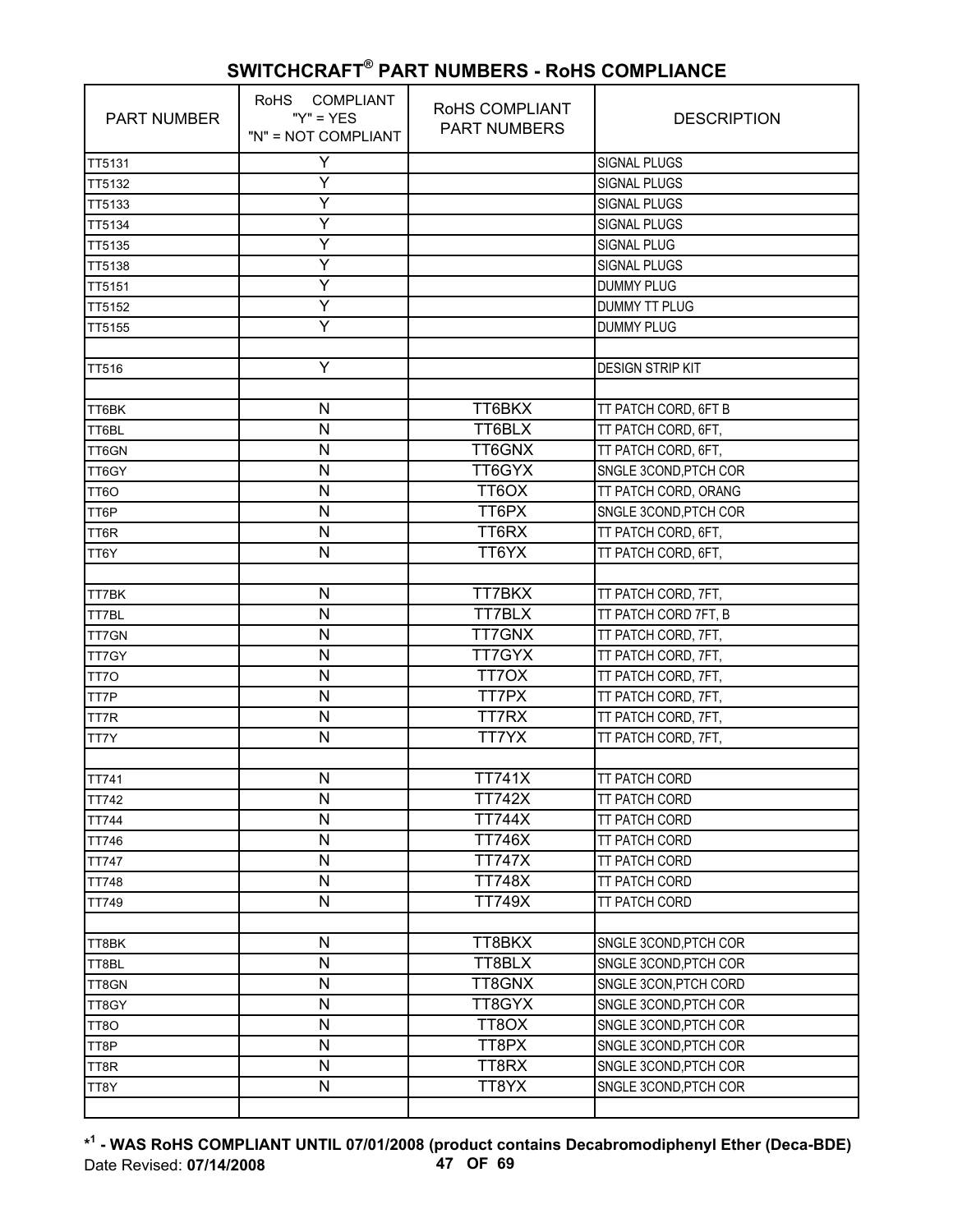## SWITCHCRAFT® PART NUMBERS - RoHS COMPLIANCE

| PART NUMBER | RoHS COMPLIANT "Y" = YES "N" = NOT COMPLIANT | RoHS COMPLIANT PART NUMBERS | DESCRIPTION |
|---|---|---|---|
| TT5131 | Y | | SIGNAL PLUGS |
| TT5132 | Y | | SIGNAL PLUGS |
| TT5133 | Y | | SIGNAL PLUGS |
| TT5134 | Y | | SIGNAL PLUGS |
| TT5135 | Y | | SIGNAL PLUG |
| TT5138 | Y | | SIGNAL PLUGS |
| TT5151 | Y | | DUMMY PLUG |
| TT5152 | Y | | DUMMY TT PLUG |
| TT5155 | Y | | DUMMY PLUG |
| | | | |
| TT516 | Y | | DESIGN STRIP KIT |
| | | | |
| TT6BK | N | TT6BKX | TT PATCH CORD, 6FT B |
| TT6BL | N | TT6BLX | TT PATCH CORD, 6FT, |
| TT6GN | N | TT6GNX | TT PATCH CORD, 6FT, |
| TT6GY | N | TT6GYX | SNGLE 3COND,PTCH COR |
| TT6O | N | TT6OX | TT PATCH CORD, ORANG |
| TT6P | N | TT6PX | SNGLE 3COND,PTCH COR |
| TT6R | N | TT6RX | TT PATCH CORD, 6FT, |
| TT6Y | N | TT6YX | TT PATCH CORD, 6FT, |
| | | | |
| TT7BK | N | TT7BKX | TT PATCH CORD, 7FT, |
| TT7BL | N | TT7BLX | TT PATCH CORD 7FT, B |
| TT7GN | N | TT7GNX | TT PATCH CORD, 7FT, |
| TT7GY | N | TT7GYX | TT PATCH CORD, 7FT, |
| TT7O | N | TT7OX | TT PATCH CORD, 7FT, |
| TT7P | N | TT7PX | TT PATCH CORD, 7FT, |
| TT7R | N | TT7RX | TT PATCH CORD, 7FT, |
| TT7Y | N | TT7YX | TT PATCH CORD, 7FT, |
| | | | |
| TT741 | N | TT741X | TT PATCH CORD |
| TT742 | N | TT742X | TT PATCH CORD |
| TT744 | N | TT744X | TT PATCH CORD |
| TT746 | N | TT746X | TT PATCH CORD |
| TT747 | N | TT747X | TT PATCH CORD |
| TT748 | N | TT748X | TT PATCH CORD |
| TT749 | N | TT749X | TT PATCH CORD |
| | | | |
| TT8BK | N | TT8BKX | SNGLE 3COND,PTCH COR |
| TT8BL | N | TT8BLX | SNGLE 3COND,PTCH COR |
| TT8GN | N | TT8GNX | SNGLE 3CON,PTCH CORD |
| TT8GY | N | TT8GYX | SNGLE 3COND,PTCH COR |
| TT8O | N | TT8OX | SNGLE 3COND,PTCH COR |
| TT8P | N | TT8PX | SNGLE 3COND,PTCH COR |
| TT8R | N | TT8RX | SNGLE 3COND,PTCH COR |
| TT8Y | N | TT8YX | SNGLE 3COND,PTCH COR |
| | | | |

**\*[1] - WAS RoHS COMPLIANT UNTIL 07/01/2008 (product contains Decabromodiphenyl Ether (Deca-BDE)**

Date Revised: **07/14/2008**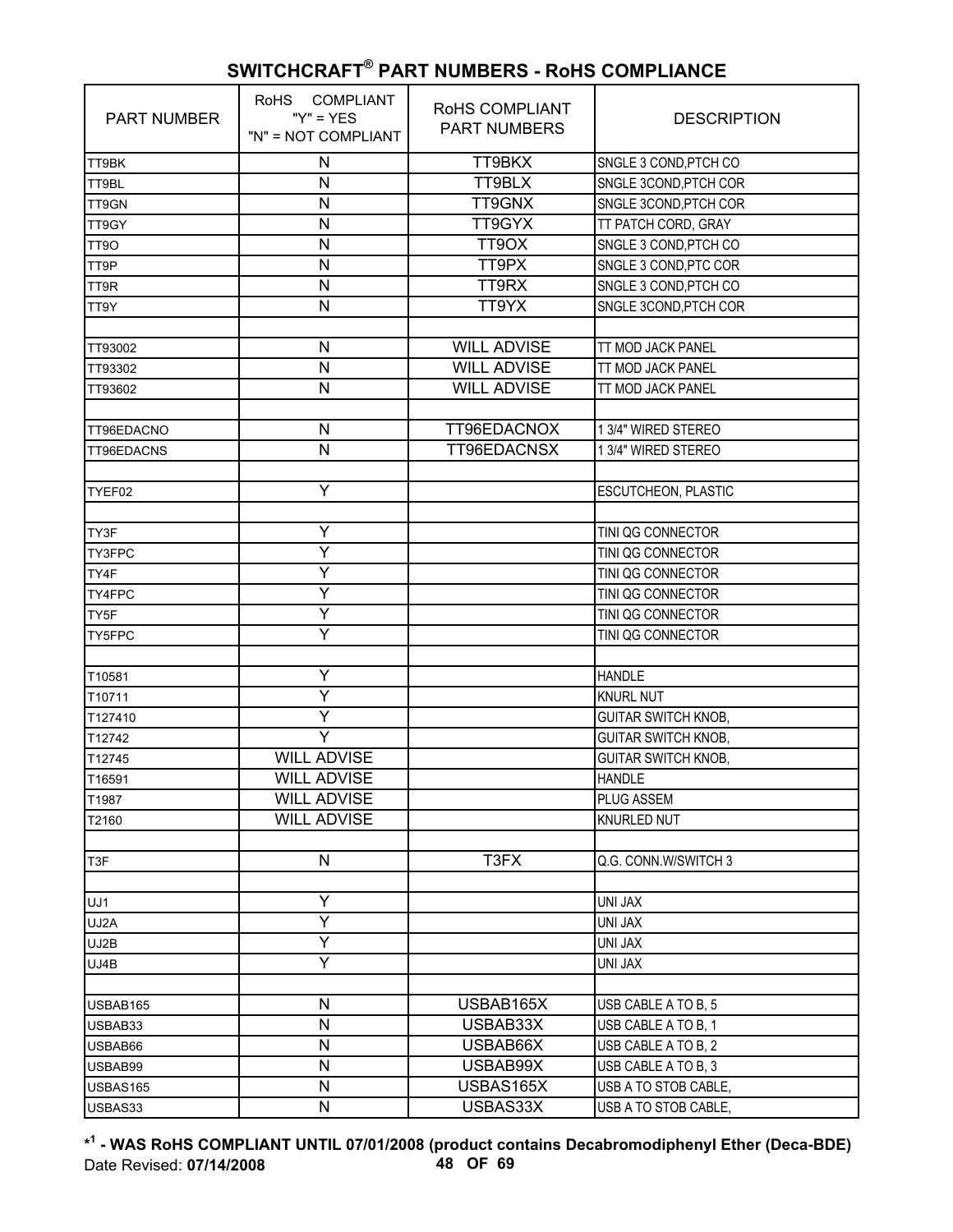## SWITCHCRAFT® PART NUMBERS - RoHS COMPLIANCE

| PART NUMBER | RoHS COMPLIANT "Y" = YES "N" = NOT COMPLIANT | RoHS COMPLIANT PART NUMBERS | DESCRIPTION |
|---|---|---|---|
| TT9BK | N | TT9BKX | SNGLE 3 COND,PTCH CO |
| TT9BL | N | TT9BLX | SNGLE 3COND,PTCH COR |
| TT9GN | N | TT9GNX | SNGLE 3COND,PTCH COR |
| TT9GY | N | TT9GYX | TT PATCH CORD, GRAY |
| TT9O | N | TT9OX | SNGLE 3 COND,PTCH CO |
| TT9P | N | TT9PX | SNGLE 3 COND,PTC COR |
| TT9R | N | TT9RX | SNGLE 3 COND,PTCH CO |
| TT9Y | N | TT9YX | SNGLE 3COND,PTCH COR |
| | | | |
| TT93002 | N | WILL ADVISE | TT MOD JACK PANEL |
| TT93302 | N | WILL ADVISE | TT MOD JACK PANEL |
| TT93602 | N | WILL ADVISE | TT MOD JACK PANEL |
| | | | |
| TT96EDACNO | N | TT96EDACNOX | 1 3/4" WIRED STEREO |
| TT96EDACNS | N | TT96EDACNSX | 1 3/4" WIRED STEREO |
| | | | |
| TYEF02 | Y | | ESCUTCHEON, PLASTIC |
| | | | |
| TY3F | Y | | TINI QG CONNECTOR |
| TY3FPC | Y | | TINI QG CONNECTOR |
| TY4F | Y | | TINI QG CONNECTOR |
| TY4FPC | Y | | TINI QG CONNECTOR |
| TY5F | Y | | TINI QG CONNECTOR |
| TY5FPC | Y | | TINI QG CONNECTOR |
| | | | |
| T10581 | Y | | HANDLE |
| T10711 | Y | | KNURL NUT |
| T127410 | Y | | GUITAR SWITCH KNOB, |
| T12742 | Y | | GUITAR SWITCH KNOB, |
| T12745 | WILL ADVISE | | GUITAR SWITCH KNOB, |
| T16591 | WILL ADVISE | | HANDLE |
| T1987 | WILL ADVISE | | PLUG ASSEM |
| T2160 | WILL ADVISE | | KNURLED NUT |
| | | | |
| T3F | N | T3FX | Q.G. CONN.W/SWITCH 3 |
| | | | |
| UJ1 | Y | | UNI JAX |
| UJ2A | Y | | UNI JAX |
| UJ2B | Y | | UNI JAX |
| UJ4B | Y | | UNI JAX |
| | | | |
| USBAB165 | N | USBAB165X | USB CABLE A TO B, 5 |
| USBAB33 | N | USBAB33X | USB CABLE A TO B, 1 |
| USBAB66 | N | USBAB66X | USB CABLE A TO B, 2 |
| USBAB99 | N | USBAB99X | USB CABLE A TO B, 3 |
| USBAS165 | N | USBAS165X | USB A TO STOB CABLE, |
| USBAS33 | N | USBAS33X | USB A TO STOB CABLE, |

**\*[1] - WAS RoHS COMPLIANT UNTIL 07/01/2008 (product contains Decabromodiphenyl Ether (Deca-BDE)**

Date Revised: **07/14/2008**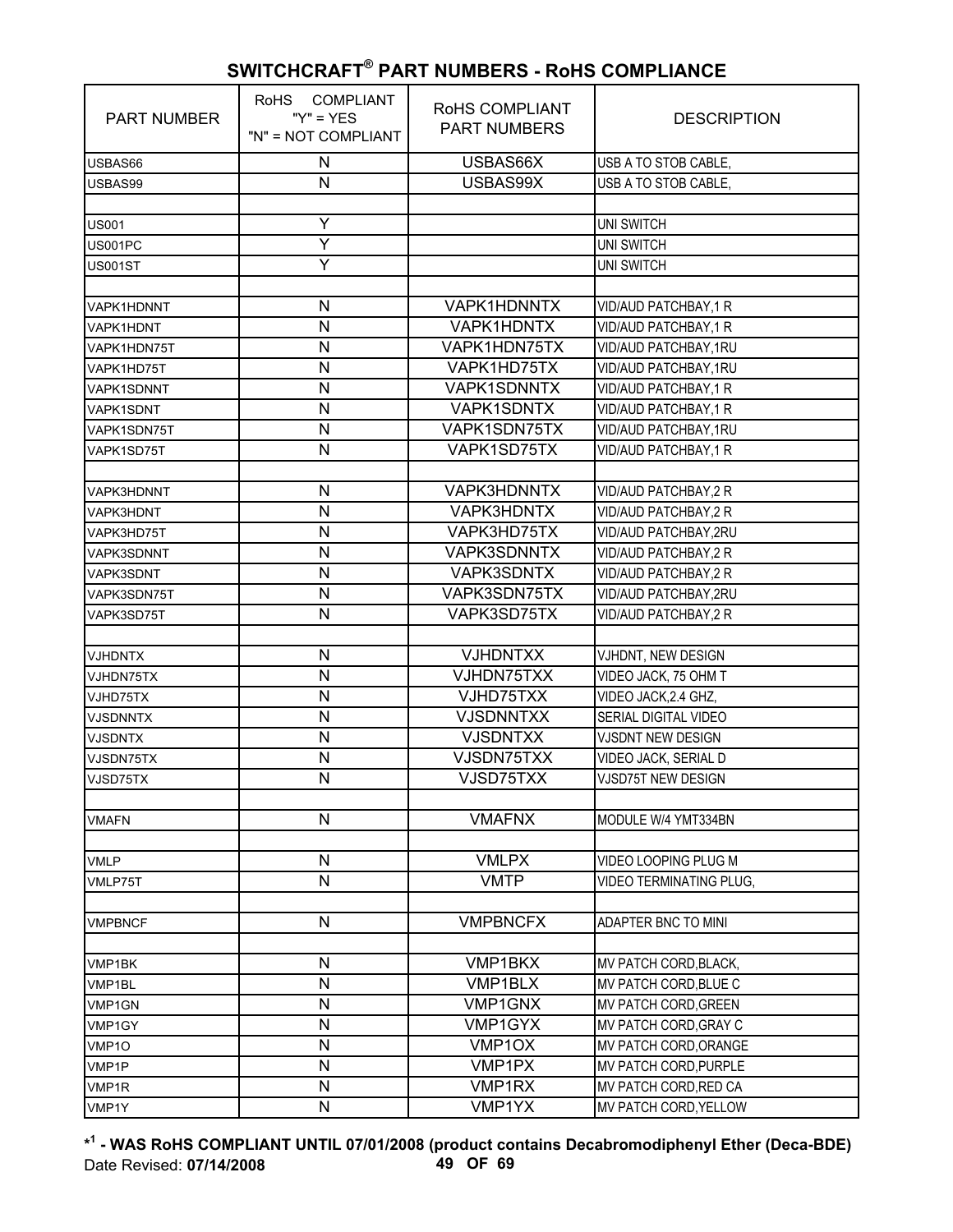## SWITCHCRAFT® PART NUMBERS - RoHS COMPLIANCE

| PART NUMBER | RoHS COMPLIANT "Y" = YES "N" = NOT COMPLIANT | RoHS COMPLIANT PART NUMBERS | DESCRIPTION |
|---|---|---|---|
| USBAS66 | N | USBAS66X | USB A TO STOB CABLE, |
| USBAS99 | N | USBAS99X | USB A TO STOB CABLE, |
| | | | |
| US001 | Y | | UNI SWITCH |
| US001PC | Y | | UNI SWITCH |
| US001ST | Y | | UNI SWITCH |
| | | | |
| VAPK1HDNNT | N | VAPK1HDNNTX | VID/AUD PATCHBAY,1 R |
| VAPK1HDNT | N | VAPK1HDNTX | VID/AUD PATCHBAY,1 R |
| VAPK1HDN75T | N | VAPK1HDN75TX | VID/AUD PATCHBAY,1RU |
| VAPK1HD75T | N | VAPK1HD75TX | VID/AUD PATCHBAY,1RU |
| VAPK1SDNNT | N | VAPK1SDNNTX | VID/AUD PATCHBAY,1 R |
| VAPK1SDNT | N | VAPK1SDNTX | VID/AUD PATCHBAY,1 R |
| VAPK1SDN75T | N | VAPK1SDN75TX | VID/AUD PATCHBAY,1RU |
| VAPK1SD75T | N | VAPK1SD75TX | VID/AUD PATCHBAY,1 R |
| | | | |
| VAPK3HDNNT | N | VAPK3HDNNTX | VID/AUD PATCHBAY,2 R |
| VAPK3HDNT | N | VAPK3HDNTX | VID/AUD PATCHBAY,2 R |
| VAPK3HD75T | N | VAPK3HD75TX | VID/AUD PATCHBAY,2RU |
| VAPK3SDNNT | N | VAPK3SDNNTX | VID/AUD PATCHBAY,2 R |
| VAPK3SDNT | N | VAPK3SDNTX | VID/AUD PATCHBAY,2 R |
| VAPK3SDN75T | N | VAPK3SDN75TX | VID/AUD PATCHBAY,2RU |
| VAPK3SD75T | N | VAPK3SD75TX | VID/AUD PATCHBAY,2 R |
| | | | |
| VJHDNTX | N | VJHDNTXX | VJHDNT, NEW DESIGN |
| VJHDN75TX | N | VJHDN75TXX | VIDEO JACK, 75 OHM T |
| VJHD75TX | N | VJHD75TXX | VIDEO JACK,2.4 GHZ, |
| VJSDNNTX | N | VJSDNNTXX | SERIAL DIGITAL VIDEO |
| VJSDNTX | N | VJSDNTXX | VJSDNT NEW DESIGN |
| VJSDN75TX | N | VJSDN75TXX | VIDEO JACK, SERIAL D |
| VJSD75TX | N | VJSD75TXX | VJSD75T NEW DESIGN |
| | | | |
| VMAFN | N | VMAFNX | MODULE W/4 YMT334BN |
| | | | |
| VMLP | N | VMLPX | VIDEO LOOPING PLUG M |
| VMLP75T | N | VMTP | VIDEO TERMINATING PLUG, |
| | | | |
| VMPBNCF | N | VMPBNCFX | ADAPTER BNC TO MINI |
| | | | |
| VMP1BK | N | VMP1BKX | MV PATCH CORD,BLACK, |
| VMP1BL | N | VMP1BLX | MV PATCH CORD,BLUE C |
| VMP1GN | N | VMP1GNX | MV PATCH CORD,GREEN |
| VMP1GY | N | VMP1GYX | MV PATCH CORD,GRAY C |
| VMP1O | N | VMP1OX | MV PATCH CORD,ORANGE |
| VMP1P | N | VMP1PX | MV PATCH CORD,PURPLE |
| VMP1R | N | VMP1RX | MV PATCH CORD,RED CA |
| VMP1Y | N | VMP1YX | MV PATCH CORD,YELLOW |

**\*[1] - WAS RoHS COMPLIANT UNTIL 07/01/2008 (product contains Decabromodiphenyl Ether (Deca-BDE)**

Date Revised: **07/14/2008**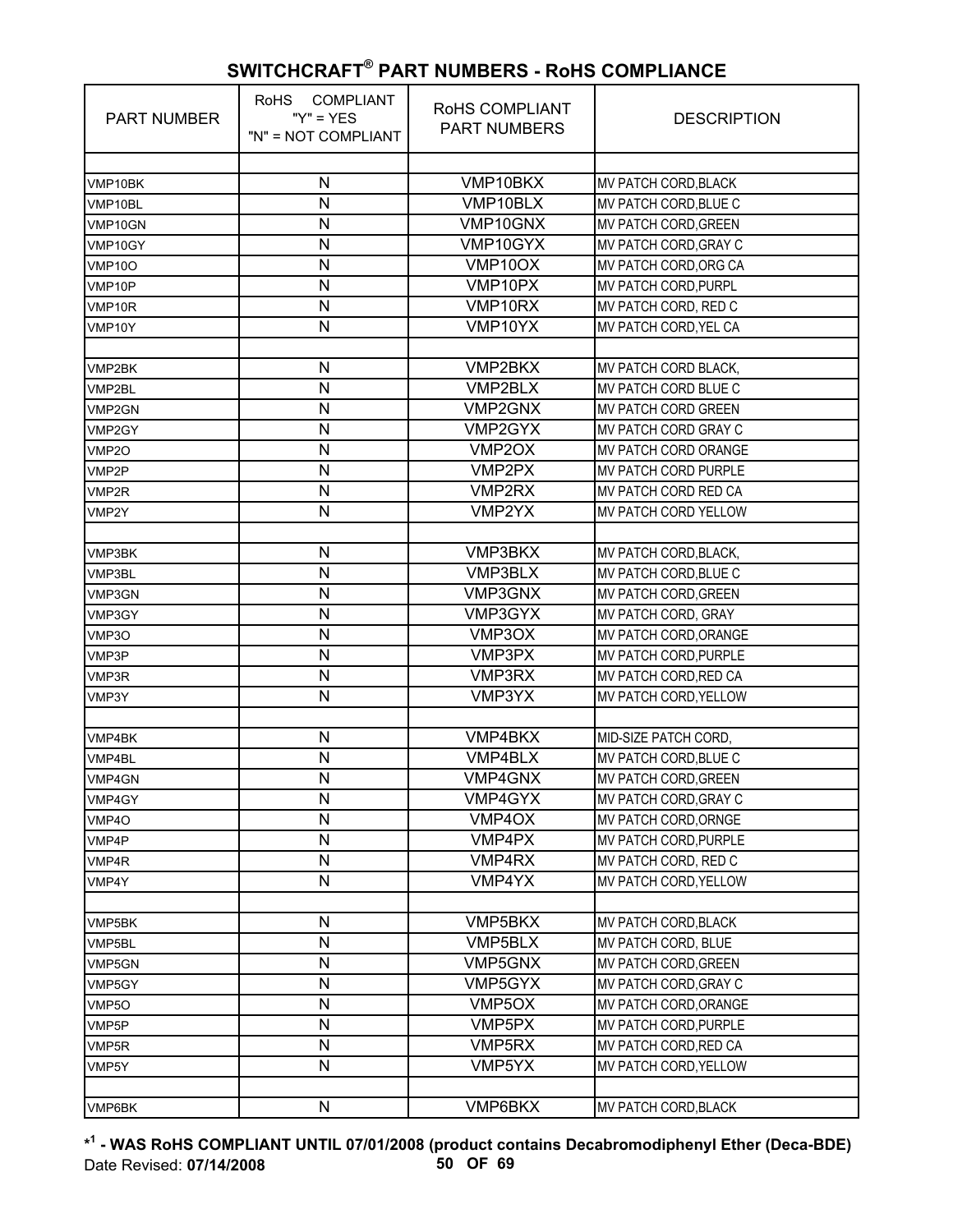## SWITCHCRAFT® PART NUMBERS - RoHS COMPLIANCE

| PART NUMBER | RoHS COMPLIANT "Y" = YES "N" = NOT COMPLIANT | RoHS COMPLIANT PART NUMBERS | DESCRIPTION |
|---|---|---|---|
| | | | |
| VMP10BK | N | VMP10BKX | MV PATCH CORD,BLACK |
| VMP10BL | N | VMP10BLX | MV PATCH CORD,BLUE C |
| VMP10GN | N | VMP10GNX | MV PATCH CORD,GREEN |
| VMP10GY | N | VMP10GYX | MV PATCH CORD,GRAY C |
| VMP10O | N | VMP10OX | MV PATCH CORD,ORG CA |
| VMP10P | N | VMP10PX | MV PATCH CORD,PURPL |
| VMP10R | N | VMP10RX | MV PATCH CORD, RED C |
| VMP10Y | N | VMP10YX | MV PATCH CORD,YEL CA |
| | | | |
| VMP2BK | N | VMP2BKX | MV PATCH CORD BLACK, |
| VMP2BL | N | VMP2BLX | MV PATCH CORD BLUE C |
| VMP2GN | N | VMP2GNX | MV PATCH CORD GREEN |
| VMP2GY | N | VMP2GYX | MV PATCH CORD GRAY C |
| VMP2O | N | VMP2OX | MV PATCH CORD ORANGE |
| VMP2P | N | VMP2PX | MV PATCH CORD PURPLE |
| VMP2R | N | VMP2RX | MV PATCH CORD RED CA |
| VMP2Y | N | VMP2YX | MV PATCH CORD YELLOW |
| | | | |
| VMP3BK | N | VMP3BKX | MV PATCH CORD,BLACK, |
| VMP3BL | N | VMP3BLX | MV PATCH CORD,BLUE C |
| VMP3GN | N | VMP3GNX | MV PATCH CORD,GREEN |
| VMP3GY | N | VMP3GYX | MV PATCH CORD, GRAY |
| VMP3O | N | VMP3OX | MV PATCH CORD,ORANGE |
| VMP3P | N | VMP3PX | MV PATCH CORD,PURPLE |
| VMP3R | N | VMP3RX | MV PATCH CORD,RED CA |
| VMP3Y | N | VMP3YX | MV PATCH CORD,YELLOW |
| | | | |
| VMP4BK | N | VMP4BKX | MID-SIZE PATCH CORD, |
| VMP4BL | N | VMP4BLX | MV PATCH CORD,BLUE C |
| VMP4GN | N | VMP4GNX | MV PATCH CORD,GREEN |
| VMP4GY | N | VMP4GYX | MV PATCH CORD,GRAY C |
| VMP4O | N | VMP4OX | MV PATCH CORD,ORNGE |
| VMP4P | N | VMP4PX | MV PATCH CORD,PURPLE |
| VMP4R | N | VMP4RX | MV PATCH CORD, RED C |
| VMP4Y | N | VMP4YX | MV PATCH CORD,YELLOW |
| | | | |
| VMP5BK | N | VMP5BKX | MV PATCH CORD,BLACK |
| VMP5BL | N | VMP5BLX | MV PATCH CORD, BLUE |
| VMP5GN | N | VMP5GNX | MV PATCH CORD,GREEN |
| VMP5GY | N | VMP5GYX | MV PATCH CORD,GRAY C |
| VMP5O | N | VMP5OX | MV PATCH CORD,ORANGE |
| VMP5P | N | VMP5PX | MV PATCH CORD,PURPLE |
| VMP5R | N | VMP5RX | MV PATCH CORD,RED CA |
| VMP5Y | N | VMP5YX | MV PATCH CORD,YELLOW |
| | | | |
| VMP6BK | N | VMP6BKX | MV PATCH CORD,BLACK |

**\*[1] - WAS RoHS COMPLIANT UNTIL 07/01/2008 (product contains Decabromodiphenyl Ether (Deca-BDE)**

Date Revised: **07/14/2008**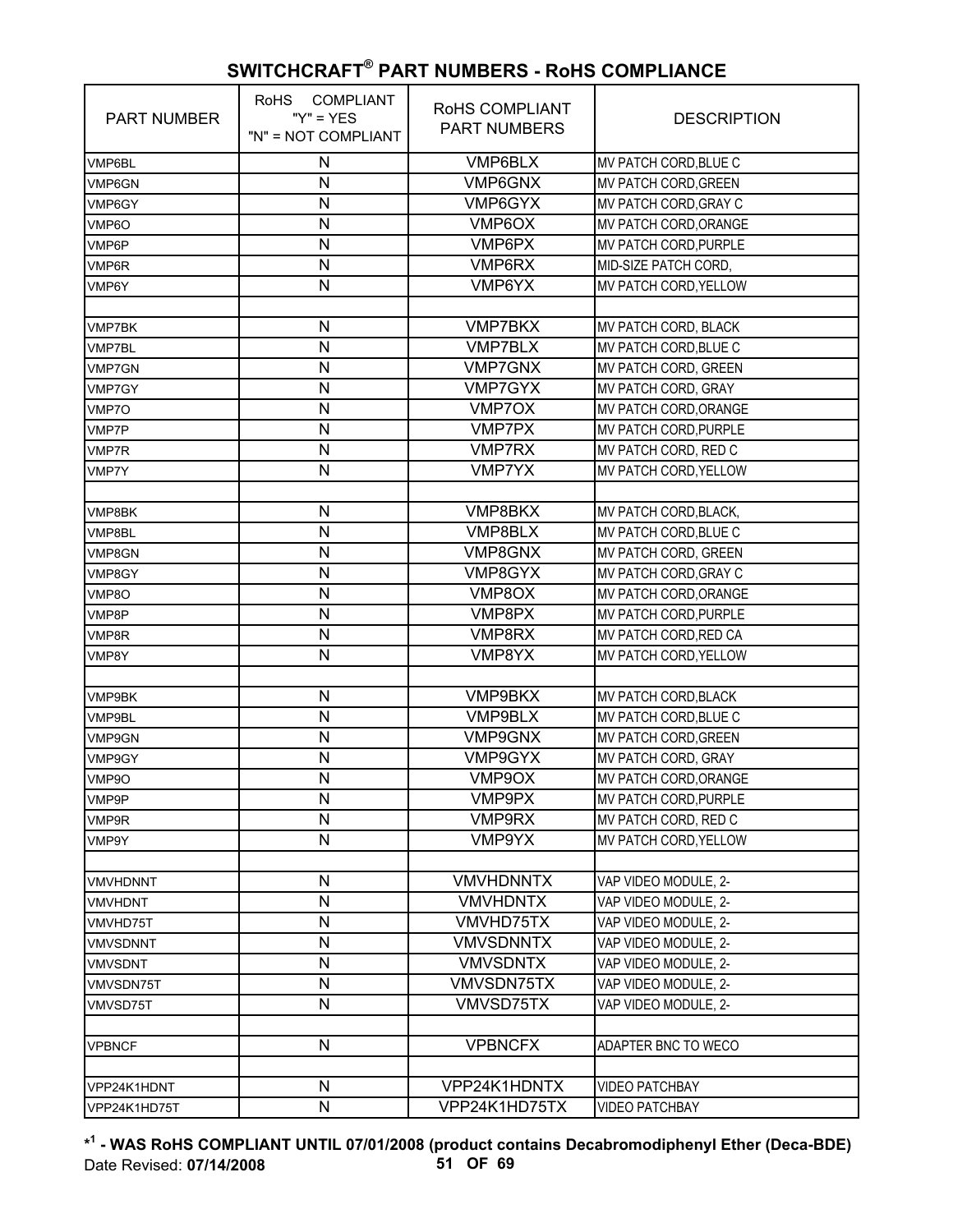## SWITCHCRAFT® PART NUMBERS - RoHS COMPLIANCE

| PART NUMBER | RoHS COMPLIANT "Y" = YES "N" = NOT COMPLIANT | RoHS COMPLIANT PART NUMBERS | DESCRIPTION |
|---|---|---|---|
| VMP6BL | N | VMP6BLX | MV PATCH CORD,BLUE C |
| VMP6GN | N | VMP6GNX | MV PATCH CORD,GREEN |
| VMP6GY | N | VMP6GYX | MV PATCH CORD,GRAY C |
| VMP6O | N | VMP6OX | MV PATCH CORD,ORANGE |
| VMP6P | N | VMP6PX | MV PATCH CORD,PURPLE |
| VMP6R | N | VMP6RX | MID-SIZE PATCH CORD, |
| VMP6Y | N | VMP6YX | MV PATCH CORD,YELLOW |
| | | | |
| VMP7BK | N | VMP7BKX | MV PATCH CORD, BLACK |
| VMP7BL | N | VMP7BLX | MV PATCH CORD,BLUE C |
| VMP7GN | N | VMP7GNX | MV PATCH CORD, GREEN |
| VMP7GY | N | VMP7GYX | MV PATCH CORD, GRAY |
| VMP7O | N | VMP7OX | MV PATCH CORD,ORANGE |
| VMP7P | N | VMP7PX | MV PATCH CORD,PURPLE |
| VMP7R | N | VMP7RX | MV PATCH CORD, RED C |
| VMP7Y | N | VMP7YX | MV PATCH CORD,YELLOW |
| | | | |
| VMP8BK | N | VMP8BKX | MV PATCH CORD,BLACK, |
| VMP8BL | N | VMP8BLX | MV PATCH CORD,BLUE C |
| VMP8GN | N | VMP8GNX | MV PATCH CORD, GREEN |
| VMP8GY | N | VMP8GYX | MV PATCH CORD,GRAY C |
| VMP8O | N | VMP8OX | MV PATCH CORD,ORANGE |
| VMP8P | N | VMP8PX | MV PATCH CORD,PURPLE |
| VMP8R | N | VMP8RX | MV PATCH CORD,RED CA |
| VMP8Y | N | VMP8YX | MV PATCH CORD,YELLOW |
| | | | |
| VMP9BK | N | VMP9BKX | MV PATCH CORD,BLACK |
| VMP9BL | N | VMP9BLX | MV PATCH CORD,BLUE C |
| VMP9GN | N | VMP9GNX | MV PATCH CORD,GREEN |
| VMP9GY | N | VMP9GYX | MV PATCH CORD, GRAY |
| VMP9O | N | VMP9OX | MV PATCH CORD,ORANGE |
| VMP9P | N | VMP9PX | MV PATCH CORD,PURPLE |
| VMP9R | N | VMP9RX | MV PATCH CORD, RED C |
| VMP9Y | N | VMP9YX | MV PATCH CORD,YELLOW |
| | | | |
| VMVHDNNT | N | VMVHDNNTX | VAP VIDEO MODULE, 2- |
| VMVHDNT | N | VMVHDNTX | VAP VIDEO MODULE, 2- |
| VMVHD75T | N | VMVHD75TX | VAP VIDEO MODULE, 2- |
| VMVSDNNT | N | VMVSDNNTX | VAP VIDEO MODULE, 2- |
| VMVSDNT | N | VMVSDNTX | VAP VIDEO MODULE, 2- |
| VMVSDN75T | N | VMVSDN75TX | VAP VIDEO MODULE, 2- |
| VMVSD75T | N | VMVSD75TX | VAP VIDEO MODULE, 2- |
| | | | |
| VPBNCF | N | VPBNCFX | ADAPTER BNC TO WECO |
| | | | |
| VPP24K1HDNT | N | VPP24K1HDNTX | VIDEO PATCHBAY |
| VPP24K1HD75T | N | VPP24K1HD75TX | VIDEO PATCHBAY |

**\*[1] - WAS RoHS COMPLIANT UNTIL 07/01/2008 (product contains Decabromodiphenyl Ether (Deca-BDE)**

Date Revised: **07/14/2008**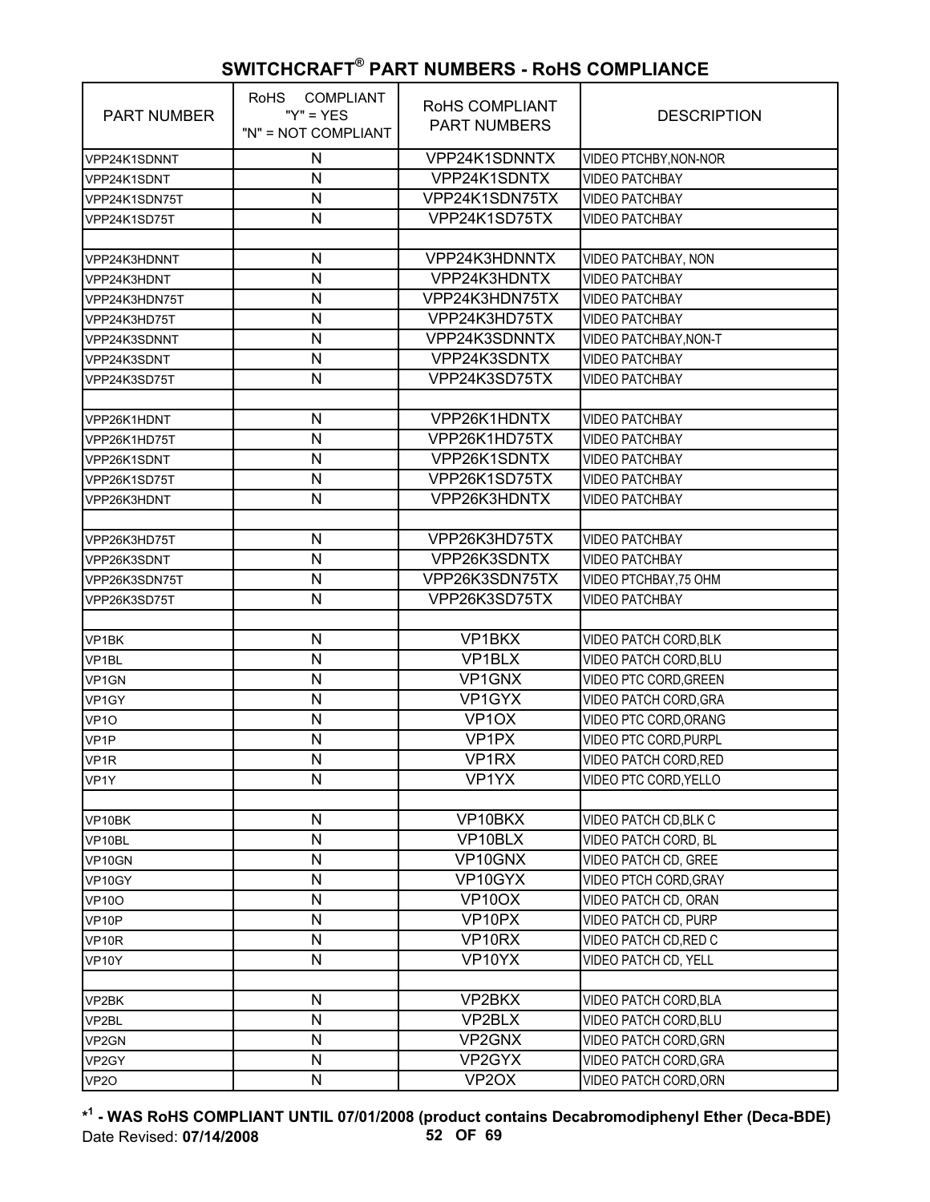## SWITCHCRAFT® PART NUMBERS - RoHS COMPLIANCE

| PART NUMBER | RoHS COMPLIANT "Y" = YES "N" = NOT COMPLIANT | RoHS COMPLIANT PART NUMBERS | DESCRIPTION |
|---|---|---|---|
| VPP24K1SDNNT | N | VPP24K1SDNNTX | VIDEO PTCHBY,NON-NOR |
| VPP24K1SDNT | N | VPP24K1SDNTX | VIDEO PATCHBAY |
| VPP24K1SDN75T | N | VPP24K1SDN75TX | VIDEO PATCHBAY |
| VPP24K1SD75T | N | VPP24K1SD75TX | VIDEO PATCHBAY |
| | | | |
| VPP24K3HDNNT | N | VPP24K3HDNNTX | VIDEO PATCHBAY, NON |
| VPP24K3HDNT | N | VPP24K3HDNTX | VIDEO PATCHBAY |
| VPP24K3HDN75T | N | VPP24K3HDN75TX | VIDEO PATCHBAY |
| VPP24K3HD75T | N | VPP24K3HD75TX | VIDEO PATCHBAY |
| VPP24K3SDNNT | N | VPP24K3SDNNTX | VIDEO PATCHBAY,NON-T |
| VPP24K3SDNT | N | VPP24K3SDNTX | VIDEO PATCHBAY |
| VPP24K3SD75T | N | VPP24K3SD75TX | VIDEO PATCHBAY |
| | | | |
| VPP26K1HDNT | N | VPP26K1HDNTX | VIDEO PATCHBAY |
| VPP26K1HD75T | N | VPP26K1HD75TX | VIDEO PATCHBAY |
| VPP26K1SDNT | N | VPP26K1SDNTX | VIDEO PATCHBAY |
| VPP26K1SD75T | N | VPP26K1SD75TX | VIDEO PATCHBAY |
| VPP26K3HDNT | N | VPP26K3HDNTX | VIDEO PATCHBAY |
| | | | |
| VPP26K3HD75T | N | VPP26K3HD75TX | VIDEO PATCHBAY |
| VPP26K3SDNT | N | VPP26K3SDNTX | VIDEO PATCHBAY |
| VPP26K3SDN75T | N | VPP26K3SDN75TX | VIDEO PTCHBAY,75 OHM |
| VPP26K3SD75T | N | VPP26K3SD75TX | VIDEO PATCHBAY |
| | | | |
| VP1BK | N | VP1BKX | VIDEO PATCH CORD,BLK |
| VP1BL | N | VP1BLX | VIDEO PATCH CORD,BLU |
| VP1GN | N | VP1GNX | VIDEO PTC CORD,GREEN |
| VP1GY | N | VP1GYX | VIDEO PATCH CORD,GRA |
| VP1O | N | VP1OX | VIDEO PTC CORD,ORANG |
| VP1P | N | VP1PX | VIDEO PTC CORD,PURPL |
| VP1R | N | VP1RX | VIDEO PATCH CORD,RED |
| VP1Y | N | VP1YX | VIDEO PTC CORD,YELLO |
| | | | |
| VP10BK | N | VP10BKX | VIDEO PATCH CD,BLK C |
| VP10BL | N | VP10BLX | VIDEO PATCH CORD, BL |
| VP10GN | N | VP10GNX | VIDEO PATCH CD, GREE |
| VP10GY | N | VP10GYX | VIDEO PTCH CORD,GRAY |
| VP10O | N | VP10OX | VIDEO PATCH CD, ORAN |
| VP10P | N | VP10PX | VIDEO PATCH CD, PURP |
| VP10R | N | VP10RX | VIDEO PATCH CD,RED C |
| VP10Y | N | VP10YX | VIDEO PATCH CD, YELL |
| | | | |
| VP2BK | N | VP2BKX | VIDEO PATCH CORD,BLA |
| VP2BL | N | VP2BLX | VIDEO PATCH CORD,BLU |
| VP2GN | N | VP2GNX | VIDEO PATCH CORD,GRN |
| VP2GY | N | VP2GYX | VIDEO PATCH CORD,GRA |
| VP2O | N | VP2OX | VIDEO PATCH CORD,ORN |

**\*[1] - WAS RoHS COMPLIANT UNTIL 07/01/2008 (product contains Decabromodiphenyl Ether (Deca-BDE)**

Date Revised: **07/14/2008**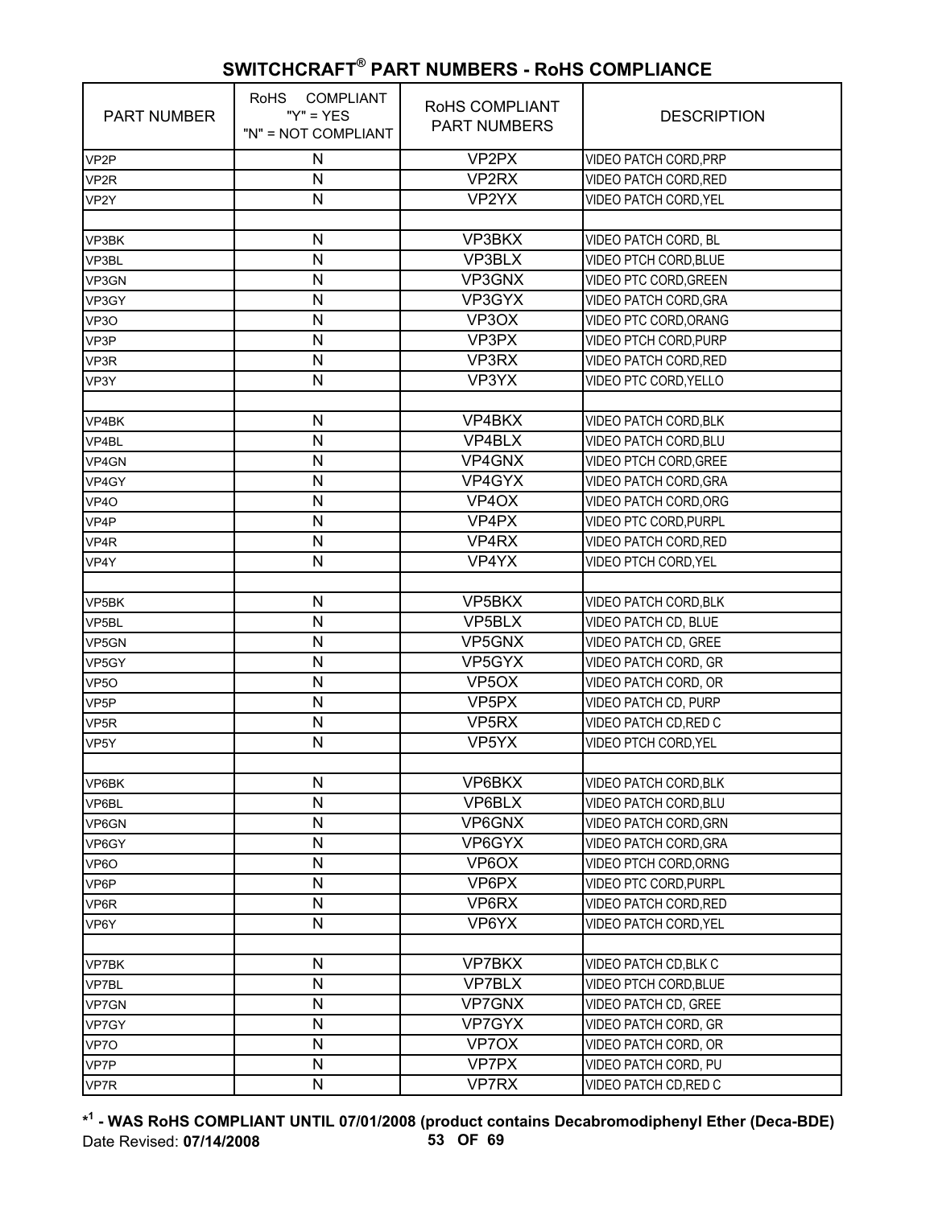## SWITCHCRAFT® PART NUMBERS - RoHS COMPLIANCE

| PART NUMBER | RoHS COMPLIANT "Y" = YES "N" = NOT COMPLIANT | RoHS COMPLIANT PART NUMBERS | DESCRIPTION |
|---|---|---|---|
| VP2P | N | VP2PX | VIDEO PATCH CORD,PRP |
| VP2R | N | VP2RX | VIDEO PATCH CORD,RED |
| VP2Y | N | VP2YX | VIDEO PATCH CORD,YEL |
| | | | |
| VP3BK | N | VP3BKX | VIDEO PATCH CORD, BL |
| VP3BL | N | VP3BLX | VIDEO PTCH CORD,BLUE |
| VP3GN | N | VP3GNX | VIDEO PTC CORD,GREEN |
| VP3GY | N | VP3GYX | VIDEO PATCH CORD,GRA |
| VP3O | N | VP3OX | VIDEO PTC CORD,ORANG |
| VP3P | N | VP3PX | VIDEO PTCH CORD,PURP |
| VP3R | N | VP3RX | VIDEO PATCH CORD,RED |
| VP3Y | N | VP3YX | VIDEO PTC CORD,YELLO |
| | | | |
| VP4BK | N | VP4BKX | VIDEO PATCH CORD,BLK |
| VP4BL | N | VP4BLX | VIDEO PATCH CORD,BLU |
| VP4GN | N | VP4GNX | VIDEO PTCH CORD,GREE |
| VP4GY | N | VP4GYX | VIDEO PATCH CORD,GRA |
| VP4O | N | VP4OX | VIDEO PATCH CORD,ORG |
| VP4P | N | VP4PX | VIDEO PTC CORD,PURPL |
| VP4R | N | VP4RX | VIDEO PATCH CORD,RED |
| VP4Y | N | VP4YX | VIDEO PTCH CORD,YEL |
| | | | |
| VP5BK | N | VP5BKX | VIDEO PATCH CORD,BLK |
| VP5BL | N | VP5BLX | VIDEO PATCH CD, BLUE |
| VP5GN | N | VP5GNX | VIDEO PATCH CD, GREE |
| VP5GY | N | VP5GYX | VIDEO PATCH CORD, GR |
| VP5O | N | VP5OX | VIDEO PATCH CORD, OR |
| VP5P | N | VP5PX | VIDEO PATCH CD, PURP |
| VP5R | N | VP5RX | VIDEO PATCH CD,RED C |
| VP5Y | N | VP5YX | VIDEO PTCH CORD,YEL |
| | | | |
| VP6BK | N | VP6BKX | VIDEO PATCH CORD,BLK |
| VP6BL | N | VP6BLX | VIDEO PATCH CORD,BLU |
| VP6GN | N | VP6GNX | VIDEO PATCH CORD,GRN |
| VP6GY | N | VP6GYX | VIDEO PATCH CORD,GRA |
| VP6O | N | VP6OX | VIDEO PTCH CORD,ORNG |
| VP6P | N | VP6PX | VIDEO PTC CORD,PURPL |
| VP6R | N | VP6RX | VIDEO PATCH CORD,RED |
| VP6Y | N | VP6YX | VIDEO PATCH CORD,YEL |
| | | | |
| VP7BK | N | VP7BKX | VIDEO PATCH CD,BLK C |
| VP7BL | N | VP7BLX | VIDEO PTCH CORD,BLUE |
| VP7GN | N | VP7GNX | VIDEO PATCH CD, GREE |
| VP7GY | N | VP7GYX | VIDEO PATCH CORD, GR |
| VP7O | N | VP7OX | VIDEO PATCH CORD, OR |
| VP7P | N | VP7PX | VIDEO PATCH CORD, PU |
| VP7R | N | VP7RX | VIDEO PATCH CD,RED C |

**\*[1] - WAS RoHS COMPLIANT UNTIL 07/01/2008 (product contains Decabromodiphenyl Ether (Deca-BDE)**

Date Revised: **07/14/2008**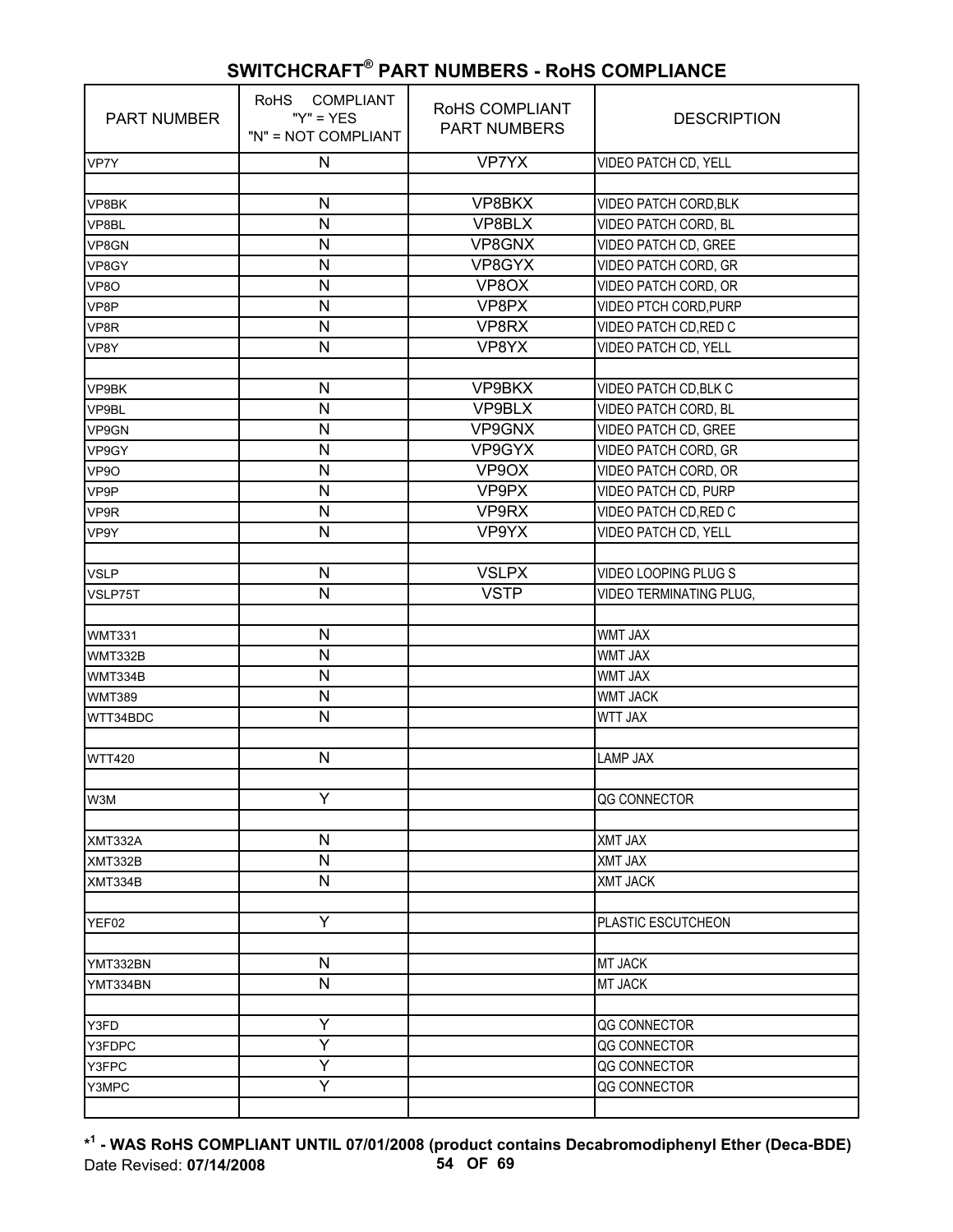## SWITCHCRAFT® PART NUMBERS - RoHS COMPLIANCE

| PART NUMBER | RoHS COMPLIANT "Y" = YES "N" = NOT COMPLIANT | RoHS COMPLIANT PART NUMBERS | DESCRIPTION |
|---|---|---|---|
| VP7Y | N | VP7YX | VIDEO PATCH CD, YELL |
| | | | |
| VP8BK | N | VP8BKX | VIDEO PATCH CORD,BLK |
| VP8BL | N | VP8BLX | VIDEO PATCH CORD, BL |
| VP8GN | N | VP8GNX | VIDEO PATCH CD, GREE |
| VP8GY | N | VP8GYX | VIDEO PATCH CORD, GR |
| VP8O | N | VP8OX | VIDEO PATCH CORD, OR |
| VP8P | N | VP8PX | VIDEO PTCH CORD,PURP |
| VP8R | N | VP8RX | VIDEO PATCH CD,RED C |
| VP8Y | N | VP8YX | VIDEO PATCH CD, YELL |
| | | | |
| VP9BK | N | VP9BKX | VIDEO PATCH CD,BLK C |
| VP9BL | N | VP9BLX | VIDEO PATCH CORD, BL |
| VP9GN | N | VP9GNX | VIDEO PATCH CD, GREE |
| VP9GY | N | VP9GYX | VIDEO PATCH CORD, GR |
| VP9O | N | VP9OX | VIDEO PATCH CORD, OR |
| VP9P | N | VP9PX | VIDEO PATCH CD, PURP |
| VP9R | N | VP9RX | VIDEO PATCH CD,RED C |
| VP9Y | N | VP9YX | VIDEO PATCH CD, YELL |
| | | | |
| VSLP | N | VSLPX | VIDEO LOOPING PLUG S |
| VSLP75T | N | VSTP | VIDEO TERMINATING PLUG, |
| | | | |
| WMT331 | N | | WMT JAX |
| WMT332B | N | | WMT JAX |
| WMT334B | N | | WMT JAX |
| WMT389 | N | | WMT JACK |
| WTT34BDC | N | | WTT JAX |
| | | | |
| WTT420 | N | | LAMP JAX |
| | | | |
| W3M | Y | | QG CONNECTOR |
| | | | |
| XMT332A | N | | XMT JAX |
| XMT332B | N | | XMT JAX |
| XMT334B | N | | XMT JACK |
| | | | |
| YEF02 | Y | | PLASTIC ESCUTCHEON |
| | | | |
| YMT332BN | N | | MT JACK |
| YMT334BN | N | | MT JACK |
| | | | |
| Y3FD | Y | | QG CONNECTOR |
| Y3FDPC | Y | | QG CONNECTOR |
| Y3FPC | Y | | QG CONNECTOR |
| Y3MPC | Y | | QG CONNECTOR |
| | | | |

**\*[1] - WAS RoHS COMPLIANT UNTIL 07/01/2008 (product contains Decabromodiphenyl Ether (Deca-BDE)**

Date Revised: **07/14/2008**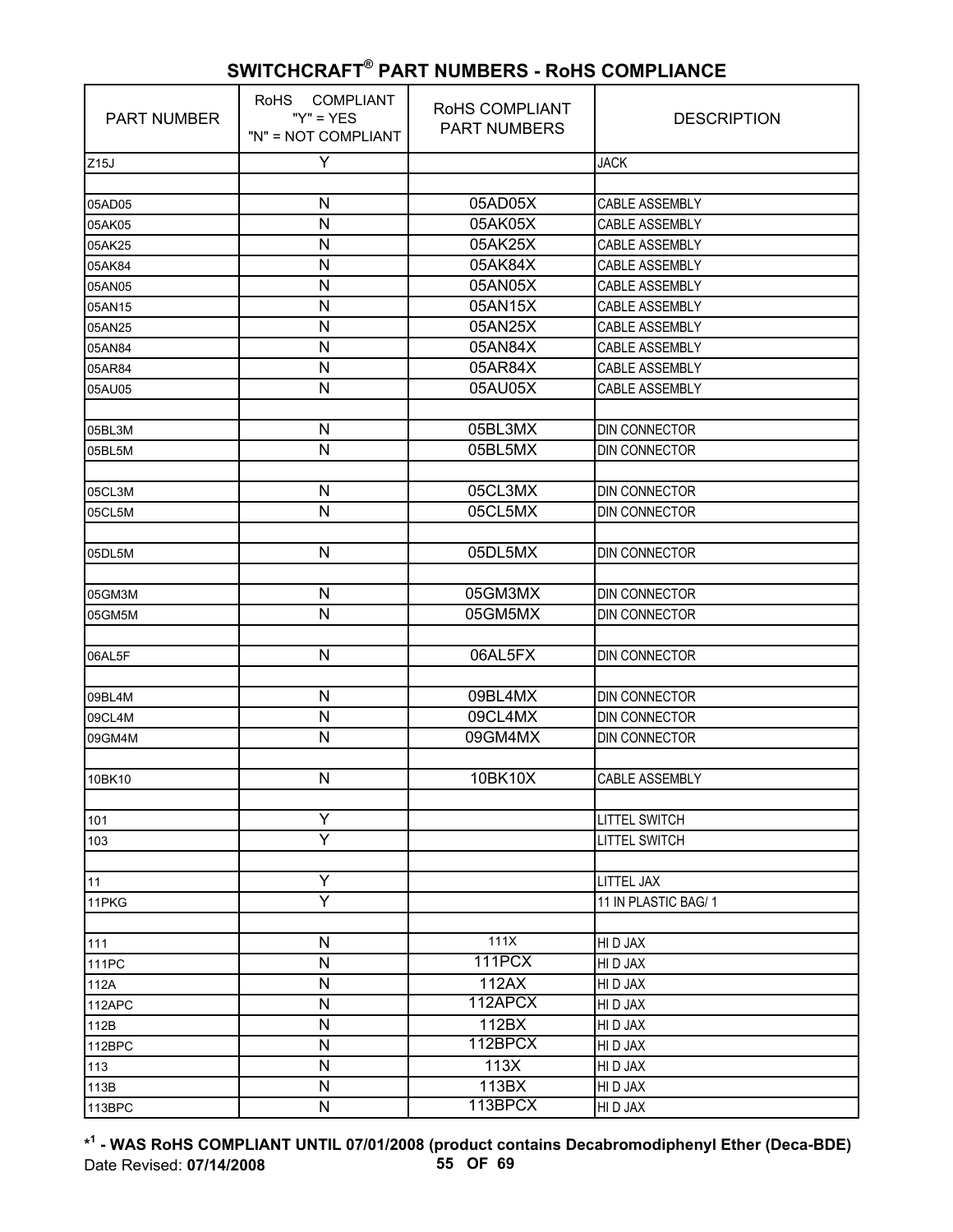# SWITCHCRAFT® PART NUMBERS - RoHS COMPLIANCE

| PART NUMBER | RoHS COMPLIANT "Y" = YES "N" = NOT COMPLIANT | RoHS COMPLIANT PART NUMBERS | DESCRIPTION |
|---|---|---|---|
| Z15J | Y | | JACK |
| | | | |
| 05AD05 | N | 05AD05X | CABLE ASSEMBLY |
| 05AK05 | N | 05AK05X | CABLE ASSEMBLY |
| 05AK25 | N | 05AK25X | CABLE ASSEMBLY |
| 05AK84 | N | 05AK84X | CABLE ASSEMBLY |
| 05AN05 | N | 05AN05X | CABLE ASSEMBLY |
| 05AN15 | N | 05AN15X | CABLE ASSEMBLY |
| 05AN25 | N | 05AN25X | CABLE ASSEMBLY |
| 05AN84 | N | 05AN84X | CABLE ASSEMBLY |
| 05AR84 | N | 05AR84X | CABLE ASSEMBLY |
| 05AU05 | N | 05AU05X | CABLE ASSEMBLY |
| | | | |
| 05BL3M | N | 05BL3MX | DIN CONNECTOR |
| 05BL5M | N | 05BL5MX | DIN CONNECTOR |
| | | | |
| 05CL3M | N | 05CL3MX | DIN CONNECTOR |
| 05CL5M | N | 05CL5MX | DIN CONNECTOR |
| | | | |
| 05DL5M | N | 05DL5MX | DIN CONNECTOR |
| | | | |
| 05GM3M | N | 05GM3MX | DIN CONNECTOR |
| 05GM5M | N | 05GM5MX | DIN CONNECTOR |
| | | | |
| 06AL5F | N | 06AL5FX | DIN CONNECTOR |
| | | | |
| 09BL4M | N | 09BL4MX | DIN CONNECTOR |
| 09CL4M | N | 09CL4MX | DIN CONNECTOR |
| 09GM4M | N | 09GM4MX | DIN CONNECTOR |
| | | | |
| 10BK10 | N | 10BK10X | CABLE ASSEMBLY |
| | | | |
| 101 | Y | | LITTEL SWITCH |
| 103 | Y | | LITTEL SWITCH |
| | | | |
| 11 | Y | | LITTEL JAX |
| 11PKG | Y | | 11 IN PLASTIC BAG/ 1 |
| | | | |
| 111 | N | 111X | HI D JAX |
| 111PC | N | 111PCX | HI D JAX |
| 112A | N | 112AX | HI D JAX |
| 112APC | N | 112APCX | HI D JAX |
| 112B | N | 112BX | HI D JAX |
| 112BPC | N | 112BPCX | HI D JAX |
| 113 | N | 113X | HI D JAX |
| 113B | N | 113BX | HI D JAX |
| 113BPC | N | 113BPCX | HI D JAX |

**\*[1] - WAS RoHS COMPLIANT UNTIL 07/01/2008 (product contains Decabromodiphenyl Ether (Deca-BDE)**

Date Revised: **07/14/2008**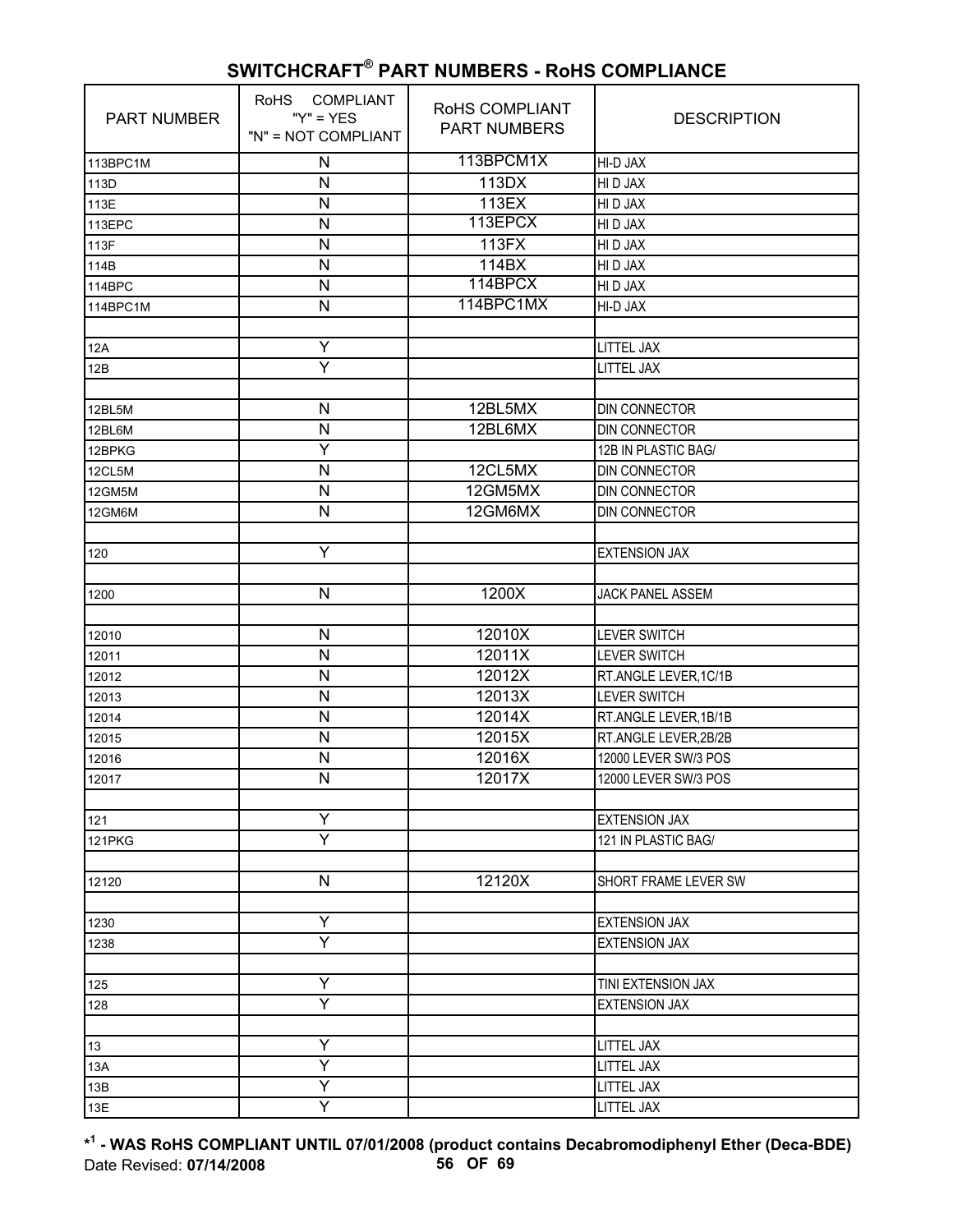## SWITCHCRAFT® PART NUMBERS - RoHS COMPLIANCE

| PART NUMBER | RoHS COMPLIANT "Y" = YES "N" = NOT COMPLIANT | RoHS COMPLIANT PART NUMBERS | DESCRIPTION |
|---|---|---|---|
| 113BPC1M | N | 113BPCM1X | HI-D JAX |
| 113D | N | 113DX | HI D JAX |
| 113E | N | 113EX | HI D JAX |
| 113EPC | N | 113EPCX | HI D JAX |
| 113F | N | 113FX | HI D JAX |
| 114B | N | 114BX | HI D JAX |
| 114BPC | N | 114BPCX | HI D JAX |
| 114BPC1M | N | 114BPC1MX | HI-D JAX |
| | | | |
| 12A | Y | | LITTEL JAX |
| 12B | Y | | LITTEL JAX |
| | | | |
| 12BL5M | N | 12BL5MX | DIN CONNECTOR |
| 12BL6M | N | 12BL6MX | DIN CONNECTOR |
| 12BPKG | Y | | 12B IN PLASTIC BAG/ |
| 12CL5M | N | 12CL5MX | DIN CONNECTOR |
| 12GM5M | N | 12GM5MX | DIN CONNECTOR |
| 12GM6M | N | 12GM6MX | DIN CONNECTOR |
| | | | |
| 120 | Y | | EXTENSION JAX |
| | | | |
| 1200 | N | 1200X | JACK PANEL ASSEM |
| | | | |
| 12010 | N | 12010X | LEVER SWITCH |
| 12011 | N | 12011X | LEVER SWITCH |
| 12012 | N | 12012X | RT.ANGLE LEVER,1C/1B |
| 12013 | N | 12013X | LEVER SWITCH |
| 12014 | N | 12014X | RT.ANGLE LEVER,1B/1B |
| 12015 | N | 12015X | RT.ANGLE LEVER,2B/2B |
| 12016 | N | 12016X | 12000 LEVER SW/3 POS |
| 12017 | N | 12017X | 12000 LEVER SW/3 POS |
| | | | |
| 121 | Y | | EXTENSION JAX |
| 121PKG | Y | | 121 IN PLASTIC BAG/ |
| | | | |
| 12120 | N | 12120X | SHORT FRAME LEVER SW |
| | | | |
| 1230 | Y | | EXTENSION JAX |
| 1238 | Y | | EXTENSION JAX |
| | | | |
| 125 | Y | | TINI EXTENSION JAX |
| 128 | Y | | EXTENSION JAX |
| | | | |
| 13 | Y | | LITTEL JAX |
| 13A | Y | | LITTEL JAX |
| 13B | Y | | LITTEL JAX |
| 13E | Y | | LITTEL JAX |

**\*[1] - WAS RoHS COMPLIANT UNTIL 07/01/2008 (product contains Decabromodiphenyl Ether (Deca-BDE)**

Date Revised: **07/14/2008**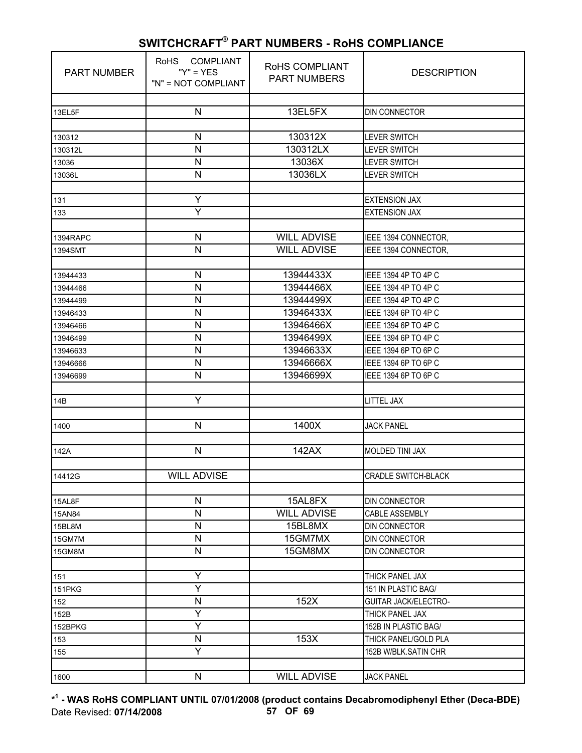## SWITCHCRAFT® PART NUMBERS - RoHS COMPLIANCE

| PART NUMBER | RoHS COMPLIANT "Y" = YES "N" = NOT COMPLIANT | RoHS COMPLIANT PART NUMBERS | DESCRIPTION |
|---|---|---|---|
| | | | |
| 13EL5F | N | 13EL5FX | DIN CONNECTOR |
| | | | |
| 130312 | N | 130312X | LEVER SWITCH |
| 130312L | N | 130312LX | LEVER SWITCH |
| 13036 | N | 13036X | LEVER SWITCH |
| 13036L | N | 13036LX | LEVER SWITCH |
| | | | |
| 131 | Y | | EXTENSION JAX |
| 133 | Y | | EXTENSION JAX |
| | | | |
| 1394RAPC | N | WILL ADVISE | IEEE 1394 CONNECTOR, |
| 1394SMT | N | WILL ADVISE | IEEE 1394 CONNECTOR, |
| | | | |
| 13944433 | N | 13944433X | IEEE 1394 4P TO 4P C |
| 13944466 | N | 13944466X | IEEE 1394 4P TO 4P C |
| 13944499 | N | 13944499X | IEEE 1394 4P TO 4P C |
| 13946433 | N | 13946433X | IEEE 1394 6P TO 4P C |
| 13946466 | N | 13946466X | IEEE 1394 6P TO 4P C |
| 13946499 | N | 13946499X | IEEE 1394 6P TO 4P C |
| 13946633 | N | 13946633X | IEEE 1394 6P TO 6P C |
| 13946666 | N | 13946666X | IEEE 1394 6P TO 6P C |
| 13946699 | N | 13946699X | IEEE 1394 6P TO 6P C |
| | | | |
| 14B | Y | | LITTEL JAX |
| | | | |
| 1400 | N | 1400X | JACK PANEL |
| | | | |
| 142A | N | 142AX | MOLDED TINI JAX |
| | | | |
| 14412G | WILL ADVISE | | CRADLE SWITCH-BLACK |
| | | | |
| 15AL8F | N | 15AL8FX | DIN CONNECTOR |
| 15AN84 | N | WILL ADVISE | CABLE ASSEMBLY |
| 15BL8M | N | 15BL8MX | DIN CONNECTOR |
| 15GM7M | N | 15GM7MX | DIN CONNECTOR |
| 15GM8M | N | 15GM8MX | DIN CONNECTOR |
| | | | |
| 151 | Y | | THICK PANEL JAX |
| 151PKG | Y | | 151 IN PLASTIC BAG/ |
| 152 | N | 152X | GUITAR JACK/ELECTRO- |
| 152B | Y | | THICK PANEL JAX |
| 152BPKG | Y | | 152B IN PLASTIC BAG/ |
| 153 | N | 153X | THICK PANEL/GOLD PLA |
| 155 | Y | | 152B W/BLK.SATIN CHR |
| | | | |
| 1600 | N | WILL ADVISE | JACK PANEL |

**\*[1] - WAS RoHS COMPLIANT UNTIL 07/01/2008 (product contains Decabromodiphenyl Ether (Deca-BDE)**

Date Revised: **07/14/2008**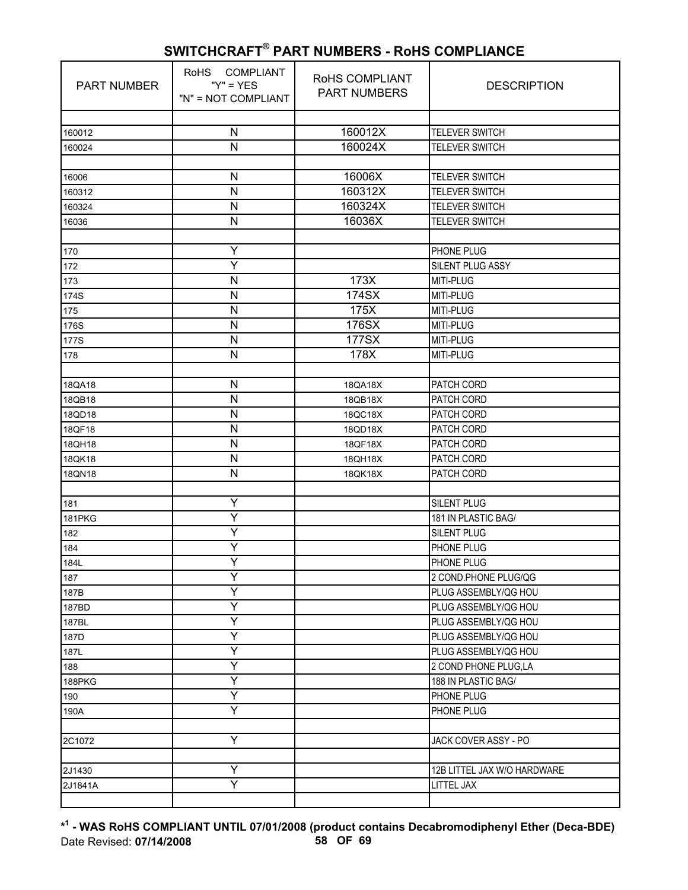# SWITCHCRAFT® PART NUMBERS - RoHS COMPLIANCE

| PART NUMBER | RoHS COMPLIANT "Y" = YES "N" = NOT COMPLIANT | RoHS COMPLIANT PART NUMBERS | DESCRIPTION |
|---|---|---|---|
| | | | |
| 160012 | N | 160012X | TELEVER SWITCH |
| 160024 | N | 160024X | TELEVER SWITCH |
| | | | |
| 16006 | N | 16006X | TELEVER SWITCH |
| 160312 | N | 160312X | TELEVER SWITCH |
| 160324 | N | 160324X | TELEVER SWITCH |
| 16036 | N | 16036X | TELEVER SWITCH |
| | | | |
| 170 | Y | | PHONE PLUG |
| 172 | Y | | SILENT PLUG ASSY |
| 173 | N | 173X | MITI-PLUG |
| 174S | N | 174SX | MITI-PLUG |
| 175 | N | 175X | MITI-PLUG |
| 176S | N | 176SX | MITI-PLUG |
| 177S | N | 177SX | MITI-PLUG |
| 178 | N | 178X | MITI-PLUG |
| | | | |
| 18QA18 | N | 18QA18X | PATCH CORD |
| 18QB18 | N | 18QB18X | PATCH CORD |
| 18QD18 | N | 18QC18X | PATCH CORD |
| 18QF18 | N | 18QD18X | PATCH CORD |
| 18QH18 | N | 18QF18X | PATCH CORD |
| 18QK18 | N | 18QH18X | PATCH CORD |
| 18QN18 | N | 18QK18X | PATCH CORD |
| | | | |
| 181 | Y | | SILENT PLUG |
| 181PKG | Y | | 181 IN PLASTIC BAG/ |
| 182 | Y | | SILENT PLUG |
| 184 | Y | | PHONE PLUG |
| 184L | Y | | PHONE PLUG |
| 187 | Y | | 2 COND.PHONE PLUG/QG |
| 187B | Y | | PLUG ASSEMBLY/QG HOU |
| 187BD | Y | | PLUG ASSEMBLY/QG HOU |
| 187BL | Y | | PLUG ASSEMBLY/QG HOU |
| 187D | Y | | PLUG ASSEMBLY/QG HOU |
| 187L | Y | | PLUG ASSEMBLY/QG HOU |
| 188 | Y | | 2 COND PHONE PLUG,LA |
| 188PKG | Y | | 188 IN PLASTIC BAG/ |
| 190 | Y | | PHONE PLUG |
| 190A | Y | | PHONE PLUG |
| | | | |
| 2C1072 | Y | | JACK COVER ASSY - PO |
| | | | |
| 2J1430 | Y | | 12B LITTEL JAX W/O HARDWARE |
| 2J1841A | Y | | LITTEL JAX |
| | | | |

**\*[1] - WAS RoHS COMPLIANT UNTIL 07/01/2008 (product contains Decabromodiphenyl Ether (Deca-BDE)**

Date Revised: **07/14/2008**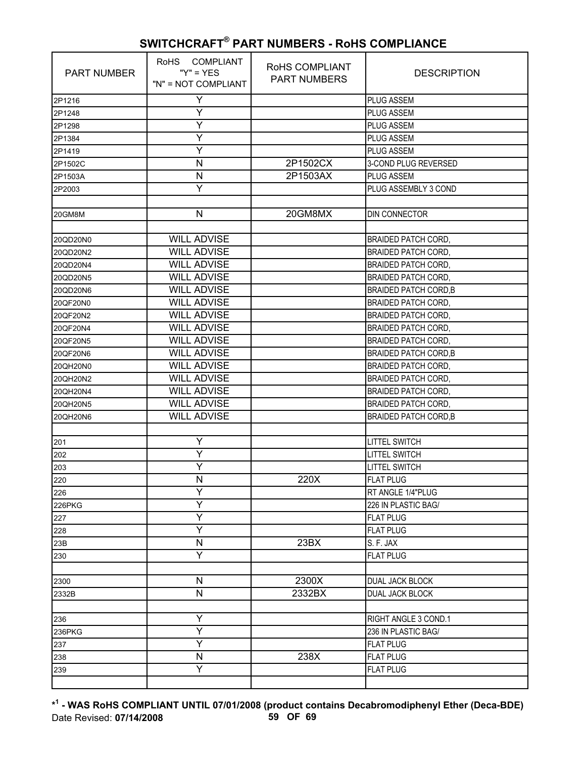# SWITCHCRAFT® PART NUMBERS - RoHS COMPLIANCE

| PART NUMBER | RoHS COMPLIANT "Y" = YES "N" = NOT COMPLIANT | RoHS COMPLIANT PART NUMBERS | DESCRIPTION |
|---|---|---|---|
| 2P1216 | Y | | PLUG ASSEM |
| 2P1248 | Y | | PLUG ASSEM |
| 2P1298 | Y | | PLUG ASSEM |
| 2P1384 | Y | | PLUG ASSEM |
| 2P1419 | Y | | PLUG ASSEM |
| 2P1502C | N | 2P1502CX | 3-COND PLUG REVERSED |
| 2P1503A | N | 2P1503AX | PLUG ASSEM |
| 2P2003 | Y | | PLUG ASSEMBLY 3 COND |
| | | | |
| 20GM8M | N | 20GM8MX | DIN CONNECTOR |
| | | | |
| 20QD20N0 | WILL ADVISE | | BRAIDED PATCH CORD, |
| 20QD20N2 | WILL ADVISE | | BRAIDED PATCH CORD, |
| 20QD20N4 | WILL ADVISE | | BRAIDED PATCH CORD, |
| 20QD20N5 | WILL ADVISE | | BRAIDED PATCH CORD, |
| 20QD20N6 | WILL ADVISE | | BRAIDED PATCH CORD,B |
| 20QF20N0 | WILL ADVISE | | BRAIDED PATCH CORD, |
| 20QF20N2 | WILL ADVISE | | BRAIDED PATCH CORD, |
| 20QF20N4 | WILL ADVISE | | BRAIDED PATCH CORD, |
| 20QF20N5 | WILL ADVISE | | BRAIDED PATCH CORD, |
| 20QF20N6 | WILL ADVISE | | BRAIDED PATCH CORD,B |
| 20QH20N0 | WILL ADVISE | | BRAIDED PATCH CORD, |
| 20QH20N2 | WILL ADVISE | | BRAIDED PATCH CORD, |
| 20QH20N4 | WILL ADVISE | | BRAIDED PATCH CORD, |
| 20QH20N5 | WILL ADVISE | | BRAIDED PATCH CORD, |
| 20QH20N6 | WILL ADVISE | | BRAIDED PATCH CORD,B |
| | | | |
| 201 | Y | | LITTEL SWITCH |
| 202 | Y | | LITTEL SWITCH |
| 203 | Y | | LITTEL SWITCH |
| 220 | N | 220X | FLAT PLUG |
| 226 | Y | | RT ANGLE 1/4"PLUG |
| 226PKG | Y | | 226 IN PLASTIC BAG/ |
| 227 | Y | | FLAT PLUG |
| 228 | Y | | FLAT PLUG |
| 23B | N | 23BX | S. F. JAX |
| 230 | Y | | FLAT PLUG |
| | | | |
| 2300 | N | 2300X | DUAL JACK BLOCK |
| 2332B | N | 2332BX | DUAL JACK BLOCK |
| | | | |
| 236 | Y | | RIGHT ANGLE 3 COND.1 |
| 236PKG | Y | | 236 IN PLASTIC BAG/ |
| 237 | Y | | FLAT PLUG |
| 238 | N | 238X | FLAT PLUG |
| 239 | Y | | FLAT PLUG |
| | | | |

**\*[1] - WAS RoHS COMPLIANT UNTIL 07/01/2008 (product contains Decabromodiphenyl Ether (Deca-BDE)**

Date Revised: **07/14/2008**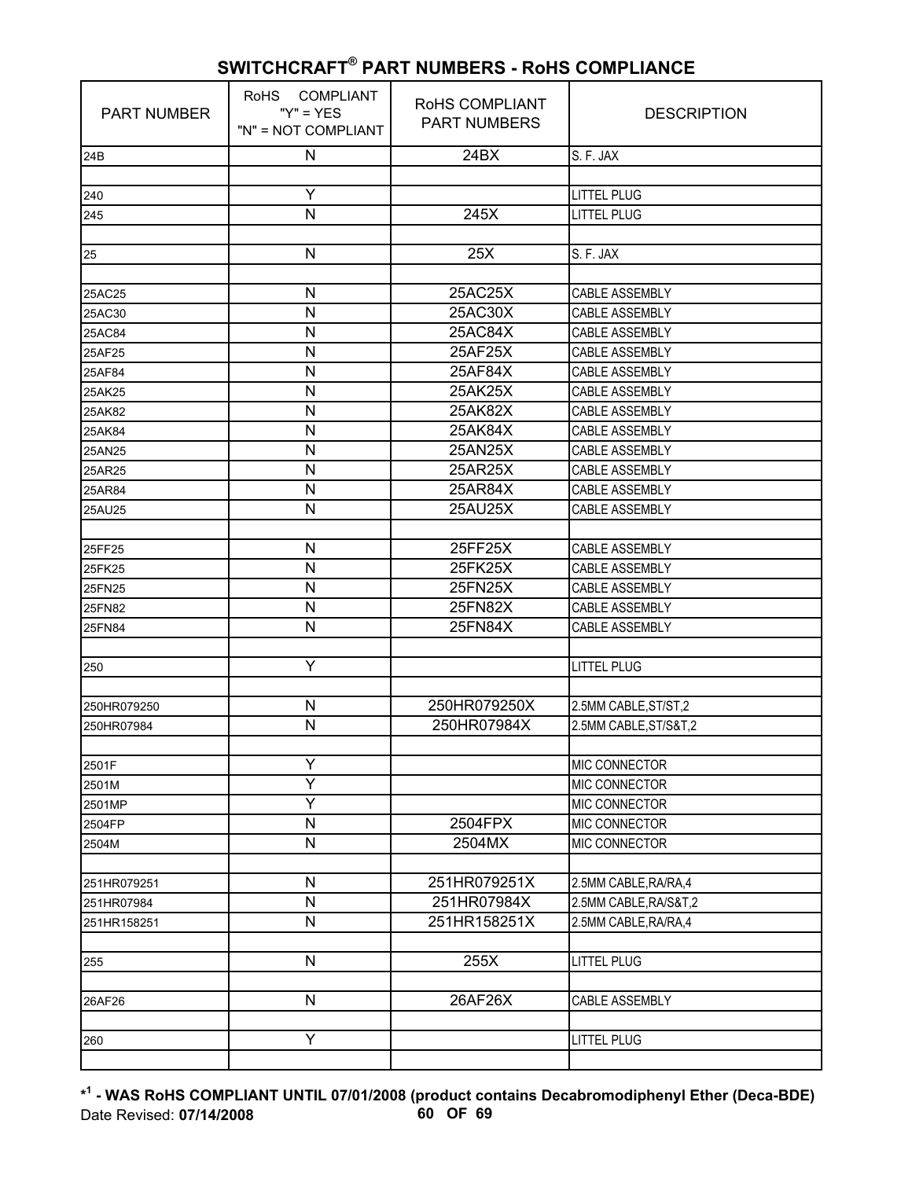## SWITCHCRAFT® PART NUMBERS - RoHS COMPLIANCE

| PART NUMBER | RoHS COMPLIANT "Y" = YES "N" = NOT COMPLIANT | RoHS COMPLIANT PART NUMBERS | DESCRIPTION |
|---|---|---|---|
| 24B | N | 24BX | S. F. JAX |
| | | | |
| 240 | Y | | LITTEL PLUG |
| 245 | N | 245X | LITTEL PLUG |
| | | | |
| 25 | N | 25X | S. F. JAX |
| | | | |
| 25AC25 | N | 25AC25X | CABLE ASSEMBLY |
| 25AC30 | N | 25AC30X | CABLE ASSEMBLY |
| 25AC84 | N | 25AC84X | CABLE ASSEMBLY |
| 25AF25 | N | 25AF25X | CABLE ASSEMBLY |
| 25AF84 | N | 25AF84X | CABLE ASSEMBLY |
| 25AK25 | N | 25AK25X | CABLE ASSEMBLY |
| 25AK82 | N | 25AK82X | CABLE ASSEMBLY |
| 25AK84 | N | 25AK84X | CABLE ASSEMBLY |
| 25AN25 | N | 25AN25X | CABLE ASSEMBLY |
| 25AR25 | N | 25AR25X | CABLE ASSEMBLY |
| 25AR84 | N | 25AR84X | CABLE ASSEMBLY |
| 25AU25 | N | 25AU25X | CABLE ASSEMBLY |
| | | | |
| 25FF25 | N | 25FF25X | CABLE ASSEMBLY |
| 25FK25 | N | 25FK25X | CABLE ASSEMBLY |
| 25FN25 | N | 25FN25X | CABLE ASSEMBLY |
| 25FN82 | N | 25FN82X | CABLE ASSEMBLY |
| 25FN84 | N | 25FN84X | CABLE ASSEMBLY |
| | | | |
| 250 | Y | | LITTEL PLUG |
| | | | |
| 250HR079250 | N | 250HR079250X | 2.5MM CABLE,ST/ST,2 |
| 250HR07984 | N | 250HR07984X | 2.5MM CABLE,ST/S&T,2 |
| | | | |
| 2501F | Y | | MIC CONNECTOR |
| 2501M | Y | | MIC CONNECTOR |
| 2501MP | Y | | MIC CONNECTOR |
| 2504FP | N | 2504FPX | MIC CONNECTOR |
| 2504M | N | 2504MX | MIC CONNECTOR |
| | | | |
| 251HR079251 | N | 251HR079251X | 2.5MM CABLE,RA/RA,4 |
| 251HR07984 | N | 251HR07984X | 2.5MM CABLE,RA/S&T,2 |
| 251HR158251 | N | 251HR158251X | 2.5MM CABLE,RA/RA,4 |
| | | | |
| 255 | N | 255X | LITTEL PLUG |
| | | | |
| 26AF26 | N | 26AF26X | CABLE ASSEMBLY |
| | | | |
| 260 | Y | | LITTEL PLUG |
| | | | |

**\*[1] - WAS RoHS COMPLIANT UNTIL 07/01/2008 (product contains Decabromodiphenyl Ether (Deca-BDE)**

Date Revised: **07/14/2008**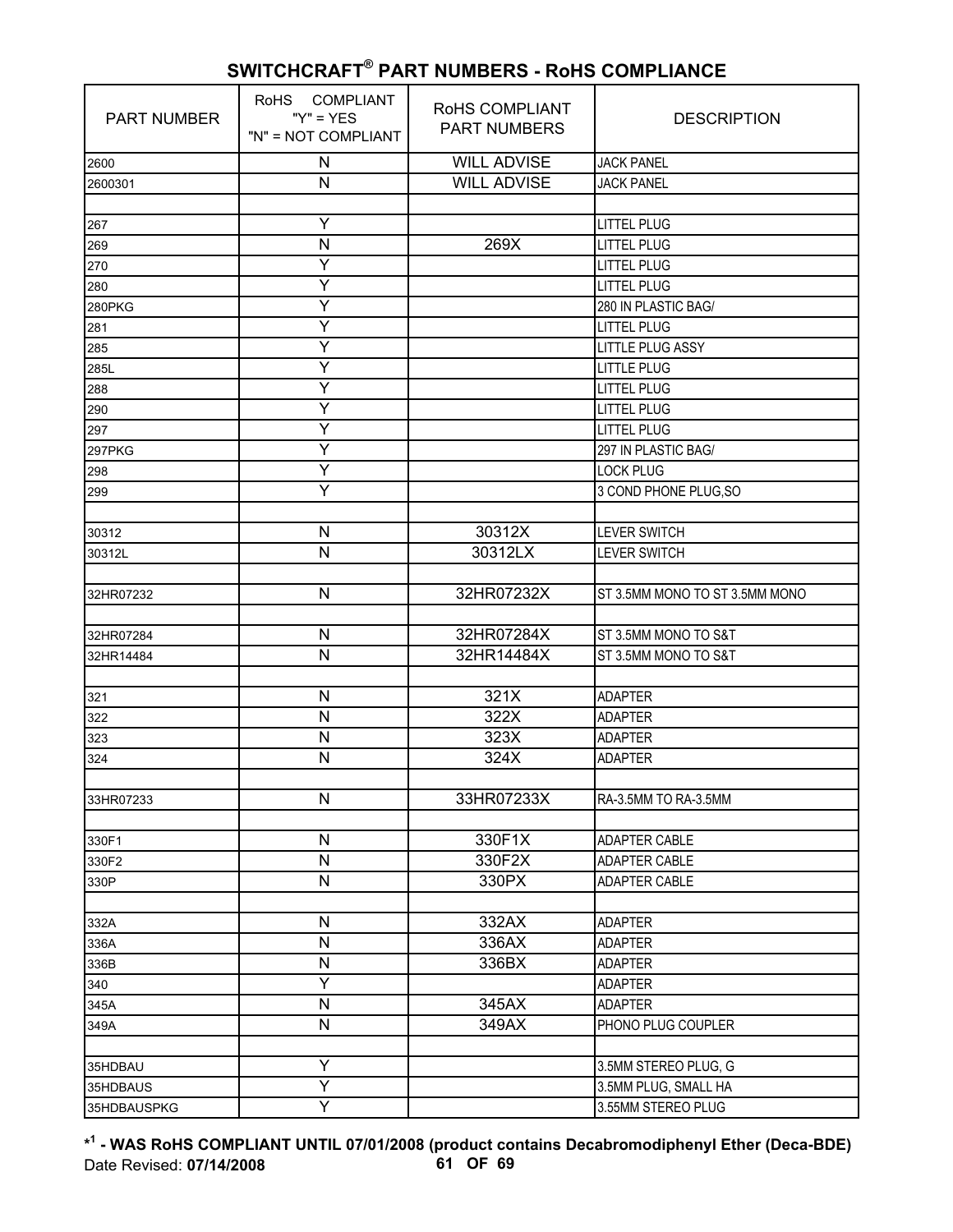## SWITCHCRAFT® PART NUMBERS - RoHS COMPLIANCE

| PART NUMBER | RoHS COMPLIANT "Y" = YES "N" = NOT COMPLIANT | RoHS COMPLIANT PART NUMBERS | DESCRIPTION |
|---|---|---|---|
| 2600 | N | WILL ADVISE | JACK PANEL |
| 2600301 | N | WILL ADVISE | JACK PANEL |
| | | | |
| 267 | Y | | LITTEL PLUG |
| 269 | N | 269X | LITTEL PLUG |
| 270 | Y | | LITTEL PLUG |
| 280 | Y | | LITTEL PLUG |
| 280PKG | Y | | 280 IN PLASTIC BAG/ |
| 281 | Y | | LITTEL PLUG |
| 285 | Y | | LITTLE PLUG ASSY |
| 285L | Y | | LITTLE PLUG |
| 288 | Y | | LITTEL PLUG |
| 290 | Y | | LITTEL PLUG |
| 297 | Y | | LITTEL PLUG |
| 297PKG | Y | | 297 IN PLASTIC BAG/ |
| 298 | Y | | LOCK PLUG |
| 299 | Y | | 3 COND PHONE PLUG,SO |
| | | | |
| 30312 | N | 30312X | LEVER SWITCH |
| 30312L | N | 30312LX | LEVER SWITCH |
| | | | |
| 32HR07232 | N | 32HR07232X | ST 3.5MM MONO TO ST 3.5MM MONO |
| | | | |
| 32HR07284 | N | 32HR07284X | ST 3.5MM MONO TO S&T |
| 32HR14484 | N | 32HR14484X | ST 3.5MM MONO TO S&T |
| | | | |
| 321 | N | 321X | ADAPTER |
| 322 | N | 322X | ADAPTER |
| 323 | N | 323X | ADAPTER |
| 324 | N | 324X | ADAPTER |
| | | | |
| 33HR07233 | N | 33HR07233X | RA-3.5MM TO RA-3.5MM |
| | | | |
| 330F1 | N | 330F1X | ADAPTER CABLE |
| 330F2 | N | 330F2X | ADAPTER CABLE |
| 330P | N | 330PX | ADAPTER CABLE |
| | | | |
| 332A | N | 332AX | ADAPTER |
| 336A | N | 336AX | ADAPTER |
| 336B | N | 336BX | ADAPTER |
| 340 | Y | | ADAPTER |
| 345A | N | 345AX | ADAPTER |
| 349A | N | 349AX | PHONO PLUG COUPLER |
| | | | |
| 35HDBAU | Y | | 3.5MM STEREO PLUG, G |
| 35HDBAUS | Y | | 3.5MM PLUG, SMALL HA |
| 35HDBAUSPKG | Y | | 3.55MM STEREO PLUG |

**\*[1] - WAS RoHS COMPLIANT UNTIL 07/01/2008 (product contains Decabromodiphenyl Ether (Deca-BDE)**

Date Revised: **07/14/2008**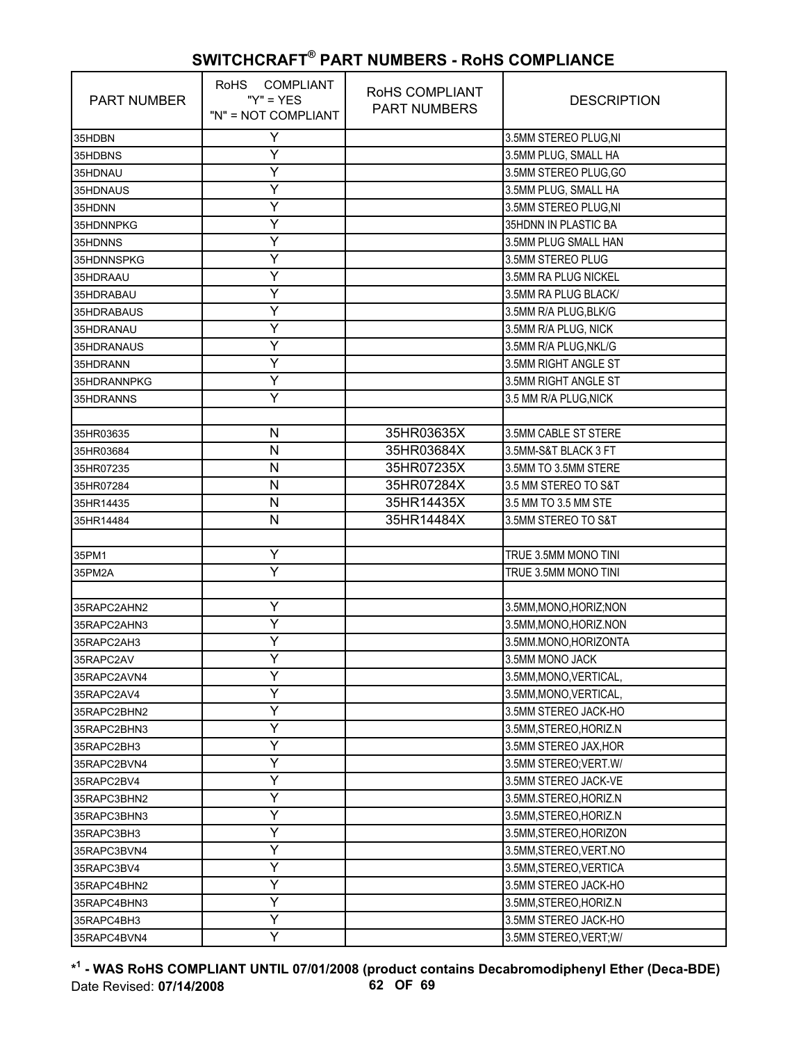# SWITCHCRAFT® PART NUMBERS - RoHS COMPLIANCE

| PART NUMBER | RoHS COMPLIANT "Y" = YES "N" = NOT COMPLIANT | RoHS COMPLIANT PART NUMBERS | DESCRIPTION |
|---|---|---|---|
| 35HDBN | Y | | 3.5MM STEREO PLUG,NI |
| 35HDBNS | Y | | 3.5MM PLUG, SMALL HA |
| 35HDNAU | Y | | 3.5MM STEREO PLUG,GO |
| 35HDNAUS | Y | | 3.5MM PLUG, SMALL HA |
| 35HDNN | Y | | 3.5MM STEREO PLUG,NI |
| 35HDNNPKG | Y | | 35HDNN IN PLASTIC BA |
| 35HDNNS | Y | | 3.5MM PLUG SMALL HAN |
| 35HDNNSPKG | Y | | 3.5MM STEREO PLUG |
| 35HDRAAU | Y | | 3.5MM RA PLUG NICKEL |
| 35HDRABAU | Y | | 3.5MM RA PLUG BLACK/ |
| 35HDRABAUS | Y | | 3.5MM R/A PLUG,BLK/G |
| 35HDRANAU | Y | | 3.5MM R/A PLUG, NICK |
| 35HDRANAUS | Y | | 3.5MM R/A PLUG,NKL/G |
| 35HDRANN | Y | | 3.5MM RIGHT ANGLE ST |
| 35HDRANNPKG | Y | | 3.5MM RIGHT ANGLE ST |
| 35HDRANNS | Y | | 3.5 MM R/A PLUG,NICK |
| | | | |
| 35HR03635 | N | 35HR03635X | 3.5MM CABLE ST STERE |
| 35HR03684 | N | 35HR03684X | 3.5MM-S&T BLACK 3 FT |
| 35HR07235 | N | 35HR07235X | 3.5MM TO 3.5MM STERE |
| 35HR07284 | N | 35HR07284X | 3.5 MM STEREO TO S&T |
| 35HR14435 | N | 35HR14435X | 3.5 MM TO 3.5 MM STE |
| 35HR14484 | N | 35HR14484X | 3.5MM STEREO TO S&T |
| | | | |
| 35PM1 | Y | | TRUE 3.5MM MONO TINI |
| 35PM2A | Y | | TRUE 3.5MM MONO TINI |
| | | | |
| 35RAPC2AHN2 | Y | | 3.5MM,MONO,HORIZ;NON |
| 35RAPC2AHN3 | Y | | 3.5MM,MONO,HORIZ.NON |
| 35RAPC2AH3 | Y | | 3.5MM.MONO,HORIZONTA |
| 35RAPC2AV | Y | | 3.5MM MONO JACK |
| 35RAPC2AVN4 | Y | | 3.5MM,MONO,VERTICAL, |
| 35RAPC2AV4 | Y | | 3.5MM,MONO,VERTICAL, |
| 35RAPC2BHN2 | Y | | 3.5MM STEREO JACK-HO |
| 35RAPC2BHN3 | Y | | 3.5MM,STEREO,HORIZ.N |
| 35RAPC2BH3 | Y | | 3.5MM STEREO JAX,HOR |
| 35RAPC2BVN4 | Y | | 3.5MM STEREO;VERT.W/ |
| 35RAPC2BV4 | Y | | 3.5MM STEREO JACK-VE |
| 35RAPC3BHN2 | Y | | 3.5MM.STEREO,HORIZ.N |
| 35RAPC3BHN3 | Y | | 3.5MM,STEREO,HORIZ.N |
| 35RAPC3BH3 | Y | | 3.5MM,STEREO,HORIZON |
| 35RAPC3BVN4 | Y | | 3.5MM,STEREO,VERT.NO |
| 35RAPC3BV4 | Y | | 3.5MM,STEREO,VERTICA |
| 35RAPC4BHN2 | Y | | 3.5MM STEREO JACK-HO |
| 35RAPC4BHN3 | Y | | 3.5MM,STEREO,HORIZ.N |
| 35RAPC4BH3 | Y | | 3.5MM STEREO JACK-HO |
| 35RAPC4BVN4 | Y | | 3.5MM STEREO,VERT;W/ |

**\*[1] - WAS RoHS COMPLIANT UNTIL 07/01/2008 (product contains Decabromodiphenyl Ether (Deca-BDE)**

Date Revised: **07/14/2008**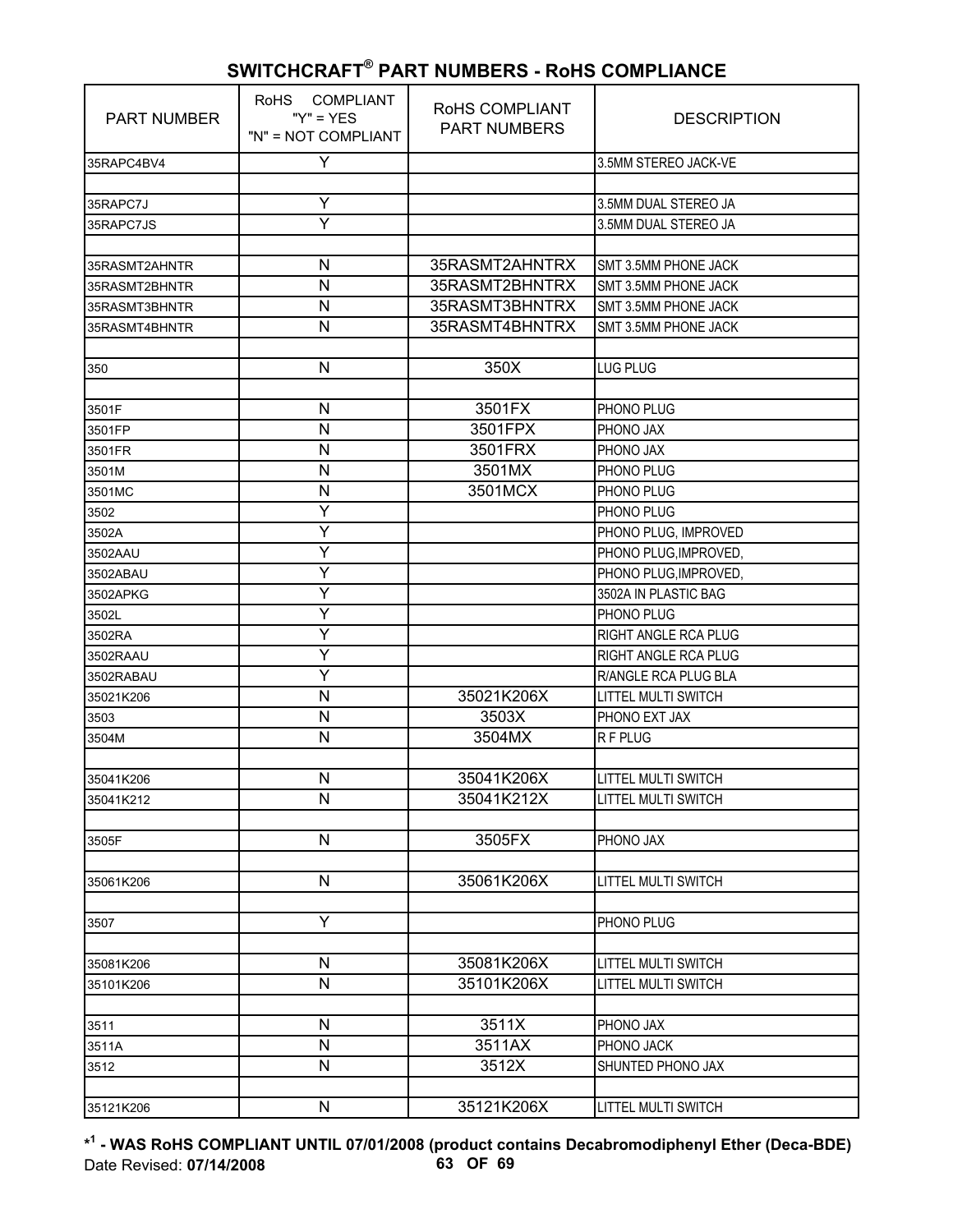# SWITCHCRAFT® PART NUMBERS - RoHS COMPLIANCE

| PART NUMBER | RoHS COMPLIANT "Y" = YES "N" = NOT COMPLIANT | RoHS COMPLIANT PART NUMBERS | DESCRIPTION |
|---|---|---|---|
| 35RAPC4BV4 | Y | | 3.5MM STEREO JACK-VE |
| | | | |
| 35RAPC7J | Y | | 3.5MM DUAL STEREO JA |
| 35RAPC7JS | Y | | 3.5MM DUAL STEREO JA |
| | | | |
| 35RASMT2AHNTR | N | 35RASMT2AHNTRX | SMT 3.5MM PHONE JACK |
| 35RASMT2BHNTR | N | 35RASMT2BHNTRX | SMT 3.5MM PHONE JACK |
| 35RASMT3BHNTR | N | 35RASMT3BHNTRX | SMT 3.5MM PHONE JACK |
| 35RASMT4BHNTR | N | 35RASMT4BHNTRX | SMT 3.5MM PHONE JACK |
| | | | |
| 350 | N | 350X | LUG PLUG |
| | | | |
| 3501F | N | 3501FX | PHONO PLUG |
| 3501FP | N | 3501FPX | PHONO JAX |
| 3501FR | N | 3501FRX | PHONO JAX |
| 3501M | N | 3501MX | PHONO PLUG |
| 3501MC | N | 3501MCX | PHONO PLUG |
| 3502 | Y | | PHONO PLUG |
| 3502A | Y | | PHONO PLUG, IMPROVED |
| 3502AAU | Y | | PHONO PLUG,IMPROVED, |
| 3502ABAU | Y | | PHONO PLUG,IMPROVED, |
| 3502APKG | Y | | 3502A IN PLASTIC BAG |
| 3502L | Y | | PHONO PLUG |
| 3502RA | Y | | RIGHT ANGLE RCA PLUG |
| 3502RAAU | Y | | RIGHT ANGLE RCA PLUG |
| 3502RABAU | Y | | R/ANGLE RCA PLUG BLA |
| 35021K206 | N | 35021K206X | LITTEL MULTI SWITCH |
| 3503 | N | 3503X | PHONO EXT JAX |
| 3504M | N | 3504MX | R F PLUG |
| | | | |
| 35041K206 | N | 35041K206X | LITTEL MULTI SWITCH |
| 35041K212 | N | 35041K212X | LITTEL MULTI SWITCH |
| | | | |
| 3505F | N | 3505FX | PHONO JAX |
| | | | |
| 35061K206 | N | 35061K206X | LITTEL MULTI SWITCH |
| | | | |
| 3507 | Y | | PHONO PLUG |
| | | | |
| 35081K206 | N | 35081K206X | LITTEL MULTI SWITCH |
| 35101K206 | N | 35101K206X | LITTEL MULTI SWITCH |
| | | | |
| 3511 | N | 3511X | PHONO JAX |
| 3511A | N | 3511AX | PHONO JACK |
| 3512 | N | 3512X | SHUNTED PHONO JAX |
| | | | |
| 35121K206 | N | 35121K206X | LITTEL MULTI SWITCH |

**\*[1] - WAS RoHS COMPLIANT UNTIL 07/01/2008 (product contains Decabromodiphenyl Ether (Deca-BDE)**

Date Revised: **07/14/2008**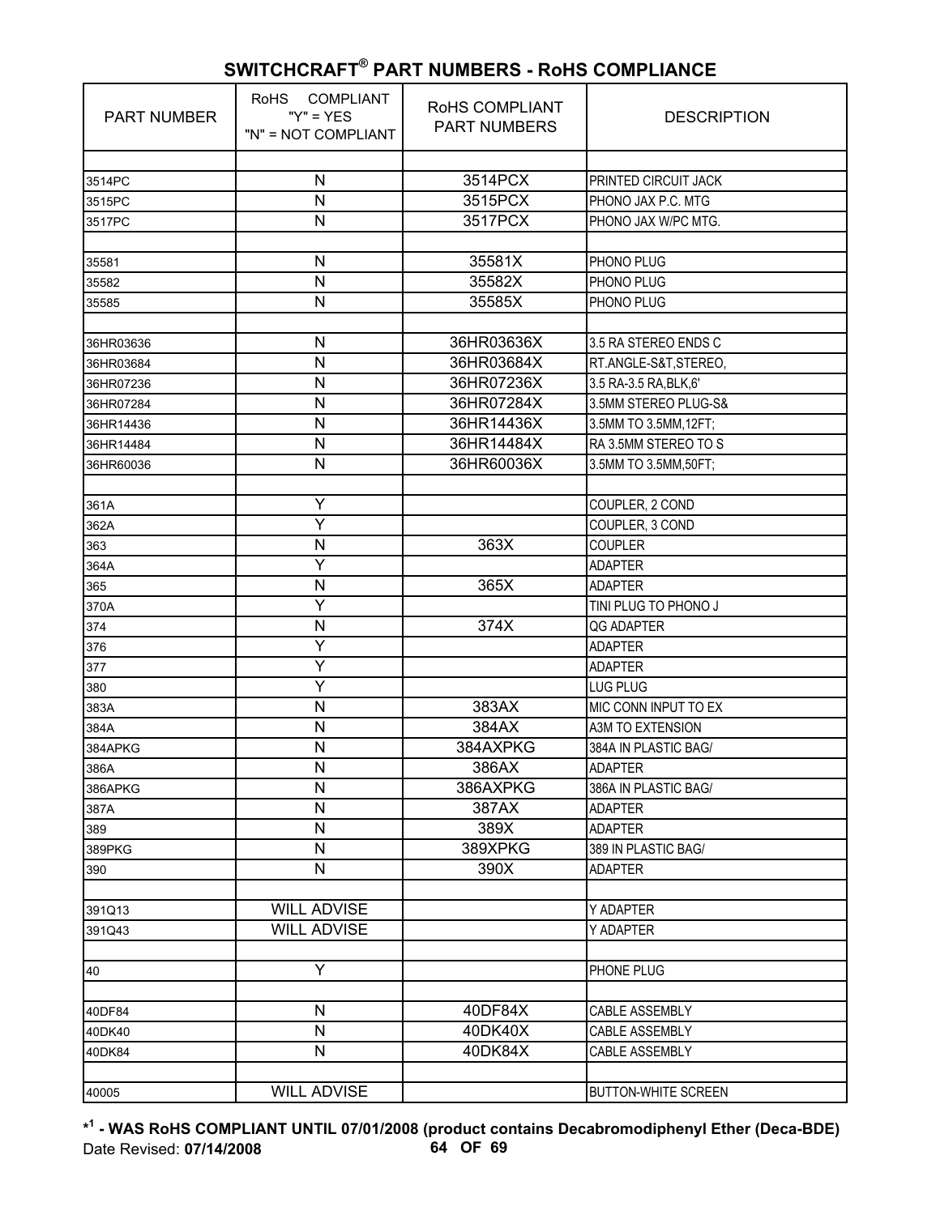# SWITCHCRAFT® PART NUMBERS - RoHS COMPLIANCE

| PART NUMBER | RoHS COMPLIANT "Y" = YES "N" = NOT COMPLIANT | RoHS COMPLIANT PART NUMBERS | DESCRIPTION |
|---|---|---|---|
| | | | |
| 3514PC | N | 3514PCX | PRINTED CIRCUIT JACK |
| 3515PC | N | 3515PCX | PHONO JAX P.C. MTG |
| 3517PC | N | 3517PCX | PHONO JAX W/PC MTG. |
| | | | |
| 35581 | N | 35581X | PHONO PLUG |
| 35582 | N | 35582X | PHONO PLUG |
| 35585 | N | 35585X | PHONO PLUG |
| | | | |
| 36HR03636 | N | 36HR03636X | 3.5 RA STEREO ENDS C |
| 36HR03684 | N | 36HR03684X | RT.ANGLE-S&T,STEREO, |
| 36HR07236 | N | 36HR07236X | 3.5 RA-3.5 RA,BLK,6' |
| 36HR07284 | N | 36HR07284X | 3.5MM STEREO PLUG-S& |
| 36HR14436 | N | 36HR14436X | 3.5MM TO 3.5MM,12FT; |
| 36HR14484 | N | 36HR14484X | RA 3.5MM STEREO TO S |
| 36HR60036 | N | 36HR60036X | 3.5MM TO 3.5MM,50FT; |
| | | | |
| 361A | Y | | COUPLER, 2 COND |
| 362A | Y | | COUPLER, 3 COND |
| 363 | N | 363X | COUPLER |
| 364A | Y | | ADAPTER |
| 365 | N | 365X | ADAPTER |
| 370A | Y | | TINI PLUG TO PHONO J |
| 374 | N | 374X | QG ADAPTER |
| 376 | Y | | ADAPTER |
| 377 | Y | | ADAPTER |
| 380 | Y | | LUG PLUG |
| 383A | N | 383AX | MIC CONN INPUT TO EX |
| 384A | N | 384AX | A3M TO EXTENSION |
| 384APKG | N | 384AXPKG | 384A IN PLASTIC BAG/ |
| 386A | N | 386AX | ADAPTER |
| 386APKG | N | 386AXPKG | 386A IN PLASTIC BAG/ |
| 387A | N | 387AX | ADAPTER |
| 389 | N | 389X | ADAPTER |
| 389PKG | N | 389XPKG | 389 IN PLASTIC BAG/ |
| 390 | N | 390X | ADAPTER |
| | | | |
| 391Q13 | WILL ADVISE | | Y ADAPTER |
| 391Q43 | WILL ADVISE | | Y ADAPTER |
| | | | |
| 40 | Y | | PHONE PLUG |
| | | | |
| 40DF84 | N | 40DF84X | CABLE ASSEMBLY |
| 40DK40 | N | 40DK40X | CABLE ASSEMBLY |
| 40DK84 | N | 40DK84X | CABLE ASSEMBLY |
| | | | |
| 40005 | WILL ADVISE | | BUTTON-WHITE SCREEN |

**\*[1] - WAS RoHS COMPLIANT UNTIL 07/01/2008 (product contains Decabromodiphenyl Ether (Deca-BDE)**

Date Revised: **07/14/2008**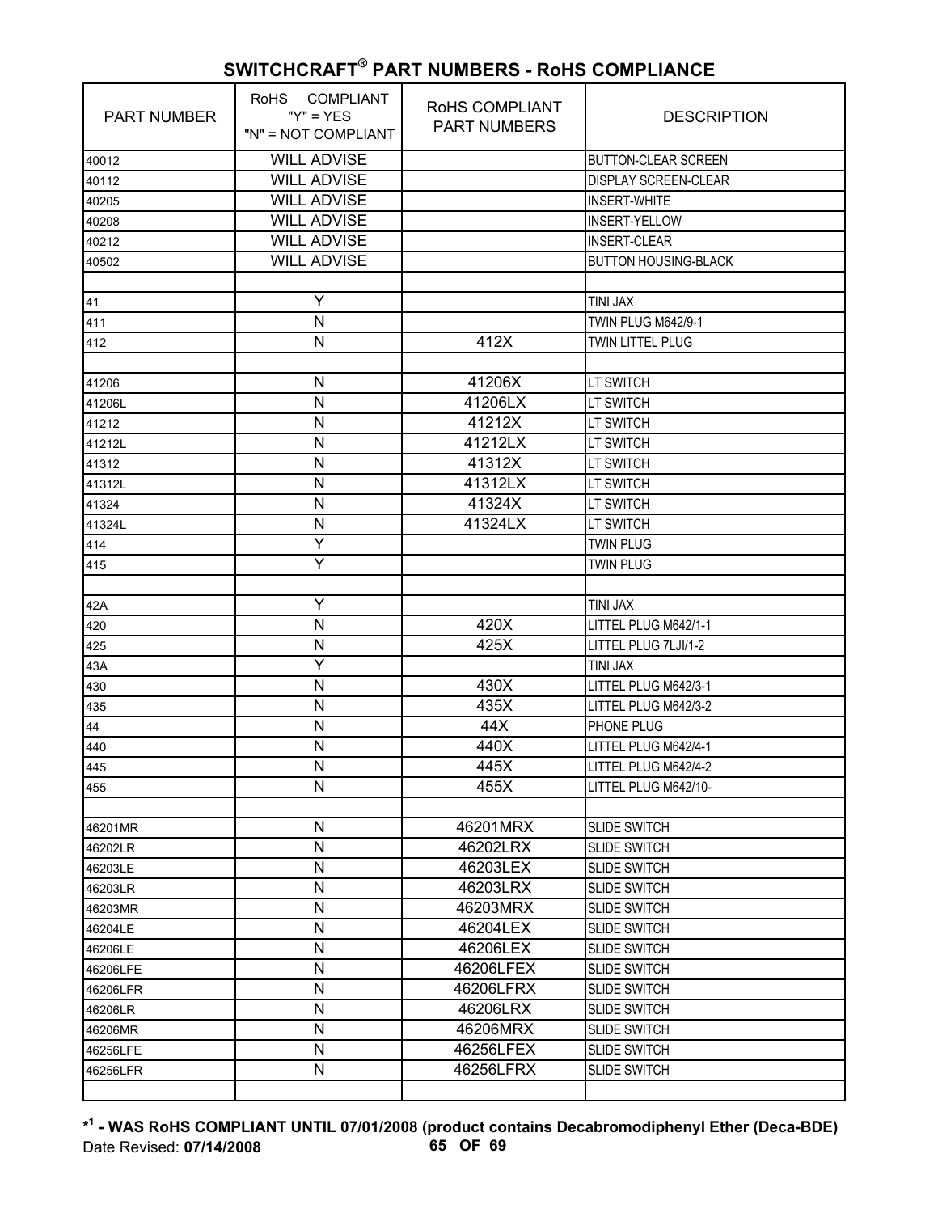# SWITCHCRAFT® PART NUMBERS - RoHS COMPLIANCE

| PART NUMBER | RoHS COMPLIANT "Y" = YES "N" = NOT COMPLIANT | RoHS COMPLIANT PART NUMBERS | DESCRIPTION |
|---|---|---|---|
| 40012 | WILL ADVISE | | BUTTON-CLEAR SCREEN |
| 40112 | WILL ADVISE | | DISPLAY SCREEN-CLEAR |
| 40205 | WILL ADVISE | | INSERT-WHITE |
| 40208 | WILL ADVISE | | INSERT-YELLOW |
| 40212 | WILL ADVISE | | INSERT-CLEAR |
| 40502 | WILL ADVISE | | BUTTON HOUSING-BLACK |
| | | | |
| 41 | Y | | TINI JAX |
| 411 | N | | TWIN PLUG M642/9-1 |
| 412 | N | 412X | TWIN LITTEL PLUG |
| | | | |
| 41206 | N | 41206X | LT SWITCH |
| 41206L | N | 41206LX | LT SWITCH |
| 41212 | N | 41212X | LT SWITCH |
| 41212L | N | 41212LX | LT SWITCH |
| 41312 | N | 41312X | LT SWITCH |
| 41312L | N | 41312LX | LT SWITCH |
| 41324 | N | 41324X | LT SWITCH |
| 41324L | N | 41324LX | LT SWITCH |
| 414 | Y | | TWIN PLUG |
| 415 | Y | | TWIN PLUG |
| | | | |
| 42A | Y | | TINI JAX |
| 420 | N | 420X | LITTEL PLUG M642/1-1 |
| 425 | N | 425X | LITTEL PLUG 7LJI/1-2 |
| 43A | Y | | TINI JAX |
| 430 | N | 430X | LITTEL PLUG M642/3-1 |
| 435 | N | 435X | LITTEL PLUG M642/3-2 |
| 44 | N | 44X | PHONE PLUG |
| 440 | N | 440X | LITTEL PLUG M642/4-1 |
| 445 | N | 445X | LITTEL PLUG M642/4-2 |
| 455 | N | 455X | LITTEL PLUG M642/10- |
| | | | |
| 46201MR | N | 46201MRX | SLIDE SWITCH |
| 46202LR | N | 46202LRX | SLIDE SWITCH |
| 46203LE | N | 46203LEX | SLIDE SWITCH |
| 46203LR | N | 46203LRX | SLIDE SWITCH |
| 46203MR | N | 46203MRX | SLIDE SWITCH |
| 46204LE | N | 46204LEX | SLIDE SWITCH |
| 46206LE | N | 46206LEX | SLIDE SWITCH |
| 46206LFE | N | 46206LFEX | SLIDE SWITCH |
| 46206LFR | N | 46206LFRX | SLIDE SWITCH |
| 46206LR | N | 46206LRX | SLIDE SWITCH |
| 46206MR | N | 46206MRX | SLIDE SWITCH |
| 46256LFE | N | 46256LFEX | SLIDE SWITCH |
| 46256LFR | N | 46256LFRX | SLIDE SWITCH |
| | | | |

**\*[1] - WAS RoHS COMPLIANT UNTIL 07/01/2008 (product contains Decabromodiphenyl Ether (Deca-BDE)**

Date Revised: **07/14/2008**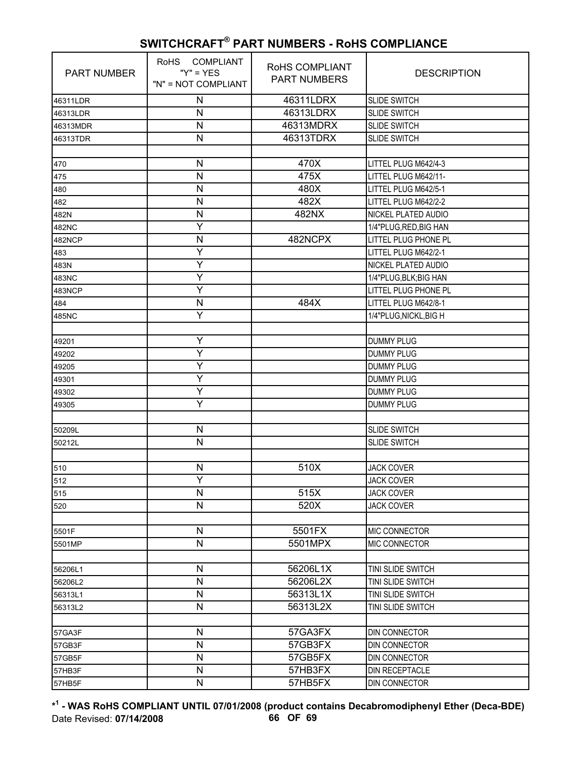# SWITCHCRAFT® PART NUMBERS - RoHS COMPLIANCE

| PART NUMBER | RoHS COMPLIANT "Y" = YES "N" = NOT COMPLIANT | RoHS COMPLIANT PART NUMBERS | DESCRIPTION |
|---|---|---|---|
| 46311LDR | N | 46311LDRX | SLIDE SWITCH |
| 46313LDR | N | 46313LDRX | SLIDE SWITCH |
| 46313MDR | N | 46313MDRX | SLIDE SWITCH |
| 46313TDR | N | 46313TDRX | SLIDE SWITCH |
| | | | |
| 470 | N | 470X | LITTEL PLUG M642/4-3 |
| 475 | N | 475X | LITTEL PLUG M642/11- |
| 480 | N | 480X | LITTEL PLUG M642/5-1 |
| 482 | N | 482X | LITTEL PLUG M642/2-2 |
| 482N | N | 482NX | NICKEL PLATED AUDIO |
| 482NC | Y | | 1/4"PLUG,RED,BIG HAN |
| 482NCP | N | 482NCPX | LITTEL PLUG PHONE PL |
| 483 | Y | | LITTEL PLUG M642/2-1 |
| 483N | Y | | NICKEL PLATED AUDIO |
| 483NC | Y | | 1/4"PLUG,BLK;BIG HAN |
| 483NCP | Y | | LITTEL PLUG PHONE PL |
| 484 | N | 484X | LITTEL PLUG M642/8-1 |
| 485NC | Y | | 1/4"PLUG,NICKL,BIG H |
| | | | |
| 49201 | Y | | DUMMY PLUG |
| 49202 | Y | | DUMMY PLUG |
| 49205 | Y | | DUMMY PLUG |
| 49301 | Y | | DUMMY PLUG |
| 49302 | Y | | DUMMY PLUG |
| 49305 | Y | | DUMMY PLUG |
| | | | |
| 50209L | N | | SLIDE SWITCH |
| 50212L | N | | SLIDE SWITCH |
| | | | |
| 510 | N | 510X | JACK COVER |
| 512 | Y | | JACK COVER |
| 515 | N | 515X | JACK COVER |
| 520 | N | 520X | JACK COVER |
| | | | |
| 5501F | N | 5501FX | MIC CONNECTOR |
| 5501MP | N | 5501MPX | MIC CONNECTOR |
| | | | |
| 56206L1 | N | 56206L1X | TINI SLIDE SWITCH |
| 56206L2 | N | 56206L2X | TINI SLIDE SWITCH |
| 56313L1 | N | 56313L1X | TINI SLIDE SWITCH |
| 56313L2 | N | 56313L2X | TINI SLIDE SWITCH |
| | | | |
| 57GA3F | N | 57GA3FX | DIN CONNECTOR |
| 57GB3F | N | 57GB3FX | DIN CONNECTOR |
| 57GB5F | N | 57GB5FX | DIN CONNECTOR |
| 57HB3F | N | 57HB3FX | DIN RECEPTACLE |
| 57HB5F | N | 57HB5FX | DIN CONNECTOR |

**[*1] - WAS RoHS COMPLIANT UNTIL 07/01/2008 (product contains Decabromodiphenyl Ether (Deca-BDE)**

Date Revised: **07/14/2008**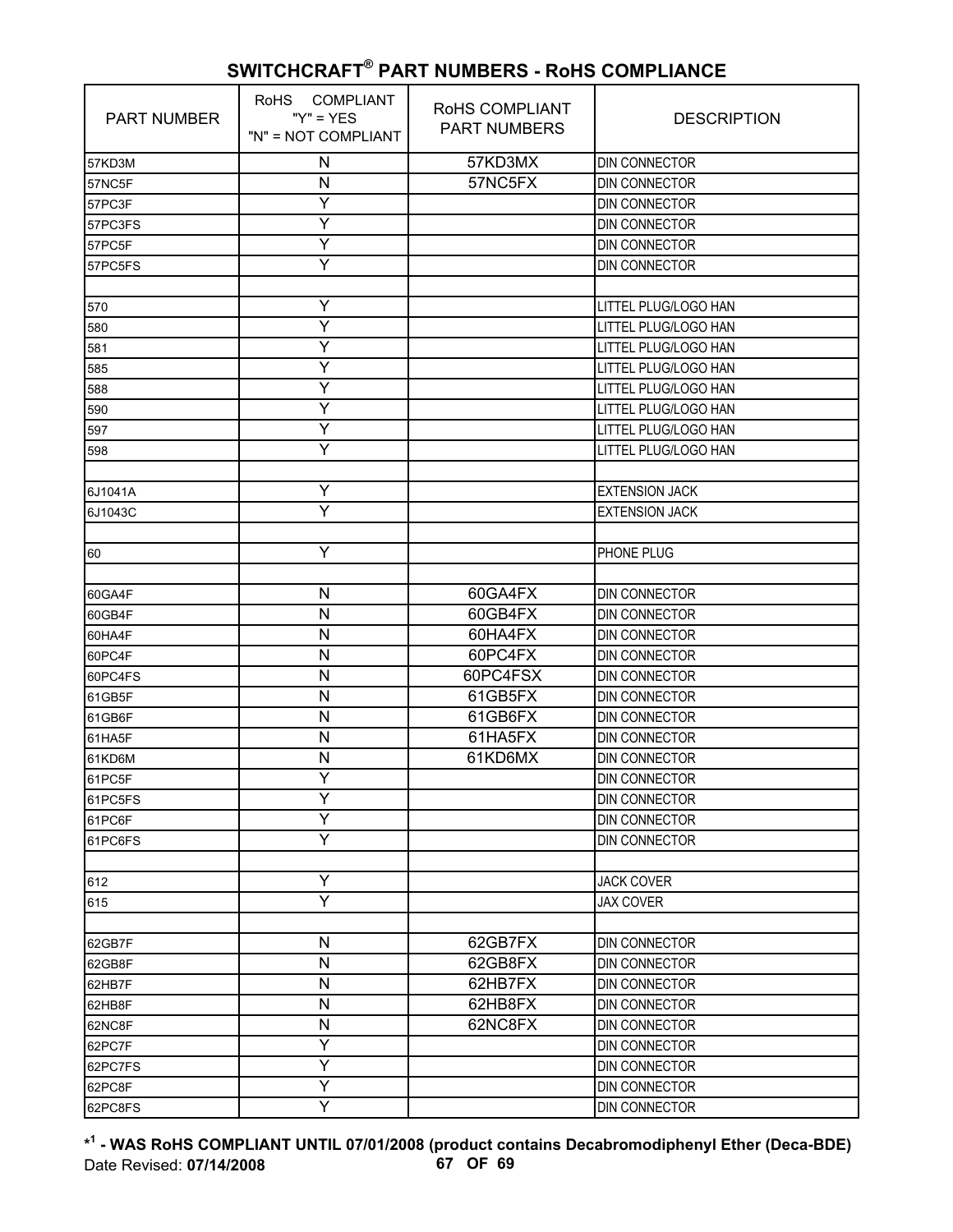# SWITCHCRAFT® PART NUMBERS - RoHS COMPLIANCE

| PART NUMBER | RoHS COMPLIANT "Y" = YES "N" = NOT COMPLIANT | RoHS COMPLIANT PART NUMBERS | DESCRIPTION |
|---|---|---|---|
| 57KD3M | N | 57KD3MX | DIN CONNECTOR |
| 57NC5F | N | 57NC5FX | DIN CONNECTOR |
| 57PC3F | Y | | DIN CONNECTOR |
| 57PC3FS | Y | | DIN CONNECTOR |
| 57PC5F | Y | | DIN CONNECTOR |
| 57PC5FS | Y | | DIN CONNECTOR |
| | | | |
| 570 | Y | | LITTEL PLUG/LOGO HAN |
| 580 | Y | | LITTEL PLUG/LOGO HAN |
| 581 | Y | | LITTEL PLUG/LOGO HAN |
| 585 | Y | | LITTEL PLUG/LOGO HAN |
| 588 | Y | | LITTEL PLUG/LOGO HAN |
| 590 | Y | | LITTEL PLUG/LOGO HAN |
| 597 | Y | | LITTEL PLUG/LOGO HAN |
| 598 | Y | | LITTEL PLUG/LOGO HAN |
| | | | |
| 6J1041A | Y | | EXTENSION JACK |
| 6J1043C | Y | | EXTENSION JACK |
| | | | |
| 60 | Y | | PHONE PLUG |
| | | | |
| 60GA4F | N | 60GA4FX | DIN CONNECTOR |
| 60GB4F | N | 60GB4FX | DIN CONNECTOR |
| 60HA4F | N | 60HA4FX | DIN CONNECTOR |
| 60PC4F | N | 60PC4FX | DIN CONNECTOR |
| 60PC4FS | N | 60PC4FSX | DIN CONNECTOR |
| 61GB5F | N | 61GB5FX | DIN CONNECTOR |
| 61GB6F | N | 61GB6FX | DIN CONNECTOR |
| 61HA5F | N | 61HA5FX | DIN CONNECTOR |
| 61KD6M | N | 61KD6MX | DIN CONNECTOR |
| 61PC5F | Y | | DIN CONNECTOR |
| 61PC5FS | Y | | DIN CONNECTOR |
| 61PC6F | Y | | DIN CONNECTOR |
| 61PC6FS | Y | | DIN CONNECTOR |
| | | | |
| 612 | Y | | JACK COVER |
| 615 | Y | | JAX COVER |
| | | | |
| 62GB7F | N | 62GB7FX | DIN CONNECTOR |
| 62GB8F | N | 62GB8FX | DIN CONNECTOR |
| 62HB7F | N | 62HB7FX | DIN CONNECTOR |
| 62HB8F | N | 62HB8FX | DIN CONNECTOR |
| 62NC8F | N | 62NC8FX | DIN CONNECTOR |
| 62PC7F | Y | | DIN CONNECTOR |
| 62PC7FS | Y | | DIN CONNECTOR |
| 62PC8F | Y | | DIN CONNECTOR |
| 62PC8FS | Y | | DIN CONNECTOR |

**\*[1] - WAS RoHS COMPLIANT UNTIL 07/01/2008 (product contains Decabromodiphenyl Ether (Deca-BDE)**

Date Revised: **07/14/2008**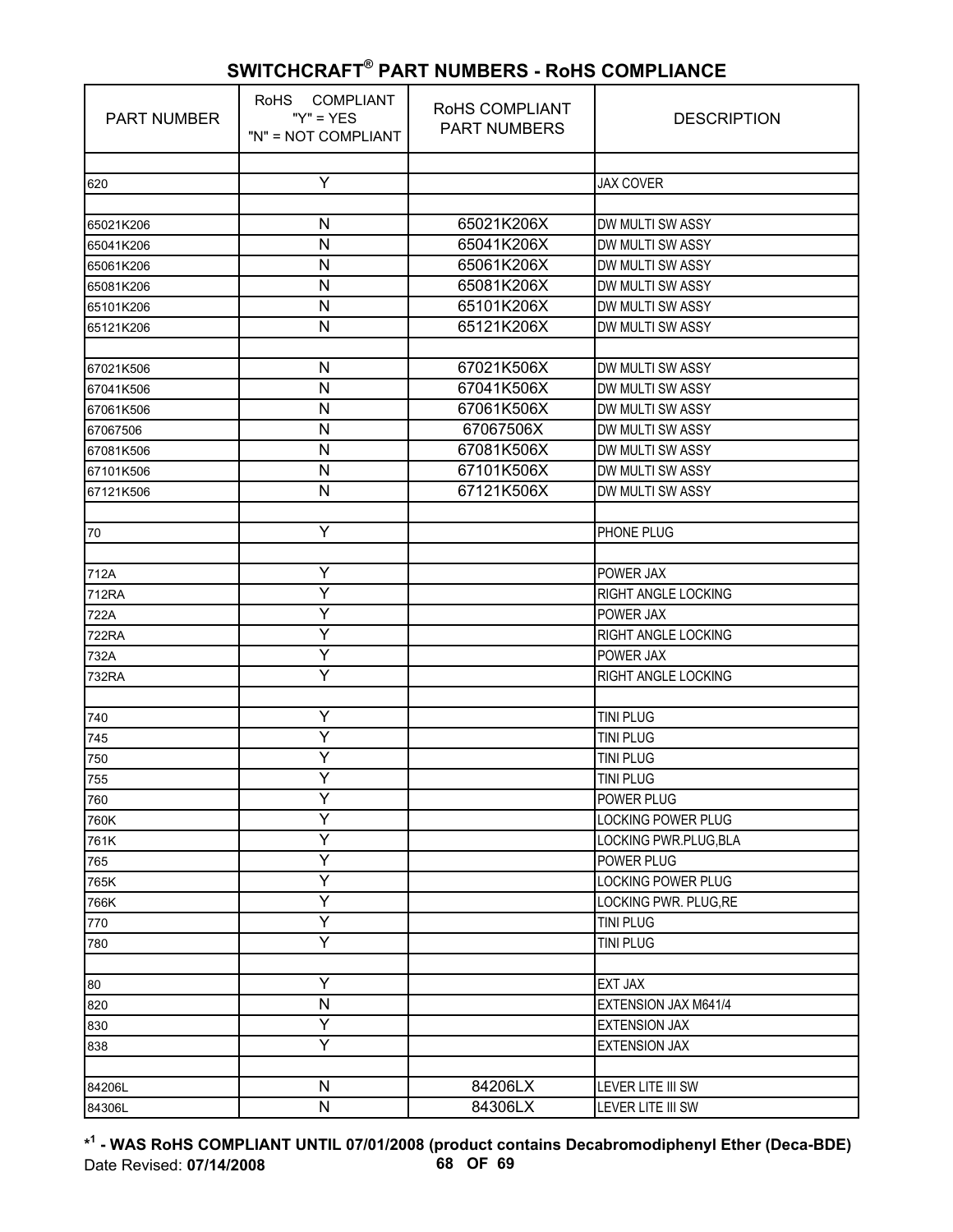# SWITCHCRAFT® PART NUMBERS - RoHS COMPLIANCE

| PART NUMBER | RoHS COMPLIANT "Y" = YES "N" = NOT COMPLIANT | RoHS COMPLIANT PART NUMBERS | DESCRIPTION |
|---|---|---|---|
| | | | |
| 620 | Y | | JAX COVER |
| | | | |
| 65021K206 | N | 65021K206X | DW MULTI SW ASSY |
| 65041K206 | N | 65041K206X | DW MULTI SW ASSY |
| 65061K206 | N | 65061K206X | DW MULTI SW ASSY |
| 65081K206 | N | 65081K206X | DW MULTI SW ASSY |
| 65101K206 | N | 65101K206X | DW MULTI SW ASSY |
| 65121K206 | N | 65121K206X | DW MULTI SW ASSY |
| | | | |
| 67021K506 | N | 67021K506X | DW MULTI SW ASSY |
| 67041K506 | N | 67041K506X | DW MULTI SW ASSY |
| 67061K506 | N | 67061K506X | DW MULTI SW ASSY |
| 67067506 | N | 67067506X | DW MULTI SW ASSY |
| 67081K506 | N | 67081K506X | DW MULTI SW ASSY |
| 67101K506 | N | 67101K506X | DW MULTI SW ASSY |
| 67121K506 | N | 67121K506X | DW MULTI SW ASSY |
| | | | |
| 70 | Y | | PHONE PLUG |
| | | | |
| 712A | Y | | POWER JAX |
| 712RA | Y | | RIGHT ANGLE LOCKING |
| 722A | Y | | POWER JAX |
| 722RA | Y | | RIGHT ANGLE LOCKING |
| 732A | Y | | POWER JAX |
| 732RA | Y | | RIGHT ANGLE LOCKING |
| | | | |
| 740 | Y | | TINI PLUG |
| 745 | Y | | TINI PLUG |
| 750 | Y | | TINI PLUG |
| 755 | Y | | TINI PLUG |
| 760 | Y | | POWER PLUG |
| 760K | Y | | LOCKING POWER PLUG |
| 761K | Y | | LOCKING PWR.PLUG,BLA |
| 765 | Y | | POWER PLUG |
| 765K | Y | | LOCKING POWER PLUG |
| 766K | Y | | LOCKING PWR. PLUG,RE |
| 770 | Y | | TINI PLUG |
| 780 | Y | | TINI PLUG |
| | | | |
| 80 | Y | | EXT JAX |
| 820 | N | | EXTENSION JAX M641/4 |
| 830 | Y | | EXTENSION JAX |
| 838 | Y | | EXTENSION JAX |
| | | | |
| 84206L | N | 84206LX | LEVER LITE III SW |
| 84306L | N | 84306LX | LEVER LITE III SW |

**\*[1] - WAS RoHS COMPLIANT UNTIL 07/01/2008 (product contains Decabromodiphenyl Ether (Deca-BDE)**

Date Revised: **07/14/2008**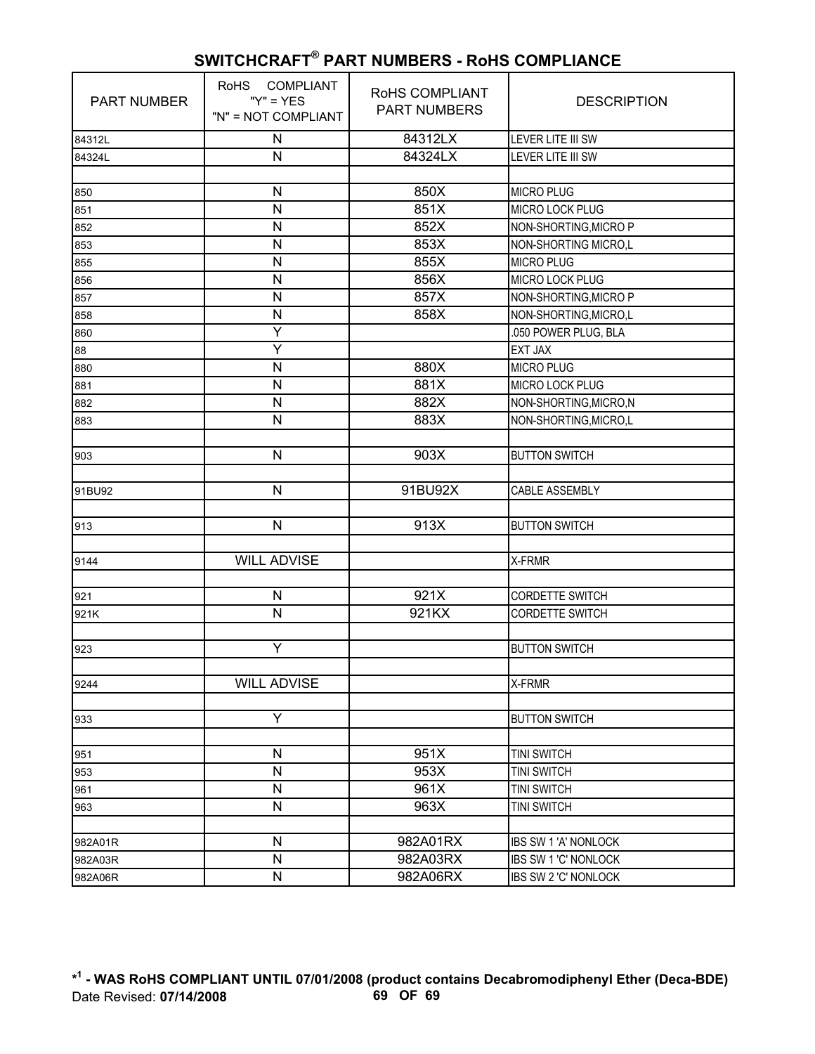## SWITCHCRAFT® PART NUMBERS - RoHS COMPLIANCE

| PART NUMBER | RoHS COMPLIANT "Y" = YES "N" = NOT COMPLIANT | RoHS COMPLIANT PART NUMBERS | DESCRIPTION |
|---|---|---|---|
| 84312L | N | 84312LX | LEVER LITE III SW |
| 84324L | N | 84324LX | LEVER LITE III SW |
| | | | |
| 850 | N | 850X | MICRO PLUG |
| 851 | N | 851X | MICRO LOCK PLUG |
| 852 | N | 852X | NON-SHORTING,MICRO P |
| 853 | N | 853X | NON-SHORTING MICRO,L |
| 855 | N | 855X | MICRO PLUG |
| 856 | N | 856X | MICRO LOCK PLUG |
| 857 | N | 857X | NON-SHORTING,MICRO P |
| 858 | N | 858X | NON-SHORTING,MICRO,L |
| 860 | Y | | .050 POWER PLUG, BLA |
| 88 | Y | | EXT JAX |
| 880 | N | 880X | MICRO PLUG |
| 881 | N | 881X | MICRO LOCK PLUG |
| 882 | N | 882X | NON-SHORTING,MICRO,N |
| 883 | N | 883X | NON-SHORTING,MICRO,L |
| | | | |
| 903 | N | 903X | BUTTON SWITCH |
| | | | |
| 91BU92 | N | 91BU92X | CABLE ASSEMBLY |
| | | | |
| 913 | N | 913X | BUTTON SWITCH |
| | | | |
| 9144 | WILL ADVISE | | X-FRMR |
| | | | |
| 921 | N | 921X | CORDETTE SWITCH |
| 921K | N | 921KX | CORDETTE SWITCH |
| | | | |
| 923 | Y | | BUTTON SWITCH |
| | | | |
| 9244 | WILL ADVISE | | X-FRMR |
| | | | |
| 933 | Y | | BUTTON SWITCH |
| | | | |
| 951 | N | 951X | TINI SWITCH |
| 953 | N | 953X | TINI SWITCH |
| 961 | N | 961X | TINI SWITCH |
| 963 | N | 963X | TINI SWITCH |
| | | | |
| 982A01R | N | 982A01RX | IBS SW 1 'A' NONLOCK |
| 982A03R | N | 982A03RX | IBS SW 1 'C' NONLOCK |
| 982A06R | N | 982A06RX | IBS SW 2 'C' NONLOCK |

**\*[1] - WAS RoHS COMPLIANT UNTIL 07/01/2008 (product contains Decabromodiphenyl Ether (Deca-BDE)**

Date Revised: **07/14/2008**